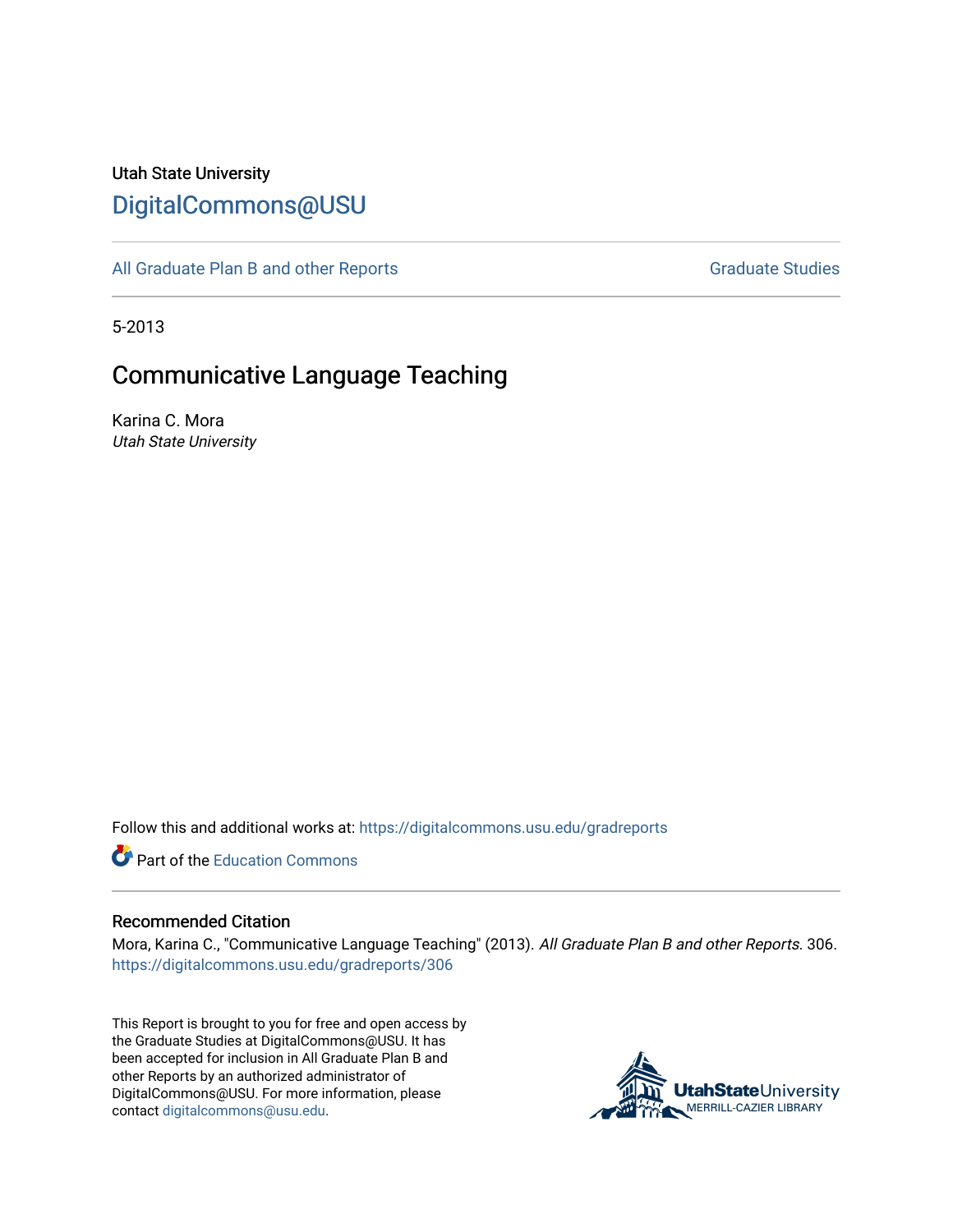Utah State University

DigitalCommons@USU

All Graduate Plan B and other Reports

Graduate Studies

5-2013

# Communicative Language Teaching

Karina C. Mora

*Utah State University*

Follow this and additional works at: https://digitalcommons.usu.edu/gradreports

Part of the Education Commons

## Recommended Citation

Mora, Karina C., "Communicative Language Teaching" (2013). *All Graduate Plan B and other Reports*. 306. https://digitalcommons.usu.edu/gradreports/306

This Report is brought to you for free and open access by the Graduate Studies at DigitalCommons@USU. It has been accepted for inclusion in All Graduate Plan B and other Reports by an authorized administrator of DigitalCommons@USU. For more information, please contact digitalcommons@usu.edu.

UtahStateUniversity MERRILL-CAZIER LIBRARY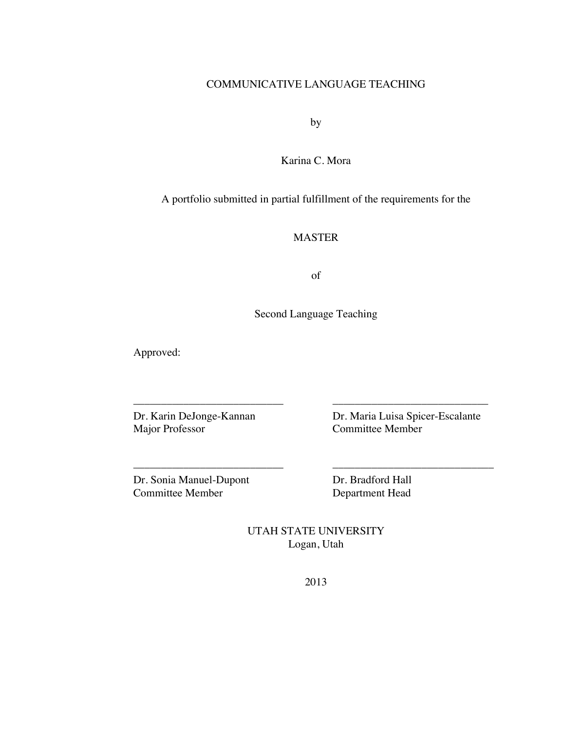COMMUNICATIVE LANGUAGE TEACHING

by

Karina C. Mora

A portfolio submitted in partial fulfillment of the requirements for the

MASTER

of

Second Language Teaching

Approved:

| | |
|---|---|
| ___________________________ | ___________________________ |
| Dr. Karin DeJonge-Kannan<br>Major Professor | Dr. Maria Luisa Spicer-Escalante<br>Committee Member |
| ___________________________ | ___________________________ |
| Dr. Sonia Manuel-Dupont<br>Committee Member | Dr. Bradford Hall<br>Department Head |

UTAH STATE UNIVERSITY
Logan, Utah

2013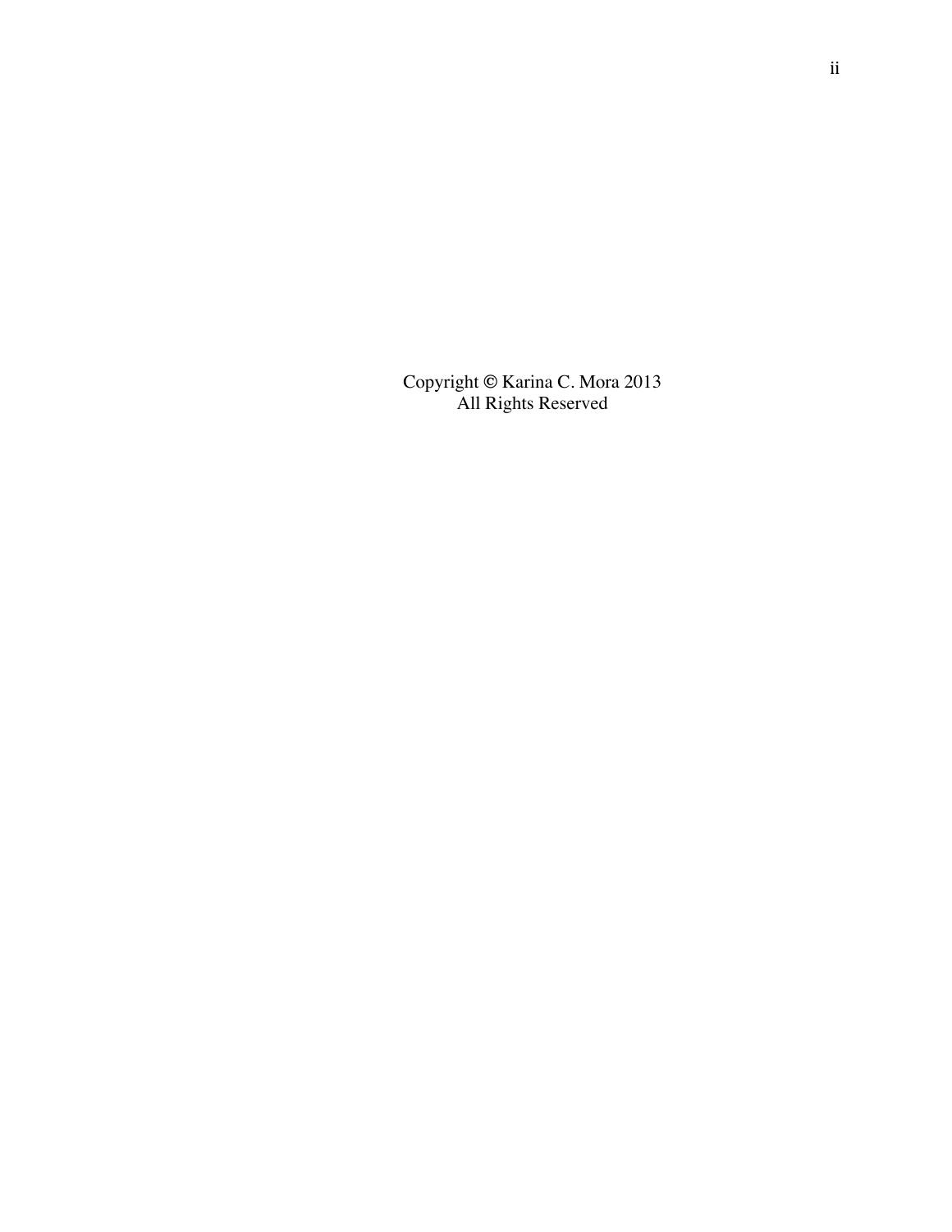Copyright © Karina C. Mora 2013
All Rights Reserved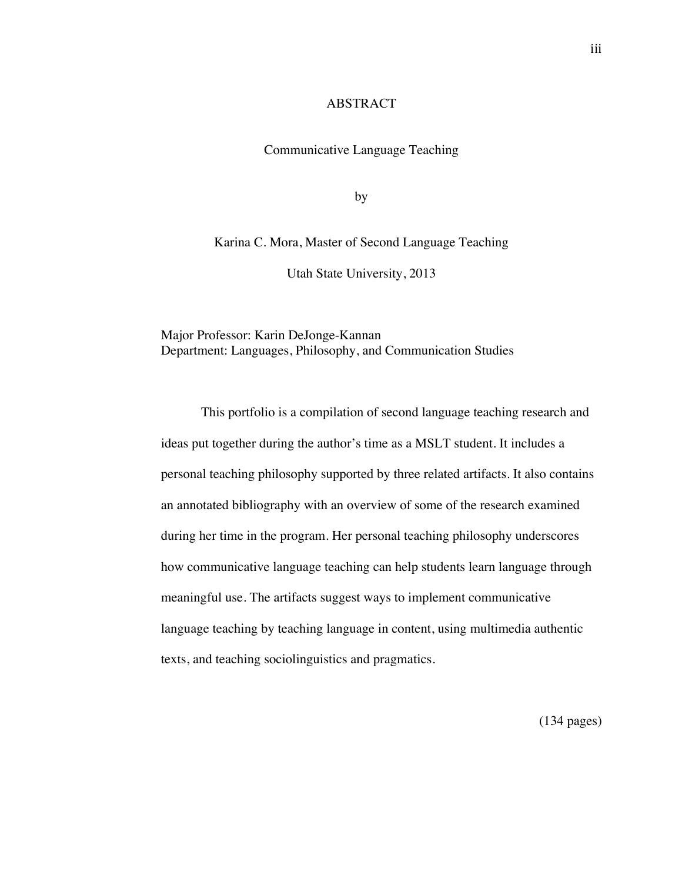# ABSTRACT

Communicative Language Teaching

by

Karina C. Mora, Master of Second Language Teaching

Utah State University, 2013

Major Professor: Karin DeJonge-Kannan
Department: Languages, Philosophy, and Communication Studies

This portfolio is a compilation of second language teaching research and ideas put together during the author's time as a MSLT student. It includes a personal teaching philosophy supported by three related artifacts. It also contains an annotated bibliography with an overview of some of the research examined during her time in the program. Her personal teaching philosophy underscores how communicative language teaching can help students learn language through meaningful use. The artifacts suggest ways to implement communicative language teaching by teaching language in content, using multimedia authentic texts, and teaching sociolinguistics and pragmatics.

(134 pages)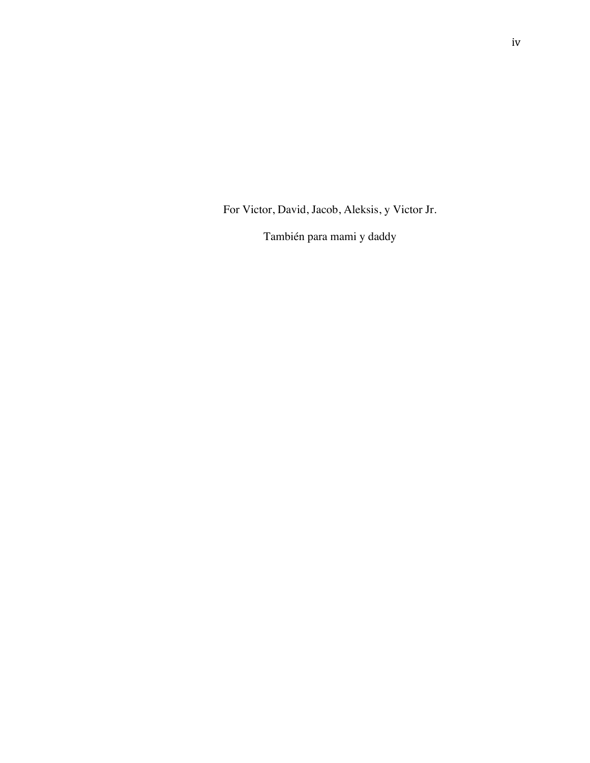For Victor, David, Jacob, Aleksis, y Victor Jr.

También para mami y daddy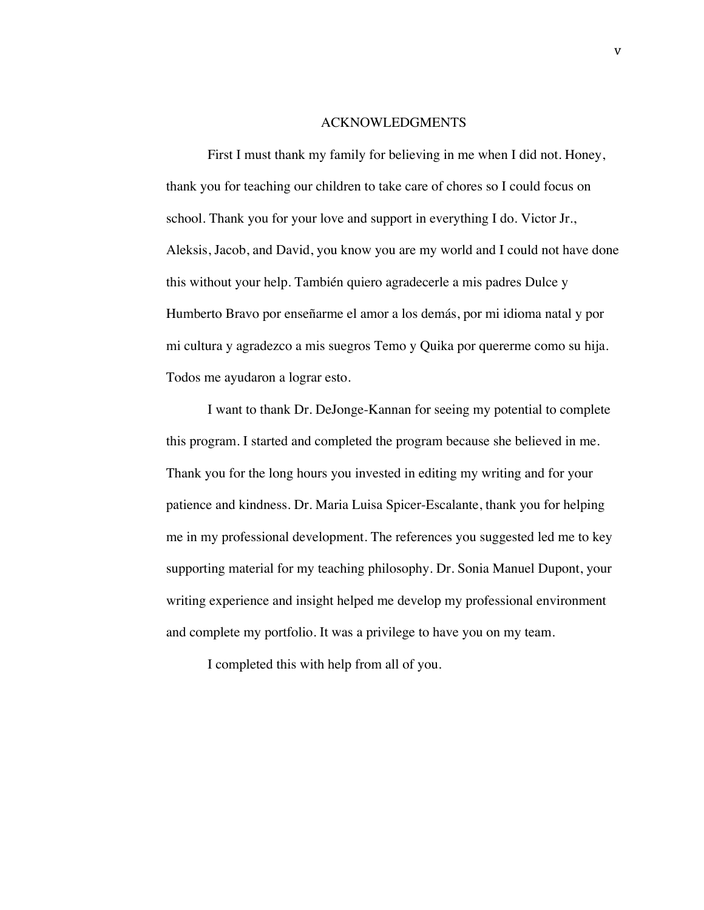# ACKNOWLEDGMENTS

First I must thank my family for believing in me when I did not. Honey, thank you for teaching our children to take care of chores so I could focus on school. Thank you for your love and support in everything I do. Victor Jr., Aleksis, Jacob, and David, you know you are my world and I could not have done this without your help. También quiero agradecerle a mis padres Dulce y Humberto Bravo por enseñarme el amor a los demás, por mi idioma natal y por mi cultura y agradezco a mis suegros Temo y Quika por quererme como su hija. Todos me ayudaron a lograr esto.

I want to thank Dr. DeJonge-Kannan for seeing my potential to complete this program. I started and completed the program because she believed in me. Thank you for the long hours you invested in editing my writing and for your patience and kindness. Dr. Maria Luisa Spicer-Escalante, thank you for helping me in my professional development. The references you suggested led me to key supporting material for my teaching philosophy. Dr. Sonia Manuel Dupont, your writing experience and insight helped me develop my professional environment and complete my portfolio. It was a privilege to have you on my team.

I completed this with help from all of you.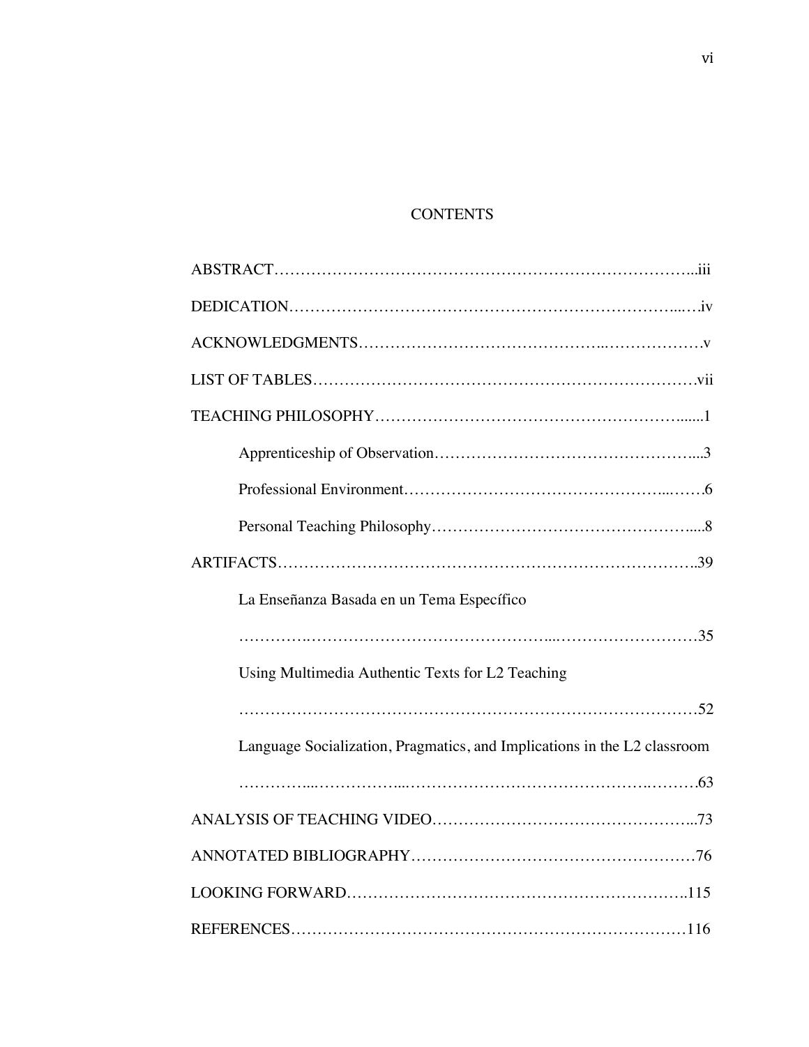# CONTENTS

ABSTRACT……………………………………………………………………..iii

DEDICATION…………………………………………………………...….iv

ACKNOWLEDGMENTS……………………………………..……………….v

LIST OF TABLES………………………………………………………………vii

TEACHING PHILOSOPHY………………………………………………......1

- Apprenticeship of Observation…………………………………………...3
- Professional Environment……………………………………...……6
- Personal Teaching Philosophy………………………………………....8

ARTIFACTS…………………………………………………………………..39

- La Enseñanza Basada en un Tema Específico
  ………….……………………………………...………………………35
- Using Multimedia Authentic Texts for L2 Teaching
  ……………………………………………………………………….52
- Language Socialization, Pragmatics, and Implications in the L2 classroom
  …………...……………...……………………………………….……..63

ANALYSIS OF TEACHING VIDEO…………………………………………...73

ANNOTATED BIBLIOGRAPHY……………………………………………76

LOOKING FORWARD……………………………………………………..115

REFERENCES………………………………………………………………116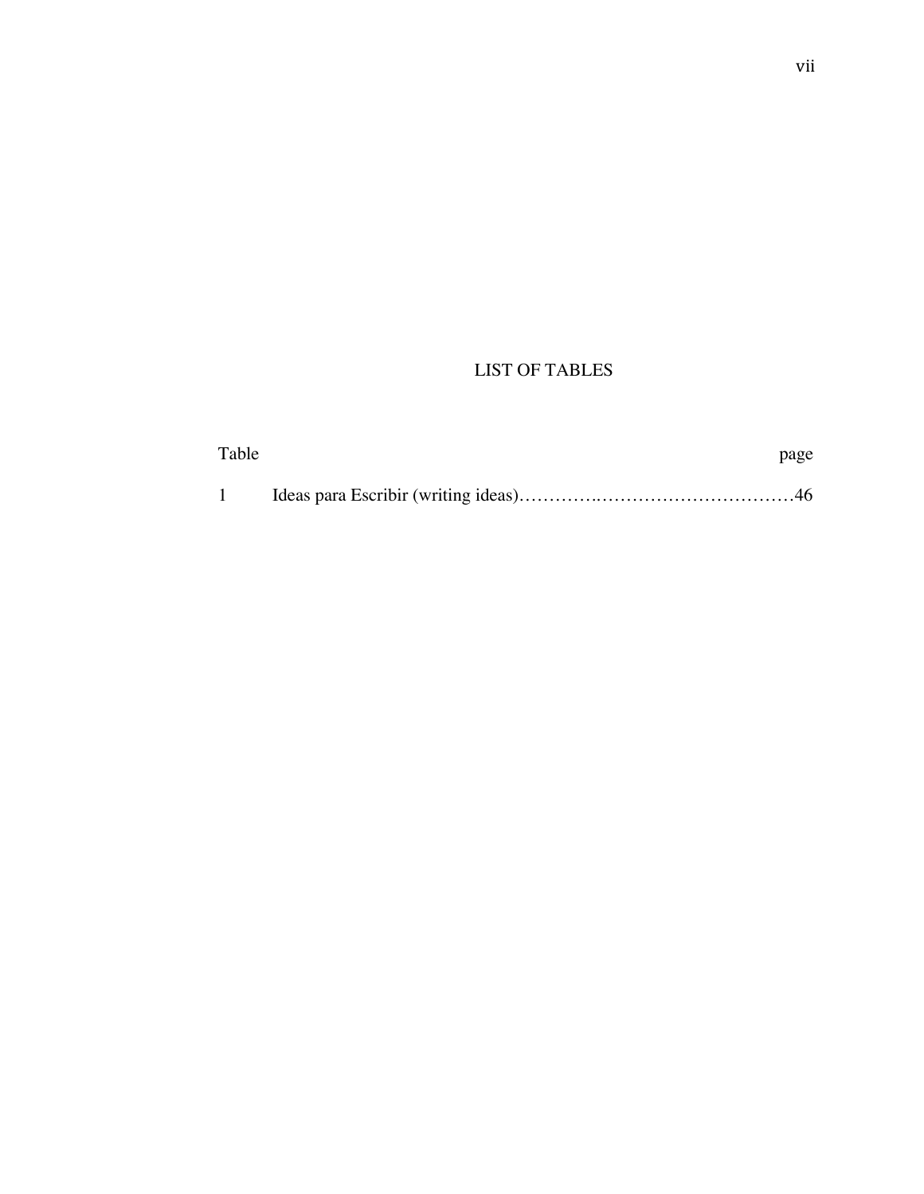# LIST OF TABLES

| Table | | page |
|---|---|---|
| 1 | Ideas para Escribir (writing ideas)…………..…………………………… | 46 |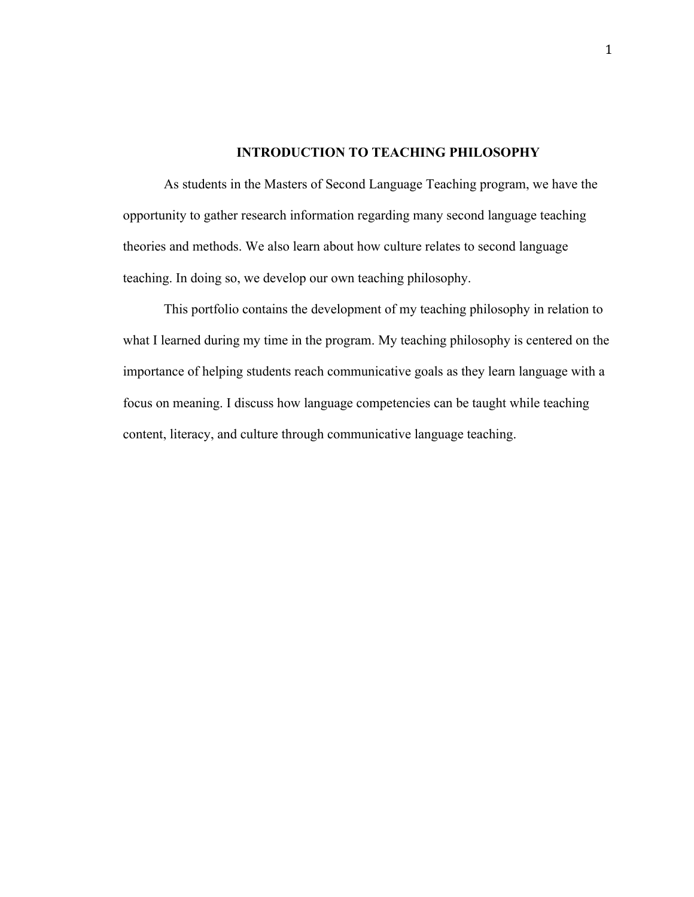# INTRODUCTION TO TEACHING PHILOSOPHY

As students in the Masters of Second Language Teaching program, we have the opportunity to gather research information regarding many second language teaching theories and methods. We also learn about how culture relates to second language teaching. In doing so, we develop our own teaching philosophy.

This portfolio contains the development of my teaching philosophy in relation to what I learned during my time in the program. My teaching philosophy is centered on the importance of helping students reach communicative goals as they learn language with a focus on meaning. I discuss how language competencies can be taught while teaching content, literacy, and culture through communicative language teaching.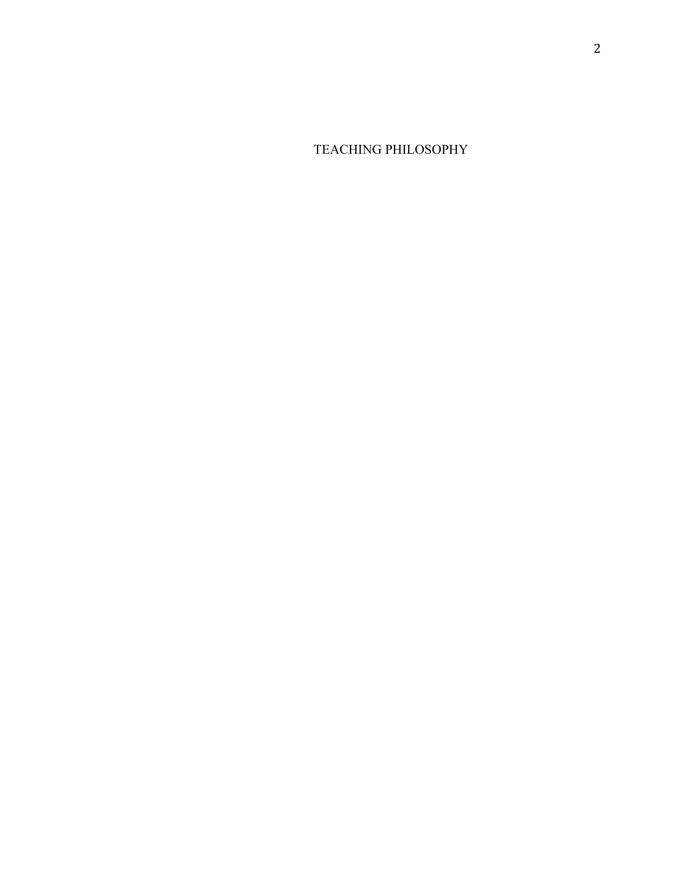# TEACHING PHILOSOPHY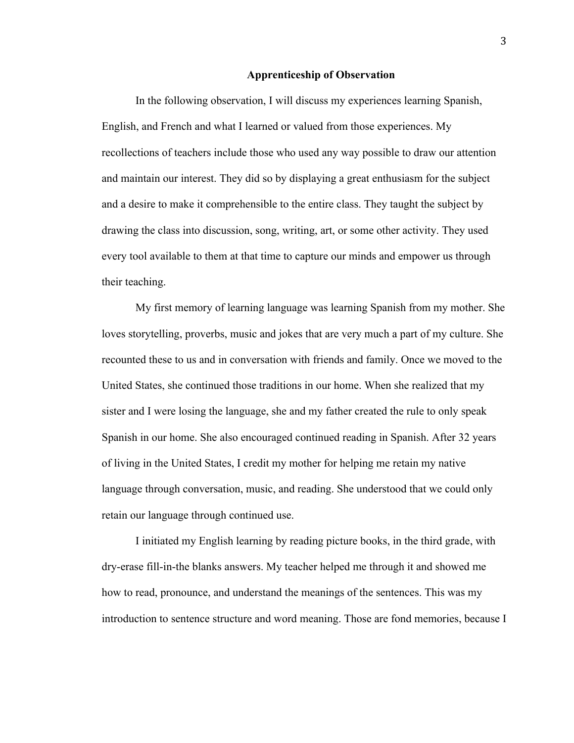## Apprenticeship of Observation

In the following observation, I will discuss my experiences learning Spanish, English, and French and what I learned or valued from those experiences. My recollections of teachers include those who used any way possible to draw our attention and maintain our interest. They did so by displaying a great enthusiasm for the subject and a desire to make it comprehensible to the entire class. They taught the subject by drawing the class into discussion, song, writing, art, or some other activity. They used every tool available to them at that time to capture our minds and empower us through their teaching.

My first memory of learning language was learning Spanish from my mother. She loves storytelling, proverbs, music and jokes that are very much a part of my culture. She recounted these to us and in conversation with friends and family. Once we moved to the United States, she continued those traditions in our home. When she realized that my sister and I were losing the language, she and my father created the rule to only speak Spanish in our home. She also encouraged continued reading in Spanish. After 32 years of living in the United States, I credit my mother for helping me retain my native language through conversation, music, and reading. She understood that we could only retain our language through continued use.

I initiated my English learning by reading picture books, in the third grade, with dry-erase fill-in-the blanks answers. My teacher helped me through it and showed me how to read, pronounce, and understand the meanings of the sentences. This was my introduction to sentence structure and word meaning. Those are fond memories, because I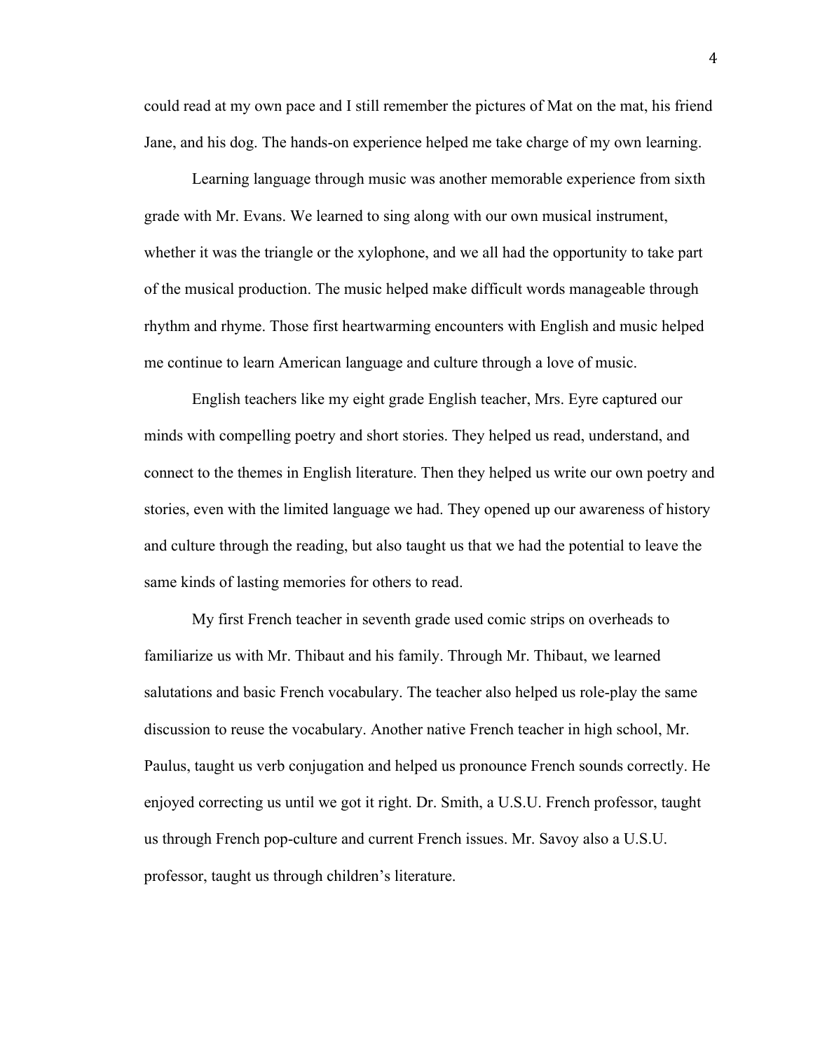could read at my own pace and I still remember the pictures of Mat on the mat, his friend Jane, and his dog. The hands-on experience helped me take charge of my own learning.

Learning language through music was another memorable experience from sixth grade with Mr. Evans. We learned to sing along with our own musical instrument, whether it was the triangle or the xylophone, and we all had the opportunity to take part of the musical production. The music helped make difficult words manageable through rhythm and rhyme. Those first heartwarming encounters with English and music helped me continue to learn American language and culture through a love of music.

English teachers like my eight grade English teacher, Mrs. Eyre captured our minds with compelling poetry and short stories. They helped us read, understand, and connect to the themes in English literature. Then they helped us write our own poetry and stories, even with the limited language we had. They opened up our awareness of history and culture through the reading, but also taught us that we had the potential to leave the same kinds of lasting memories for others to read.

My first French teacher in seventh grade used comic strips on overheads to familiarize us with Mr. Thibaut and his family. Through Mr. Thibaut, we learned salutations and basic French vocabulary. The teacher also helped us role-play the same discussion to reuse the vocabulary. Another native French teacher in high school, Mr. Paulus, taught us verb conjugation and helped us pronounce French sounds correctly. He enjoyed correcting us until we got it right. Dr. Smith, a U.S.U. French professor, taught us through French pop-culture and current French issues. Mr. Savoy also a U.S.U. professor, taught us through children's literature.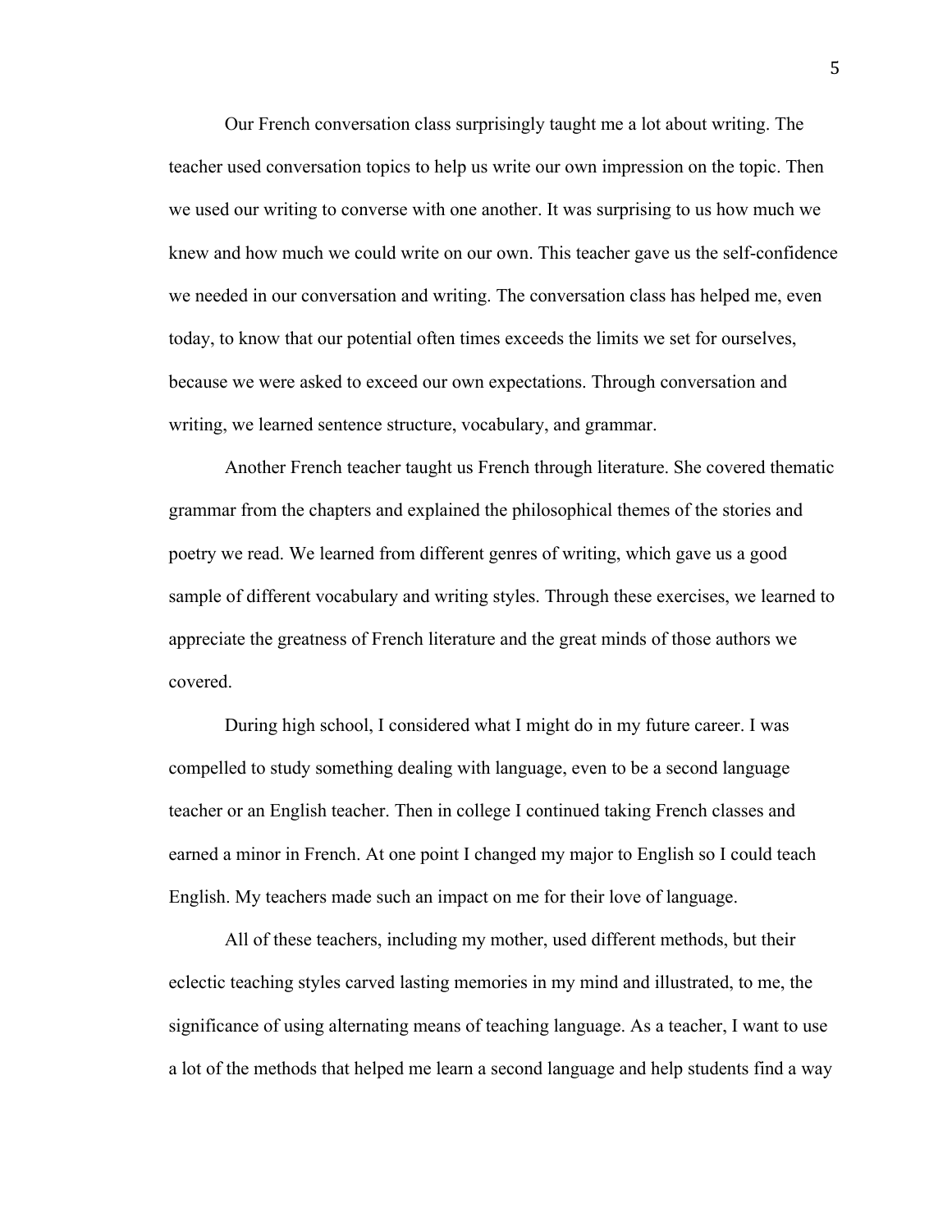Our French conversation class surprisingly taught me a lot about writing. The teacher used conversation topics to help us write our own impression on the topic. Then we used our writing to converse with one another. It was surprising to us how much we knew and how much we could write on our own. This teacher gave us the self-confidence we needed in our conversation and writing. The conversation class has helped me, even today, to know that our potential often times exceeds the limits we set for ourselves, because we were asked to exceed our own expectations. Through conversation and writing, we learned sentence structure, vocabulary, and grammar.

Another French teacher taught us French through literature. She covered thematic grammar from the chapters and explained the philosophical themes of the stories and poetry we read. We learned from different genres of writing, which gave us a good sample of different vocabulary and writing styles. Through these exercises, we learned to appreciate the greatness of French literature and the great minds of those authors we covered.

During high school, I considered what I might do in my future career. I was compelled to study something dealing with language, even to be a second language teacher or an English teacher. Then in college I continued taking French classes and earned a minor in French. At one point I changed my major to English so I could teach English. My teachers made such an impact on me for their love of language.

All of these teachers, including my mother, used different methods, but their eclectic teaching styles carved lasting memories in my mind and illustrated, to me, the significance of using alternating means of teaching language. As a teacher, I want to use a lot of the methods that helped me learn a second language and help students find a way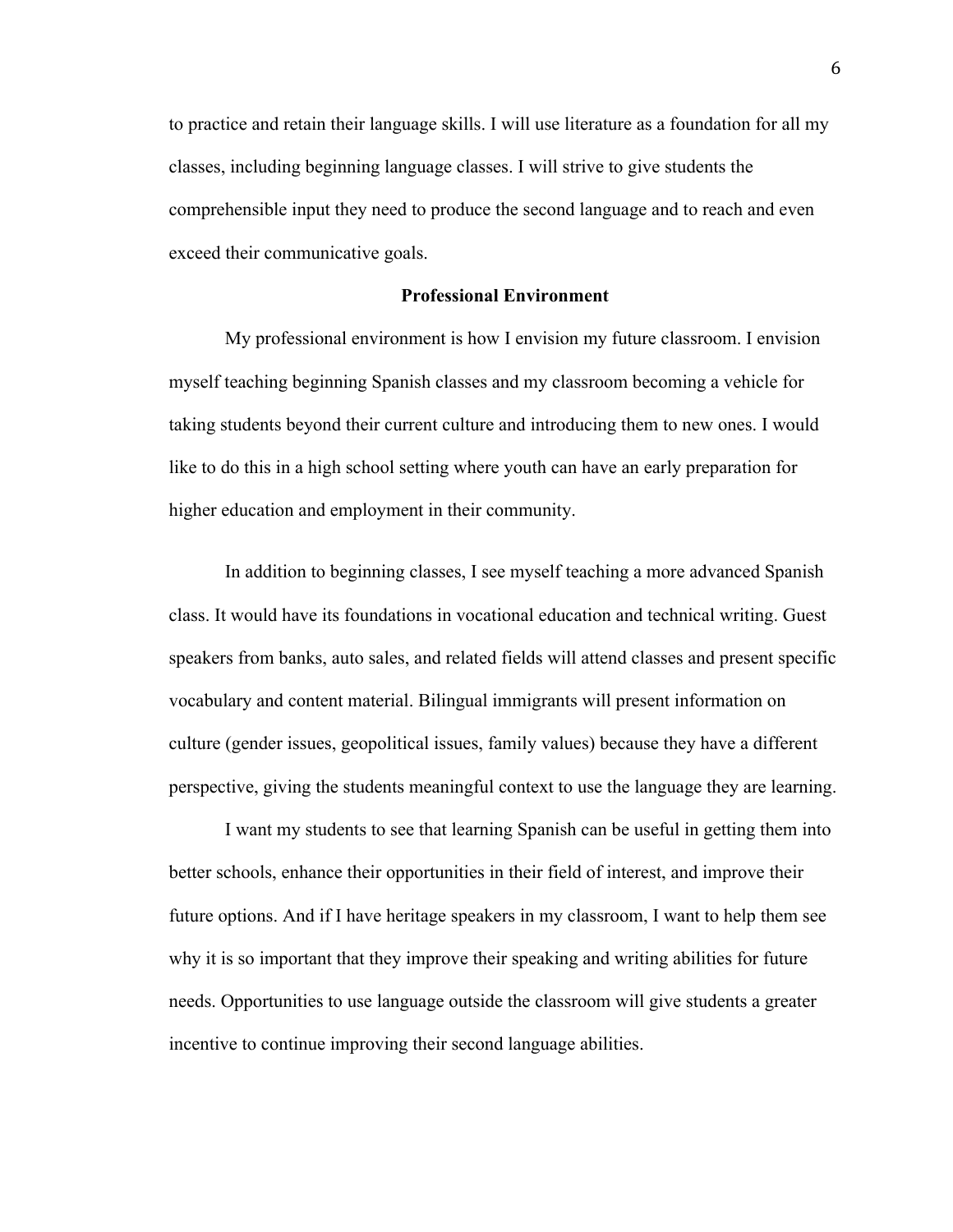to practice and retain their language skills. I will use literature as a foundation for all my classes, including beginning language classes. I will strive to give students the comprehensible input they need to produce the second language and to reach and even exceed their communicative goals.

## Professional Environment

My professional environment is how I envision my future classroom. I envision myself teaching beginning Spanish classes and my classroom becoming a vehicle for taking students beyond their current culture and introducing them to new ones. I would like to do this in a high school setting where youth can have an early preparation for higher education and employment in their community.

In addition to beginning classes, I see myself teaching a more advanced Spanish class. It would have its foundations in vocational education and technical writing. Guest speakers from banks, auto sales, and related fields will attend classes and present specific vocabulary and content material. Bilingual immigrants will present information on culture (gender issues, geopolitical issues, family values) because they have a different perspective, giving the students meaningful context to use the language they are learning.

I want my students to see that learning Spanish can be useful in getting them into better schools, enhance their opportunities in their field of interest, and improve their future options. And if I have heritage speakers in my classroom, I want to help them see why it is so important that they improve their speaking and writing abilities for future needs. Opportunities to use language outside the classroom will give students a greater incentive to continue improving their second language abilities.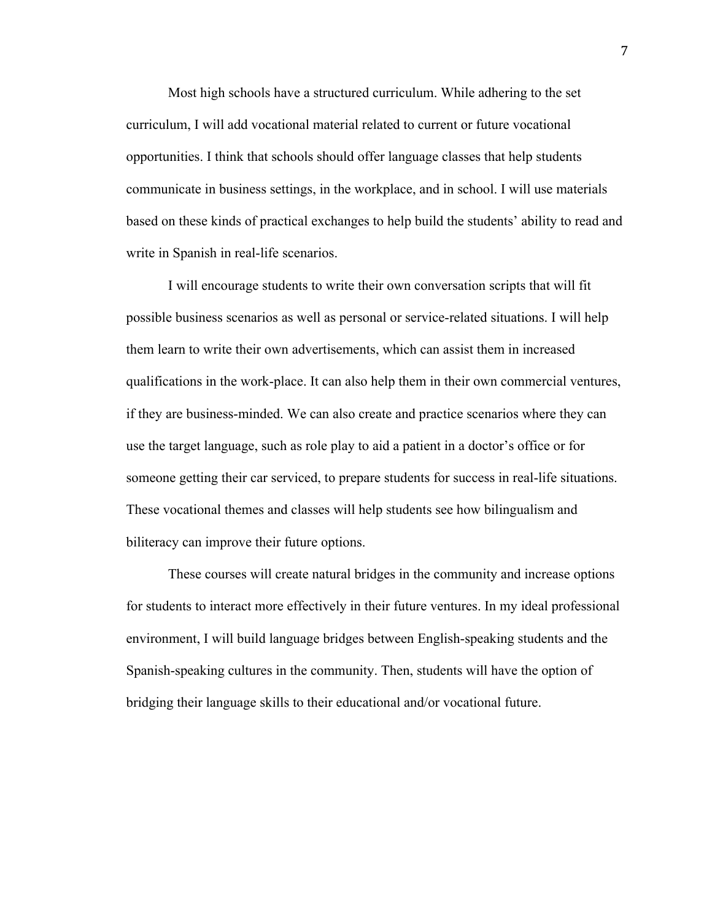Most high schools have a structured curriculum. While adhering to the set curriculum, I will add vocational material related to current or future vocational opportunities. I think that schools should offer language classes that help students communicate in business settings, in the workplace, and in school. I will use materials based on these kinds of practical exchanges to help build the students' ability to read and write in Spanish in real-life scenarios.

I will encourage students to write their own conversation scripts that will fit possible business scenarios as well as personal or service-related situations. I will help them learn to write their own advertisements, which can assist them in increased qualifications in the work-place. It can also help them in their own commercial ventures, if they are business-minded. We can also create and practice scenarios where they can use the target language, such as role play to aid a patient in a doctor's office or for someone getting their car serviced, to prepare students for success in real-life situations. These vocational themes and classes will help students see how bilingualism and biliteracy can improve their future options.

These courses will create natural bridges in the community and increase options for students to interact more effectively in their future ventures. In my ideal professional environment, I will build language bridges between English-speaking students and the Spanish-speaking cultures in the community. Then, students will have the option of bridging their language skills to their educational and/or vocational future.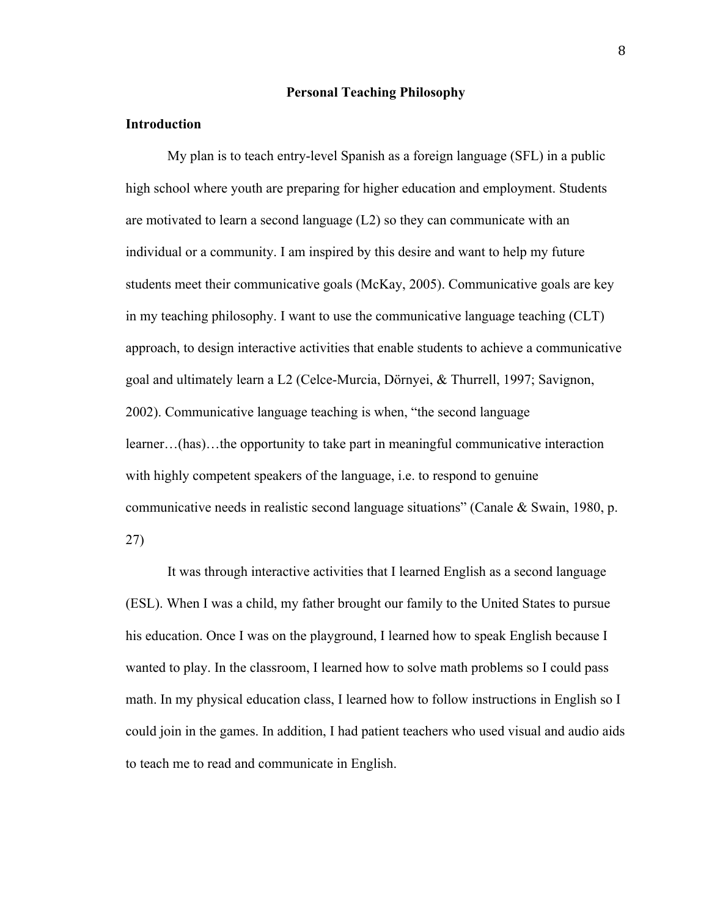# Personal Teaching Philosophy

## Introduction

My plan is to teach entry-level Spanish as a foreign language (SFL) in a public high school where youth are preparing for higher education and employment. Students are motivated to learn a second language (L2) so they can communicate with an individual or a community. I am inspired by this desire and want to help my future students meet their communicative goals (McKay, 2005). Communicative goals are key in my teaching philosophy. I want to use the communicative language teaching (CLT) approach, to design interactive activities that enable students to achieve a communicative goal and ultimately learn a L2 (Celce-Murcia, Dörnyei, & Thurrell, 1997; Savignon, 2002). Communicative language teaching is when, "the second language learner…(has)…the opportunity to take part in meaningful communicative interaction with highly competent speakers of the language, i.e. to respond to genuine communicative needs in realistic second language situations" (Canale & Swain, 1980, p. 27)

It was through interactive activities that I learned English as a second language (ESL). When I was a child, my father brought our family to the United States to pursue his education. Once I was on the playground, I learned how to speak English because I wanted to play. In the classroom, I learned how to solve math problems so I could pass math. In my physical education class, I learned how to follow instructions in English so I could join in the games. In addition, I had patient teachers who used visual and audio aids to teach me to read and communicate in English.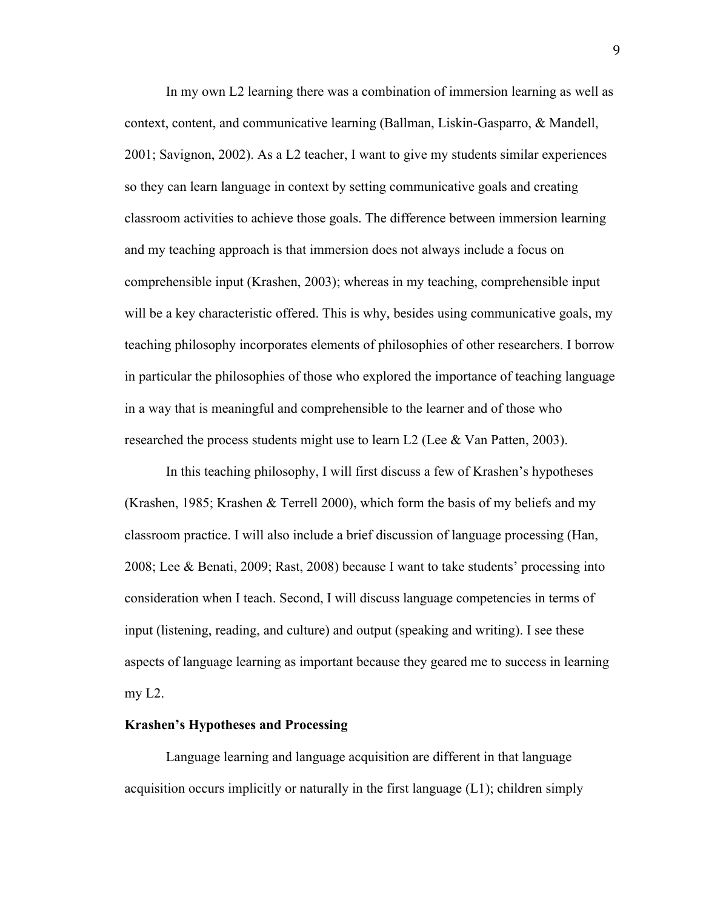In my own L2 learning there was a combination of immersion learning as well as context, content, and communicative learning (Ballman, Liskin-Gasparro, & Mandell, 2001; Savignon, 2002). As a L2 teacher, I want to give my students similar experiences so they can learn language in context by setting communicative goals and creating classroom activities to achieve those goals. The difference between immersion learning and my teaching approach is that immersion does not always include a focus on comprehensible input (Krashen, 2003); whereas in my teaching, comprehensible input will be a key characteristic offered. This is why, besides using communicative goals, my teaching philosophy incorporates elements of philosophies of other researchers. I borrow in particular the philosophies of those who explored the importance of teaching language in a way that is meaningful and comprehensible to the learner and of those who researched the process students might use to learn L2 (Lee & Van Patten, 2003).

In this teaching philosophy, I will first discuss a few of Krashen's hypotheses (Krashen, 1985; Krashen & Terrell 2000), which form the basis of my beliefs and my classroom practice. I will also include a brief discussion of language processing (Han, 2008; Lee & Benati, 2009; Rast, 2008) because I want to take students' processing into consideration when I teach. Second, I will discuss language competencies in terms of input (listening, reading, and culture) and output (speaking and writing). I see these aspects of language learning as important because they geared me to success in learning my L2.

**Krashen's Hypotheses and Processing**

Language learning and language acquisition are different in that language acquisition occurs implicitly or naturally in the first language (L1); children simply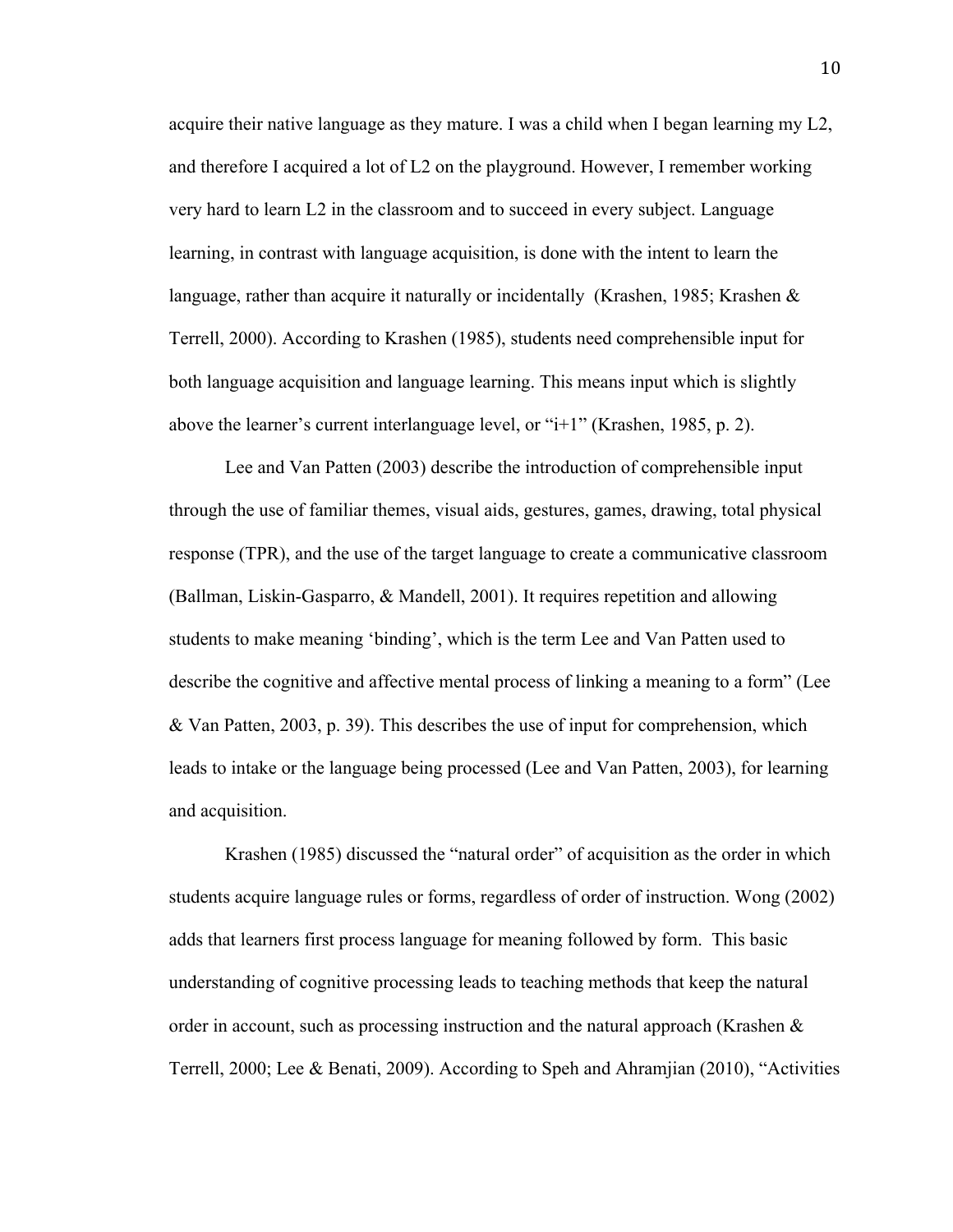acquire their native language as they mature. I was a child when I began learning my L2, and therefore I acquired a lot of L2 on the playground. However, I remember working very hard to learn L2 in the classroom and to succeed in every subject. Language learning, in contrast with language acquisition, is done with the intent to learn the language, rather than acquire it naturally or incidentally (Krashen, 1985; Krashen & Terrell, 2000). According to Krashen (1985), students need comprehensible input for both language acquisition and language learning. This means input which is slightly above the learner's current interlanguage level, or "i+1" (Krashen, 1985, p. 2).

Lee and Van Patten (2003) describe the introduction of comprehensible input through the use of familiar themes, visual aids, gestures, games, drawing, total physical response (TPR), and the use of the target language to create a communicative classroom (Ballman, Liskin-Gasparro, & Mandell, 2001). It requires repetition and allowing students to make meaning 'binding', which is the term Lee and Van Patten used to describe the cognitive and affective mental process of linking a meaning to a form" (Lee & Van Patten, 2003, p. 39). This describes the use of input for comprehension, which leads to intake or the language being processed (Lee and Van Patten, 2003), for learning and acquisition.

Krashen (1985) discussed the "natural order" of acquisition as the order in which students acquire language rules or forms, regardless of order of instruction. Wong (2002) adds that learners first process language for meaning followed by form. This basic understanding of cognitive processing leads to teaching methods that keep the natural order in account, such as processing instruction and the natural approach (Krashen & Terrell, 2000; Lee & Benati, 2009). According to Speh and Ahramjian (2010), "Activities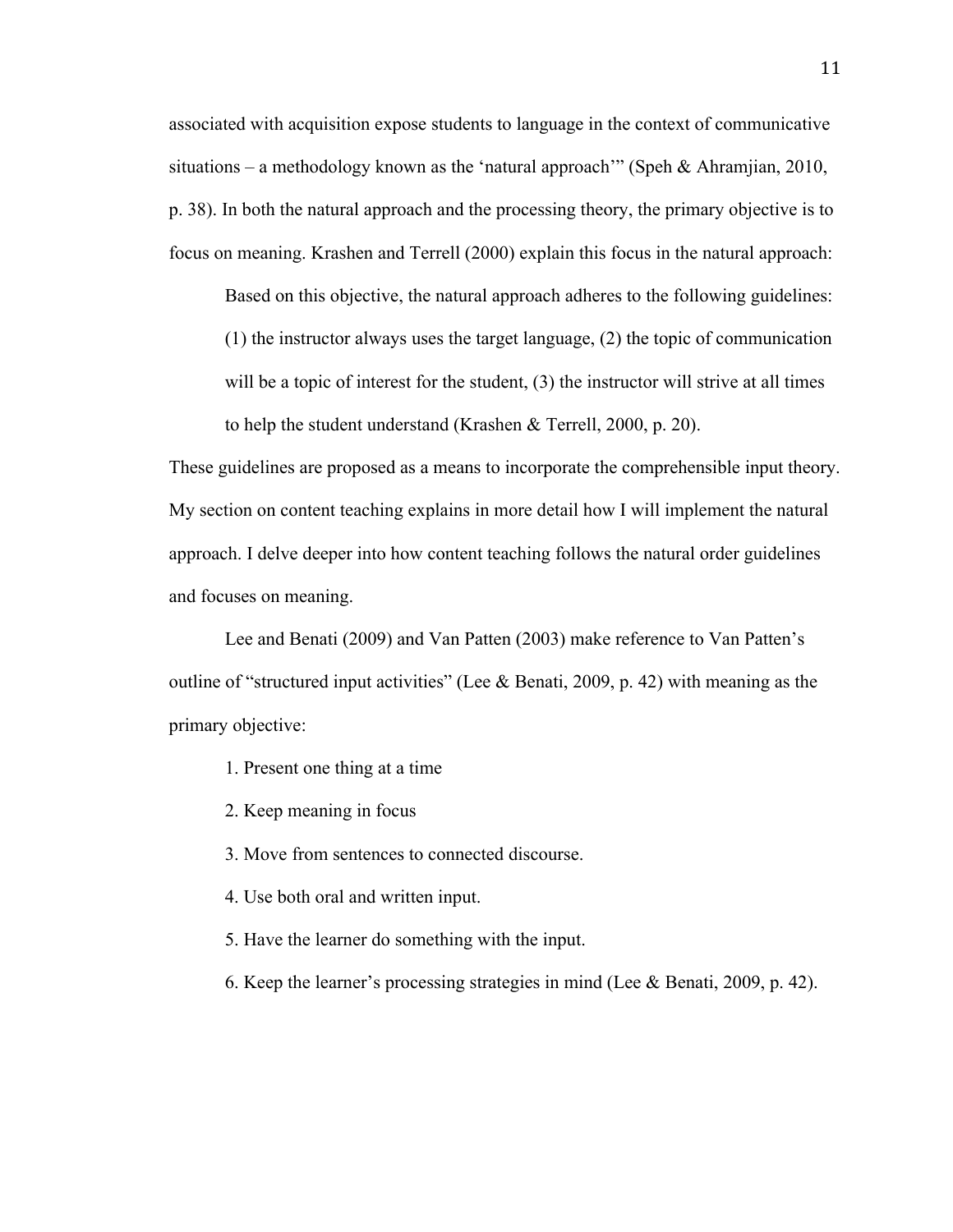associated with acquisition expose students to language in the context of communicative situations – a methodology known as the 'natural approach'" (Speh & Ahramjian, 2010, p. 38). In both the natural approach and the processing theory, the primary objective is to focus on meaning. Krashen and Terrell (2000) explain this focus in the natural approach:

> Based on this objective, the natural approach adheres to the following guidelines: (1) the instructor always uses the target language, (2) the topic of communication will be a topic of interest for the student, (3) the instructor will strive at all times to help the student understand (Krashen & Terrell, 2000, p. 20).

These guidelines are proposed as a means to incorporate the comprehensible input theory. My section on content teaching explains in more detail how I will implement the natural approach. I delve deeper into how content teaching follows the natural order guidelines and focuses on meaning.

Lee and Benati (2009) and Van Patten (2003) make reference to Van Patten's outline of "structured input activities" (Lee & Benati, 2009, p. 42) with meaning as the primary objective:

> 1. Present one thing at a time
> 2. Keep meaning in focus
> 3. Move from sentences to connected discourse.
> 4. Use both oral and written input.
> 5. Have the learner do something with the input.
> 6. Keep the learner's processing strategies in mind (Lee & Benati, 2009, p. 42).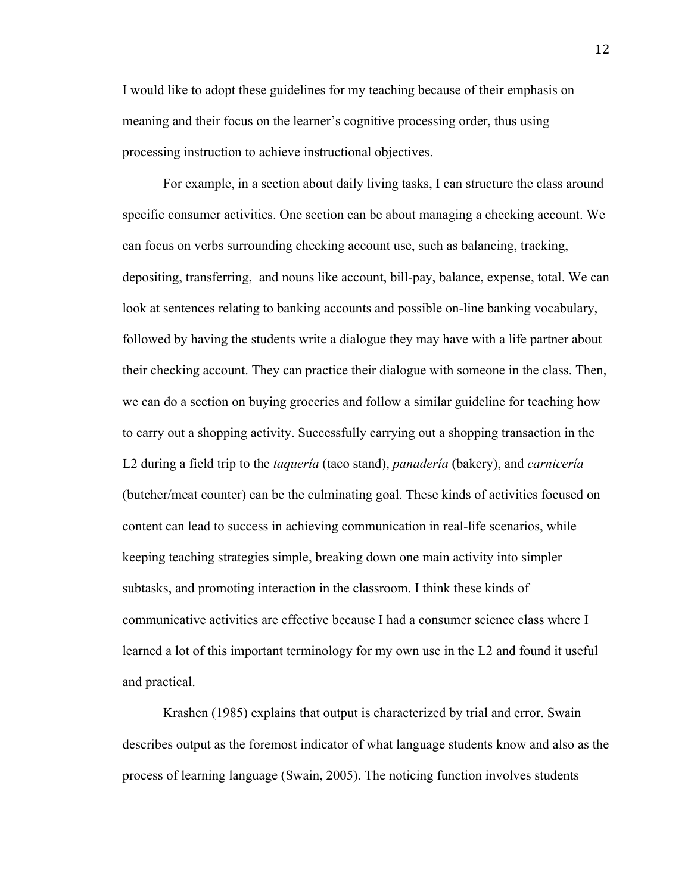I would like to adopt these guidelines for my teaching because of their emphasis on meaning and their focus on the learner's cognitive processing order, thus using processing instruction to achieve instructional objectives.

For example, in a section about daily living tasks, I can structure the class around specific consumer activities. One section can be about managing a checking account. We can focus on verbs surrounding checking account use, such as balancing, tracking, depositing, transferring, and nouns like account, bill-pay, balance, expense, total. We can look at sentences relating to banking accounts and possible on-line banking vocabulary, followed by having the students write a dialogue they may have with a life partner about their checking account. They can practice their dialogue with someone in the class. Then, we can do a section on buying groceries and follow a similar guideline for teaching how to carry out a shopping activity. Successfully carrying out a shopping transaction in the L2 during a field trip to the *taquería* (taco stand), *panadería* (bakery), and *carnicería* (butcher/meat counter) can be the culminating goal. These kinds of activities focused on content can lead to success in achieving communication in real-life scenarios, while keeping teaching strategies simple, breaking down one main activity into simpler subtasks, and promoting interaction in the classroom. I think these kinds of communicative activities are effective because I had a consumer science class where I learned a lot of this important terminology for my own use in the L2 and found it useful and practical.

Krashen (1985) explains that output is characterized by trial and error. Swain describes output as the foremost indicator of what language students know and also as the process of learning language (Swain, 2005). The noticing function involves students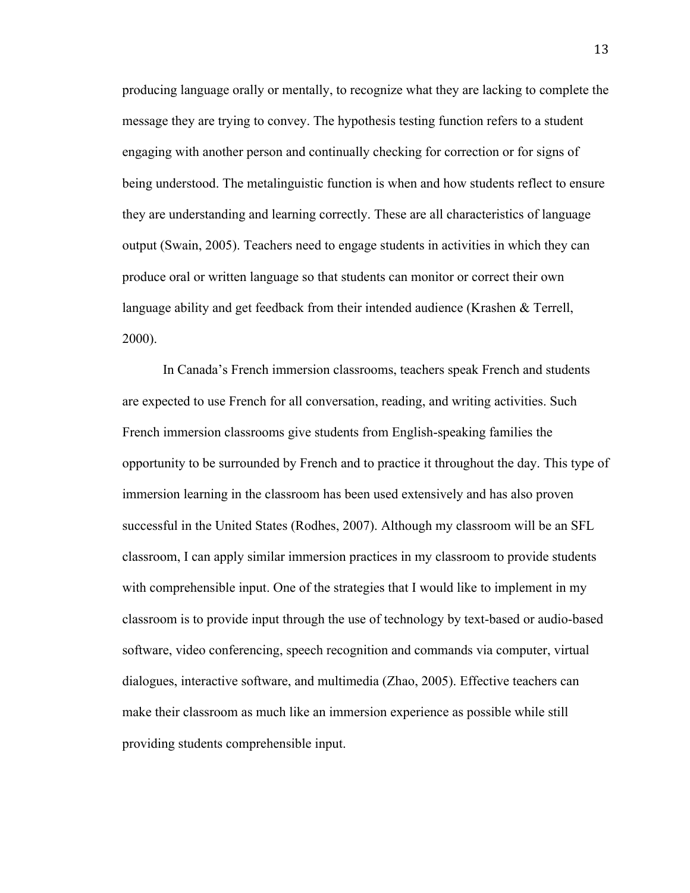producing language orally or mentally, to recognize what they are lacking to complete the message they are trying to convey. The hypothesis testing function refers to a student engaging with another person and continually checking for correction or for signs of being understood. The metalinguistic function is when and how students reflect to ensure they are understanding and learning correctly. These are all characteristics of language output (Swain, 2005). Teachers need to engage students in activities in which they can produce oral or written language so that students can monitor or correct their own language ability and get feedback from their intended audience (Krashen & Terrell, 2000).

In Canada's French immersion classrooms, teachers speak French and students are expected to use French for all conversation, reading, and writing activities. Such French immersion classrooms give students from English-speaking families the opportunity to be surrounded by French and to practice it throughout the day. This type of immersion learning in the classroom has been used extensively and has also proven successful in the United States (Rodhes, 2007). Although my classroom will be an SFL classroom, I can apply similar immersion practices in my classroom to provide students with comprehensible input. One of the strategies that I would like to implement in my classroom is to provide input through the use of technology by text-based or audio-based software, video conferencing, speech recognition and commands via computer, virtual dialogues, interactive software, and multimedia (Zhao, 2005). Effective teachers can make their classroom as much like an immersion experience as possible while still providing students comprehensible input.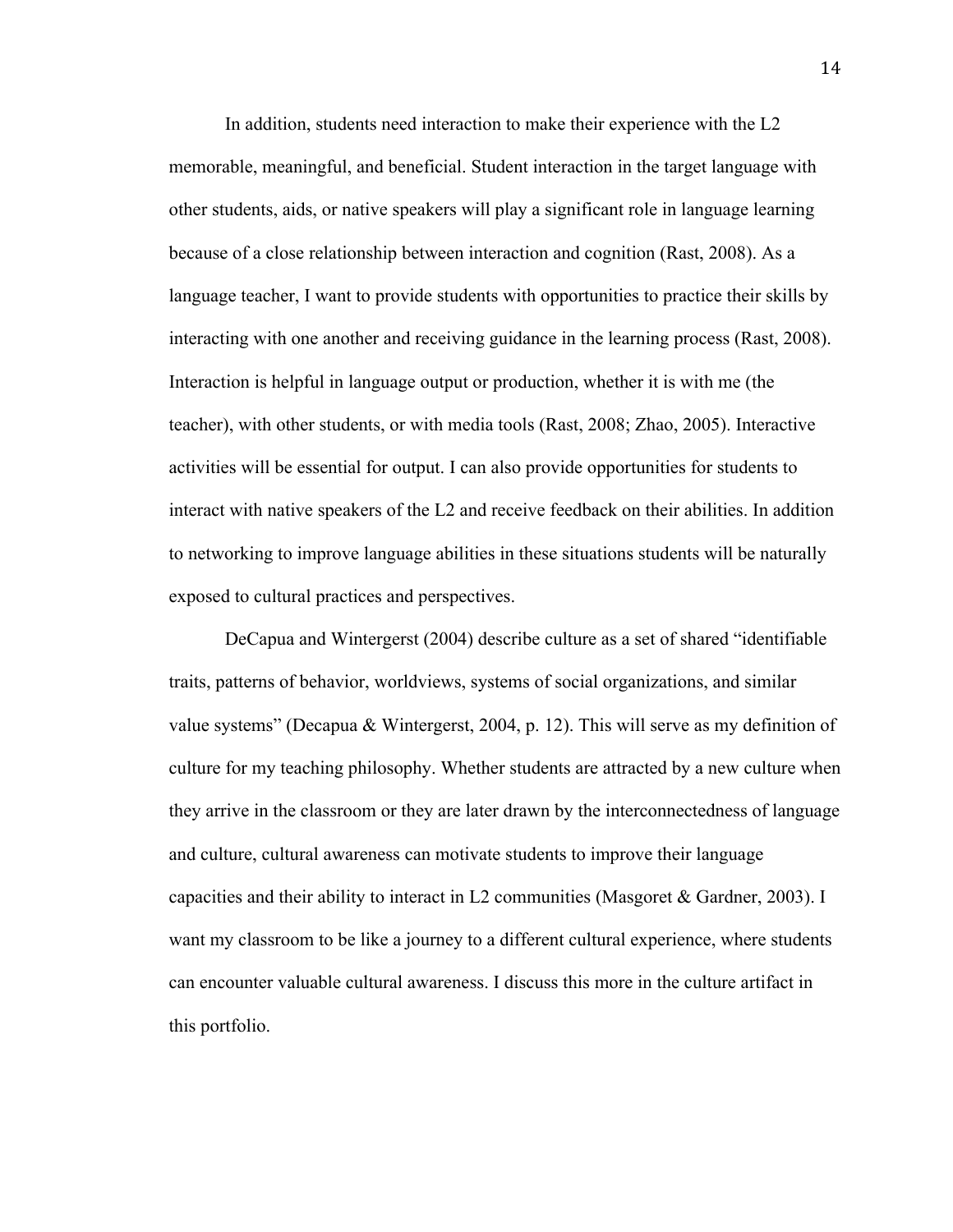In addition, students need interaction to make their experience with the L2 memorable, meaningful, and beneficial. Student interaction in the target language with other students, aids, or native speakers will play a significant role in language learning because of a close relationship between interaction and cognition (Rast, 2008). As a language teacher, I want to provide students with opportunities to practice their skills by interacting with one another and receiving guidance in the learning process (Rast, 2008). Interaction is helpful in language output or production, whether it is with me (the teacher), with other students, or with media tools (Rast, 2008; Zhao, 2005). Interactive activities will be essential for output. I can also provide opportunities for students to interact with native speakers of the L2 and receive feedback on their abilities. In addition to networking to improve language abilities in these situations students will be naturally exposed to cultural practices and perspectives.

DeCapua and Wintergerst (2004) describe culture as a set of shared "identifiable traits, patterns of behavior, worldviews, systems of social organizations, and similar value systems" (Decapua & Wintergerst, 2004, p. 12). This will serve as my definition of culture for my teaching philosophy. Whether students are attracted by a new culture when they arrive in the classroom or they are later drawn by the interconnectedness of language and culture, cultural awareness can motivate students to improve their language capacities and their ability to interact in L2 communities (Masgoret & Gardner, 2003). I want my classroom to be like a journey to a different cultural experience, where students can encounter valuable cultural awareness. I discuss this more in the culture artifact in this portfolio.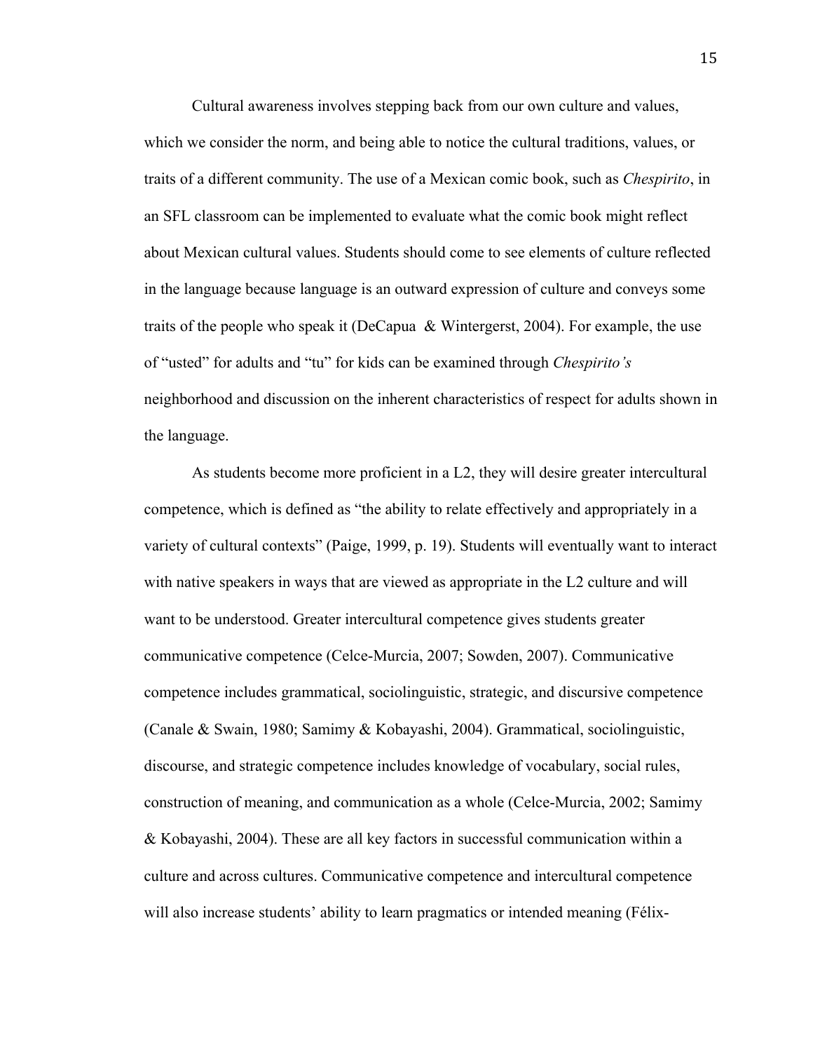Cultural awareness involves stepping back from our own culture and values, which we consider the norm, and being able to notice the cultural traditions, values, or traits of a different community. The use of a Mexican comic book, such as *Chespirito*, in an SFL classroom can be implemented to evaluate what the comic book might reflect about Mexican cultural values. Students should come to see elements of culture reflected in the language because language is an outward expression of culture and conveys some traits of the people who speak it (DeCapua & Wintergerst, 2004). For example, the use of "usted" for adults and "tu" for kids can be examined through *Chespirito's* neighborhood and discussion on the inherent characteristics of respect for adults shown in the language.

As students become more proficient in a L2, they will desire greater intercultural competence, which is defined as "the ability to relate effectively and appropriately in a variety of cultural contexts" (Paige, 1999, p. 19). Students will eventually want to interact with native speakers in ways that are viewed as appropriate in the L2 culture and will want to be understood. Greater intercultural competence gives students greater communicative competence (Celce-Murcia, 2007; Sowden, 2007). Communicative competence includes grammatical, sociolinguistic, strategic, and discursive competence (Canale & Swain, 1980; Samimy & Kobayashi, 2004). Grammatical, sociolinguistic, discourse, and strategic competence includes knowledge of vocabulary, social rules, construction of meaning, and communication as a whole (Celce-Murcia, 2002; Samimy & Kobayashi, 2004). These are all key factors in successful communication within a culture and across cultures. Communicative competence and intercultural competence will also increase students' ability to learn pragmatics or intended meaning (Félix-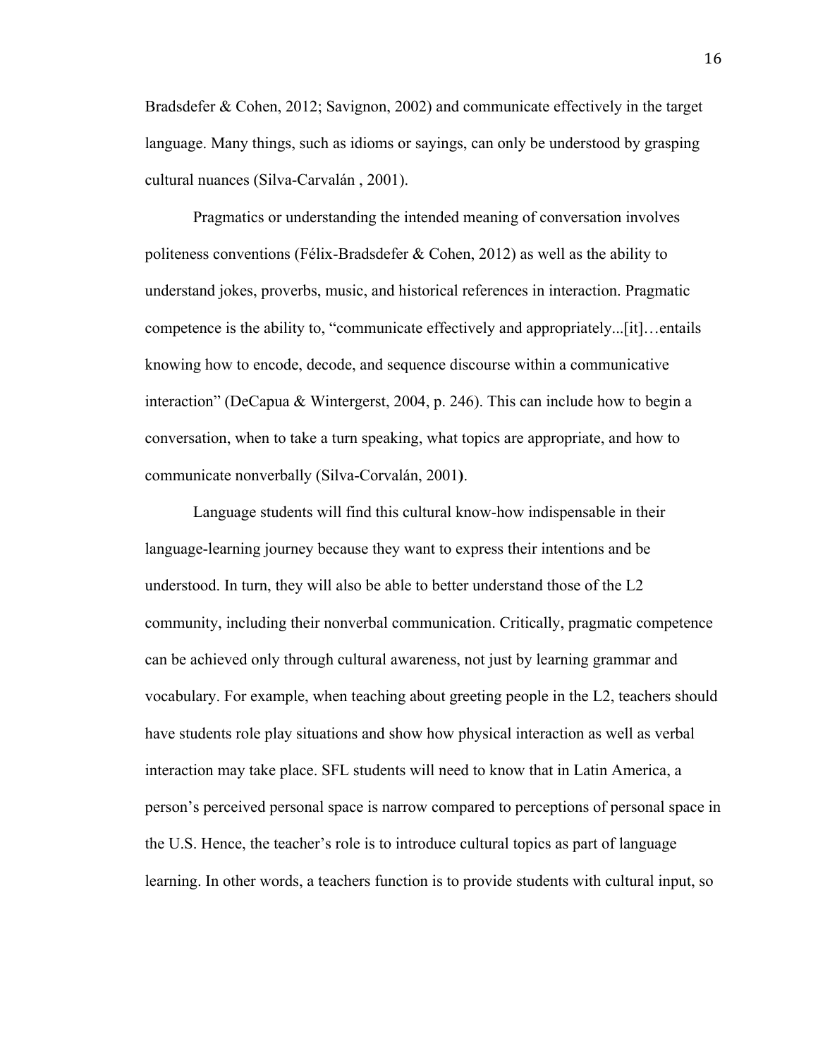Bradsdefer & Cohen, 2012; Savignon, 2002) and communicate effectively in the target language. Many things, such as idioms or sayings, can only be understood by grasping cultural nuances (Silva-Carvalán , 2001).

Pragmatics or understanding the intended meaning of conversation involves politeness conventions (Félix-Bradsdefer & Cohen, 2012) as well as the ability to understand jokes, proverbs, music, and historical references in interaction. Pragmatic competence is the ability to, "communicate effectively and appropriately...[it]…entails knowing how to encode, decode, and sequence discourse within a communicative interaction" (DeCapua & Wintergerst, 2004, p. 246). This can include how to begin a conversation, when to take a turn speaking, what topics are appropriate, and how to communicate nonverbally (Silva-Corvalán, 2001**)**.

Language students will find this cultural know-how indispensable in their language-learning journey because they want to express their intentions and be understood. In turn, they will also be able to better understand those of the L2 community, including their nonverbal communication. Critically, pragmatic competence can be achieved only through cultural awareness, not just by learning grammar and vocabulary. For example, when teaching about greeting people in the L2, teachers should have students role play situations and show how physical interaction as well as verbal interaction may take place. SFL students will need to know that in Latin America, a person's perceived personal space is narrow compared to perceptions of personal space in the U.S. Hence, the teacher's role is to introduce cultural topics as part of language learning. In other words, a teachers function is to provide students with cultural input, so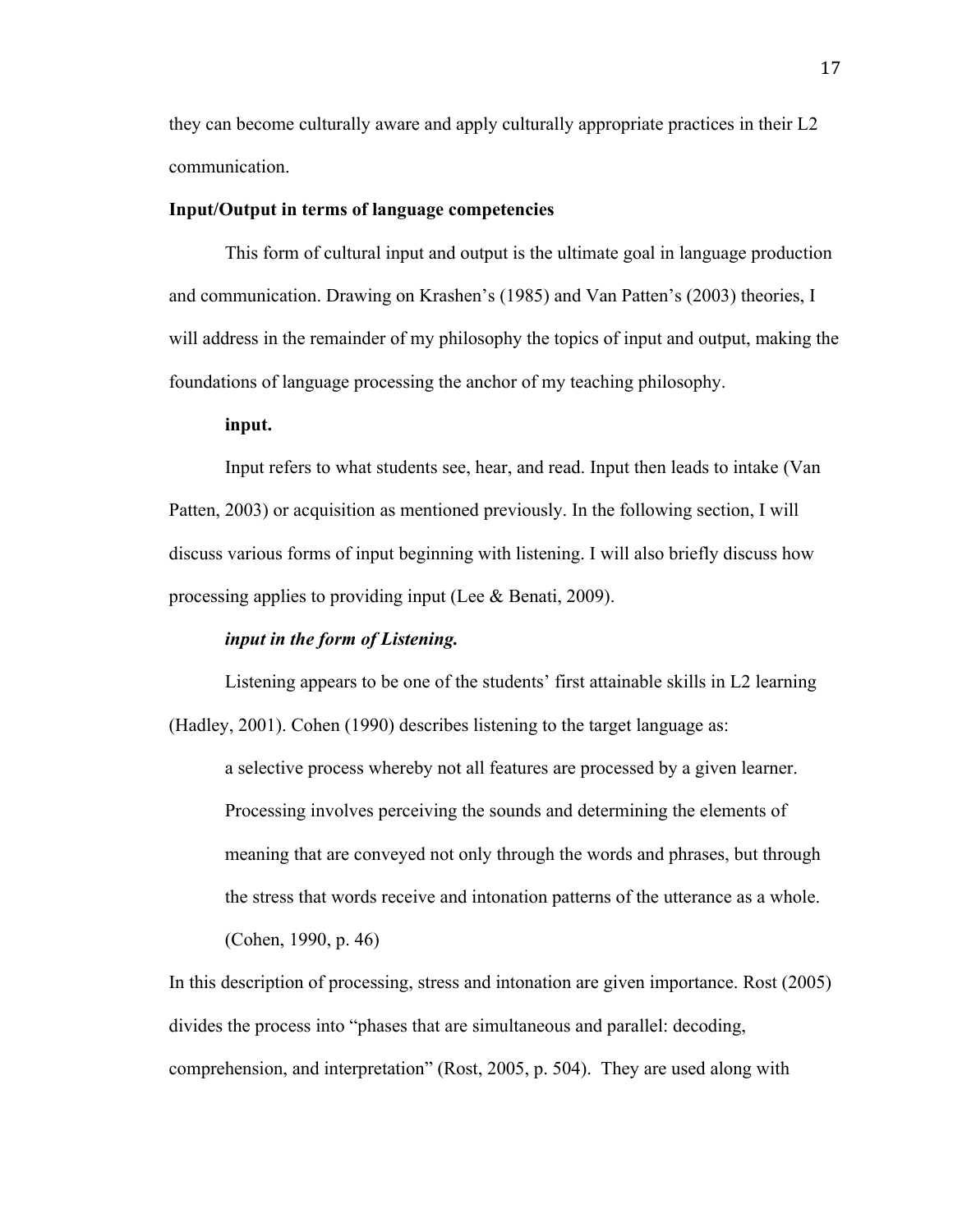they can become culturally aware and apply culturally appropriate practices in their L2 communication.

## Input/Output in terms of language competencies

This form of cultural input and output is the ultimate goal in language production and communication. Drawing on Krashen's (1985) and Van Patten's (2003) theories, I will address in the remainder of my philosophy the topics of input and output, making the foundations of language processing the anchor of my teaching philosophy.

### input.

Input refers to what students see, hear, and read. Input then leads to intake (Van Patten, 2003) or acquisition as mentioned previously. In the following section, I will discuss various forms of input beginning with listening. I will also briefly discuss how processing applies to providing input (Lee & Benati, 2009).

#### *input in the form of Listening.*

Listening appears to be one of the students' first attainable skills in L2 learning (Hadley, 2001). Cohen (1990) describes listening to the target language as:

> a selective process whereby not all features are processed by a given learner. Processing involves perceiving the sounds and determining the elements of meaning that are conveyed not only through the words and phrases, but through the stress that words receive and intonation patterns of the utterance as a whole. (Cohen, 1990, p. 46)

In this description of processing, stress and intonation are given importance. Rost (2005) divides the process into "phases that are simultaneous and parallel: decoding, comprehension, and interpretation" (Rost, 2005, p. 504). They are used along with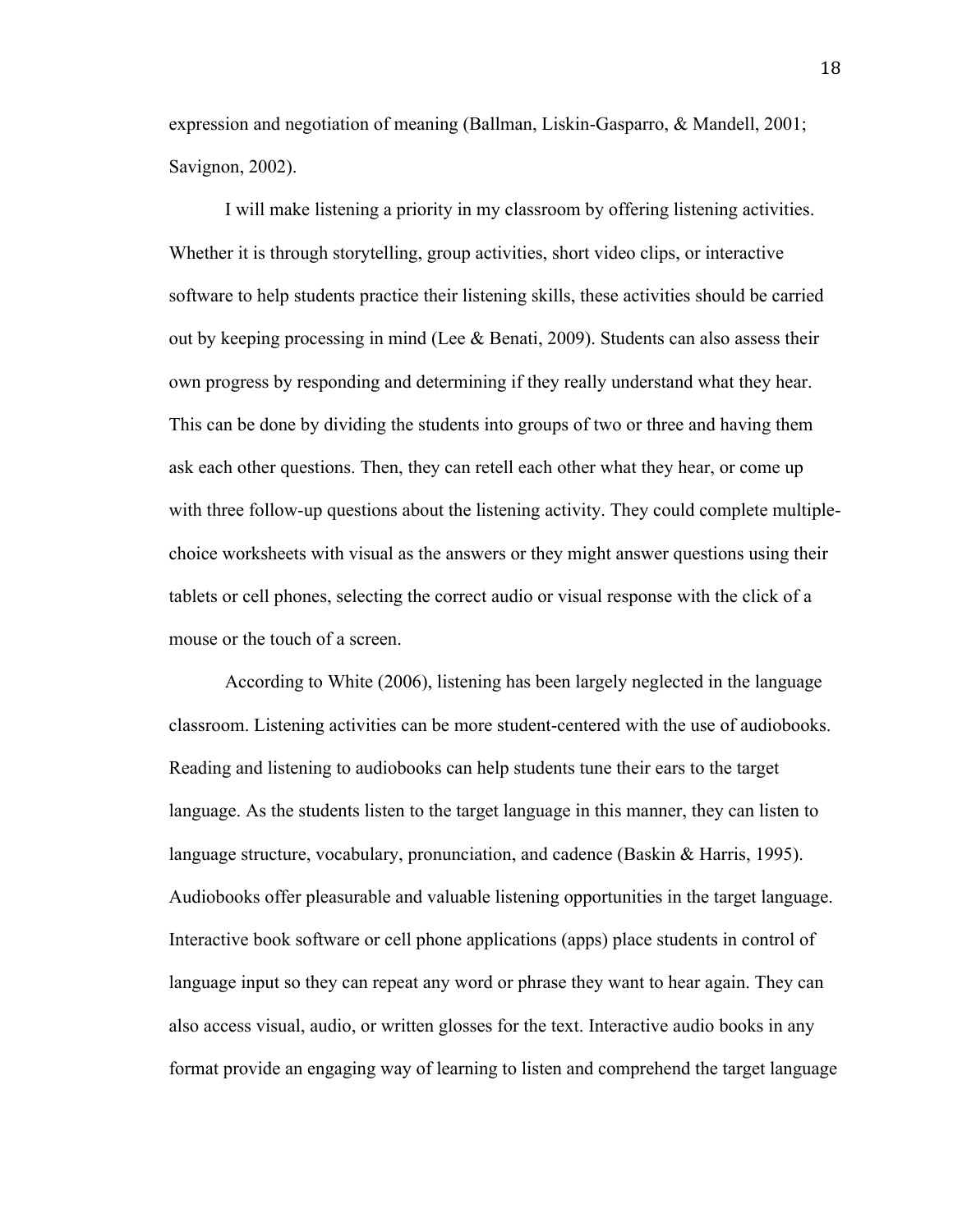expression and negotiation of meaning (Ballman, Liskin-Gasparro, & Mandell, 2001; Savignon, 2002).

I will make listening a priority in my classroom by offering listening activities. Whether it is through storytelling, group activities, short video clips, or interactive software to help students practice their listening skills, these activities should be carried out by keeping processing in mind (Lee & Benati, 2009). Students can also assess their own progress by responding and determining if they really understand what they hear. This can be done by dividing the students into groups of two or three and having them ask each other questions. Then, they can retell each other what they hear, or come up with three follow-up questions about the listening activity. They could complete multiple-choice worksheets with visual as the answers or they might answer questions using their tablets or cell phones, selecting the correct audio or visual response with the click of a mouse or the touch of a screen.

According to White (2006), listening has been largely neglected in the language classroom. Listening activities can be more student-centered with the use of audiobooks. Reading and listening to audiobooks can help students tune their ears to the target language. As the students listen to the target language in this manner, they can listen to language structure, vocabulary, pronunciation, and cadence (Baskin & Harris, 1995). Audiobooks offer pleasurable and valuable listening opportunities in the target language. Interactive book software or cell phone applications (apps) place students in control of language input so they can repeat any word or phrase they want to hear again. They can also access visual, audio, or written glosses for the text. Interactive audio books in any format provide an engaging way of learning to listen and comprehend the target language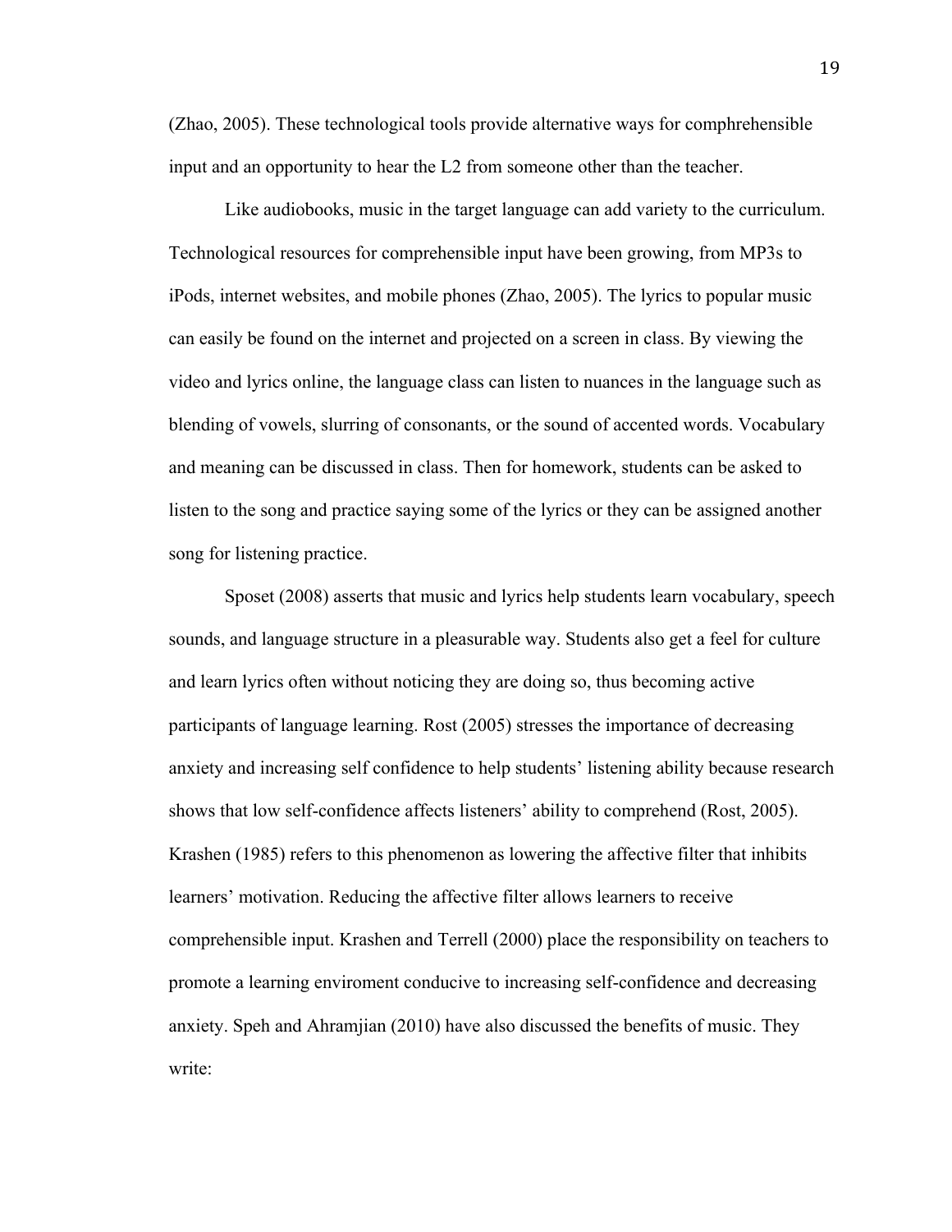(Zhao, 2005). These technological tools provide alternative ways for comphrehensible input and an opportunity to hear the L2 from someone other than the teacher.

Like audiobooks, music in the target language can add variety to the curriculum. Technological resources for comprehensible input have been growing, from MP3s to iPods, internet websites, and mobile phones (Zhao, 2005). The lyrics to popular music can easily be found on the internet and projected on a screen in class. By viewing the video and lyrics online, the language class can listen to nuances in the language such as blending of vowels, slurring of consonants, or the sound of accented words. Vocabulary and meaning can be discussed in class. Then for homework, students can be asked to listen to the song and practice saying some of the lyrics or they can be assigned another song for listening practice.

Sposet (2008) asserts that music and lyrics help students learn vocabulary, speech sounds, and language structure in a pleasurable way. Students also get a feel for culture and learn lyrics often without noticing they are doing so, thus becoming active participants of language learning. Rost (2005) stresses the importance of decreasing anxiety and increasing self confidence to help students' listening ability because research shows that low self-confidence affects listeners' ability to comprehend (Rost, 2005). Krashen (1985) refers to this phenomenon as lowering the affective filter that inhibits learners' motivation. Reducing the affective filter allows learners to receive comprehensible input. Krashen and Terrell (2000) place the responsibility on teachers to promote a learning enviroment conducive to increasing self-confidence and decreasing anxiety. Speh and Ahramjian (2010) have also discussed the benefits of music. They write: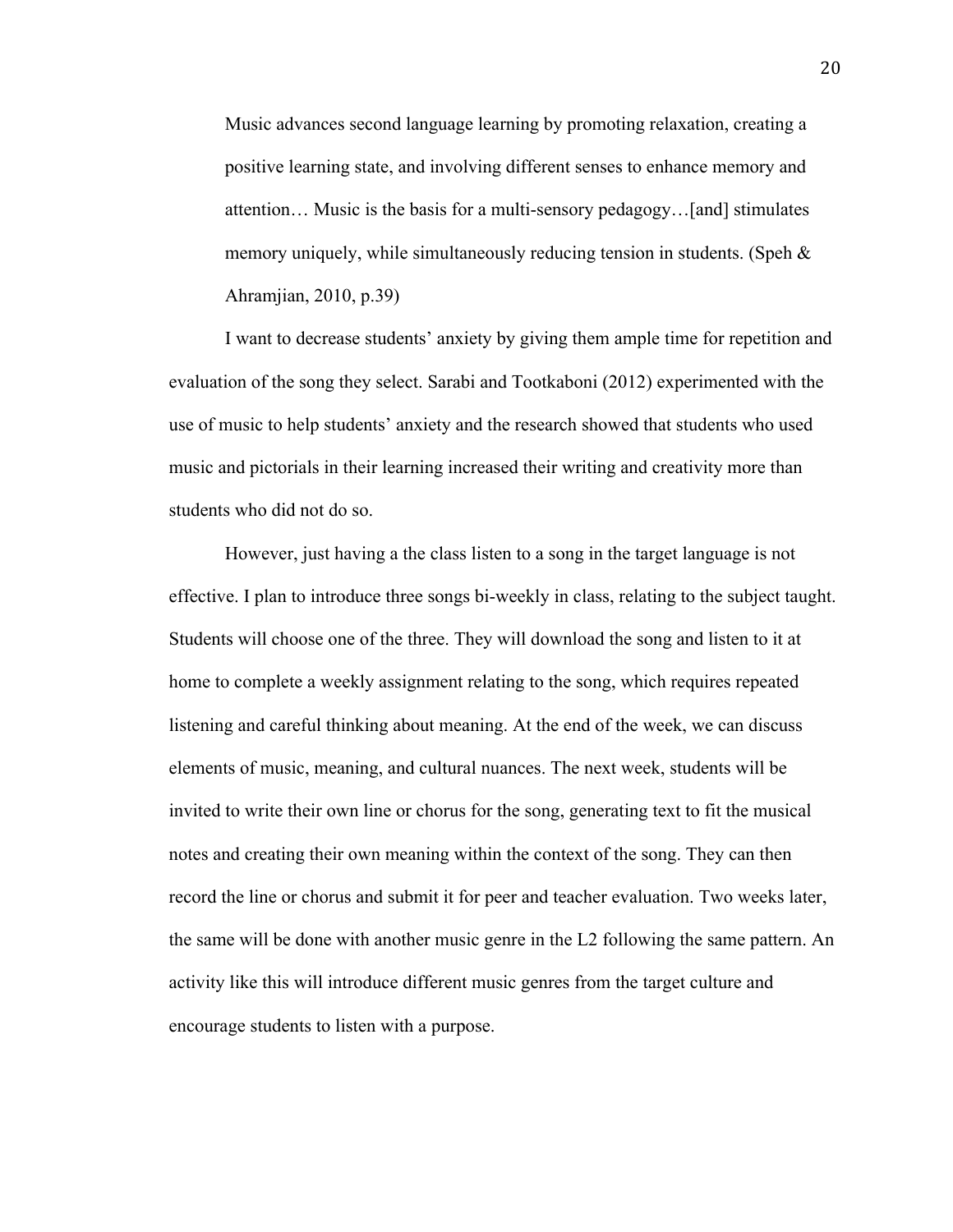> Music advances second language learning by promoting relaxation, creating a positive learning state, and involving different senses to enhance memory and attention… Music is the basis for a multi-sensory pedagogy…[and] stimulates memory uniquely, while simultaneously reducing tension in students. (Speh & Ahramjian, 2010, p.39)

I want to decrease students' anxiety by giving them ample time for repetition and evaluation of the song they select. Sarabi and Tootkaboni (2012) experimented with the use of music to help students' anxiety and the research showed that students who used music and pictorials in their learning increased their writing and creativity more than students who did not do so.

However, just having a the class listen to a song in the target language is not effective. I plan to introduce three songs bi-weekly in class, relating to the subject taught. Students will choose one of the three. They will download the song and listen to it at home to complete a weekly assignment relating to the song, which requires repeated listening and careful thinking about meaning. At the end of the week, we can discuss elements of music, meaning, and cultural nuances. The next week, students will be invited to write their own line or chorus for the song, generating text to fit the musical notes and creating their own meaning within the context of the song. They can then record the line or chorus and submit it for peer and teacher evaluation. Two weeks later, the same will be done with another music genre in the L2 following the same pattern. An activity like this will introduce different music genres from the target culture and encourage students to listen with a purpose.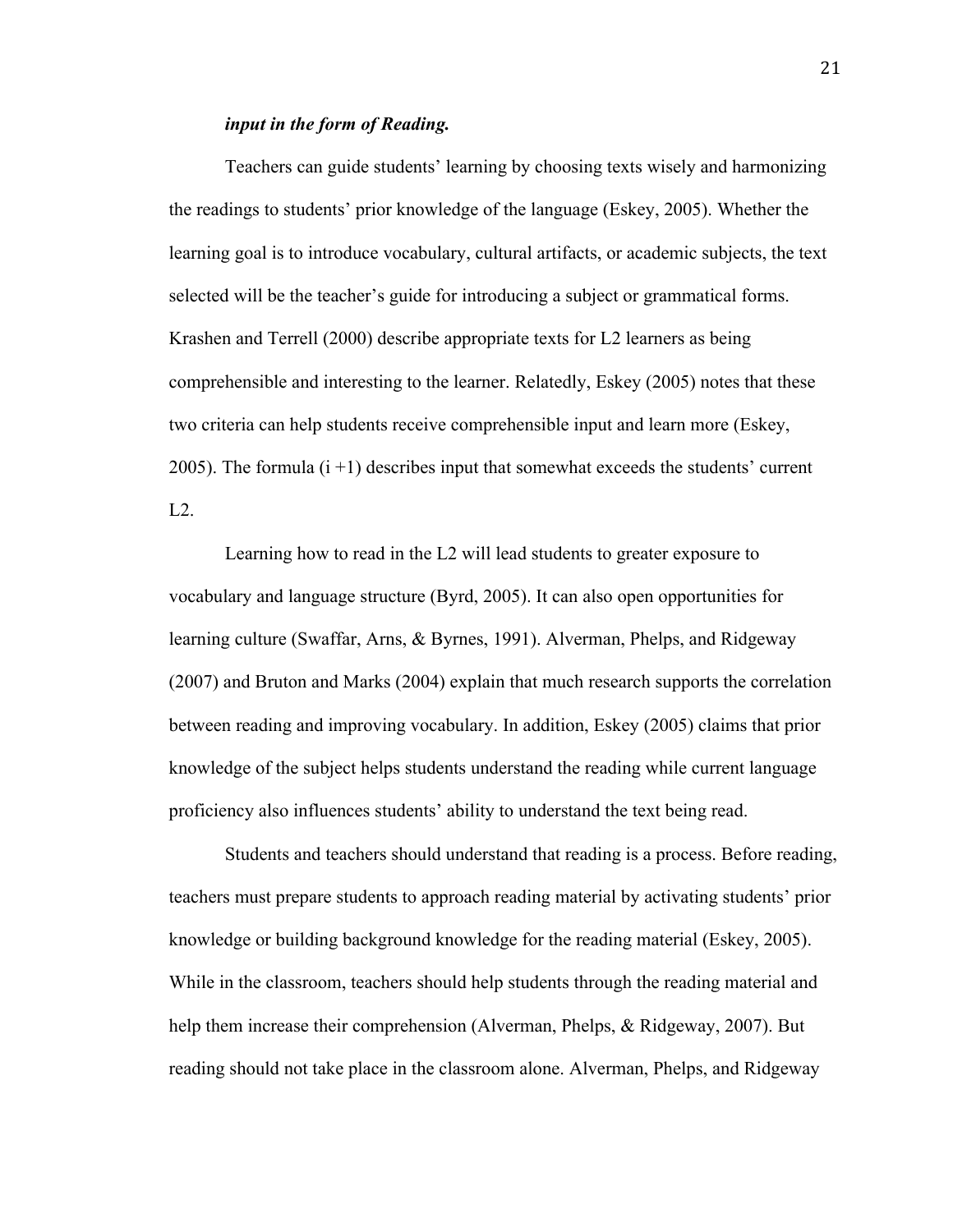***input in the form of Reading.***

Teachers can guide students' learning by choosing texts wisely and harmonizing the readings to students' prior knowledge of the language (Eskey, 2005). Whether the learning goal is to introduce vocabulary, cultural artifacts, or academic subjects, the text selected will be the teacher's guide for introducing a subject or grammatical forms. Krashen and Terrell (2000) describe appropriate texts for L2 learners as being comprehensible and interesting to the learner. Relatedly, Eskey (2005) notes that these two criteria can help students receive comprehensible input and learn more (Eskey, 2005). The formula (i +1) describes input that somewhat exceeds the students' current L2.

Learning how to read in the L2 will lead students to greater exposure to vocabulary and language structure (Byrd, 2005). It can also open opportunities for learning culture (Swaffar, Arns, & Byrnes, 1991). Alverman, Phelps, and Ridgeway (2007) and Bruton and Marks (2004) explain that much research supports the correlation between reading and improving vocabulary. In addition, Eskey (2005) claims that prior knowledge of the subject helps students understand the reading while current language proficiency also influences students' ability to understand the text being read.

Students and teachers should understand that reading is a process. Before reading, teachers must prepare students to approach reading material by activating students' prior knowledge or building background knowledge for the reading material (Eskey, 2005). While in the classroom, teachers should help students through the reading material and help them increase their comprehension (Alverman, Phelps, & Ridgeway, 2007). But reading should not take place in the classroom alone. Alverman, Phelps, and Ridgeway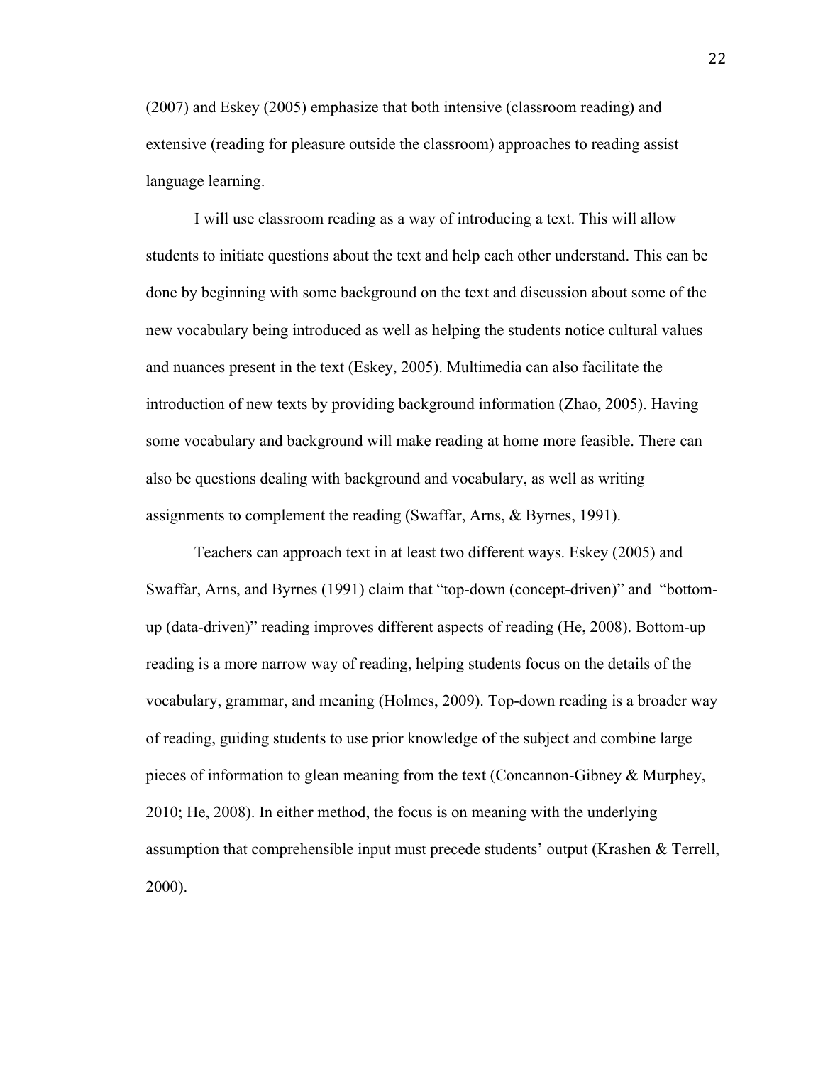(2007) and Eskey (2005) emphasize that both intensive (classroom reading) and extensive (reading for pleasure outside the classroom) approaches to reading assist language learning.

I will use classroom reading as a way of introducing a text. This will allow students to initiate questions about the text and help each other understand. This can be done by beginning with some background on the text and discussion about some of the new vocabulary being introduced as well as helping the students notice cultural values and nuances present in the text (Eskey, 2005). Multimedia can also facilitate the introduction of new texts by providing background information (Zhao, 2005). Having some vocabulary and background will make reading at home more feasible. There can also be questions dealing with background and vocabulary, as well as writing assignments to complement the reading (Swaffar, Arns, & Byrnes, 1991).

Teachers can approach text in at least two different ways. Eskey (2005) and Swaffar, Arns, and Byrnes (1991) claim that "top-down (concept-driven)" and "bottom-up (data-driven)" reading improves different aspects of reading (He, 2008). Bottom-up reading is a more narrow way of reading, helping students focus on the details of the vocabulary, grammar, and meaning (Holmes, 2009). Top-down reading is a broader way of reading, guiding students to use prior knowledge of the subject and combine large pieces of information to glean meaning from the text (Concannon-Gibney & Murphey, 2010; He, 2008). In either method, the focus is on meaning with the underlying assumption that comprehensible input must precede students' output (Krashen & Terrell, 2000).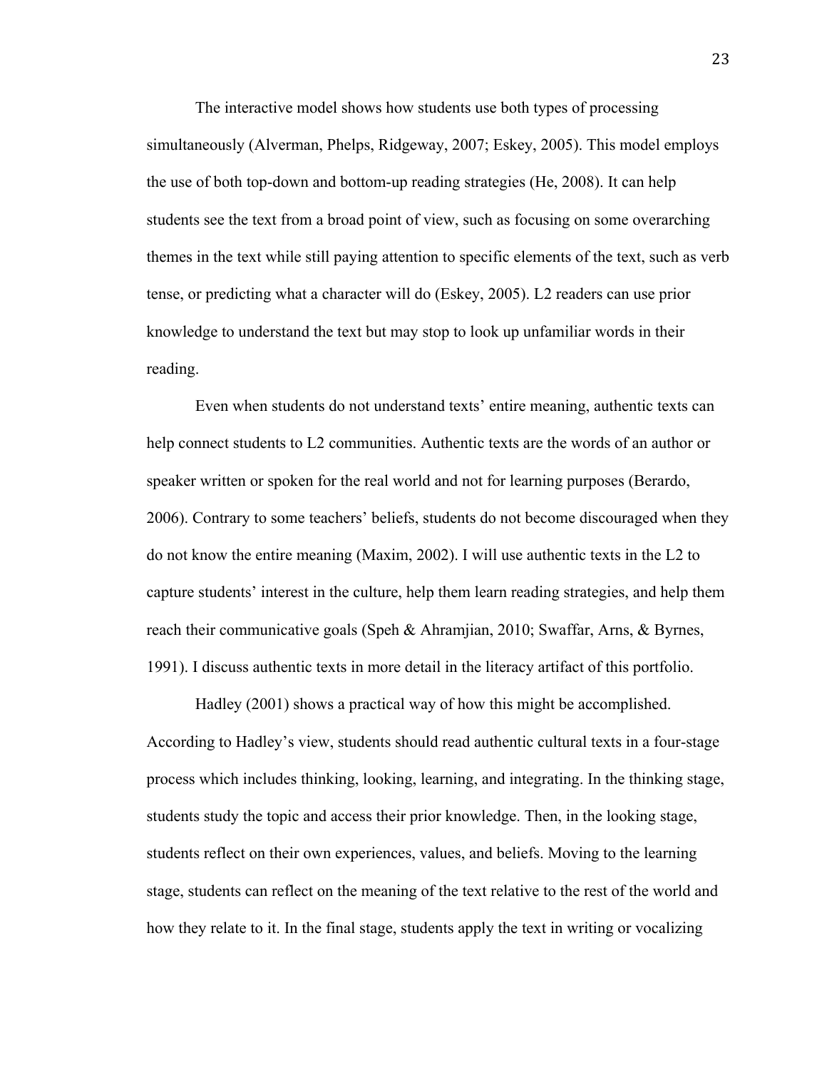The interactive model shows how students use both types of processing simultaneously (Alverman, Phelps, Ridgeway, 2007; Eskey, 2005). This model employs the use of both top-down and bottom-up reading strategies (He, 2008). It can help students see the text from a broad point of view, such as focusing on some overarching themes in the text while still paying attention to specific elements of the text, such as verb tense, or predicting what a character will do (Eskey, 2005). L2 readers can use prior knowledge to understand the text but may stop to look up unfamiliar words in their reading.

Even when students do not understand texts' entire meaning, authentic texts can help connect students to L2 communities. Authentic texts are the words of an author or speaker written or spoken for the real world and not for learning purposes (Berardo, 2006). Contrary to some teachers' beliefs, students do not become discouraged when they do not know the entire meaning (Maxim, 2002). I will use authentic texts in the L2 to capture students' interest in the culture, help them learn reading strategies, and help them reach their communicative goals (Speh & Ahramjian, 2010; Swaffar, Arns, & Byrnes, 1991). I discuss authentic texts in more detail in the literacy artifact of this portfolio.

Hadley (2001) shows a practical way of how this might be accomplished. According to Hadley's view, students should read authentic cultural texts in a four-stage process which includes thinking, looking, learning, and integrating. In the thinking stage, students study the topic and access their prior knowledge. Then, in the looking stage, students reflect on their own experiences, values, and beliefs. Moving to the learning stage, students can reflect on the meaning of the text relative to the rest of the world and how they relate to it. In the final stage, students apply the text in writing or vocalizing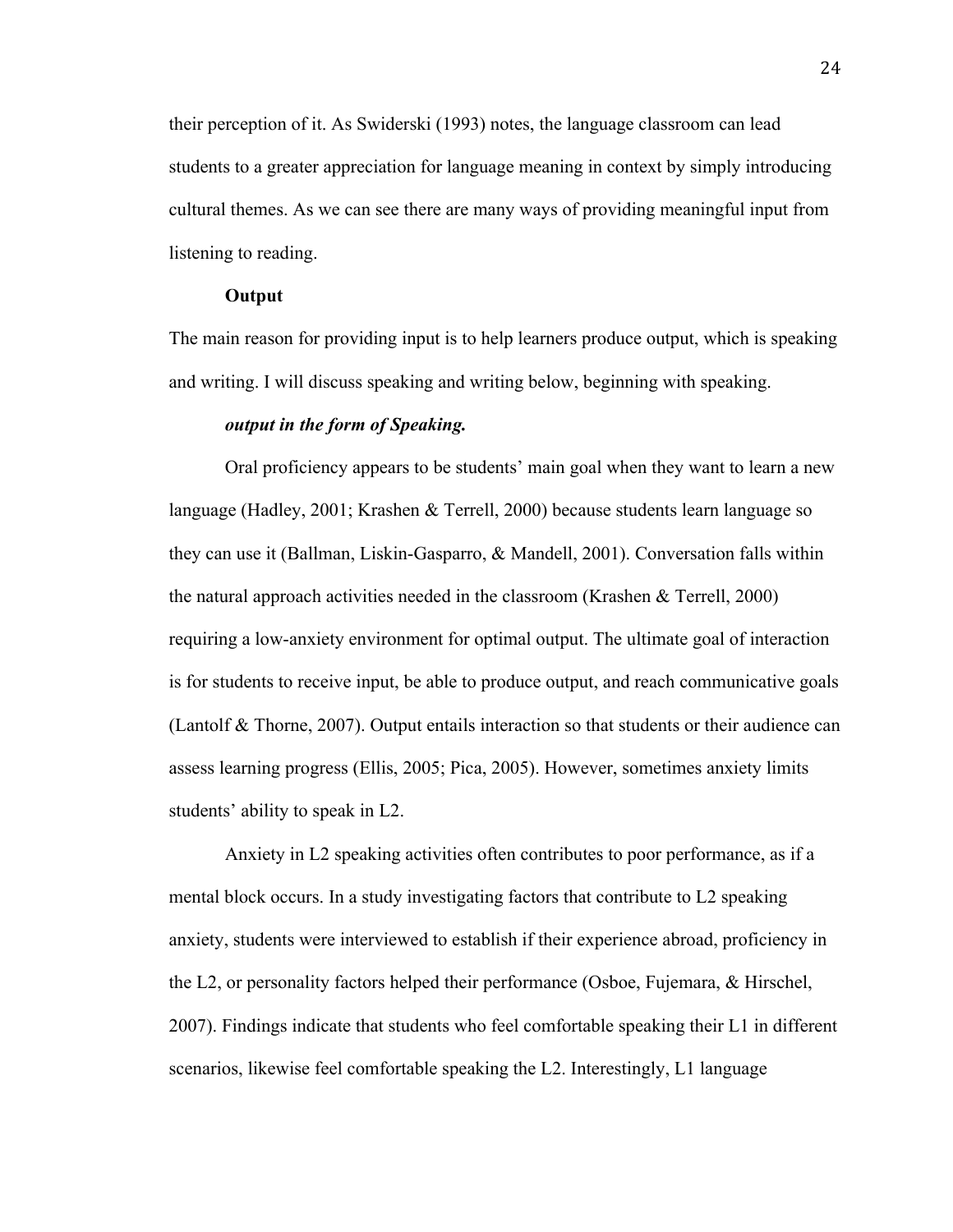their perception of it. As Swiderski (1993) notes, the language classroom can lead students to a greater appreciation for language meaning in context by simply introducing cultural themes. As we can see there are many ways of providing meaningful input from listening to reading.

## Output

The main reason for providing input is to help learners produce output, which is speaking and writing. I will discuss speaking and writing below, beginning with speaking.

### *output in the form of Speaking.*

Oral proficiency appears to be students' main goal when they want to learn a new language (Hadley, 2001; Krashen & Terrell, 2000) because students learn language so they can use it (Ballman, Liskin-Gasparro, & Mandell, 2001). Conversation falls within the natural approach activities needed in the classroom (Krashen & Terrell, 2000) requiring a low-anxiety environment for optimal output. The ultimate goal of interaction is for students to receive input, be able to produce output, and reach communicative goals (Lantolf & Thorne, 2007). Output entails interaction so that students or their audience can assess learning progress (Ellis, 2005; Pica, 2005). However, sometimes anxiety limits students' ability to speak in L2.

Anxiety in L2 speaking activities often contributes to poor performance, as if a mental block occurs. In a study investigating factors that contribute to L2 speaking anxiety, students were interviewed to establish if their experience abroad, proficiency in the L2, or personality factors helped their performance (Osboe, Fujemara, & Hirschel, 2007). Findings indicate that students who feel comfortable speaking their L1 in different scenarios, likewise feel comfortable speaking the L2. Interestingly, L1 language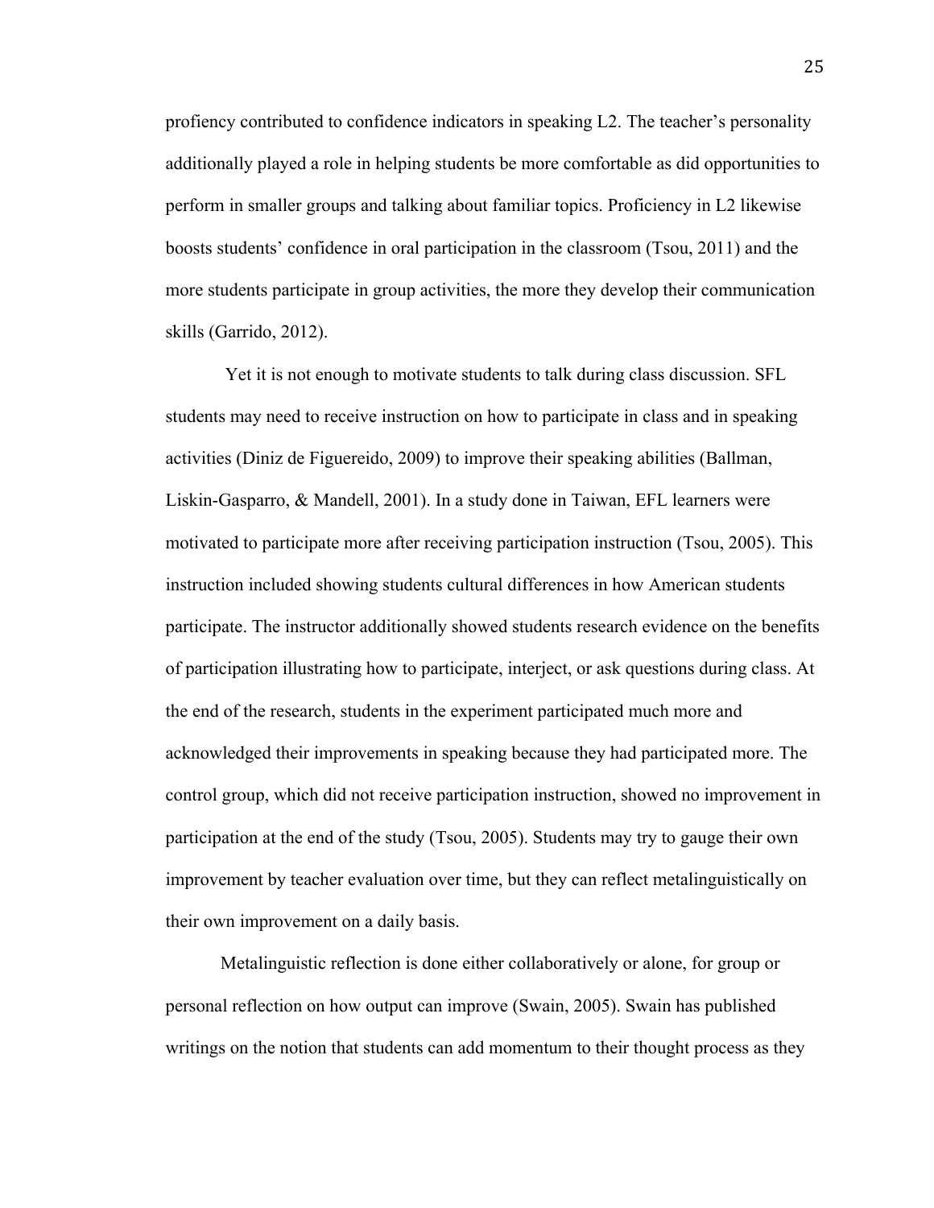proficency contributed to confidence indicators in speaking L2. The teacher's personality additionally played a role in helping students be more comfortable as did opportunities to perform in smaller groups and talking about familiar topics. Proficiency in L2 likewise boosts students' confidence in oral participation in the classroom (Tsou, 2011) and the more students participate in group activities, the more they develop their communication skills (Garrido, 2012).

Yet it is not enough to motivate students to talk during class discussion. SFL students may need to receive instruction on how to participate in class and in speaking activities (Diniz de Figuereido, 2009) to improve their speaking abilities (Ballman, Liskin-Gasparro, & Mandell, 2001). In a study done in Taiwan, EFL learners were motivated to participate more after receiving participation instruction (Tsou, 2005). This instruction included showing students cultural differences in how American students participate. The instructor additionally showed students research evidence on the benefits of participation illustrating how to participate, interject, or ask questions during class. At the end of the research, students in the experiment participated much more and acknowledged their improvements in speaking because they had participated more. The control group, which did not receive participation instruction, showed no improvement in participation at the end of the study (Tsou, 2005). Students may try to gauge their own improvement by teacher evaluation over time, but they can reflect metalinguistically on their own improvement on a daily basis.

Metalinguistic reflection is done either collaboratively or alone, for group or personal reflection on how output can improve (Swain, 2005). Swain has published writings on the notion that students can add momentum to their thought process as they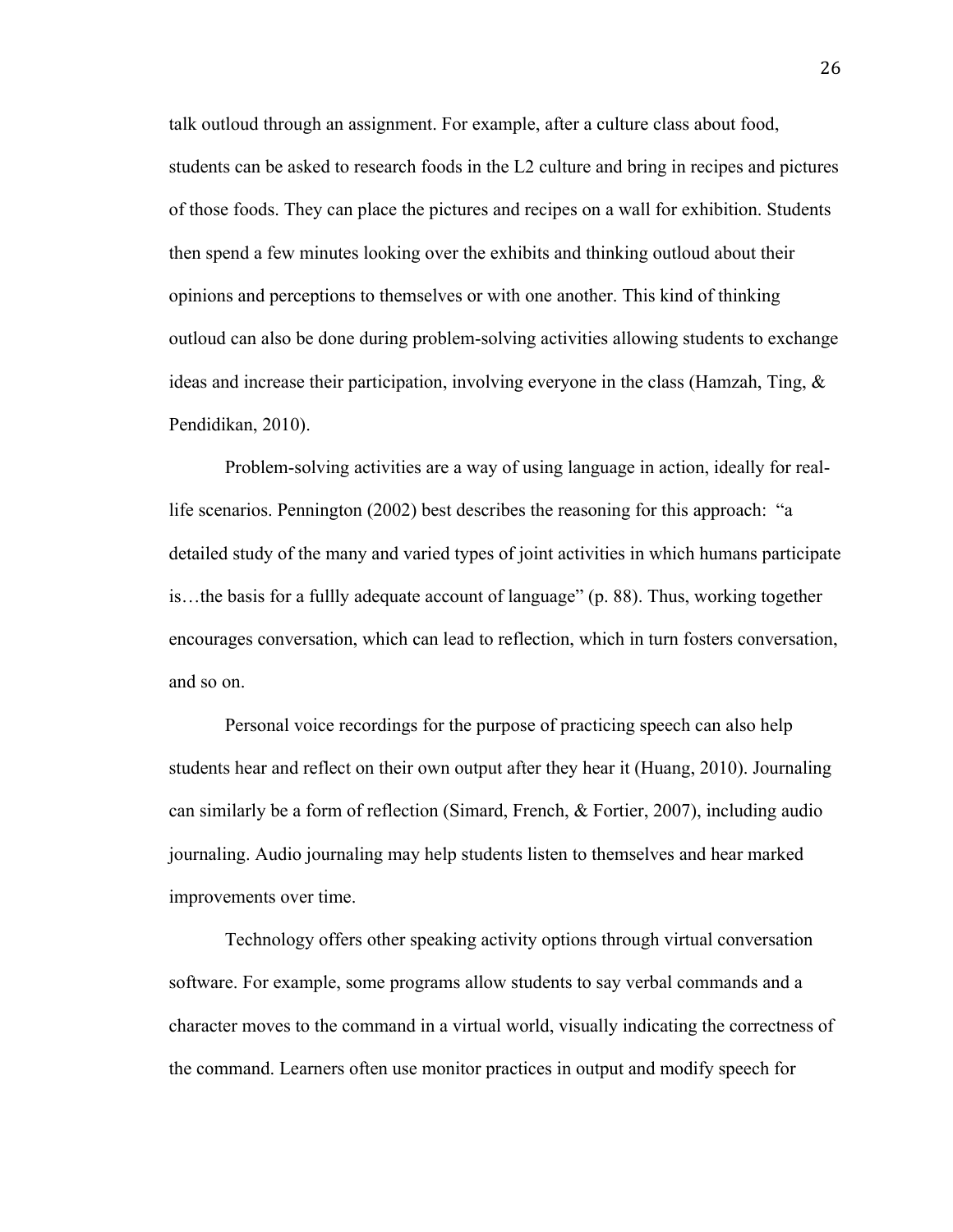talk outloud through an assignment. For example, after a culture class about food, students can be asked to research foods in the L2 culture and bring in recipes and pictures of those foods. They can place the pictures and recipes on a wall for exhibition. Students then spend a few minutes looking over the exhibits and thinking outloud about their opinions and perceptions to themselves or with one another. This kind of thinking outloud can also be done during problem-solving activities allowing students to exchange ideas and increase their participation, involving everyone in the class (Hamzah, Ting, & Pendidikan, 2010).

Problem-solving activities are a way of using language in action, ideally for real-life scenarios. Pennington (2002) best describes the reasoning for this approach: "a detailed study of the many and varied types of joint activities in which humans participate is…the basis for a fullly adequate account of language" (p. 88). Thus, working together encourages conversation, which can lead to reflection, which in turn fosters conversation, and so on.

Personal voice recordings for the purpose of practicing speech can also help students hear and reflect on their own output after they hear it (Huang, 2010). Journaling can similarly be a form of reflection (Simard, French, & Fortier, 2007), including audio journaling. Audio journaling may help students listen to themselves and hear marked improvements over time.

Technology offers other speaking activity options through virtual conversation software. For example, some programs allow students to say verbal commands and a character moves to the command in a virtual world, visually indicating the correctness of the command. Learners often use monitor practices in output and modify speech for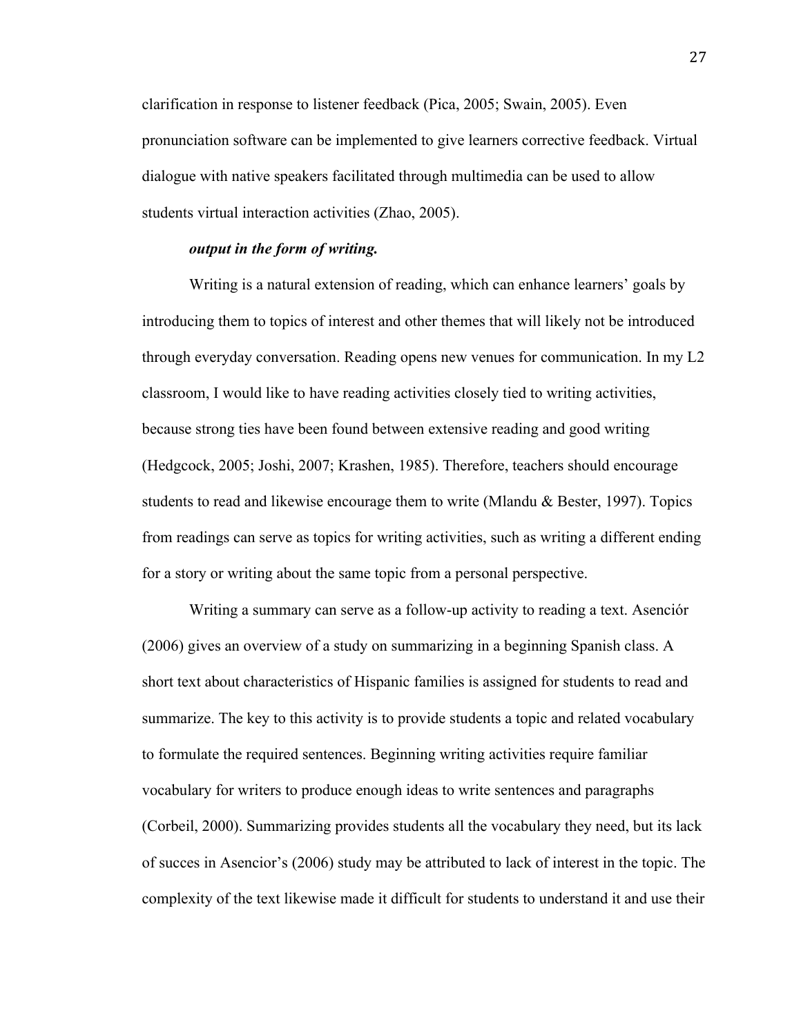clarification in response to listener feedback (Pica, 2005; Swain, 2005). Even pronunciation software can be implemented to give learners corrective feedback. Virtual dialogue with native speakers facilitated through multimedia can be used to allow students virtual interaction activities (Zhao, 2005).

#### ***output in the form of writing.***

Writing is a natural extension of reading, which can enhance learners' goals by introducing them to topics of interest and other themes that will likely not be introduced through everyday conversation. Reading opens new venues for communication. In my L2 classroom, I would like to have reading activities closely tied to writing activities, because strong ties have been found between extensive reading and good writing (Hedgcock, 2005; Joshi, 2007; Krashen, 1985). Therefore, teachers should encourage students to read and likewise encourage them to write (Mlandu & Bester, 1997). Topics from readings can serve as topics for writing activities, such as writing a different ending for a story or writing about the same topic from a personal perspective.

Writing a summary can serve as a follow-up activity to reading a text. Asenciór (2006) gives an overview of a study on summarizing in a beginning Spanish class. A short text about characteristics of Hispanic families is assigned for students to read and summarize. The key to this activity is to provide students a topic and related vocabulary to formulate the required sentences. Beginning writing activities require familiar vocabulary for writers to produce enough ideas to write sentences and paragraphs (Corbeil, 2000). Summarizing provides students all the vocabulary they need, but its lack of succes in Asencior's (2006) study may be attributed to lack of interest in the topic. The complexity of the text likewise made it difficult for students to understand it and use their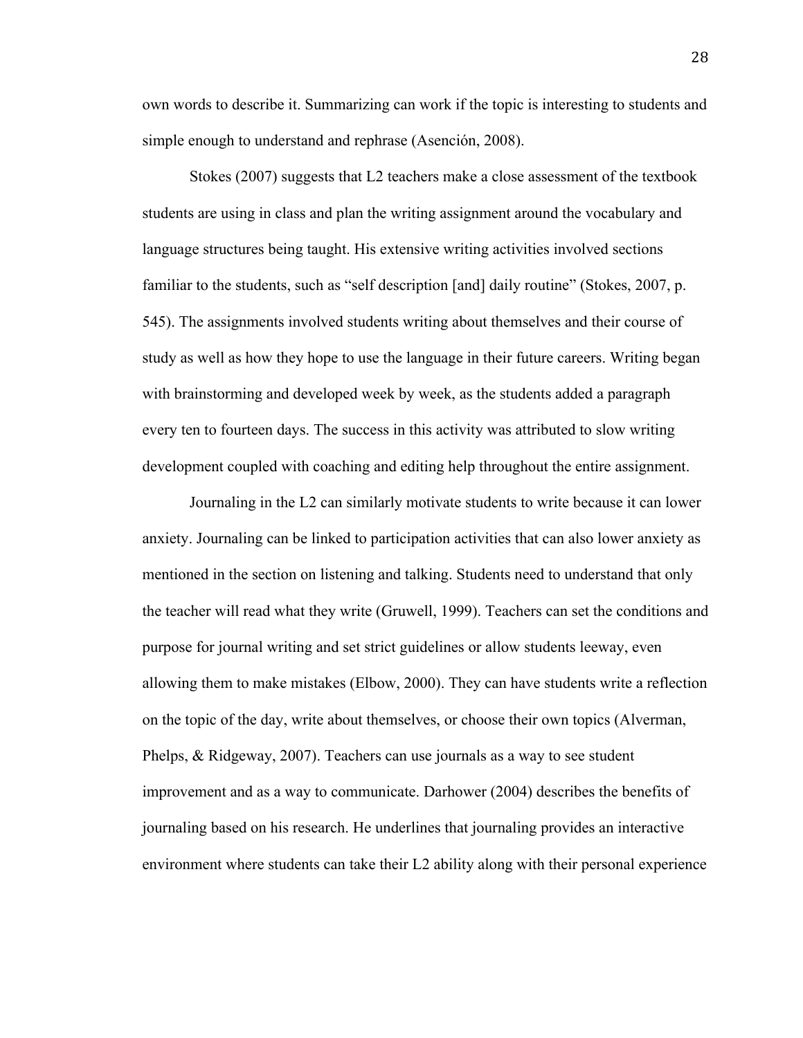own words to describe it. Summarizing can work if the topic is interesting to students and simple enough to understand and rephrase (Asención, 2008).

Stokes (2007) suggests that L2 teachers make a close assessment of the textbook students are using in class and plan the writing assignment around the vocabulary and language structures being taught. His extensive writing activities involved sections familiar to the students, such as "self description [and] daily routine" (Stokes, 2007, p. 545). The assignments involved students writing about themselves and their course of study as well as how they hope to use the language in their future careers. Writing began with brainstorming and developed week by week, as the students added a paragraph every ten to fourteen days. The success in this activity was attributed to slow writing development coupled with coaching and editing help throughout the entire assignment.

Journaling in the L2 can similarly motivate students to write because it can lower anxiety. Journaling can be linked to participation activities that can also lower anxiety as mentioned in the section on listening and talking. Students need to understand that only the teacher will read what they write (Gruwell, 1999). Teachers can set the conditions and purpose for journal writing and set strict guidelines or allow students leeway, even allowing them to make mistakes (Elbow, 2000). They can have students write a reflection on the topic of the day, write about themselves, or choose their own topics (Alverman, Phelps, & Ridgeway, 2007). Teachers can use journals as a way to see student improvement and as a way to communicate. Darhower (2004) describes the benefits of journaling based on his research. He underlines that journaling provides an interactive environment where students can take their L2 ability along with their personal experience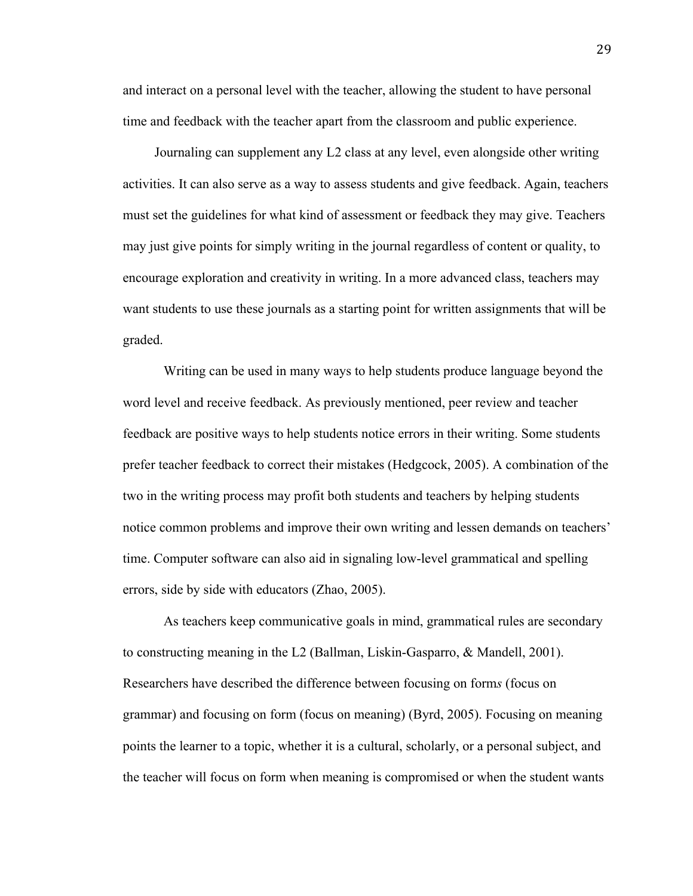and interact on a personal level with the teacher, allowing the student to have personal time and feedback with the teacher apart from the classroom and public experience.

Journaling can supplement any L2 class at any level, even alongside other writing activities. It can also serve as a way to assess students and give feedback. Again, teachers must set the guidelines for what kind of assessment or feedback they may give. Teachers may just give points for simply writing in the journal regardless of content or quality, to encourage exploration and creativity in writing. In a more advanced class, teachers may want students to use these journals as a starting point for written assignments that will be graded.

Writing can be used in many ways to help students produce language beyond the word level and receive feedback. As previously mentioned, peer review and teacher feedback are positive ways to help students notice errors in their writing. Some students prefer teacher feedback to correct their mistakes (Hedgcock, 2005). A combination of the two in the writing process may profit both students and teachers by helping students notice common problems and improve their own writing and lessen demands on teachers' time. Computer software can also aid in signaling low-level grammatical and spelling errors, side by side with educators (Zhao, 2005).

As teachers keep communicative goals in mind, grammatical rules are secondary to constructing meaning in the L2 (Ballman, Liskin-Gasparro, & Mandell, 2001). Researchers have described the difference between focusing on form*s* (focus on grammar) and focusing on form (focus on meaning) (Byrd, 2005). Focusing on meaning points the learner to a topic, whether it is a cultural, scholarly, or a personal subject, and the teacher will focus on form when meaning is compromised or when the student wants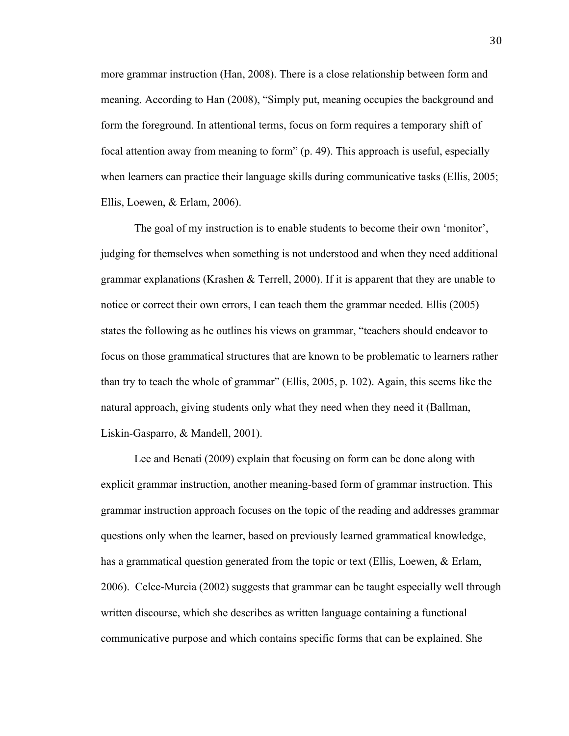more grammar instruction (Han, 2008). There is a close relationship between form and meaning. According to Han (2008), "Simply put, meaning occupies the background and form the foreground. In attentional terms, focus on form requires a temporary shift of focal attention away from meaning to form" (p. 49). This approach is useful, especially when learners can practice their language skills during communicative tasks (Ellis, 2005; Ellis, Loewen, & Erlam, 2006).

The goal of my instruction is to enable students to become their own 'monitor', judging for themselves when something is not understood and when they need additional grammar explanations (Krashen & Terrell, 2000). If it is apparent that they are unable to notice or correct their own errors, I can teach them the grammar needed. Ellis (2005) states the following as he outlines his views on grammar, "teachers should endeavor to focus on those grammatical structures that are known to be problematic to learners rather than try to teach the whole of grammar" (Ellis, 2005, p. 102). Again, this seems like the natural approach, giving students only what they need when they need it (Ballman, Liskin-Gasparro, & Mandell, 2001).

Lee and Benati (2009) explain that focusing on form can be done along with explicit grammar instruction, another meaning-based form of grammar instruction. This grammar instruction approach focuses on the topic of the reading and addresses grammar questions only when the learner, based on previously learned grammatical knowledge, has a grammatical question generated from the topic or text (Ellis, Loewen, & Erlam, 2006). Celce-Murcia (2002) suggests that grammar can be taught especially well through written discourse, which she describes as written language containing a functional communicative purpose and which contains specific forms that can be explained. She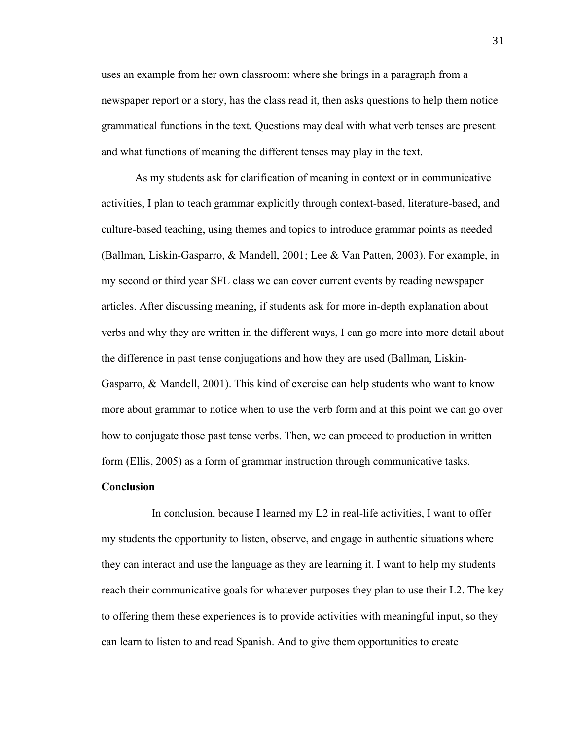uses an example from her own classroom: where she brings in a paragraph from a newspaper report or a story, has the class read it, then asks questions to help them notice grammatical functions in the text. Questions may deal with what verb tenses are present and what functions of meaning the different tenses may play in the text.

As my students ask for clarification of meaning in context or in communicative activities, I plan to teach grammar explicitly through context-based, literature-based, and culture-based teaching, using themes and topics to introduce grammar points as needed (Ballman, Liskin-Gasparro, & Mandell, 2001; Lee & Van Patten, 2003). For example, in my second or third year SFL class we can cover current events by reading newspaper articles. After discussing meaning, if students ask for more in-depth explanation about verbs and why they are written in the different ways, I can go more into more detail about the difference in past tense conjugations and how they are used (Ballman, Liskin-Gasparro, & Mandell, 2001). This kind of exercise can help students who want to know more about grammar to notice when to use the verb form and at this point we can go over how to conjugate those past tense verbs. Then, we can proceed to production in written form (Ellis, 2005) as a form of grammar instruction through communicative tasks.

**Conclusion**

In conclusion, because I learned my L2 in real-life activities, I want to offer my students the opportunity to listen, observe, and engage in authentic situations where they can interact and use the language as they are learning it. I want to help my students reach their communicative goals for whatever purposes they plan to use their L2. The key to offering them these experiences is to provide activities with meaningful input, so they can learn to listen to and read Spanish. And to give them opportunities to create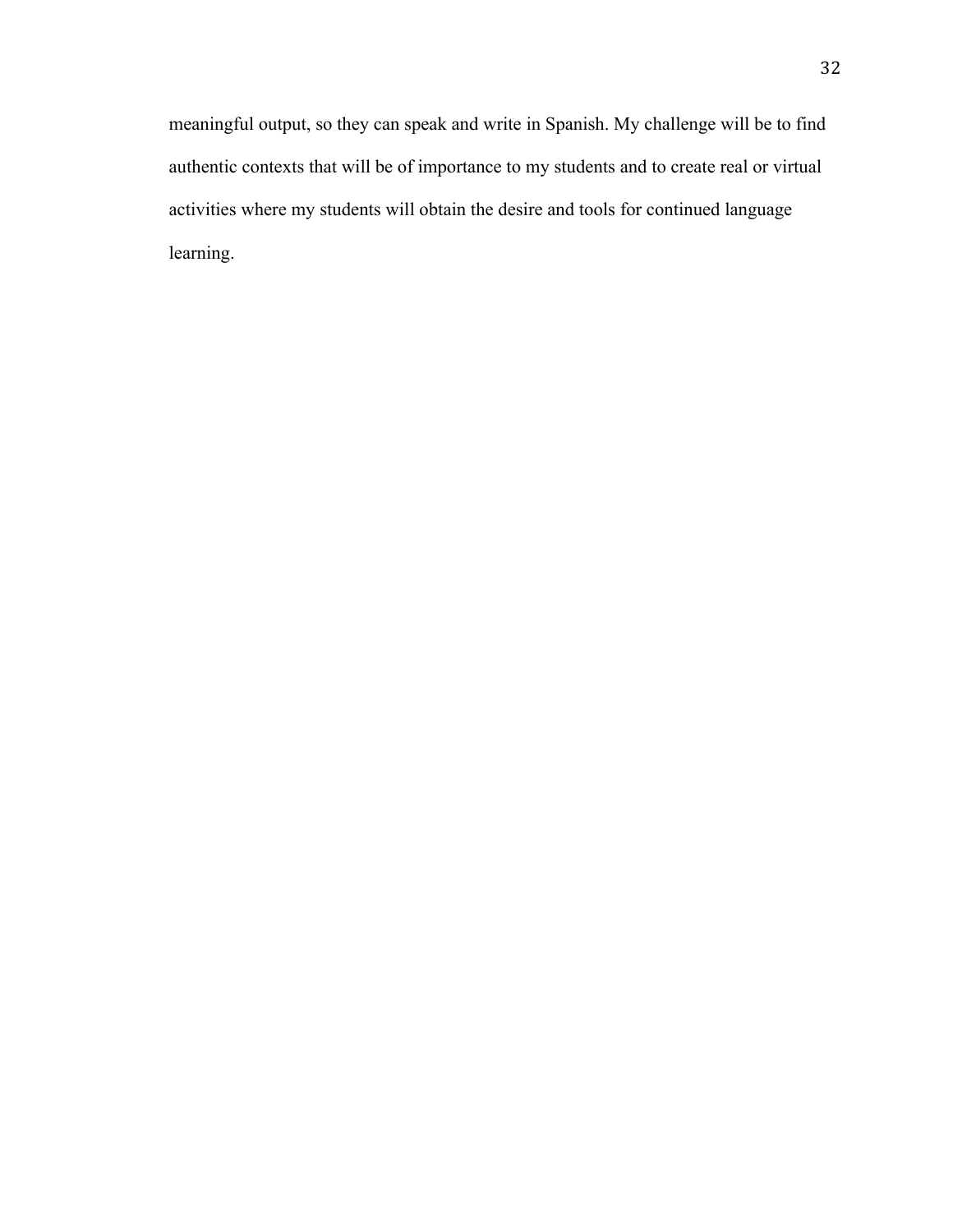meaningful output, so they can speak and write in Spanish. My challenge will be to find authentic contexts that will be of importance to my students and to create real or virtual activities where my students will obtain the desire and tools for continued language learning.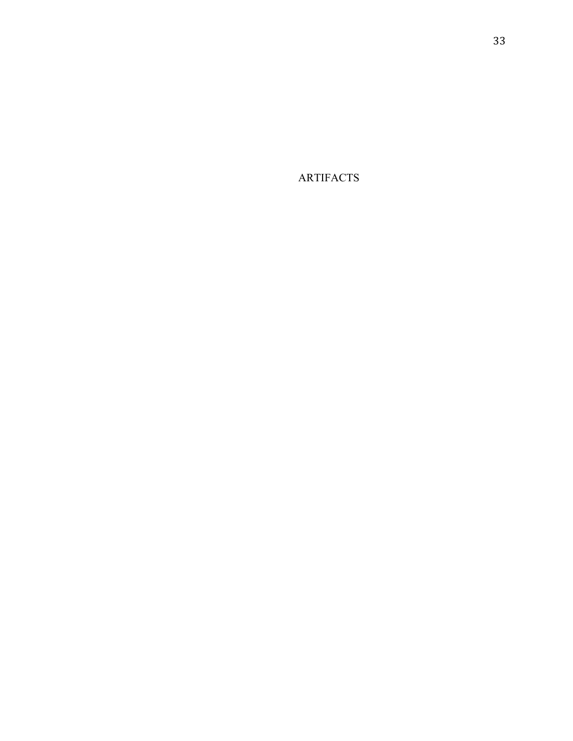# ARTIFACTS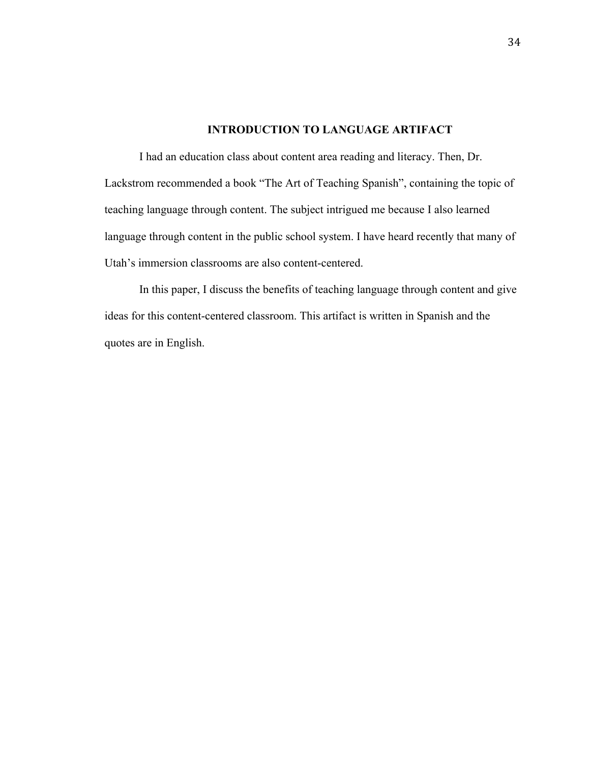## INTRODUCTION TO LANGUAGE ARTIFACT

I had an education class about content area reading and literacy. Then, Dr. Lackstrom recommended a book "The Art of Teaching Spanish", containing the topic of teaching language through content. The subject intrigued me because I also learned language through content in the public school system. I have heard recently that many of Utah's immersion classrooms are also content-centered.

In this paper, I discuss the benefits of teaching language through content and give ideas for this content-centered classroom. This artifact is written in Spanish and the quotes are in English.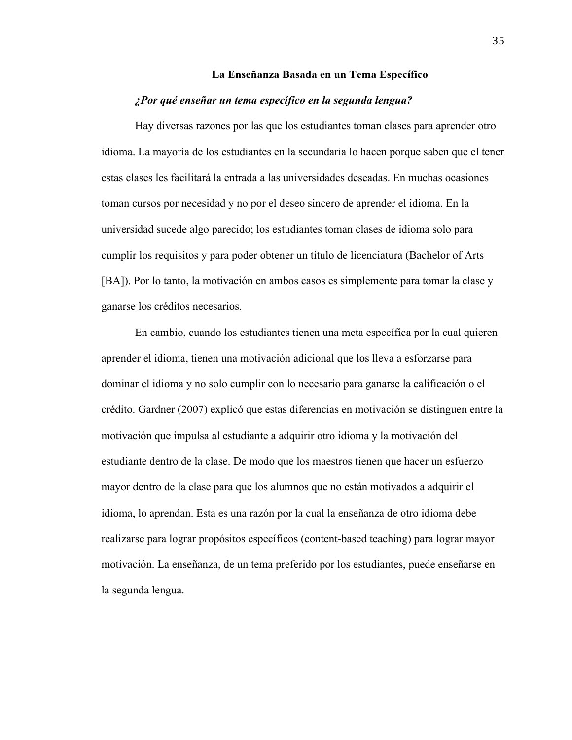## La Enseñanza Basada en un Tema Específico

### *¿Por qué enseñar un tema específico en la segunda lengua?*

Hay diversas razones por las que los estudiantes toman clases para aprender otro idioma. La mayoría de los estudiantes en la secundaria lo hacen porque saben que el tener estas clases les facilitará la entrada a las universidades deseadas. En muchas ocasiones toman cursos por necesidad y no por el deseo sincero de aprender el idioma. En la universidad sucede algo parecido; los estudiantes toman clases de idioma solo para cumplir los requisitos y para poder obtener un título de licenciatura (Bachelor of Arts [BA]). Por lo tanto, la motivación en ambos casos es simplemente para tomar la clase y ganarse los créditos necesarios.

En cambio, cuando los estudiantes tienen una meta específica por la cual quieren aprender el idioma, tienen una motivación adicional que los lleva a esforzarse para dominar el idioma y no solo cumplir con lo necesario para ganarse la calificación o el crédito. Gardner (2007) explicó que estas diferencias en motivación se distinguen entre la motivación que impulsa al estudiante a adquirir otro idioma y la motivación del estudiante dentro de la clase. De modo que los maestros tienen que hacer un esfuerzo mayor dentro de la clase para que los alumnos que no están motivados a adquirir el idioma, lo aprendan. Esta es una razón por la cual la enseñanza de otro idioma debe realizarse para lograr propósitos específicos (content-based teaching) para lograr mayor motivación. La enseñanza, de un tema preferido por los estudiantes, puede enseñarse en la segunda lengua.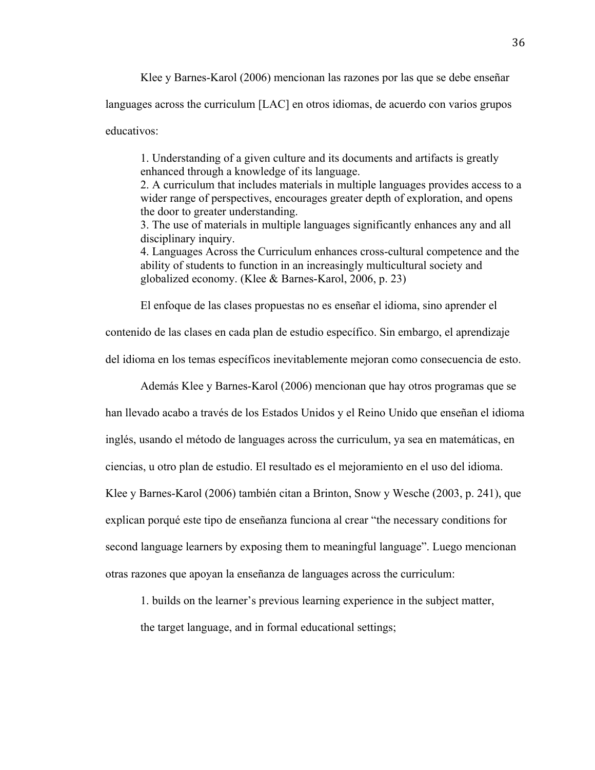Klee y Barnes-Karol (2006) mencionan las razones por las que se debe enseñar languages across the curriculum [LAC] en otros idiomas, de acuerdo con varios grupos educativos:

> 1. Understanding of a given culture and its documents and artifacts is greatly enhanced through a knowledge of its language.
> 2. A curriculum that includes materials in multiple languages provides access to a wider range of perspectives, encourages greater depth of exploration, and opens the door to greater understanding.
> 3. The use of materials in multiple languages significantly enhances any and all disciplinary inquiry.
> 4. Languages Across the Curriculum enhances cross-cultural competence and the ability of students to function in an increasingly multicultural society and globalized economy. (Klee & Barnes-Karol, 2006, p. 23)

El enfoque de las clases propuestas no es enseñar el idioma, sino aprender el contenido de las clases en cada plan de estudio específico. Sin embargo, el aprendizaje del idioma en los temas específicos inevitablemente mejoran como consecuencia de esto.

Además Klee y Barnes-Karol (2006) mencionan que hay otros programas que se han llevado acabo a través de los Estados Unidos y el Reino Unido que enseñan el idioma inglés, usando el método de languages across the curriculum, ya sea en matemáticas, en ciencias, u otro plan de estudio. El resultado es el mejoramiento en el uso del idioma. Klee y Barnes-Karol (2006) también citan a Brinton, Snow y Wesche (2003, p. 241), que explican porqué este tipo de enseñanza funciona al crear "the necessary conditions for second language learners by exposing them to meaningful language". Luego mencionan otras razones que apoyan la enseñanza de languages across the curriculum:

> 1. builds on the learner's previous learning experience in the subject matter, the target language, and in formal educational settings;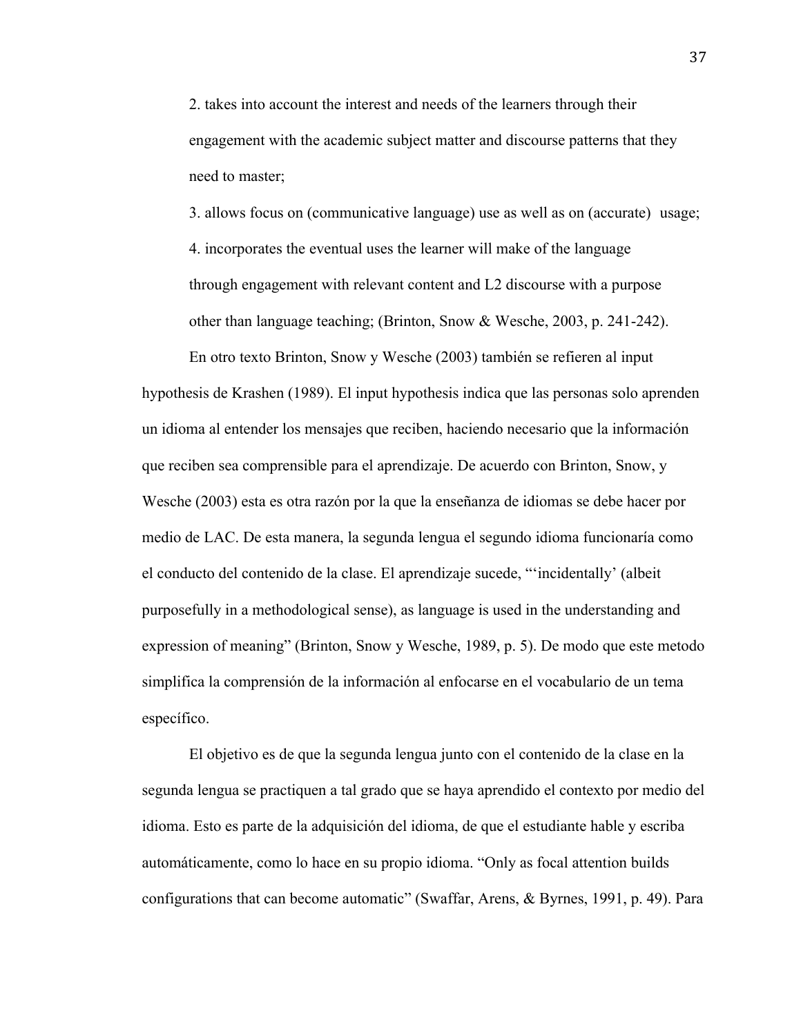2. takes into account the interest and needs of the learners through their engagement with the academic subject matter and discourse patterns that they need to master;

3. allows focus on (communicative language) use as well as on (accurate) usage;

4. incorporates the eventual uses the learner will make of the language through engagement with relevant content and L2 discourse with a purpose other than language teaching; (Brinton, Snow & Wesche, 2003, p. 241-242).

En otro texto Brinton, Snow y Wesche (2003) también se refieren al input hypothesis de Krashen (1989). El input hypothesis indica que las personas solo aprenden un idioma al entender los mensajes que reciben, haciendo necesario que la información que reciben sea comprensible para el aprendizaje. De acuerdo con Brinton, Snow, y Wesche (2003) esta es otra razón por la que la enseñanza de idiomas se debe hacer por medio de LAC. De esta manera, la segunda lengua el segundo idioma funcionaría como el conducto del contenido de la clase. El aprendizaje sucede, "'incidentally' (albeit purposefully in a methodological sense), as language is used in the understanding and expression of meaning" (Brinton, Snow y Wesche, 1989, p. 5). De modo que este metodo simplifica la comprensión de la información al enfocarse en el vocabulario de un tema específico.

El objetivo es de que la segunda lengua junto con el contenido de la clase en la segunda lengua se practiquen a tal grado que se haya aprendido el contexto por medio del idioma. Esto es parte de la adquisición del idioma, de que el estudiante hable y escriba automáticamente, como lo hace en su propio idioma. "Only as focal attention builds configurations that can become automatic" (Swaffar, Arens, & Byrnes, 1991, p. 49). Para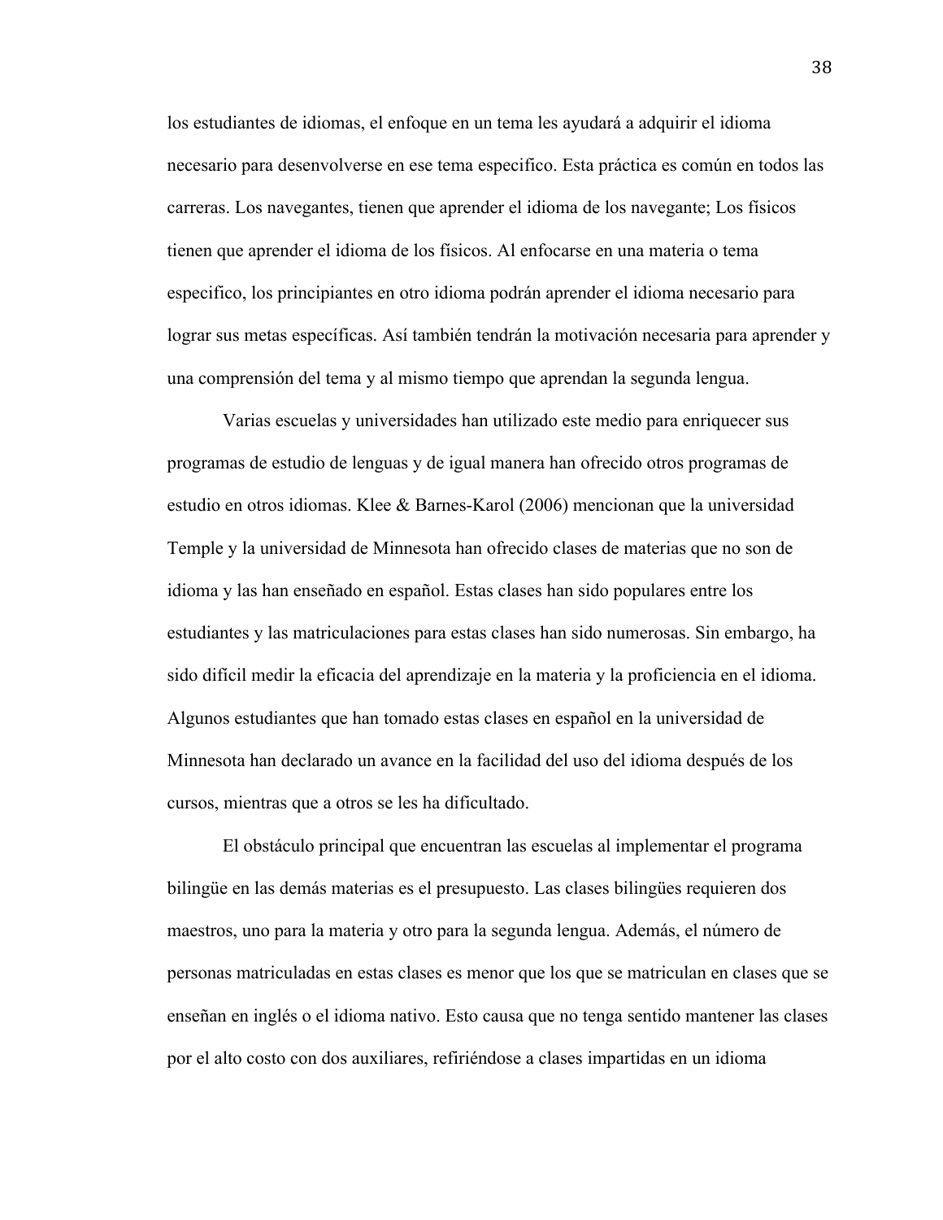los estudiantes de idiomas, el enfoque en un tema les ayudará a adquirir el idioma necesario para desenvolverse en ese tema especifico. Esta práctica es común en todos las carreras. Los navegantes, tienen que aprender el idioma de los navegante; Los físicos tienen que aprender el idioma de los físicos. Al enfocarse en una materia o tema especifico, los principiantes en otro idioma podrán aprender el idioma necesario para lograr sus metas específicas. Así también tendrán la motivación necesaria para aprender y una comprensión del tema y al mismo tiempo que aprendan la segunda lengua.

Varias escuelas y universidades han utilizado este medio para enriquecer sus programas de estudio de lenguas y de igual manera han ofrecido otros programas de estudio en otros idiomas. Klee & Barnes-Karol (2006) mencionan que la universidad Temple y la universidad de Minnesota han ofrecido clases de materias que no son de idioma y las han enseñado en español. Estas clases han sido populares entre los estudiantes y las matriculaciones para estas clases han sido numerosas. Sin embargo, ha sido difícil medir la eficacia del aprendizaje en la materia y la proficiencia en el idioma. Algunos estudiantes que han tomado estas clases en español en la universidad de Minnesota han declarado un avance en la facilidad del uso del idioma después de los cursos, mientras que a otros se les ha dificultado.

El obstáculo principal que encuentran las escuelas al implementar el programa bilingüe en las demás materias es el presupuesto. Las clases bilingües requieren dos maestros, uno para la materia y otro para la segunda lengua. Además, el número de personas matriculadas en estas clases es menor que los que se matriculan en clases que se enseñan en inglés o el idioma nativo. Esto causa que no tenga sentido mantener las clases por el alto costo con dos auxiliares, refiriéndose a clases impartidas en un idioma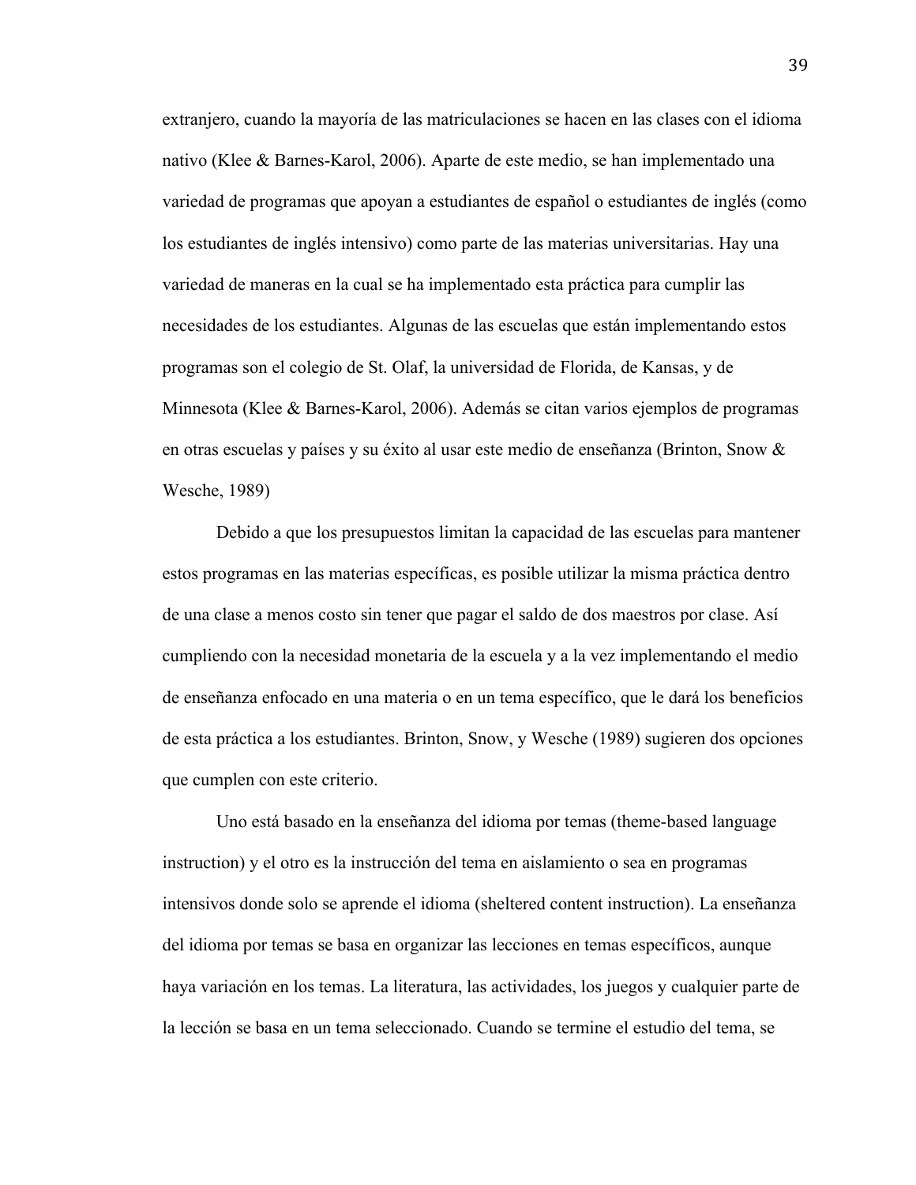extranjero, cuando la mayoría de las matriculaciones se hacen en las clases con el idioma nativo (Klee & Barnes-Karol, 2006). Aparte de este medio, se han implementado una variedad de programas que apoyan a estudiantes de español o estudiantes de inglés (como los estudiantes de inglés intensivo) como parte de las materias universitarias. Hay una variedad de maneras en la cual se ha implementado esta práctica para cumplir las necesidades de los estudiantes. Algunas de las escuelas que están implementando estos programas son el colegio de St. Olaf, la universidad de Florida, de Kansas, y de Minnesota (Klee & Barnes-Karol, 2006). Además se citan varios ejemplos de programas en otras escuelas y países y su éxito al usar este medio de enseñanza (Brinton, Snow & Wesche, 1989)

Debido a que los presupuestos limitan la capacidad de las escuelas para mantener estos programas en las materias específicas, es posible utilizar la misma práctica dentro de una clase a menos costo sin tener que pagar el saldo de dos maestros por clase. Así cumpliendo con la necesidad monetaria de la escuela y a la vez implementando el medio de enseñanza enfocado en una materia o en un tema específico, que le dará los beneficios de esta práctica a los estudiantes. Brinton, Snow, y Wesche (1989) sugieren dos opciones que cumplen con este criterio.

Uno está basado en la enseñanza del idioma por temas (theme-based language instruction) y el otro es la instrucción del tema en aislamiento o sea en programas intensivos donde solo se aprende el idioma (sheltered content instruction). La enseñanza del idioma por temas se basa en organizar las lecciones en temas específicos, aunque haya variación en los temas. La literatura, las actividades, los juegos y cualquier parte de la lección se basa en un tema seleccionado. Cuando se termine el estudio del tema, se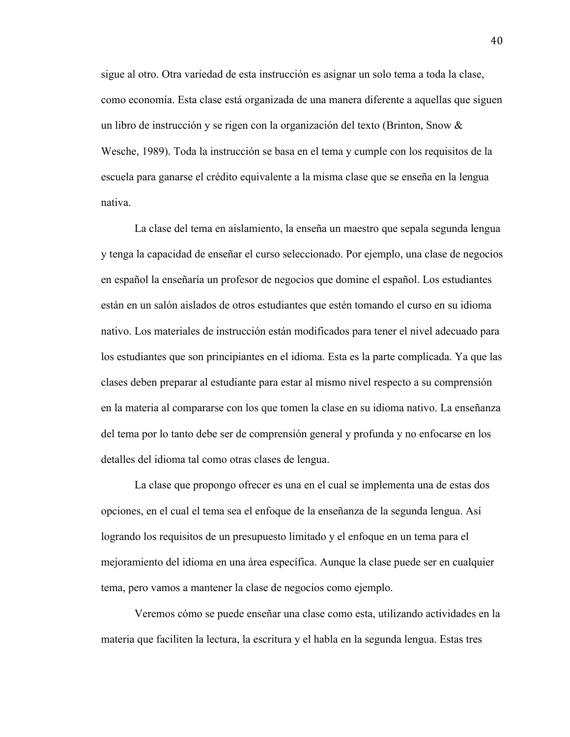sigue al otro. Otra variedad de esta instrucción es asignar un solo tema a toda la clase, como economía. Esta clase está organizada de una manera diferente a aquellas que siguen un libro de instrucción y se rigen con la organización del texto (Brinton, Snow & Wesche, 1989). Toda la instrucción se basa en el tema y cumple con los requisitos de la escuela para ganarse el crédito equivalente a la misma clase que se enseña en la lengua nativa.

La clase del tema en aislamiento, la enseña un maestro que sepala segunda lengua y tenga la capacidad de enseñar el curso seleccionado. Por ejemplo, una clase de negocios en español la enseñaría un profesor de negocios que domine el español. Los estudiantes están en un salón aislados de otros estudiantes que estén tomando el curso en su idioma nativo. Los materiales de instrucción están modificados para tener el nivel adecuado para los estudiantes que son principiantes en el idioma. Esta es la parte complicada. Ya que las clases deben preparar al estudiante para estar al mismo nivel respecto a su comprensión en la materia al compararse con los que tomen la clase en su idioma nativo. La enseñanza del tema por lo tanto debe ser de comprensión general y profunda y no enfocarse en los detalles del idioma tal como otras clases de lengua.

La clase que propongo ofrecer es una en el cual se implementa una de estas dos opciones, en el cual el tema sea el enfoque de la enseñanza de la segunda lengua. Así logrando los requisitos de un presupuesto limitado y el enfoque en un tema para el mejoramiento del idioma en una área específica. Aunque la clase puede ser en cualquier tema, pero vamos a mantener la clase de negocios como ejemplo.

Veremos cómo se puede enseñar una clase como esta, utilizando actividades en la materia que faciliten la lectura, la escritura y el habla en la segunda lengua. Estas tres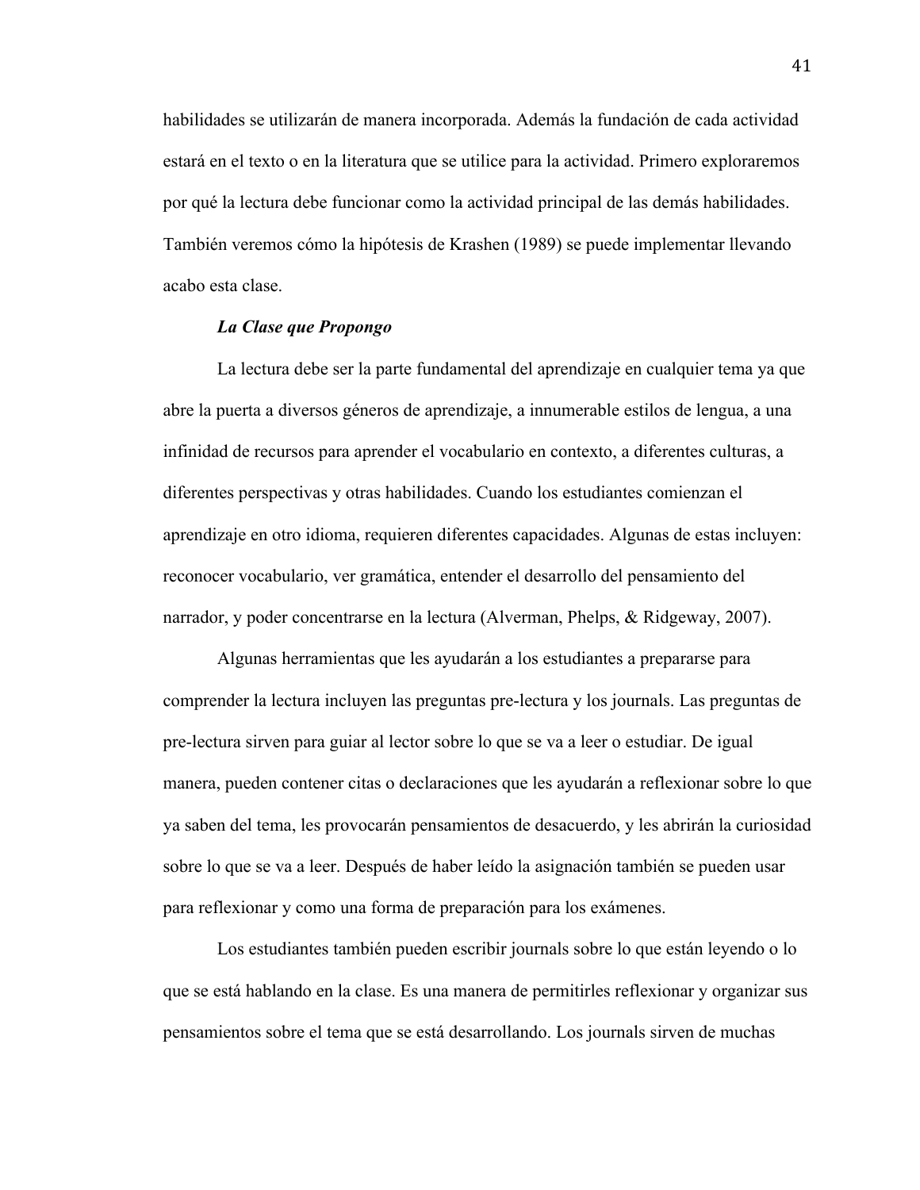habilidades se utilizarán de manera incorporada. Además la fundación de cada actividad estará en el texto o en la literatura que se utilice para la actividad. Primero exploraremos por qué la lectura debe funcionar como la actividad principal de las demás habilidades. También veremos cómo la hipótesis de Krashen (1989) se puede implementar llevando acabo esta clase.

### *La Clase que Propongo*

La lectura debe ser la parte fundamental del aprendizaje en cualquier tema ya que abre la puerta a diversos géneros de aprendizaje, a innumerable estilos de lengua, a una infinidad de recursos para aprender el vocabulario en contexto, a diferentes culturas, a diferentes perspectivas y otras habilidades. Cuando los estudiantes comienzan el aprendizaje en otro idioma, requieren diferentes capacidades. Algunas de estas incluyen: reconocer vocabulario, ver gramática, entender el desarrollo del pensamiento del narrador, y poder concentrarse en la lectura (Alverman, Phelps, & Ridgeway, 2007).

Algunas herramientas que les ayudarán a los estudiantes a prepararse para comprender la lectura incluyen las preguntas pre-lectura y los journals. Las preguntas de pre-lectura sirven para guiar al lector sobre lo que se va a leer o estudiar. De igual manera, pueden contener citas o declaraciones que les ayudarán a reflexionar sobre lo que ya saben del tema, les provocarán pensamientos de desacuerdo, y les abrirán la curiosidad sobre lo que se va a leer. Después de haber leído la asignación también se pueden usar para reflexionar y como una forma de preparación para los exámenes.

Los estudiantes también pueden escribir journals sobre lo que están leyendo o lo que se está hablando en la clase. Es una manera de permitirles reflexionar y organizar sus pensamientos sobre el tema que se está desarrollando. Los journals sirven de muchas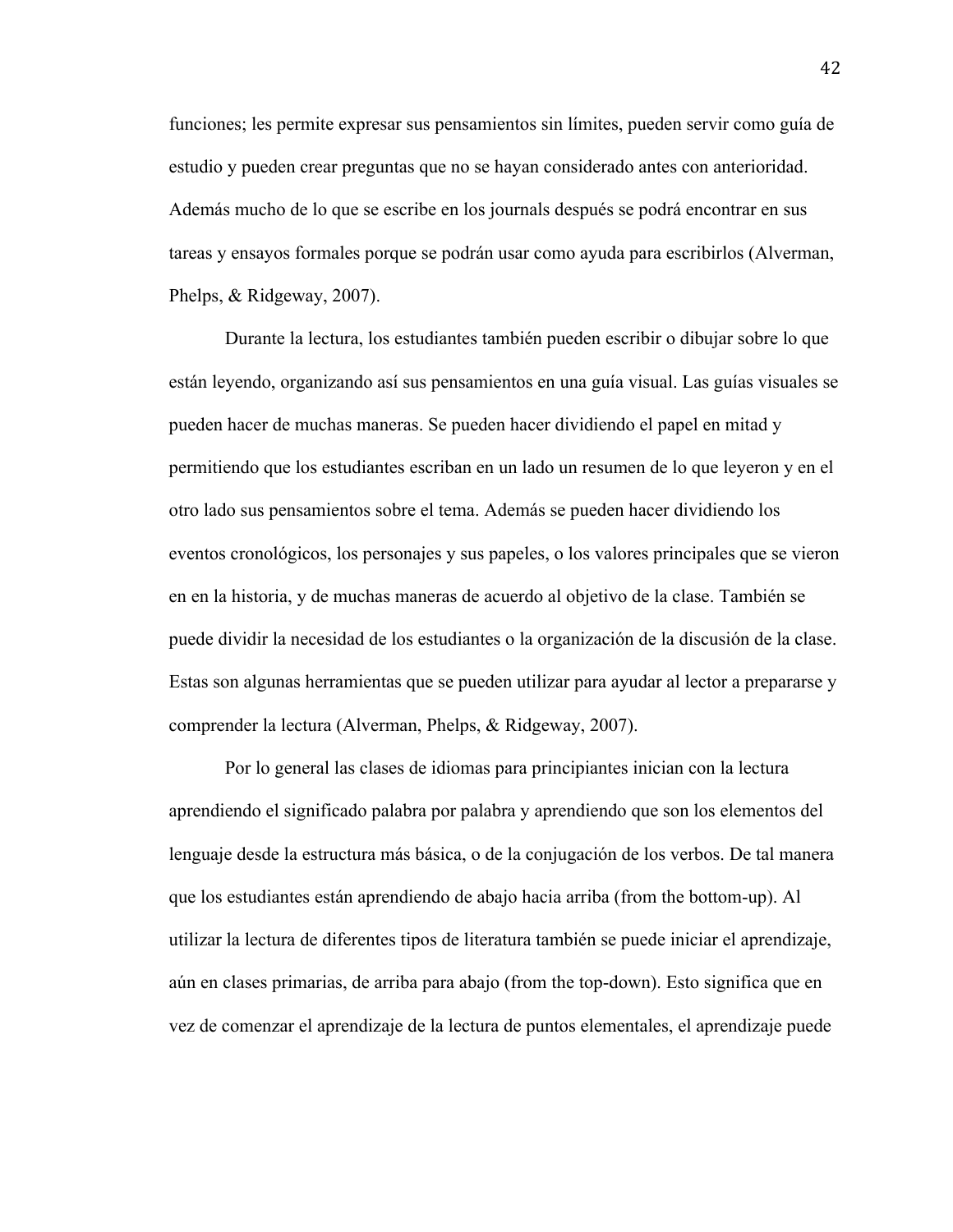funciones; les permite expresar sus pensamientos sin límites, pueden servir como guía de estudio y pueden crear preguntas que no se hayan considerado antes con anterioridad. Además mucho de lo que se escribe en los journals después se podrá encontrar en sus tareas y ensayos formales porque se podrán usar como ayuda para escribirlos (Alverman, Phelps, & Ridgeway, 2007).

Durante la lectura, los estudiantes también pueden escribir o dibujar sobre lo que están leyendo, organizando así sus pensamientos en una guía visual. Las guías visuales se pueden hacer de muchas maneras. Se pueden hacer dividiendo el papel en mitad y permitiendo que los estudiantes escriban en un lado un resumen de lo que leyeron y en el otro lado sus pensamientos sobre el tema. Además se pueden hacer dividiendo los eventos cronológicos, los personajes y sus papeles, o los valores principales que se vieron en en la historia, y de muchas maneras de acuerdo al objetivo de la clase. También se puede dividir la necesidad de los estudiantes o la organización de la discusión de la clase. Estas son algunas herramientas que se pueden utilizar para ayudar al lector a prepararse y comprender la lectura (Alverman, Phelps, & Ridgeway, 2007).

Por lo general las clases de idiomas para principiantes inician con la lectura aprendiendo el significado palabra por palabra y aprendiendo que son los elementos del lenguaje desde la estructura más básica, o de la conjugación de los verbos. De tal manera que los estudiantes están aprendiendo de abajo hacia arriba (from the bottom-up). Al utilizar la lectura de diferentes tipos de literatura también se puede iniciar el aprendizaje, aún en clases primarias, de arriba para abajo (from the top-down). Esto significa que en vez de comenzar el aprendizaje de la lectura de puntos elementales, el aprendizaje puede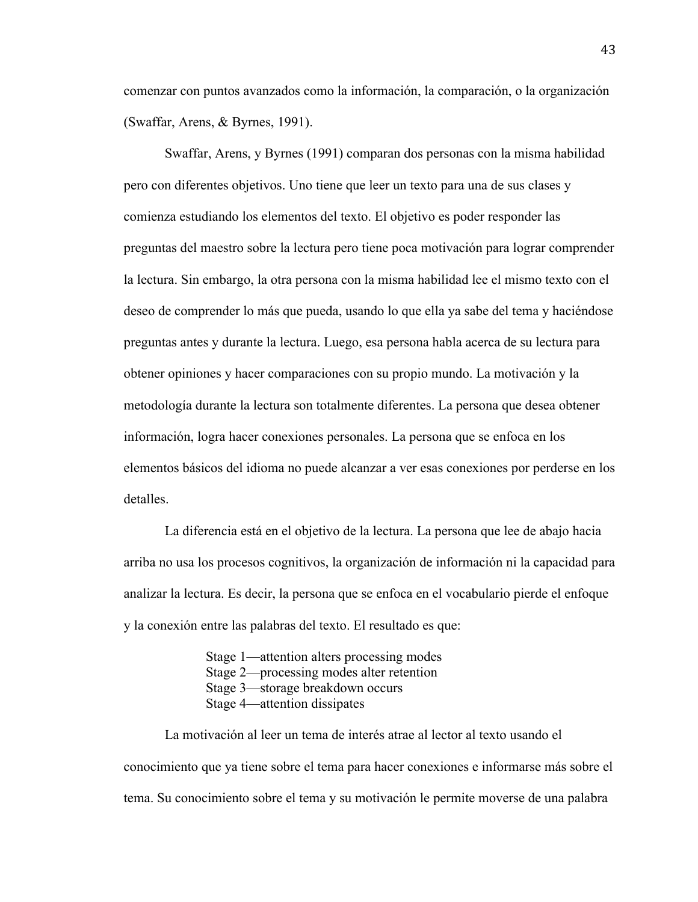comenzar con puntos avanzados como la información, la comparación, o la organización (Swaffar, Arens, & Byrnes, 1991).

Swaffar, Arens, y Byrnes (1991) comparan dos personas con la misma habilidad pero con diferentes objetivos. Uno tiene que leer un texto para una de sus clases y comienza estudiando los elementos del texto. El objetivo es poder responder las preguntas del maestro sobre la lectura pero tiene poca motivación para lograr comprender la lectura. Sin embargo, la otra persona con la misma habilidad lee el mismo texto con el deseo de comprender lo más que pueda, usando lo que ella ya sabe del tema y haciéndose preguntas antes y durante la lectura. Luego, esa persona habla acerca de su lectura para obtener opiniones y hacer comparaciones con su propio mundo. La motivación y la metodología durante la lectura son totalmente diferentes. La persona que desea obtener información, logra hacer conexiones personales. La persona que se enfoca en los elementos básicos del idioma no puede alcanzar a ver esas conexiones por perderse en los detalles.

La diferencia está en el objetivo de la lectura. La persona que lee de abajo hacia arriba no usa los procesos cognitivos, la organización de información ni la capacidad para analizar la lectura. Es decir, la persona que se enfoca en el vocabulario pierde el enfoque y la conexión entre las palabras del texto. El resultado es que:

> Stage 1—attention alters processing modes
> Stage 2—processing modes alter retention
> Stage 3—storage breakdown occurs
> Stage 4—attention dissipates

La motivación al leer un tema de interés atrae al lector al texto usando el conocimiento que ya tiene sobre el tema para hacer conexiones e informarse más sobre el tema. Su conocimiento sobre el tema y su motivación le permite moverse de una palabra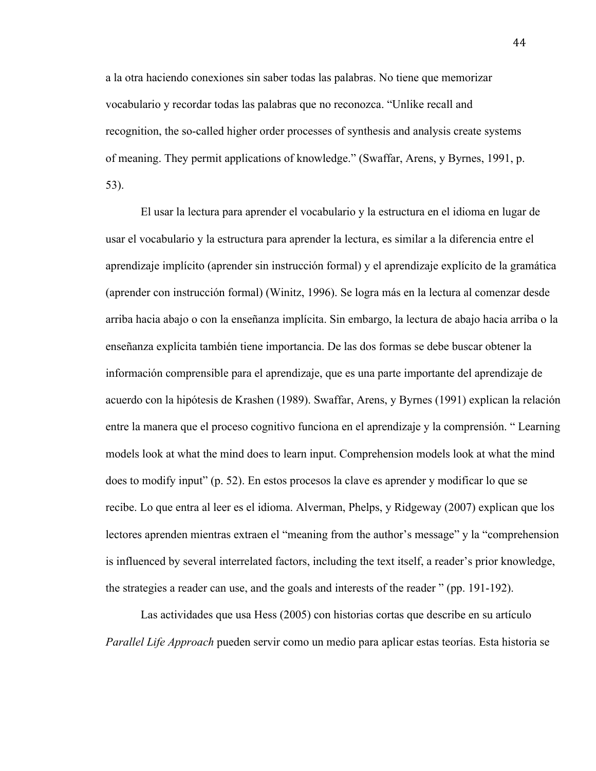a la otra haciendo conexiones sin saber todas las palabras. No tiene que memorizar vocabulario y recordar todas las palabras que no reconozca. "Unlike recall and recognition, the so-called higher order processes of synthesis and analysis create systems of meaning. They permit applications of knowledge." (Swaffar, Arens, y Byrnes, 1991, p. 53).

El usar la lectura para aprender el vocabulario y la estructura en el idioma en lugar de usar el vocabulario y la estructura para aprender la lectura, es similar a la diferencia entre el aprendizaje implícito (aprender sin instrucción formal) y el aprendizaje explícito de la gramática (aprender con instrucción formal) (Winitz, 1996). Se logra más en la lectura al comenzar desde arriba hacia abajo o con la enseñanza implícita. Sin embargo, la lectura de abajo hacia arriba o la enseñanza explícita también tiene importancia. De las dos formas se debe buscar obtener la información comprensible para el aprendizaje, que es una parte importante del aprendizaje de acuerdo con la hipótesis de Krashen (1989). Swaffar, Arens, y Byrnes (1991) explican la relación entre la manera que el proceso cognitivo funciona en el aprendizaje y la comprensión. " Learning models look at what the mind does to learn input. Comprehension models look at what the mind does to modify input" (p. 52). En estos procesos la clave es aprender y modificar lo que se recibe. Lo que entra al leer es el idioma. Alverman, Phelps, y Ridgeway (2007) explican que los lectores aprenden mientras extraen el "meaning from the author's message" y la "comprehension is influenced by several interrelated factors, including the text itself, a reader's prior knowledge, the strategies a reader can use, and the goals and interests of the reader " (pp. 191-192).

Las actividades que usa Hess (2005) con historias cortas que describe en su artículo *Parallel Life Approach* pueden servir como un medio para aplicar estas teorías. Esta historia se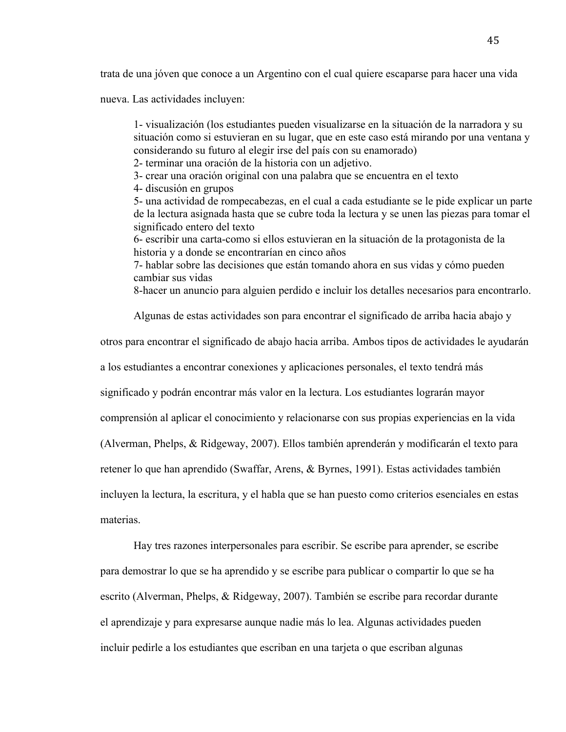trata de una jóven que conoce a un Argentino con el cual quiere escaparse para hacer una vida nueva. Las actividades incluyen:

> 1- visualización (los estudiantes pueden visualizarse en la situación de la narradora y su situación como si estuvieran en su lugar, que en este caso está mirando por una ventana y considerando su futuro al elegir irse del país con su enamorado)
> 2- terminar una oración de la historia con un adjetivo.
> 3- crear una oración original con una palabra que se encuentra en el texto
> 4- discusión en grupos
> 5- una actividad de rompecabezas, en el cual a cada estudiante se le pide explicar un parte de la lectura asignada hasta que se cubre toda la lectura y se unen las piezas para tomar el significado entero del texto
> 6- escribir una carta-como si ellos estuvieran en la situación de la protagonista de la historia y a donde se encontrarían en cinco años
> 7- hablar sobre las decisiones que están tomando ahora en sus vidas y cómo pueden cambiar sus vidas
> 8-hacer un anuncio para alguien perdido e incluir los detalles necesarios para encontrarlo.

Algunas de estas actividades son para encontrar el significado de arriba hacia abajo y otros para encontrar el significado de abajo hacia arriba. Ambos tipos de actividades le ayudarán a los estudiantes a encontrar conexiones y aplicaciones personales, el texto tendrá más significado y podrán encontrar más valor en la lectura. Los estudiantes lograrán mayor comprensión al aplicar el conocimiento y relacionarse con sus propias experiencias en la vida (Alverman, Phelps, & Ridgeway, 2007). Ellos también aprenderán y modificarán el texto para retener lo que han aprendido (Swaffar, Arens, & Byrnes, 1991). Estas actividades también incluyen la lectura, la escritura, y el habla que se han puesto como criterios esenciales en estas materias.

Hay tres razones interpersonales para escribir. Se escribe para aprender, se escribe para demostrar lo que se ha aprendido y se escribe para publicar o compartir lo que se ha escrito (Alverman, Phelps, & Ridgeway, 2007). También se escribe para recordar durante el aprendizaje y para expresarse aunque nadie más lo lea. Algunas actividades pueden incluir pedirle a los estudiantes que escriban en una tarjeta o que escriban algunas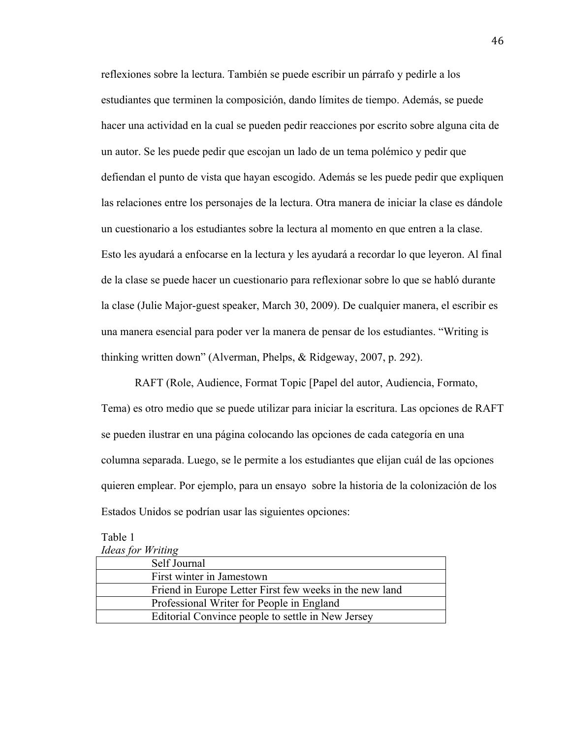reflexiones sobre la lectura. También se puede escribir un párrafo y pedirle a los estudiantes que terminen la composición, dando límites de tiempo. Además, se puede hacer una actividad en la cual se pueden pedir reacciones por escrito sobre alguna cita de un autor. Se les puede pedir que escojan un lado de un tema polémico y pedir que defiendan el punto de vista que hayan escogido. Además se les puede pedir que expliquen las relaciones entre los personajes de la lectura. Otra manera de iniciar la clase es dándole un cuestionario a los estudiantes sobre la lectura al momento en que entren a la clase. Esto les ayudará a enfocarse en la lectura y les ayudará a recordar lo que leyeron. Al final de la clase se puede hacer un cuestionario para reflexionar sobre lo que se habló durante la clase (Julie Major-guest speaker, March 30, 2009). De cualquier manera, el escribir es una manera esencial para poder ver la manera de pensar de los estudiantes. “Writing is thinking written down” (Alverman, Phelps, & Ridgeway, 2007, p. 292).

RAFT (Role, Audience, Format Topic [Papel del autor, Audiencia, Formato, Tema) es otro medio que se puede utilizar para iniciar la escritura. Las opciones de RAFT se pueden ilustrar en una página colocando las opciones de cada categoría en una columna separada. Luego, se le permite a los estudiantes que elijan cuál de las opciones quieren emplear. Por ejemplo, para un ensayo sobre la historia de la colonización de los Estados Unidos se podrían usar las siguientes opciones:

Table 1
*Ideas for Writing*

| |
|---|
| Self Journal |
| First winter in Jamestown |
| Friend in Europe Letter First few weeks in the new land |
| Professional Writer for People in England |
| Editorial Convince people to settle in New Jersey |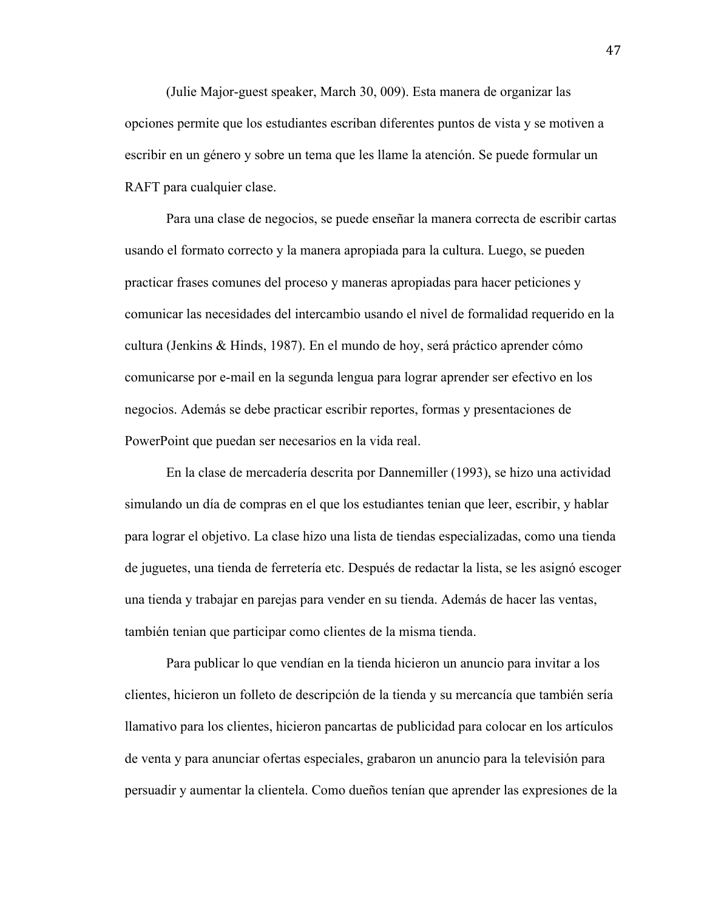(Julie Major-guest speaker, March 30, 009). Esta manera de organizar las opciones permite que los estudiantes escriban diferentes puntos de vista y se motiven a escribir en un género y sobre un tema que les llame la atención. Se puede formular un RAFT para cualquier clase.

Para una clase de negocios, se puede enseñar la manera correcta de escribir cartas usando el formato correcto y la manera apropiada para la cultura. Luego, se pueden practicar frases comunes del proceso y maneras apropiadas para hacer peticiones y comunicar las necesidades del intercambio usando el nivel de formalidad requerido en la cultura (Jenkins & Hinds, 1987). En el mundo de hoy, será práctico aprender cómo comunicarse por e-mail en la segunda lengua para lograr aprender ser efectivo en los negocios. Además se debe practicar escribir reportes, formas y presentaciones de PowerPoint que puedan ser necesarios en la vida real.

En la clase de mercadería descrita por Dannemiller (1993), se hizo una actividad simulando un día de compras en el que los estudiantes tenian que leer, escribir, y hablar para lograr el objetivo. La clase hizo una lista de tiendas especializadas, como una tienda de juguetes, una tienda de ferretería etc. Después de redactar la lista, se les asignó escoger una tienda y trabajar en parejas para vender en su tienda. Además de hacer las ventas, también tenian que participar como clientes de la misma tienda.

Para publicar lo que vendían en la tienda hicieron un anuncio para invitar a los clientes, hicieron un folleto de descripción de la tienda y su mercancía que también sería llamativo para los clientes, hicieron pancartas de publicidad para colocar en los artículos de venta y para anunciar ofertas especiales, grabaron un anuncio para la televisión para persuadir y aumentar la clientela. Como dueños tenían que aprender las expresiones de la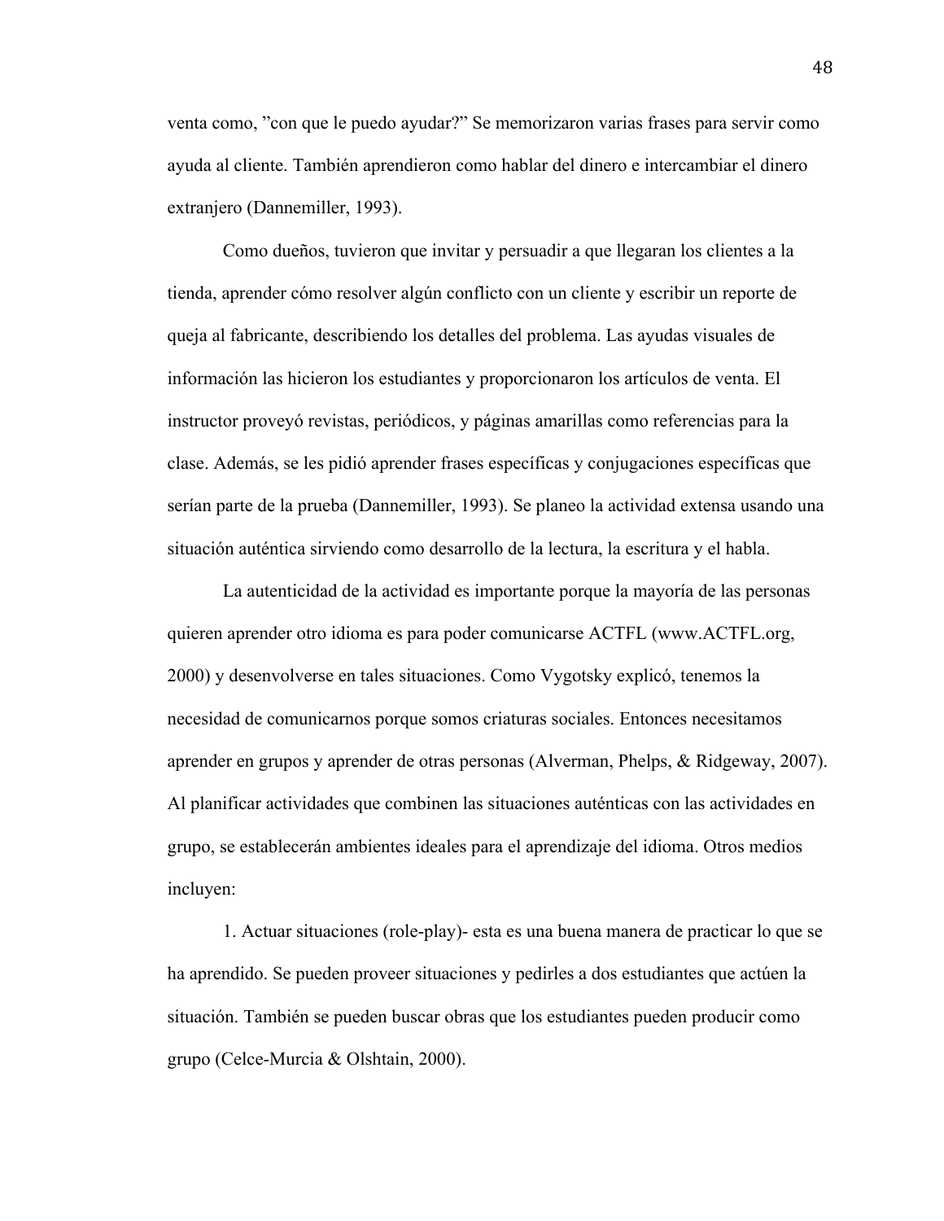venta como, ”con que le puedo ayudar?” Se memorizaron varias frases para servir como ayuda al cliente. También aprendieron como hablar del dinero e intercambiar el dinero extranjero (Dannemiller, 1993).

Como dueños, tuvieron que invitar y persuadir a que llegaran los clientes a la tienda, aprender cómo resolver algún conflicto con un cliente y escribir un reporte de queja al fabricante, describiendo los detalles del problema. Las ayudas visuales de información las hicieron los estudiantes y proporcionaron los artículos de venta. El instructor proveyó revistas, periódicos, y páginas amarillas como referencias para la clase. Además, se les pidió aprender frases específicas y conjugaciones específicas que serían parte de la prueba (Dannemiller, 1993). Se planeo la actividad extensa usando una situación auténtica sirviendo como desarrollo de la lectura, la escritura y el habla.

La autenticidad de la actividad es importante porque la mayoría de las personas quieren aprender otro idioma es para poder comunicarse ACTFL (www.ACTFL.org, 2000) y desenvolverse en tales situaciones. Como Vygotsky explicó, tenemos la necesidad de comunicarnos porque somos criaturas sociales. Entonces necesitamos aprender en grupos y aprender de otras personas (Alverman, Phelps, & Ridgeway, 2007). Al planificar actividades que combinen las situaciones auténticas con las actividades en grupo, se establecerán ambientes ideales para el aprendizaje del idioma. Otros medios incluyen:

1. Actuar situaciones (role-play)- esta es una buena manera de practicar lo que se ha aprendido. Se pueden proveer situaciones y pedirles a dos estudiantes que actúen la situación. También se pueden buscar obras que los estudiantes pueden producir como grupo (Celce-Murcia & Olshtain, 2000).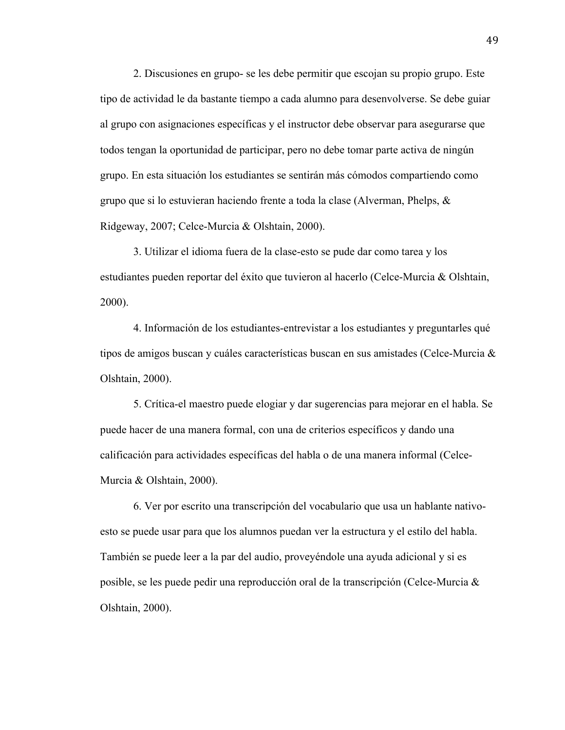2. Discusiones en grupo- se les debe permitir que escojan su propio grupo. Este tipo de actividad le da bastante tiempo a cada alumno para desenvolverse. Se debe guiar al grupo con asignaciones específicas y el instructor debe observar para asegurarse que todos tengan la oportunidad de participar, pero no debe tomar parte activa de ningún grupo. En esta situación los estudiantes se sentirán más cómodos compartiendo como grupo que si lo estuvieran haciendo frente a toda la clase (Alverman, Phelps, & Ridgeway, 2007; Celce-Murcia & Olshtain, 2000).

3. Utilizar el idioma fuera de la clase-esto se pude dar como tarea y los estudiantes pueden reportar del éxito que tuvieron al hacerlo (Celce-Murcia & Olshtain, 2000).

4. Información de los estudiantes-entrevistar a los estudiantes y preguntarles qué tipos de amigos buscan y cuáles características buscan en sus amistades (Celce-Murcia & Olshtain, 2000).

5. Crítica-el maestro puede elogiar y dar sugerencias para mejorar en el habla. Se puede hacer de una manera formal, con una de criterios específicos y dando una calificación para actividades específicas del habla o de una manera informal (Celce-Murcia & Olshtain, 2000).

6. Ver por escrito una transcripción del vocabulario que usa un hablante nativo-esto se puede usar para que los alumnos puedan ver la estructura y el estilo del habla. También se puede leer a la par del audio, proveyéndole una ayuda adicional y si es posible, se les puede pedir una reproducción oral de la transcripción (Celce-Murcia & Olshtain, 2000).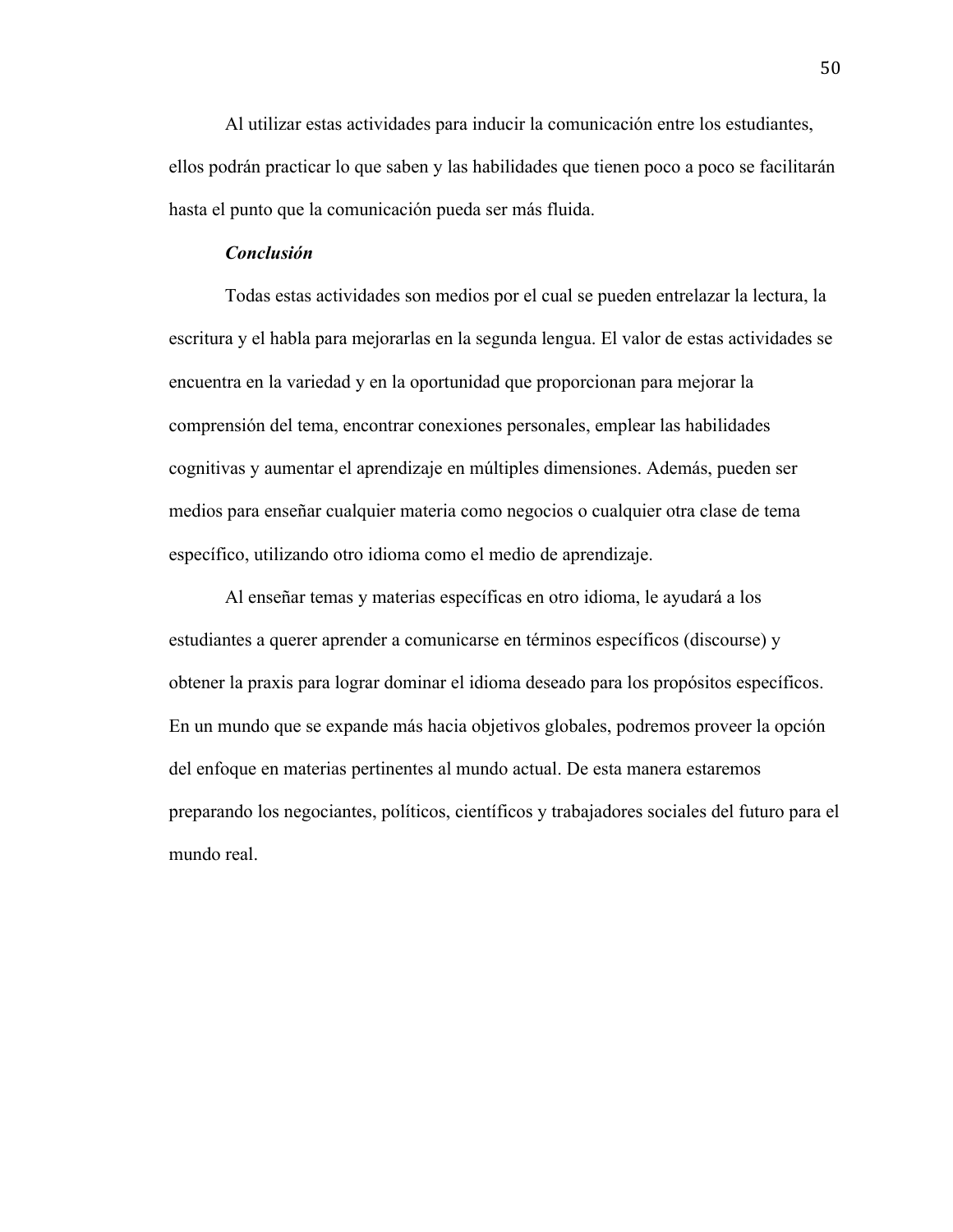Al utilizar estas actividades para inducir la comunicación entre los estudiantes, ellos podrán practicar lo que saben y las habilidades que tienen poco a poco se facilitarán hasta el punto que la comunicación pueda ser más fluida.

***Conclusión***

Todas estas actividades son medios por el cual se pueden entrelazar la lectura, la escritura y el habla para mejorarlas en la segunda lengua. El valor de estas actividades se encuentra en la variedad y en la oportunidad que proporcionan para mejorar la comprensión del tema, encontrar conexiones personales, emplear las habilidades cognitivas y aumentar el aprendizaje en múltiples dimensiones. Además, pueden ser medios para enseñar cualquier materia como negocios o cualquier otra clase de tema específico, utilizando otro idioma como el medio de aprendizaje.

Al enseñar temas y materias específicas en otro idioma, le ayudará a los estudiantes a querer aprender a comunicarse en términos específicos (discourse) y obtener la praxis para lograr dominar el idioma deseado para los propósitos específicos. En un mundo que se expande más hacia objetivos globales, podremos proveer la opción del enfoque en materias pertinentes al mundo actual. De esta manera estaremos preparando los negociantes, políticos, científicos y trabajadores sociales del futuro para el mundo real.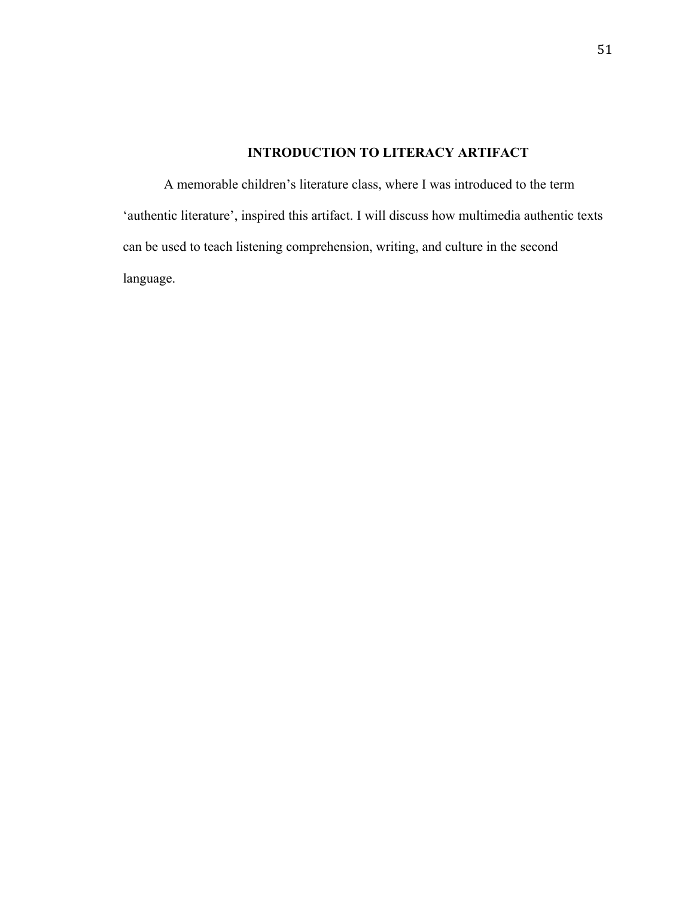## INTRODUCTION TO LITERACY ARTIFACT

A memorable children's literature class, where I was introduced to the term 'authentic literature', inspired this artifact. I will discuss how multimedia authentic texts can be used to teach listening comprehension, writing, and culture in the second language.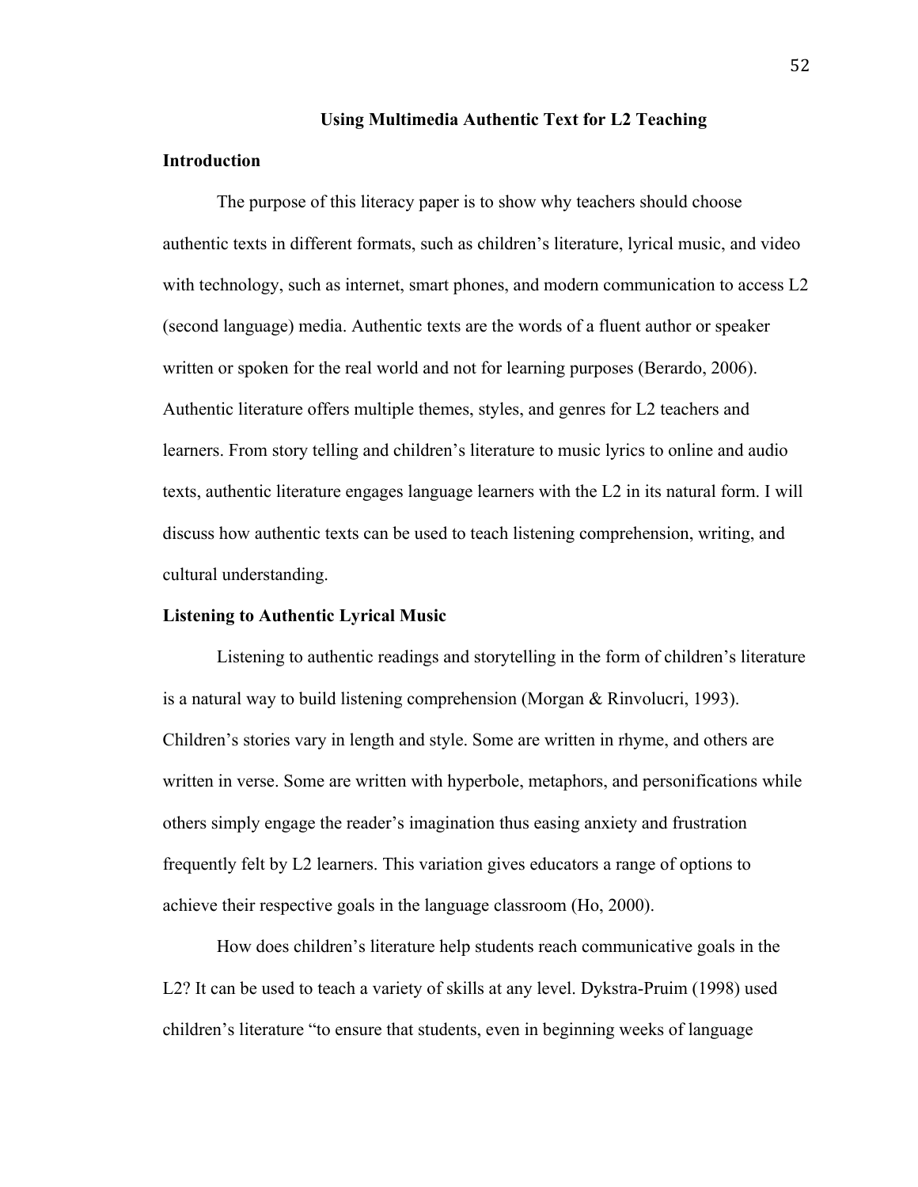## Using Multimedia Authentic Text for L2 Teaching

### Introduction

The purpose of this literacy paper is to show why teachers should choose authentic texts in different formats, such as children's literature, lyrical music, and video with technology, such as internet, smart phones, and modern communication to access L2 (second language) media. Authentic texts are the words of a fluent author or speaker written or spoken for the real world and not for learning purposes (Berardo, 2006). Authentic literature offers multiple themes, styles, and genres for L2 teachers and learners. From story telling and children's literature to music lyrics to online and audio texts, authentic literature engages language learners with the L2 in its natural form. I will discuss how authentic texts can be used to teach listening comprehension, writing, and cultural understanding.

### Listening to Authentic Lyrical Music

Listening to authentic readings and storytelling in the form of children's literature is a natural way to build listening comprehension (Morgan & Rinvolucri, 1993). Children's stories vary in length and style. Some are written in rhyme, and others are written in verse. Some are written with hyperbole, metaphors, and personifications while others simply engage the reader's imagination thus easing anxiety and frustration frequently felt by L2 learners. This variation gives educators a range of options to achieve their respective goals in the language classroom (Ho, 2000).

How does children's literature help students reach communicative goals in the L2? It can be used to teach a variety of skills at any level. Dykstra-Pruim (1998) used children's literature "to ensure that students, even in beginning weeks of language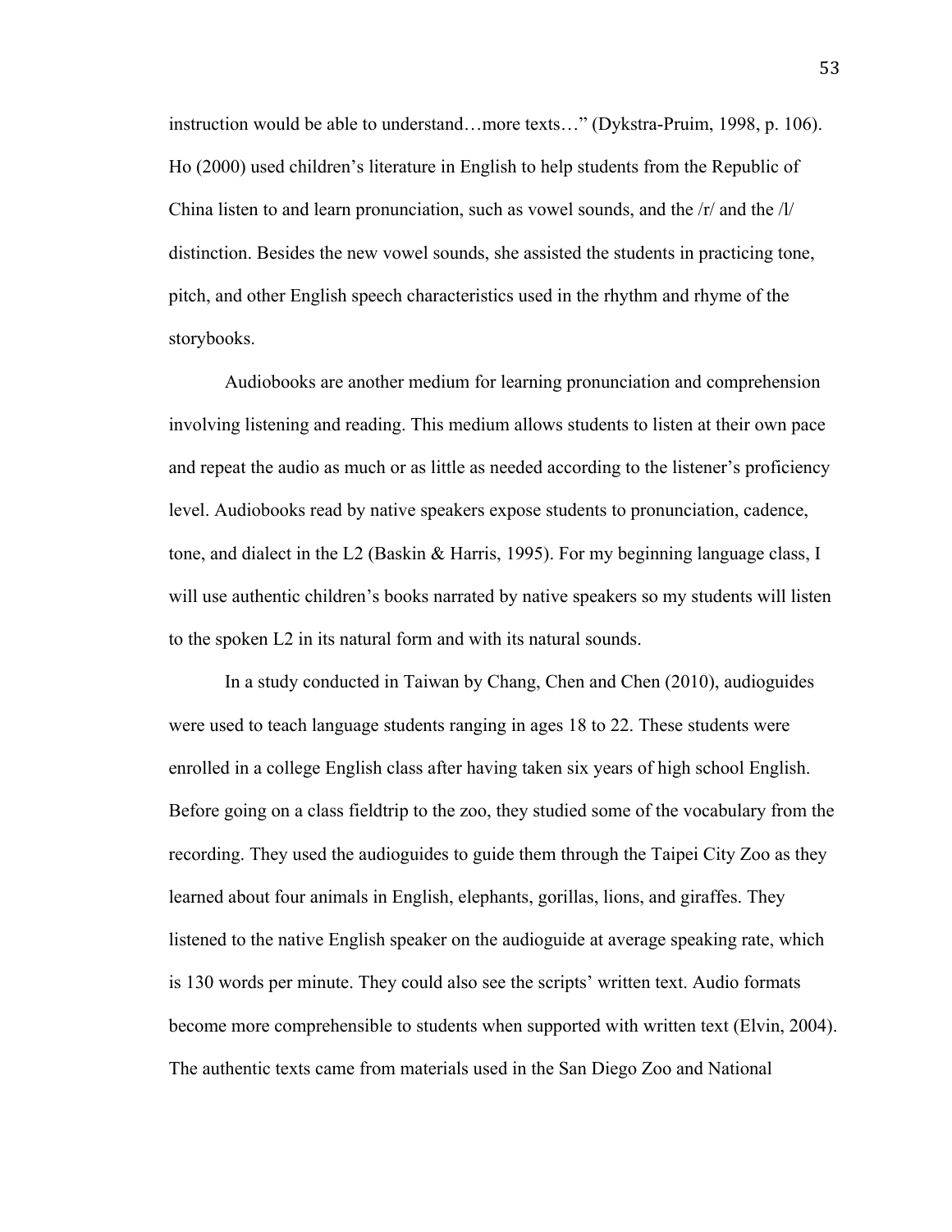instruction would be able to understand…more texts…" (Dykstra-Pruim, 1998, p. 106). Ho (2000) used children's literature in English to help students from the Republic of China listen to and learn pronunciation, such as vowel sounds, and the /r/ and the /l/ distinction. Besides the new vowel sounds, she assisted the students in practicing tone, pitch, and other English speech characteristics used in the rhythm and rhyme of the storybooks.

Audiobooks are another medium for learning pronunciation and comprehension involving listening and reading. This medium allows students to listen at their own pace and repeat the audio as much or as little as needed according to the listener's proficiency level. Audiobooks read by native speakers expose students to pronunciation, cadence, tone, and dialect in the L2 (Baskin & Harris, 1995). For my beginning language class, I will use authentic children's books narrated by native speakers so my students will listen to the spoken L2 in its natural form and with its natural sounds.

In a study conducted in Taiwan by Chang, Chen and Chen (2010), audioguides were used to teach language students ranging in ages 18 to 22. These students were enrolled in a college English class after having taken six years of high school English. Before going on a class fieldtrip to the zoo, they studied some of the vocabulary from the recording. They used the audioguides to guide them through the Taipei City Zoo as they learned about four animals in English, elephants, gorillas, lions, and giraffes. They listened to the native English speaker on the audioguide at average speaking rate, which is 130 words per minute. They could also see the scripts' written text. Audio formats become more comprehensible to students when supported with written text (Elvin, 2004). The authentic texts came from materials used in the San Diego Zoo and National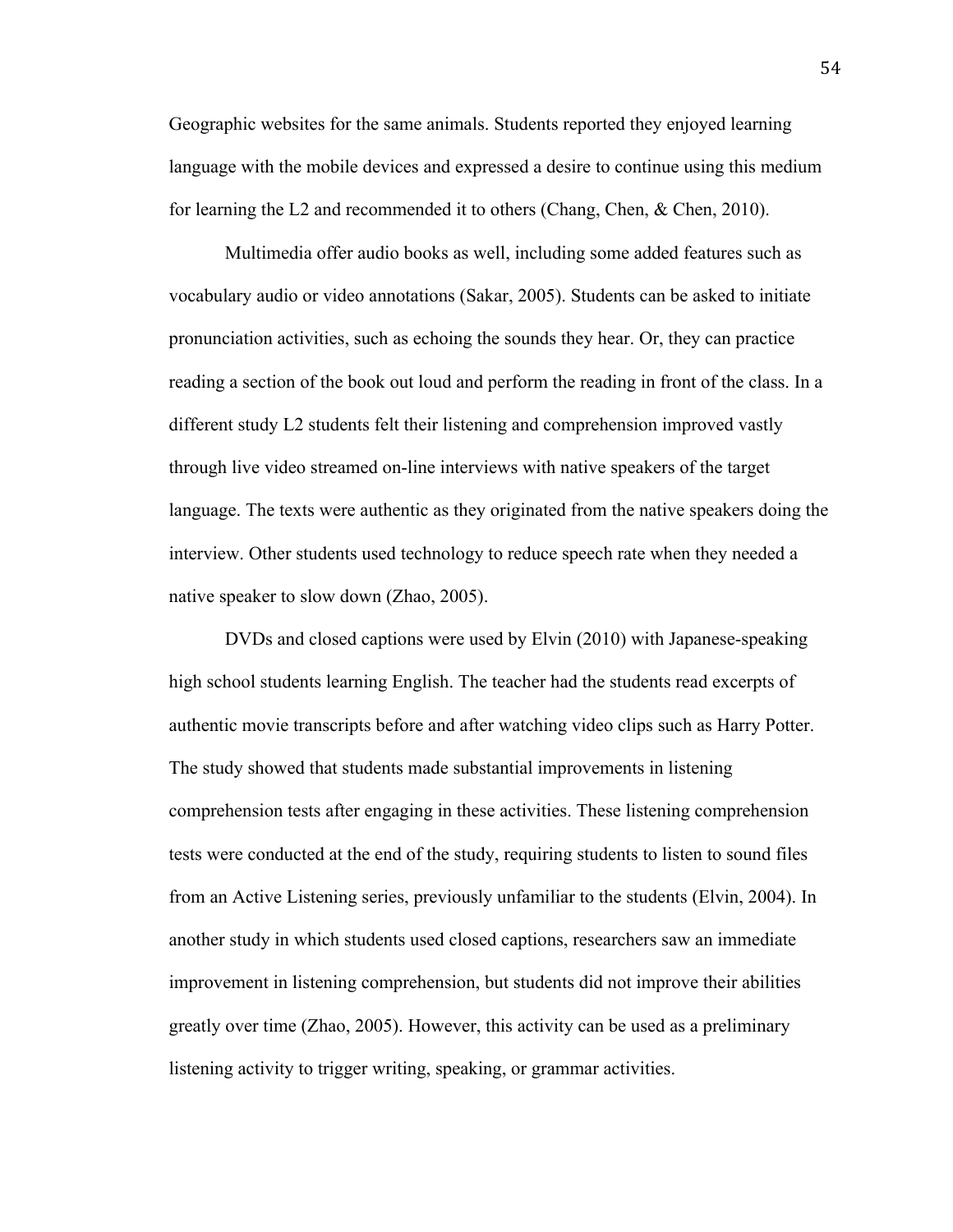Geographic websites for the same animals. Students reported they enjoyed learning language with the mobile devices and expressed a desire to continue using this medium for learning the L2 and recommended it to others (Chang, Chen, & Chen, 2010).

Multimedia offer audio books as well, including some added features such as vocabulary audio or video annotations (Sakar, 2005). Students can be asked to initiate pronunciation activities, such as echoing the sounds they hear. Or, they can practice reading a section of the book out loud and perform the reading in front of the class. In a different study L2 students felt their listening and comprehension improved vastly through live video streamed on-line interviews with native speakers of the target language. The texts were authentic as they originated from the native speakers doing the interview. Other students used technology to reduce speech rate when they needed a native speaker to slow down (Zhao, 2005).

DVDs and closed captions were used by Elvin (2010) with Japanese-speaking high school students learning English. The teacher had the students read excerpts of authentic movie transcripts before and after watching video clips such as Harry Potter. The study showed that students made substantial improvements in listening comprehension tests after engaging in these activities. These listening comprehension tests were conducted at the end of the study, requiring students to listen to sound files from an Active Listening series, previously unfamiliar to the students (Elvin, 2004). In another study in which students used closed captions, researchers saw an immediate improvement in listening comprehension, but students did not improve their abilities greatly over time (Zhao, 2005). However, this activity can be used as a preliminary listening activity to trigger writing, speaking, or grammar activities.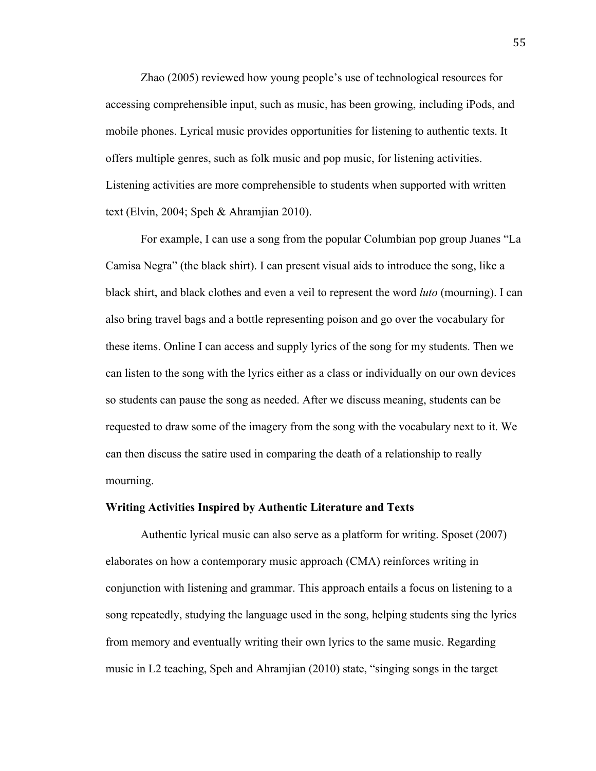Zhao (2005) reviewed how young people's use of technological resources for accessing comprehensible input, such as music, has been growing, including iPods, and mobile phones. Lyrical music provides opportunities for listening to authentic texts. It offers multiple genres, such as folk music and pop music, for listening activities. Listening activities are more comprehensible to students when supported with written text (Elvin, 2004; Speh & Ahramjian 2010).

For example, I can use a song from the popular Columbian pop group Juanes "La Camisa Negra" (the black shirt). I can present visual aids to introduce the song, like a black shirt, and black clothes and even a veil to represent the word *luto* (mourning). I can also bring travel bags and a bottle representing poison and go over the vocabulary for these items. Online I can access and supply lyrics of the song for my students. Then we can listen to the song with the lyrics either as a class or individually on our own devices so students can pause the song as needed. After we discuss meaning, students can be requested to draw some of the imagery from the song with the vocabulary next to it. We can then discuss the satire used in comparing the death of a relationship to really mourning.

**Writing Activities Inspired by Authentic Literature and Texts**

Authentic lyrical music can also serve as a platform for writing. Sposet (2007) elaborates on how a contemporary music approach (CMA) reinforces writing in conjunction with listening and grammar. This approach entails a focus on listening to a song repeatedly, studying the language used in the song, helping students sing the lyrics from memory and eventually writing their own lyrics to the same music. Regarding music in L2 teaching, Speh and Ahramjian (2010) state, "singing songs in the target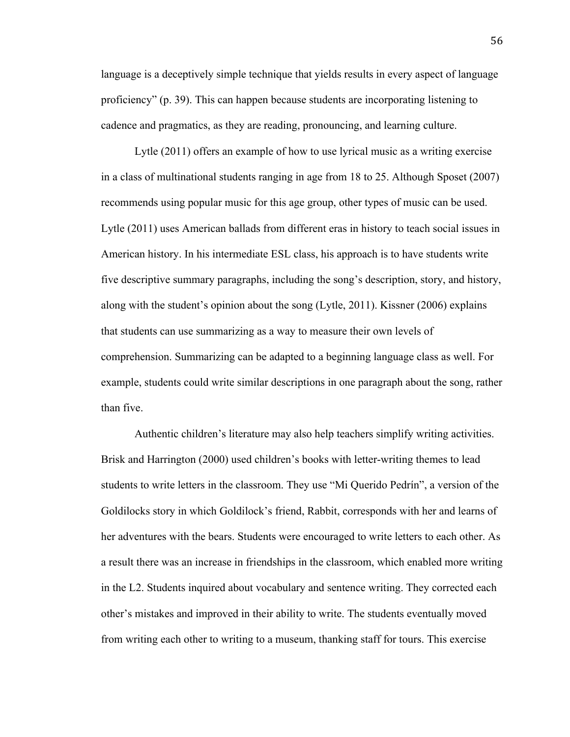language is a deceptively simple technique that yields results in every aspect of language proficiency" (p. 39). This can happen because students are incorporating listening to cadence and pragmatics, as they are reading, pronouncing, and learning culture.

Lytle (2011) offers an example of how to use lyrical music as a writing exercise in a class of multinational students ranging in age from 18 to 25. Although Sposet (2007) recommends using popular music for this age group, other types of music can be used. Lytle (2011) uses American ballads from different eras in history to teach social issues in American history. In his intermediate ESL class, his approach is to have students write five descriptive summary paragraphs, including the song's description, story, and history, along with the student's opinion about the song (Lytle, 2011). Kissner (2006) explains that students can use summarizing as a way to measure their own levels of comprehension. Summarizing can be adapted to a beginning language class as well. For example, students could write similar descriptions in one paragraph about the song, rather than five.

Authentic children's literature may also help teachers simplify writing activities. Brisk and Harrington (2000) used children's books with letter-writing themes to lead students to write letters in the classroom. They use "Mi Querido Pedrín", a version of the Goldilocks story in which Goldilock's friend, Rabbit, corresponds with her and learns of her adventures with the bears. Students were encouraged to write letters to each other. As a result there was an increase in friendships in the classroom, which enabled more writing in the L2. Students inquired about vocabulary and sentence writing. They corrected each other's mistakes and improved in their ability to write. The students eventually moved from writing each other to writing to a museum, thanking staff for tours. This exercise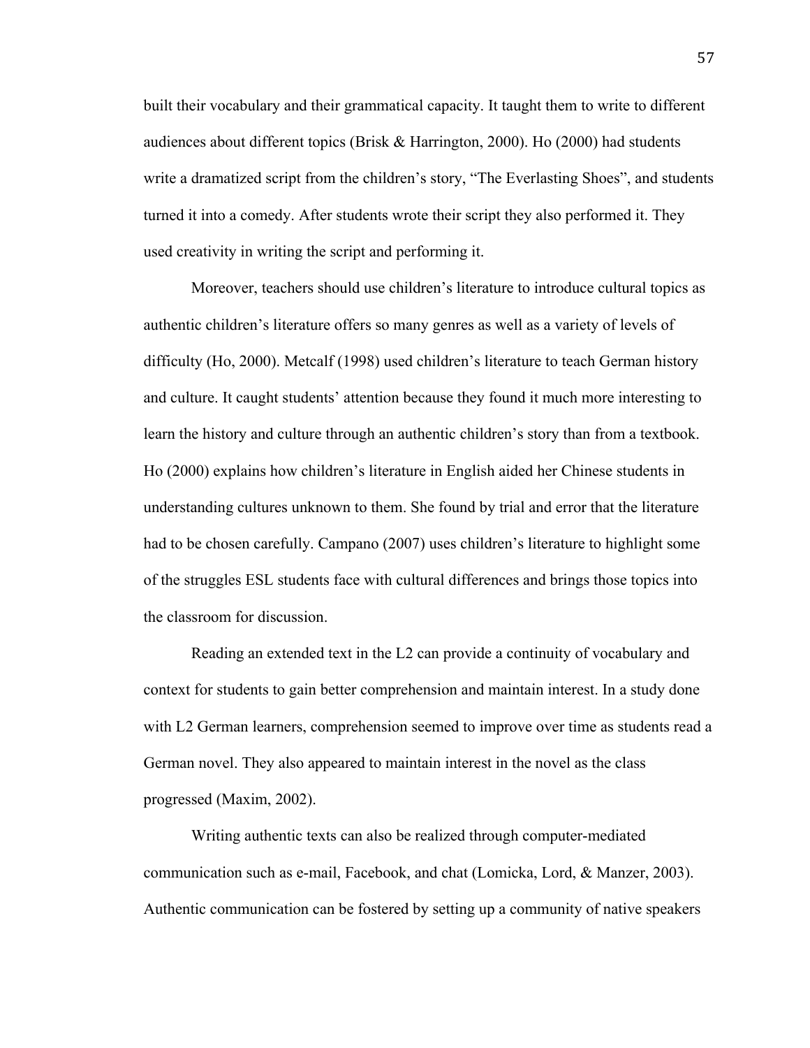built their vocabulary and their grammatical capacity. It taught them to write to different audiences about different topics (Brisk & Harrington, 2000). Ho (2000) had students write a dramatized script from the children's story, "The Everlasting Shoes", and students turned it into a comedy. After students wrote their script they also performed it. They used creativity in writing the script and performing it.

Moreover, teachers should use children's literature to introduce cultural topics as authentic children's literature offers so many genres as well as a variety of levels of difficulty (Ho, 2000). Metcalf (1998) used children's literature to teach German history and culture. It caught students' attention because they found it much more interesting to learn the history and culture through an authentic children's story than from a textbook. Ho (2000) explains how children's literature in English aided her Chinese students in understanding cultures unknown to them. She found by trial and error that the literature had to be chosen carefully. Campano (2007) uses children's literature to highlight some of the struggles ESL students face with cultural differences and brings those topics into the classroom for discussion.

Reading an extended text in the L2 can provide a continuity of vocabulary and context for students to gain better comprehension and maintain interest. In a study done with L2 German learners, comprehension seemed to improve over time as students read a German novel. They also appeared to maintain interest in the novel as the class progressed (Maxim, 2002).

Writing authentic texts can also be realized through computer-mediated communication such as e-mail, Facebook, and chat (Lomicka, Lord, & Manzer, 2003). Authentic communication can be fostered by setting up a community of native speakers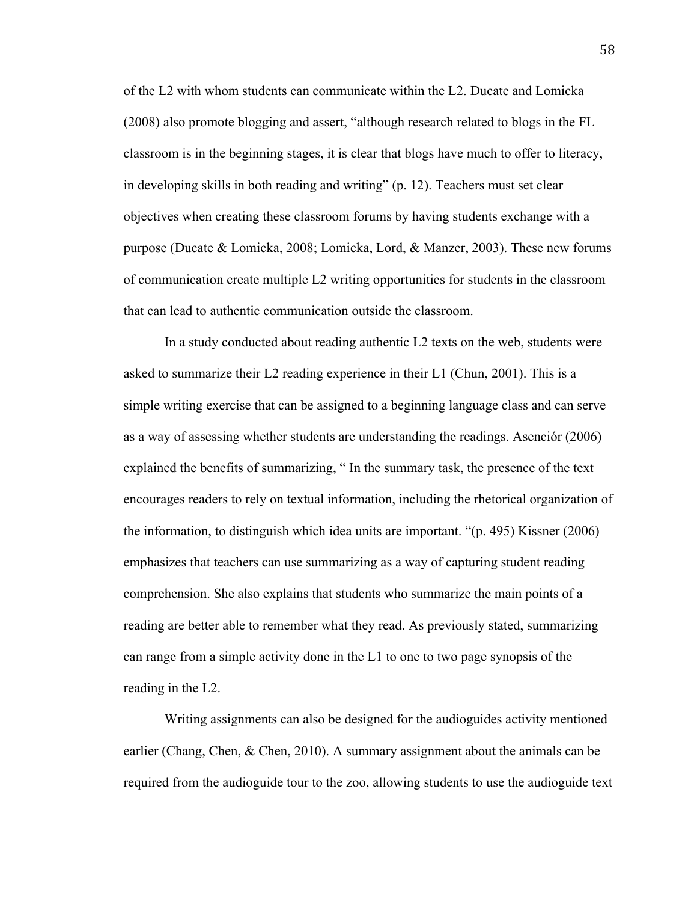of the L2 with whom students can communicate within the L2. Ducate and Lomicka (2008) also promote blogging and assert, "although research related to blogs in the FL classroom is in the beginning stages, it is clear that blogs have much to offer to literacy, in developing skills in both reading and writing" (p. 12). Teachers must set clear objectives when creating these classroom forums by having students exchange with a purpose (Ducate & Lomicka, 2008; Lomicka, Lord, & Manzer, 2003). These new forums of communication create multiple L2 writing opportunities for students in the classroom that can lead to authentic communication outside the classroom.

In a study conducted about reading authentic L2 texts on the web, students were asked to summarize their L2 reading experience in their L1 (Chun, 2001). This is a simple writing exercise that can be assigned to a beginning language class and can serve as a way of assessing whether students are understanding the readings. Asenciór (2006) explained the benefits of summarizing, " In the summary task, the presence of the text encourages readers to rely on textual information, including the rhetorical organization of the information, to distinguish which idea units are important. "(p. 495) Kissner (2006) emphasizes that teachers can use summarizing as a way of capturing student reading comprehension. She also explains that students who summarize the main points of a reading are better able to remember what they read. As previously stated, summarizing can range from a simple activity done in the L1 to one to two page synopsis of the reading in the L2.

Writing assignments can also be designed for the audioguides activity mentioned earlier (Chang, Chen, & Chen, 2010). A summary assignment about the animals can be required from the audioguide tour to the zoo, allowing students to use the audioguide text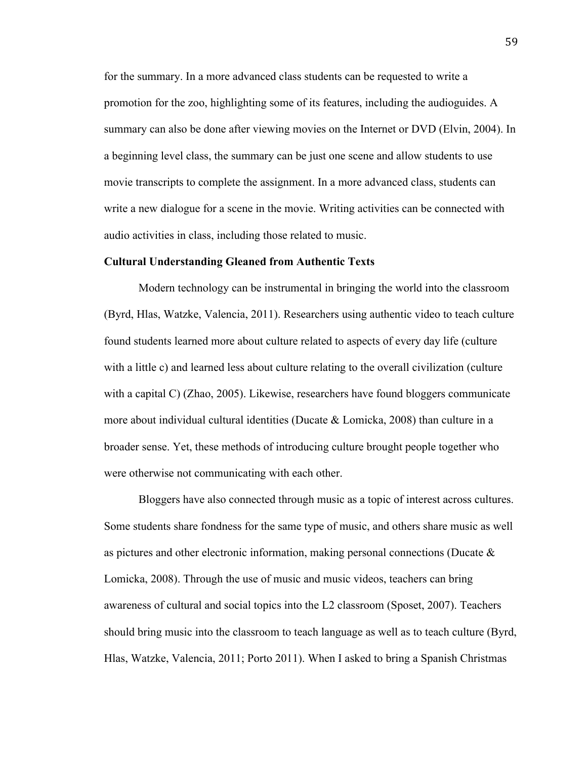for the summary. In a more advanced class students can be requested to write a promotion for the zoo, highlighting some of its features, including the audioguides. A summary can also be done after viewing movies on the Internet or DVD (Elvin, 2004). In a beginning level class, the summary can be just one scene and allow students to use movie transcripts to complete the assignment. In a more advanced class, students can write a new dialogue for a scene in the movie. Writing activities can be connected with audio activities in class, including those related to music.

**Cultural Understanding Gleaned from Authentic Texts**

Modern technology can be instrumental in bringing the world into the classroom (Byrd, Hlas, Watzke, Valencia, 2011). Researchers using authentic video to teach culture found students learned more about culture related to aspects of every day life (culture with a little c) and learned less about culture relating to the overall civilization (culture with a capital C) (Zhao, 2005). Likewise, researchers have found bloggers communicate more about individual cultural identities (Ducate & Lomicka, 2008) than culture in a broader sense. Yet, these methods of introducing culture brought people together who were otherwise not communicating with each other.

Bloggers have also connected through music as a topic of interest across cultures. Some students share fondness for the same type of music, and others share music as well as pictures and other electronic information, making personal connections (Ducate & Lomicka, 2008). Through the use of music and music videos, teachers can bring awareness of cultural and social topics into the L2 classroom (Sposet, 2007). Teachers should bring music into the classroom to teach language as well as to teach culture (Byrd, Hlas, Watzke, Valencia, 2011; Porto 2011). When I asked to bring a Spanish Christmas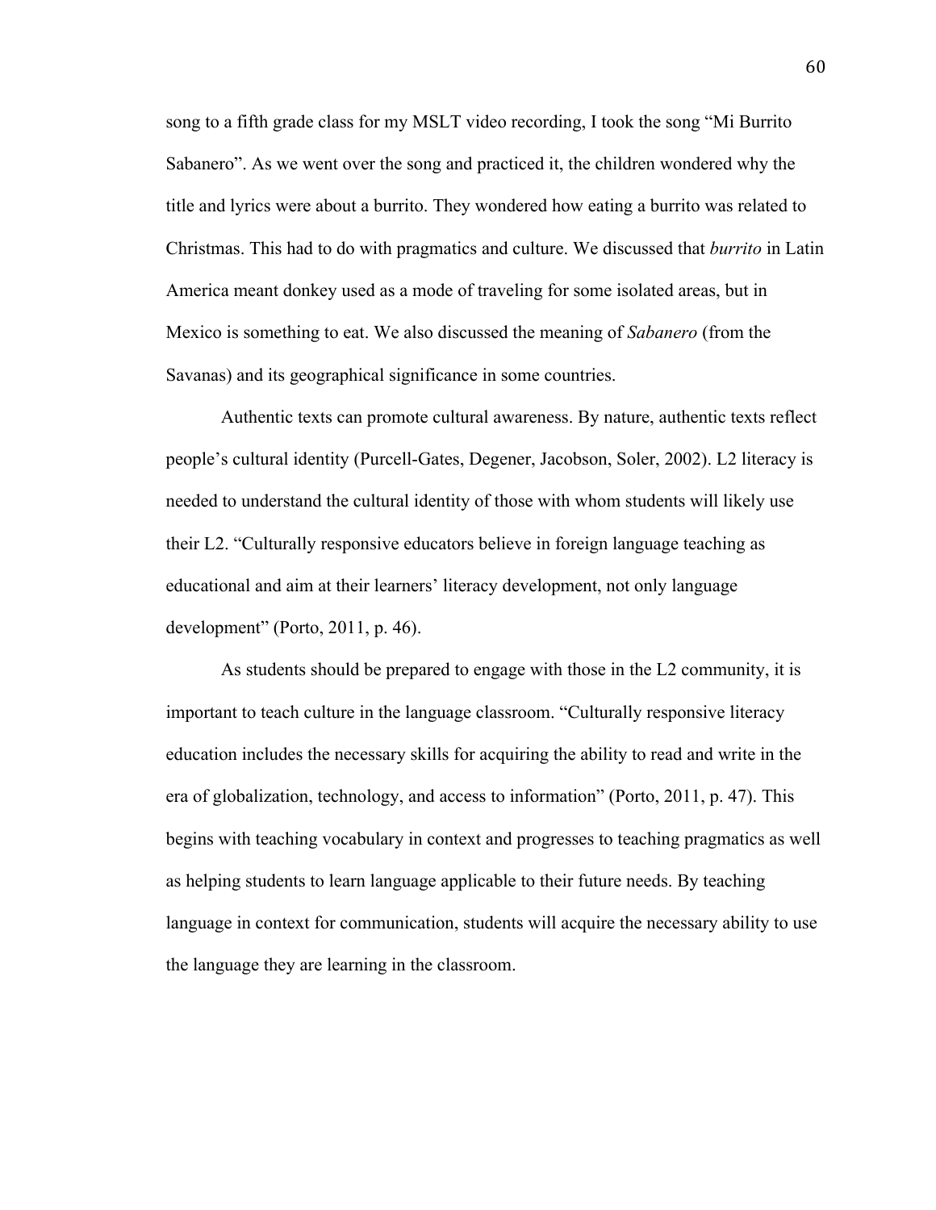song to a fifth grade class for my MSLT video recording, I took the song "Mi Burrito Sabanero". As we went over the song and practiced it, the children wondered why the title and lyrics were about a burrito. They wondered how eating a burrito was related to Christmas. This had to do with pragmatics and culture. We discussed that *burrito* in Latin America meant donkey used as a mode of traveling for some isolated areas, but in Mexico is something to eat. We also discussed the meaning of *Sabanero* (from the Savanas) and its geographical significance in some countries.

Authentic texts can promote cultural awareness. By nature, authentic texts reflect people's cultural identity (Purcell-Gates, Degener, Jacobson, Soler, 2002). L2 literacy is needed to understand the cultural identity of those with whom students will likely use their L2. "Culturally responsive educators believe in foreign language teaching as educational and aim at their learners' literacy development, not only language development" (Porto, 2011, p. 46).

As students should be prepared to engage with those in the L2 community, it is important to teach culture in the language classroom. "Culturally responsive literacy education includes the necessary skills for acquiring the ability to read and write in the era of globalization, technology, and access to information" (Porto, 2011, p. 47). This begins with teaching vocabulary in context and progresses to teaching pragmatics as well as helping students to learn language applicable to their future needs. By teaching language in context for communication, students will acquire the necessary ability to use the language they are learning in the classroom.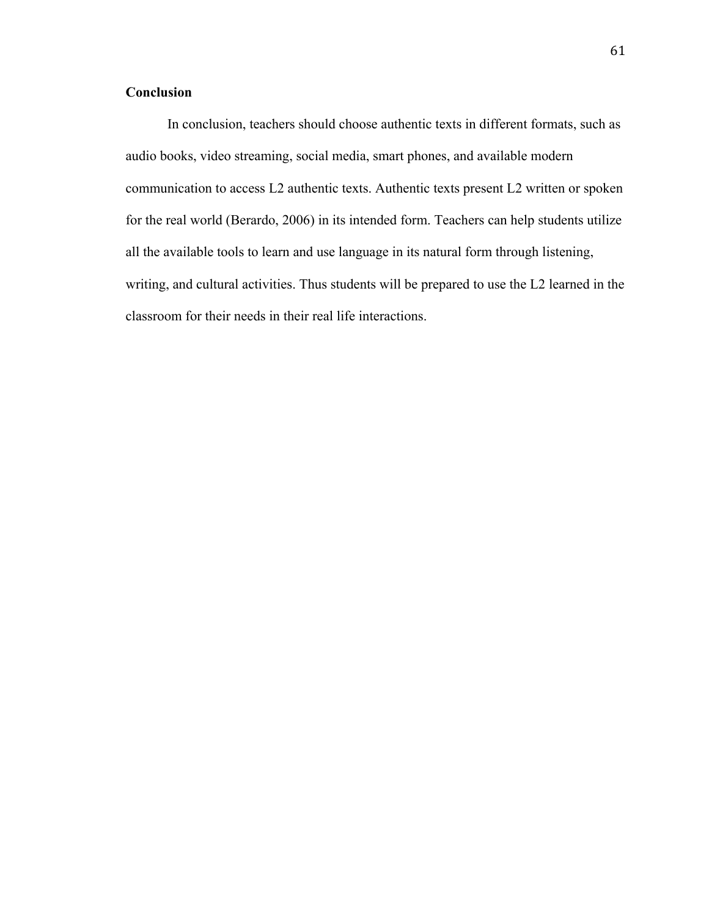## Conclusion

In conclusion, teachers should choose authentic texts in different formats, such as audio books, video streaming, social media, smart phones, and available modern communication to access L2 authentic texts. Authentic texts present L2 written or spoken for the real world (Berardo, 2006) in its intended form. Teachers can help students utilize all the available tools to learn and use language in its natural form through listening, writing, and cultural activities. Thus students will be prepared to use the L2 learned in the classroom for their needs in their real life interactions.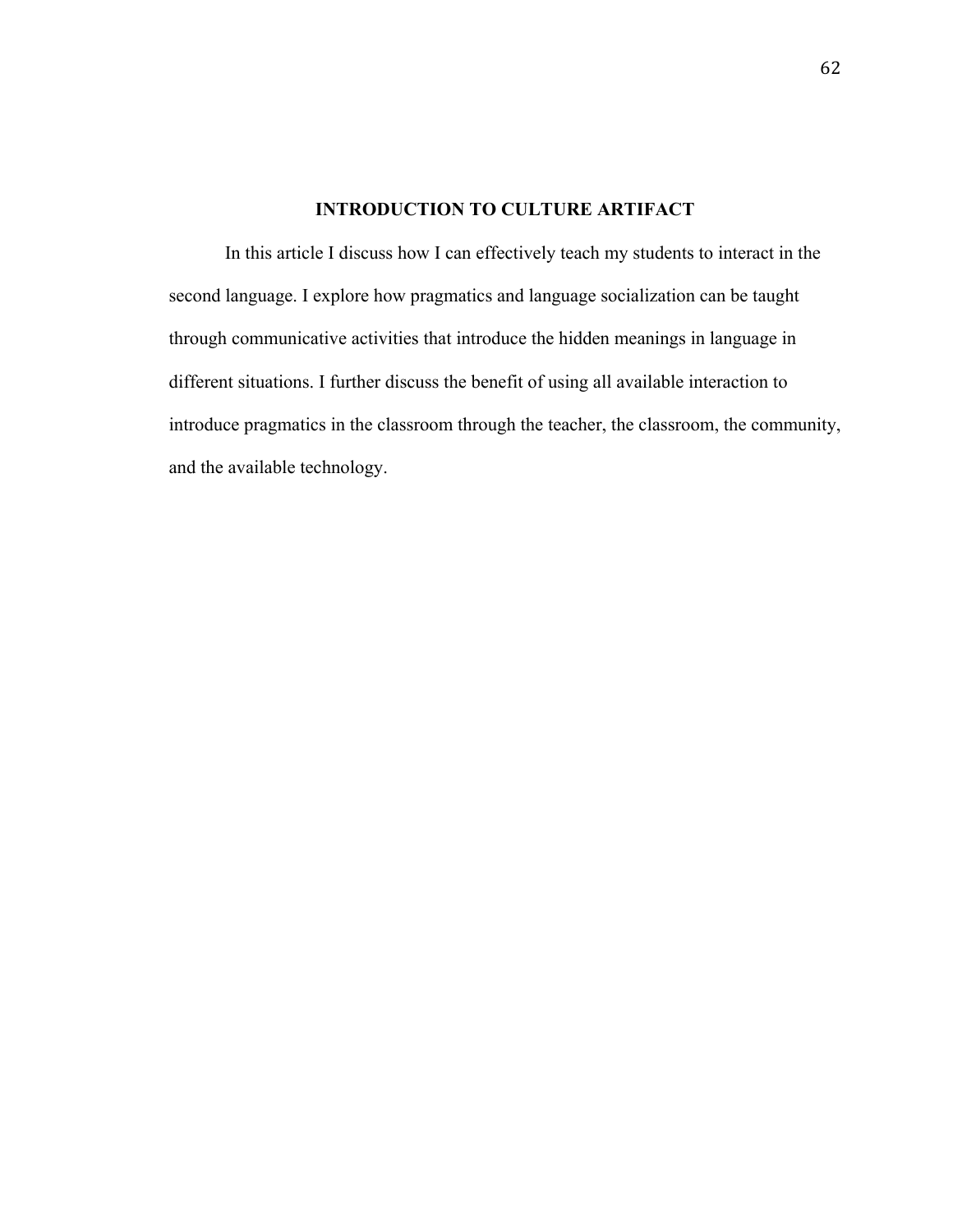## INTRODUCTION TO CULTURE ARTIFACT

In this article I discuss how I can effectively teach my students to interact in the second language. I explore how pragmatics and language socialization can be taught through communicative activities that introduce the hidden meanings in language in different situations. I further discuss the benefit of using all available interaction to introduce pragmatics in the classroom through the teacher, the classroom, the community, and the available technology.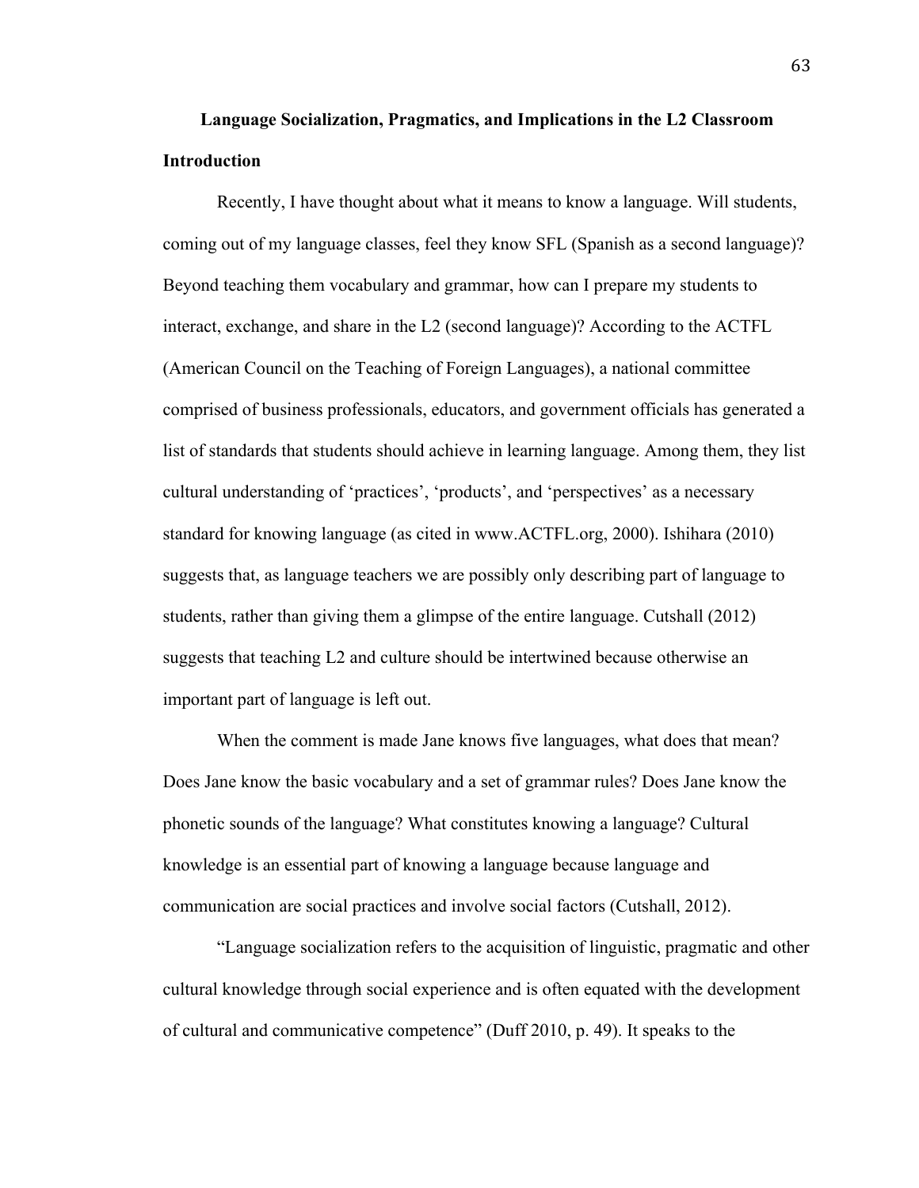# Language Socialization, Pragmatics, and Implications in the L2 Classroom

## Introduction

Recently, I have thought about what it means to know a language. Will students, coming out of my language classes, feel they know SFL (Spanish as a second language)? Beyond teaching them vocabulary and grammar, how can I prepare my students to interact, exchange, and share in the L2 (second language)? According to the ACTFL (American Council on the Teaching of Foreign Languages), a national committee comprised of business professionals, educators, and government officials has generated a list of standards that students should achieve in learning language. Among them, they list cultural understanding of 'practices', 'products', and 'perspectives' as a necessary standard for knowing language (as cited in www.ACTFL.org, 2000). Ishihara (2010) suggests that, as language teachers we are possibly only describing part of language to students, rather than giving them a glimpse of the entire language. Cutshall (2012) suggests that teaching L2 and culture should be intertwined because otherwise an important part of language is left out.

When the comment is made Jane knows five languages, what does that mean? Does Jane know the basic vocabulary and a set of grammar rules? Does Jane know the phonetic sounds of the language? What constitutes knowing a language? Cultural knowledge is an essential part of knowing a language because language and communication are social practices and involve social factors (Cutshall, 2012).

"Language socialization refers to the acquisition of linguistic, pragmatic and other cultural knowledge through social experience and is often equated with the development of cultural and communicative competence" (Duff 2010, p. 49). It speaks to the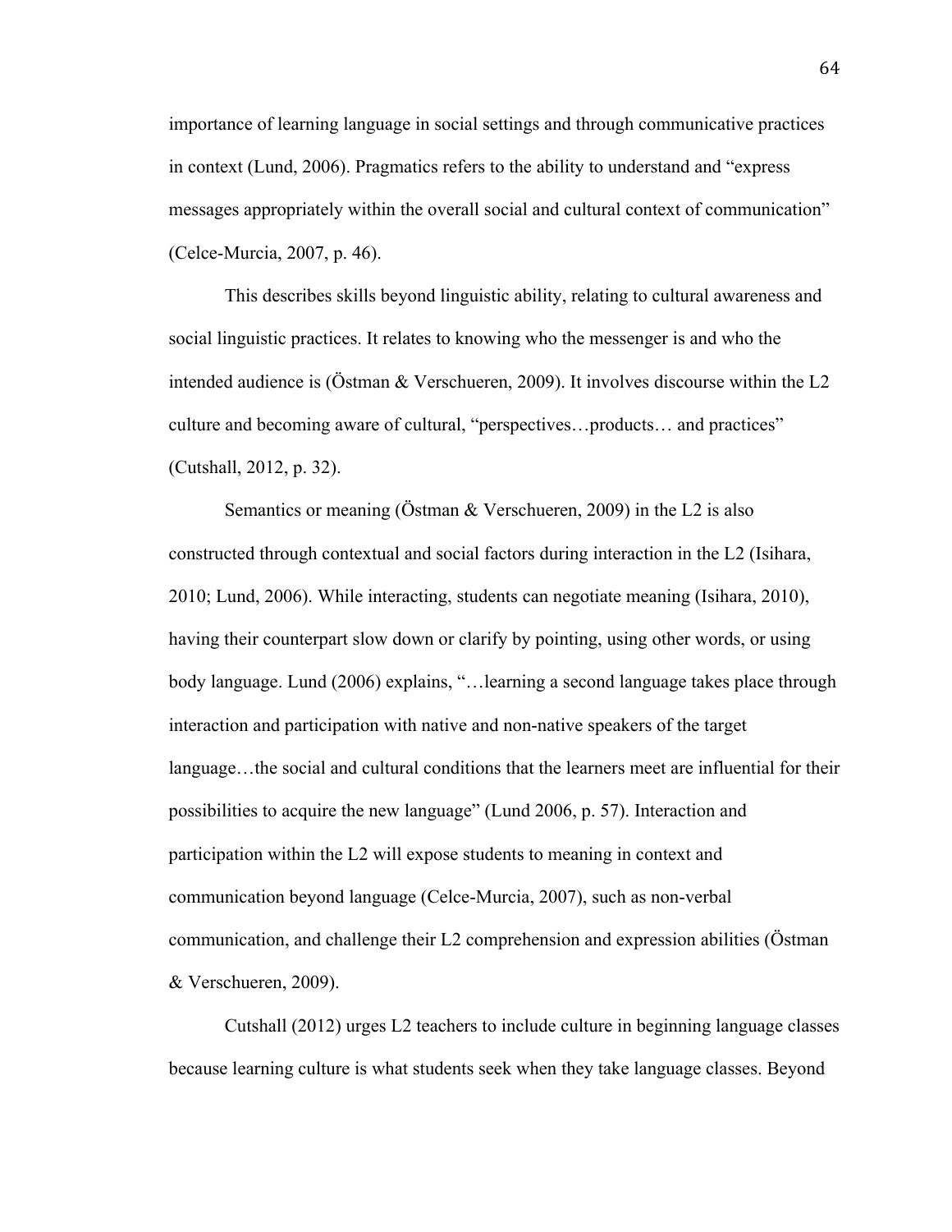importance of learning language in social settings and through communicative practices in context (Lund, 2006). Pragmatics refers to the ability to understand and "express messages appropriately within the overall social and cultural context of communication" (Celce-Murcia, 2007, p. 46).

This describes skills beyond linguistic ability, relating to cultural awareness and social linguistic practices. It relates to knowing who the messenger is and who the intended audience is (Östman & Verschueren, 2009). It involves discourse within the L2 culture and becoming aware of cultural, "perspectives…products… and practices" (Cutshall, 2012, p. 32).

Semantics or meaning (Östman & Verschueren, 2009) in the L2 is also constructed through contextual and social factors during interaction in the L2 (Isihara, 2010; Lund, 2006). While interacting, students can negotiate meaning (Isihara, 2010), having their counterpart slow down or clarify by pointing, using other words, or using body language. Lund (2006) explains, "…learning a second language takes place through interaction and participation with native and non-native speakers of the target language…the social and cultural conditions that the learners meet are influential for their possibilities to acquire the new language" (Lund 2006, p. 57). Interaction and participation within the L2 will expose students to meaning in context and communication beyond language (Celce-Murcia, 2007), such as non-verbal communication, and challenge their L2 comprehension and expression abilities (Östman & Verschueren, 2009).

Cutshall (2012) urges L2 teachers to include culture in beginning language classes because learning culture is what students seek when they take language classes. Beyond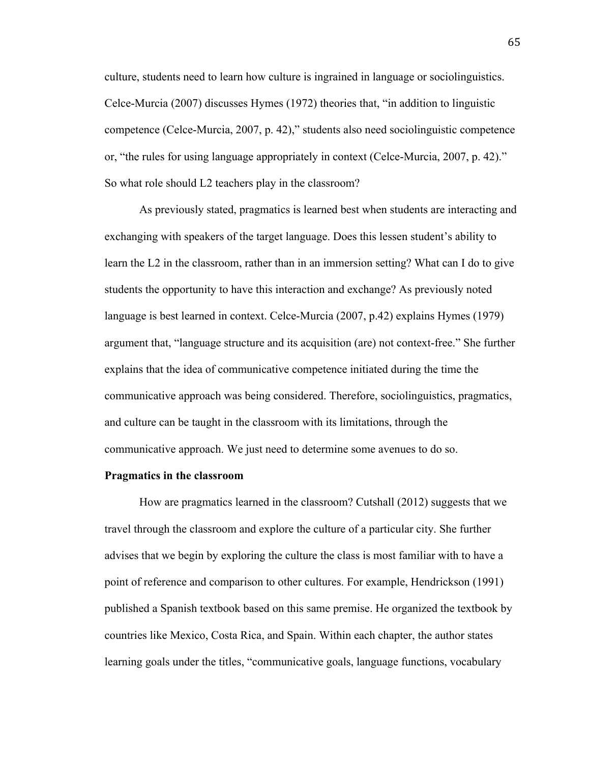culture, students need to learn how culture is ingrained in language or sociolinguistics. Celce-Murcia (2007) discusses Hymes (1972) theories that, "in addition to linguistic competence (Celce-Murcia, 2007, p. 42)," students also need sociolinguistic competence or, "the rules for using language appropriately in context (Celce-Murcia, 2007, p. 42)." So what role should L2 teachers play in the classroom?

As previously stated, pragmatics is learned best when students are interacting and exchanging with speakers of the target language. Does this lessen student's ability to learn the L2 in the classroom, rather than in an immersion setting? What can I do to give students the opportunity to have this interaction and exchange? As previously noted language is best learned in context. Celce-Murcia (2007, p.42) explains Hymes (1979) argument that, "language structure and its acquisition (are) not context-free." She further explains that the idea of communicative competence initiated during the time the communicative approach was being considered. Therefore, sociolinguistics, pragmatics, and culture can be taught in the classroom with its limitations, through the communicative approach. We just need to determine some avenues to do so.

**Pragmatics in the classroom**

How are pragmatics learned in the classroom? Cutshall (2012) suggests that we travel through the classroom and explore the culture of a particular city. She further advises that we begin by exploring the culture the class is most familiar with to have a point of reference and comparison to other cultures. For example, Hendrickson (1991) published a Spanish textbook based on this same premise. He organized the textbook by countries like Mexico, Costa Rica, and Spain. Within each chapter, the author states learning goals under the titles, "communicative goals, language functions, vocabulary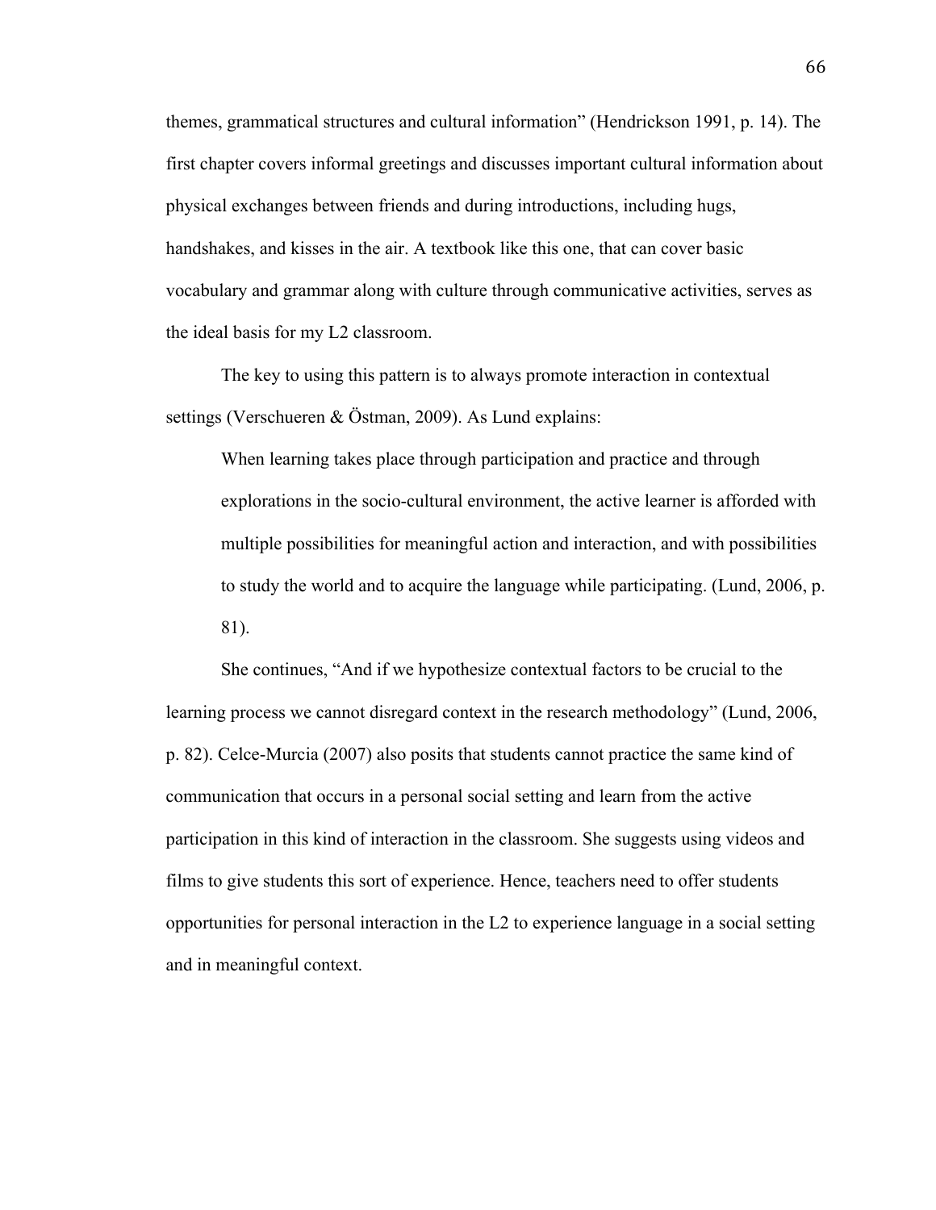themes, grammatical structures and cultural information" (Hendrickson 1991, p. 14). The first chapter covers informal greetings and discusses important cultural information about physical exchanges between friends and during introductions, including hugs, handshakes, and kisses in the air. A textbook like this one, that can cover basic vocabulary and grammar along with culture through communicative activities, serves as the ideal basis for my L2 classroom.

The key to using this pattern is to always promote interaction in contextual settings (Verschueren & Östman, 2009). As Lund explains:

> When learning takes place through participation and practice and through explorations in the socio-cultural environment, the active learner is afforded with multiple possibilities for meaningful action and interaction, and with possibilities to study the world and to acquire the language while participating. (Lund, 2006, p. 81).

She continues, "And if we hypothesize contextual factors to be crucial to the learning process we cannot disregard context in the research methodology" (Lund, 2006, p. 82). Celce-Murcia (2007) also posits that students cannot practice the same kind of communication that occurs in a personal social setting and learn from the active participation in this kind of interaction in the classroom. She suggests using videos and films to give students this sort of experience. Hence, teachers need to offer students opportunities for personal interaction in the L2 to experience language in a social setting and in meaningful context.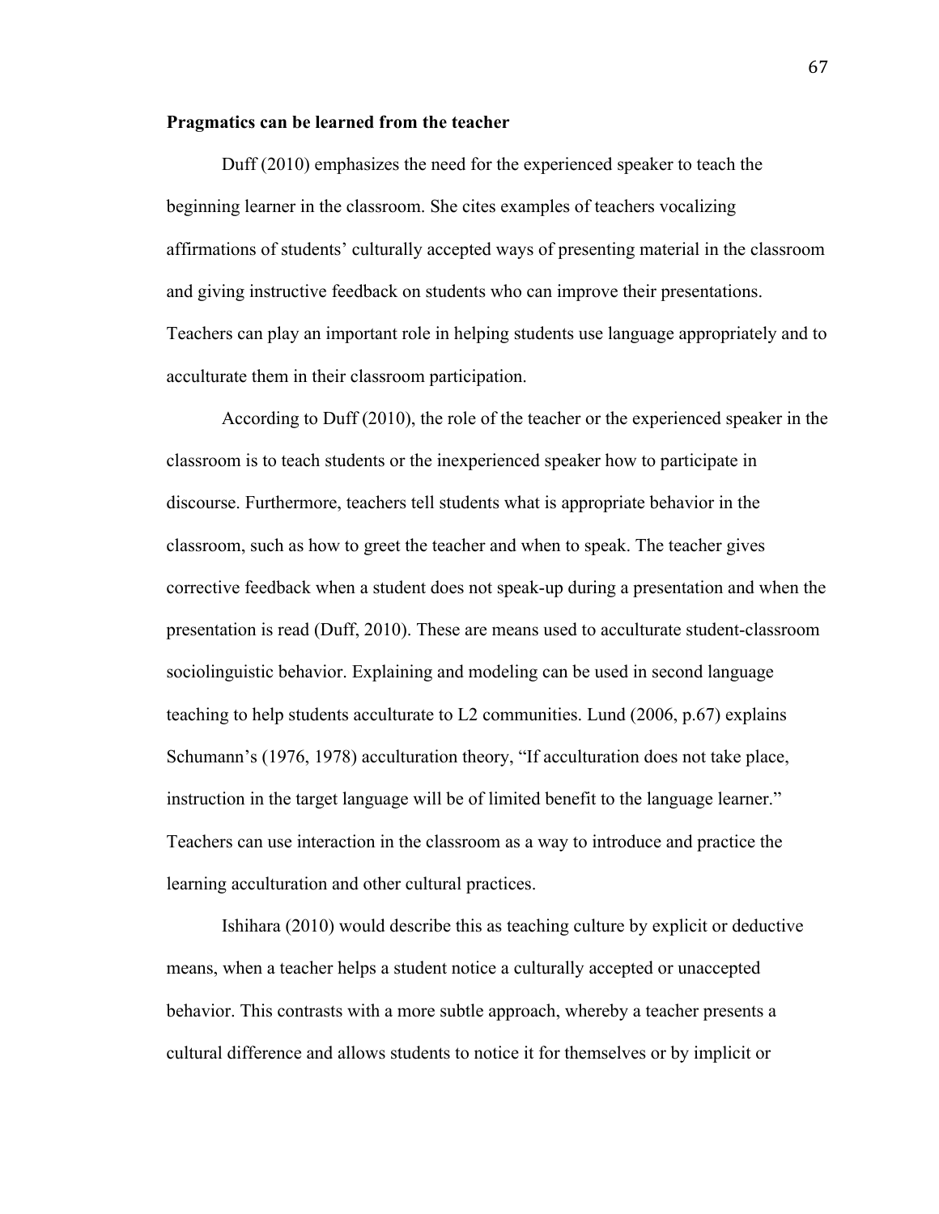**Pragmatics can be learned from the teacher**

Duff (2010) emphasizes the need for the experienced speaker to teach the beginning learner in the classroom. She cites examples of teachers vocalizing affirmations of students' culturally accepted ways of presenting material in the classroom and giving instructive feedback on students who can improve their presentations. Teachers can play an important role in helping students use language appropriately and to acculturate them in their classroom participation.

According to Duff (2010), the role of the teacher or the experienced speaker in the classroom is to teach students or the inexperienced speaker how to participate in discourse. Furthermore, teachers tell students what is appropriate behavior in the classroom, such as how to greet the teacher and when to speak. The teacher gives corrective feedback when a student does not speak-up during a presentation and when the presentation is read (Duff, 2010). These are means used to acculturate student-classroom sociolinguistic behavior. Explaining and modeling can be used in second language teaching to help students acculturate to L2 communities. Lund (2006, p.67) explains Schumann's (1976, 1978) acculturation theory, "If acculturation does not take place, instruction in the target language will be of limited benefit to the language learner." Teachers can use interaction in the classroom as a way to introduce and practice the learning acculturation and other cultural practices.

Ishihara (2010) would describe this as teaching culture by explicit or deductive means, when a teacher helps a student notice a culturally accepted or unaccepted behavior. This contrasts with a more subtle approach, whereby a teacher presents a cultural difference and allows students to notice it for themselves or by implicit or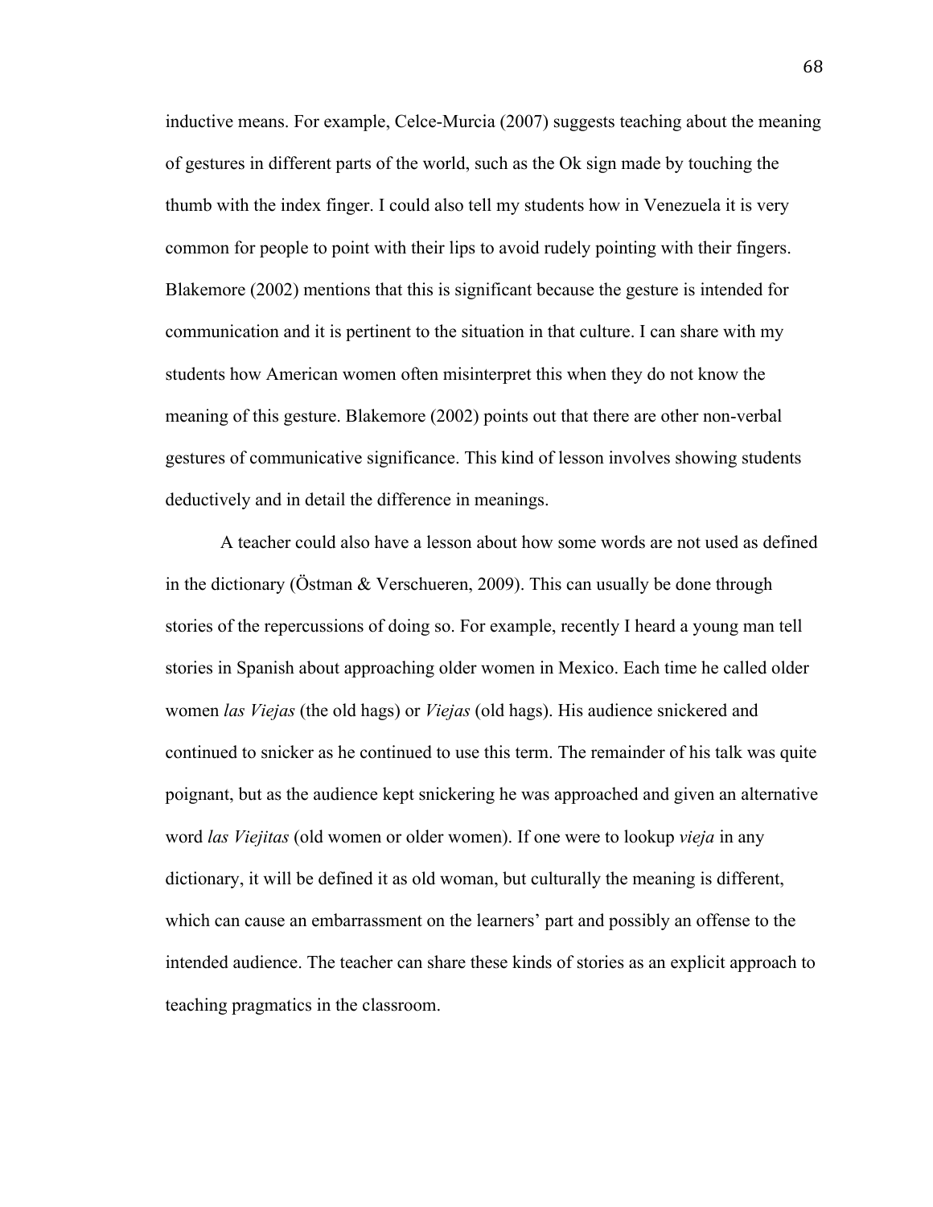inductive means. For example, Celce-Murcia (2007) suggests teaching about the meaning of gestures in different parts of the world, such as the Ok sign made by touching the thumb with the index finger. I could also tell my students how in Venezuela it is very common for people to point with their lips to avoid rudely pointing with their fingers. Blakemore (2002) mentions that this is significant because the gesture is intended for communication and it is pertinent to the situation in that culture. I can share with my students how American women often misinterpret this when they do not know the meaning of this gesture. Blakemore (2002) points out that there are other non-verbal gestures of communicative significance. This kind of lesson involves showing students deductively and in detail the difference in meanings.

A teacher could also have a lesson about how some words are not used as defined in the dictionary (Östman & Verschueren, 2009). This can usually be done through stories of the repercussions of doing so. For example, recently I heard a young man tell stories in Spanish about approaching older women in Mexico. Each time he called older women *las Viejas* (the old hags) or *Viejas* (old hags). His audience snickered and continued to snicker as he continued to use this term. The remainder of his talk was quite poignant, but as the audience kept snickering he was approached and given an alternative word *las Viejitas* (old women or older women). If one were to lookup *vieja* in any dictionary, it will be defined it as old woman, but culturally the meaning is different, which can cause an embarrassment on the learners' part and possibly an offense to the intended audience. The teacher can share these kinds of stories as an explicit approach to teaching pragmatics in the classroom.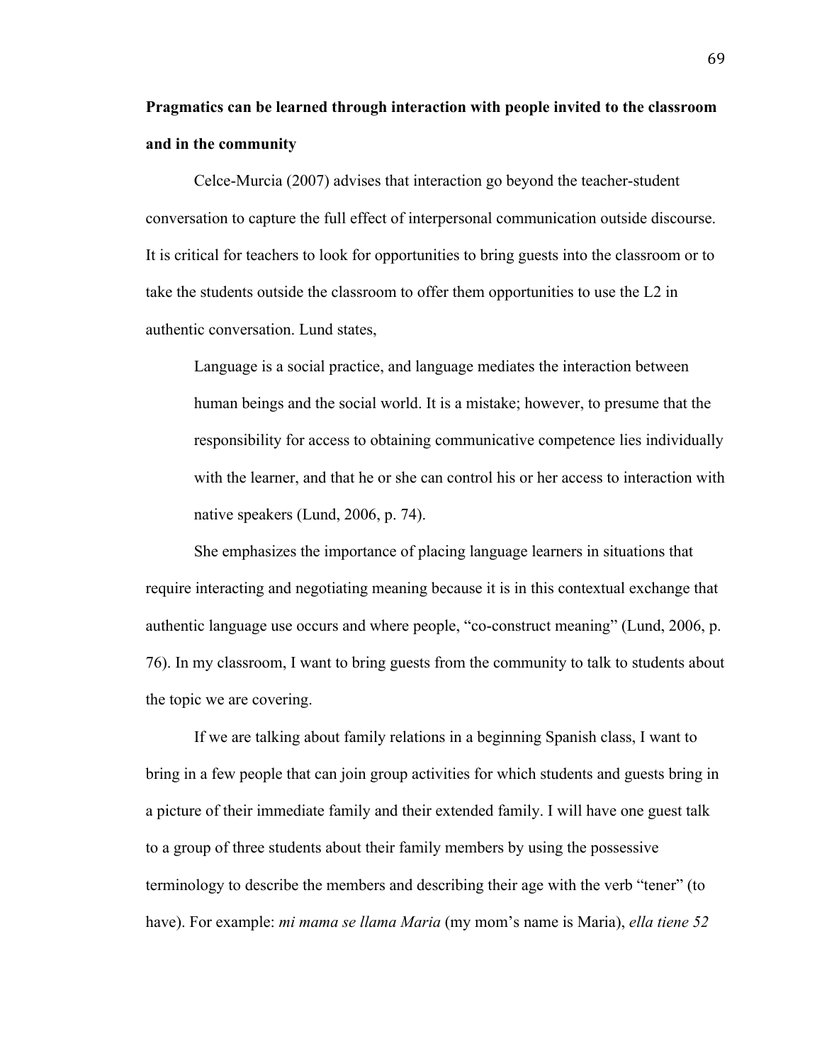**Pragmatics can be learned through interaction with people invited to the classroom and in the community**

Celce-Murcia (2007) advises that interaction go beyond the teacher-student conversation to capture the full effect of interpersonal communication outside discourse. It is critical for teachers to look for opportunities to bring guests into the classroom or to take the students outside the classroom to offer them opportunities to use the L2 in authentic conversation. Lund states,

> Language is a social practice, and language mediates the interaction between human beings and the social world. It is a mistake; however, to presume that the responsibility for access to obtaining communicative competence lies individually with the learner, and that he or she can control his or her access to interaction with native speakers (Lund, 2006, p. 74).

She emphasizes the importance of placing language learners in situations that require interacting and negotiating meaning because it is in this contextual exchange that authentic language use occurs and where people, "co-construct meaning" (Lund, 2006, p. 76). In my classroom, I want to bring guests from the community to talk to students about the topic we are covering.

If we are talking about family relations in a beginning Spanish class, I want to bring in a few people that can join group activities for which students and guests bring in a picture of their immediate family and their extended family. I will have one guest talk to a group of three students about their family members by using the possessive terminology to describe the members and describing their age with the verb "tener" (to have). For example: *mi mama se llama Maria* (my mom's name is Maria), *ella tiene 52*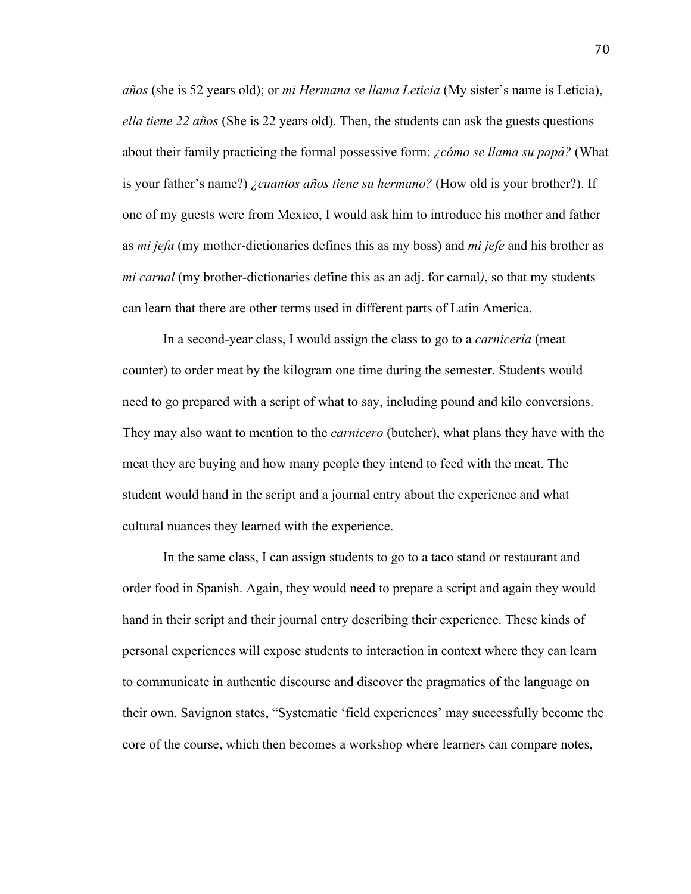*años* (she is 52 years old); or *mi Hermana se llama Leticia* (My sister's name is Leticia), *ella tiene 22 años* (She is 22 years old). Then, the students can ask the guests questions about their family practicing the formal possessive form: *¿cómo se llama su papá?* (What is your father's name?) *¿cuantos años tiene su hermano?* (How old is your brother?). If one of my guests were from Mexico, I would ask him to introduce his mother and father as *mi jefa* (my mother-dictionaries defines this as my boss) and *mi jefe* and his brother as *mi carnal* (my brother-dictionaries define this as an adj. for carnal*)*, so that my students can learn that there are other terms used in different parts of Latin America.

In a second-year class, I would assign the class to go to a *carnicería* (meat counter) to order meat by the kilogram one time during the semester. Students would need to go prepared with a script of what to say, including pound and kilo conversions. They may also want to mention to the *carnicero* (butcher), what plans they have with the meat they are buying and how many people they intend to feed with the meat. The student would hand in the script and a journal entry about the experience and what cultural nuances they learned with the experience.

In the same class, I can assign students to go to a taco stand or restaurant and order food in Spanish. Again, they would need to prepare a script and again they would hand in their script and their journal entry describing their experience. These kinds of personal experiences will expose students to interaction in context where they can learn to communicate in authentic discourse and discover the pragmatics of the language on their own. Savignon states, "Systematic 'field experiences' may successfully become the core of the course, which then becomes a workshop where learners can compare notes,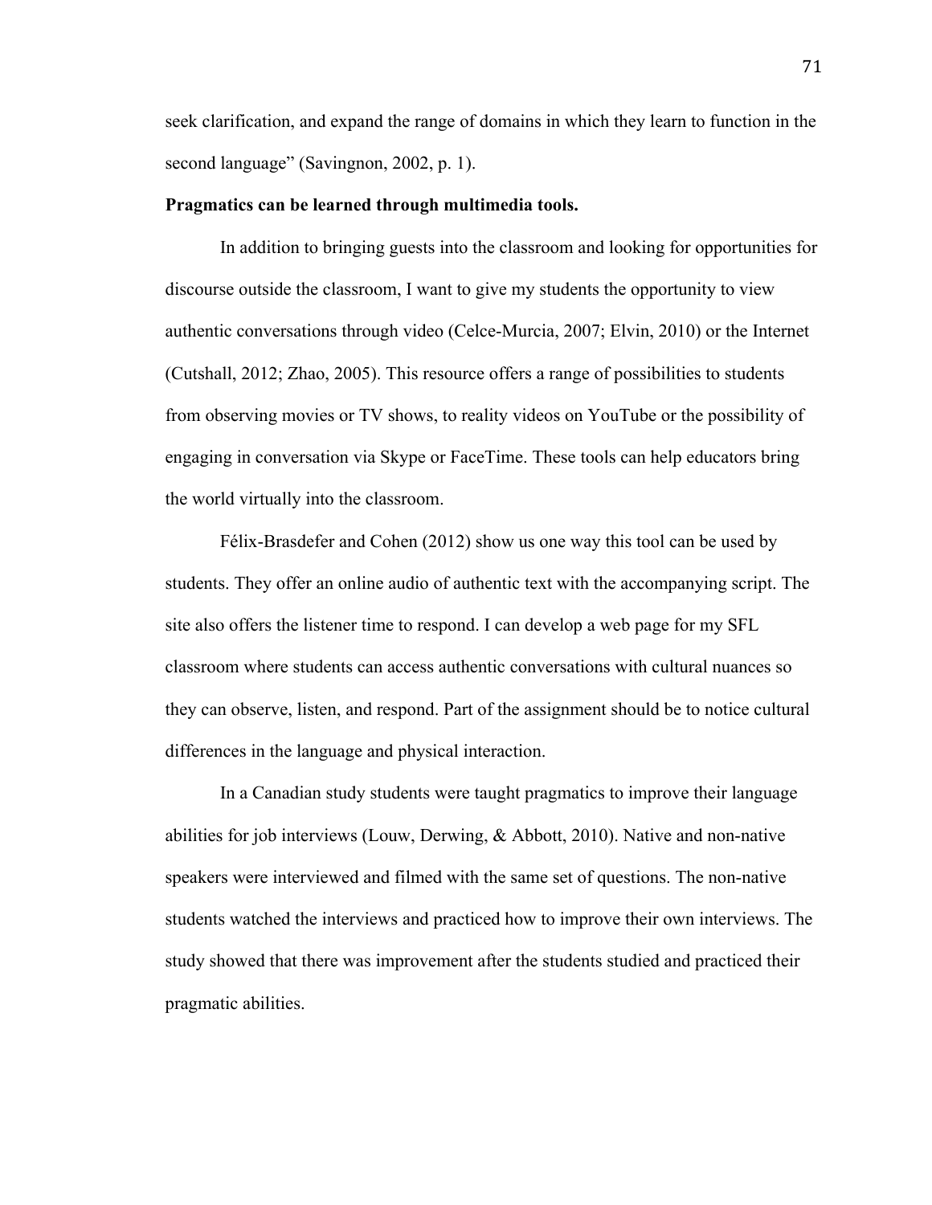seek clarification, and expand the range of domains in which they learn to function in the second language" (Savingnon, 2002, p. 1).

**Pragmatics can be learned through multimedia tools.**

In addition to bringing guests into the classroom and looking for opportunities for discourse outside the classroom, I want to give my students the opportunity to view authentic conversations through video (Celce-Murcia, 2007; Elvin, 2010) or the Internet (Cutshall, 2012; Zhao, 2005). This resource offers a range of possibilities to students from observing movies or TV shows, to reality videos on YouTube or the possibility of engaging in conversation via Skype or FaceTime. These tools can help educators bring the world virtually into the classroom.

Félix-Brasdefer and Cohen (2012) show us one way this tool can be used by students. They offer an online audio of authentic text with the accompanying script. The site also offers the listener time to respond. I can develop a web page for my SFL classroom where students can access authentic conversations with cultural nuances so they can observe, listen, and respond. Part of the assignment should be to notice cultural differences in the language and physical interaction.

In a Canadian study students were taught pragmatics to improve their language abilities for job interviews (Louw, Derwing, & Abbott, 2010). Native and non-native speakers were interviewed and filmed with the same set of questions. The non-native students watched the interviews and practiced how to improve their own interviews. The study showed that there was improvement after the students studied and practiced their pragmatic abilities.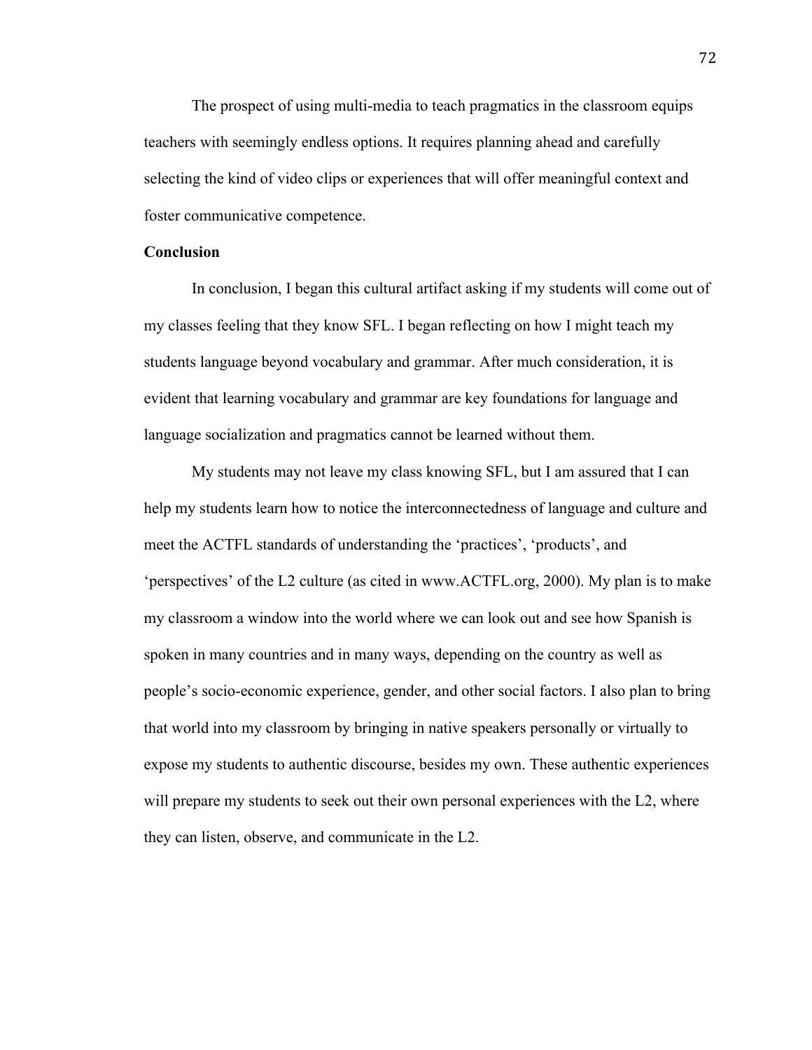The prospect of using multi-media to teach pragmatics in the classroom equips teachers with seemingly endless options. It requires planning ahead and carefully selecting the kind of video clips or experiences that will offer meaningful context and foster communicative competence.

**Conclusion**

In conclusion, I began this cultural artifact asking if my students will come out of my classes feeling that they know SFL. I began reflecting on how I might teach my students language beyond vocabulary and grammar. After much consideration, it is evident that learning vocabulary and grammar are key foundations for language and language socialization and pragmatics cannot be learned without them.

My students may not leave my class knowing SFL, but I am assured that I can help my students learn how to notice the interconnectedness of language and culture and meet the ACTFL standards of understanding the 'practices', 'products', and 'perspectives' of the L2 culture (as cited in www.ACTFL.org, 2000). My plan is to make my classroom a window into the world where we can look out and see how Spanish is spoken in many countries and in many ways, depending on the country as well as people's socio-economic experience, gender, and other social factors. I also plan to bring that world into my classroom by bringing in native speakers personally or virtually to expose my students to authentic discourse, besides my own. These authentic experiences will prepare my students to seek out their own personal experiences with the L2, where they can listen, observe, and communicate in the L2.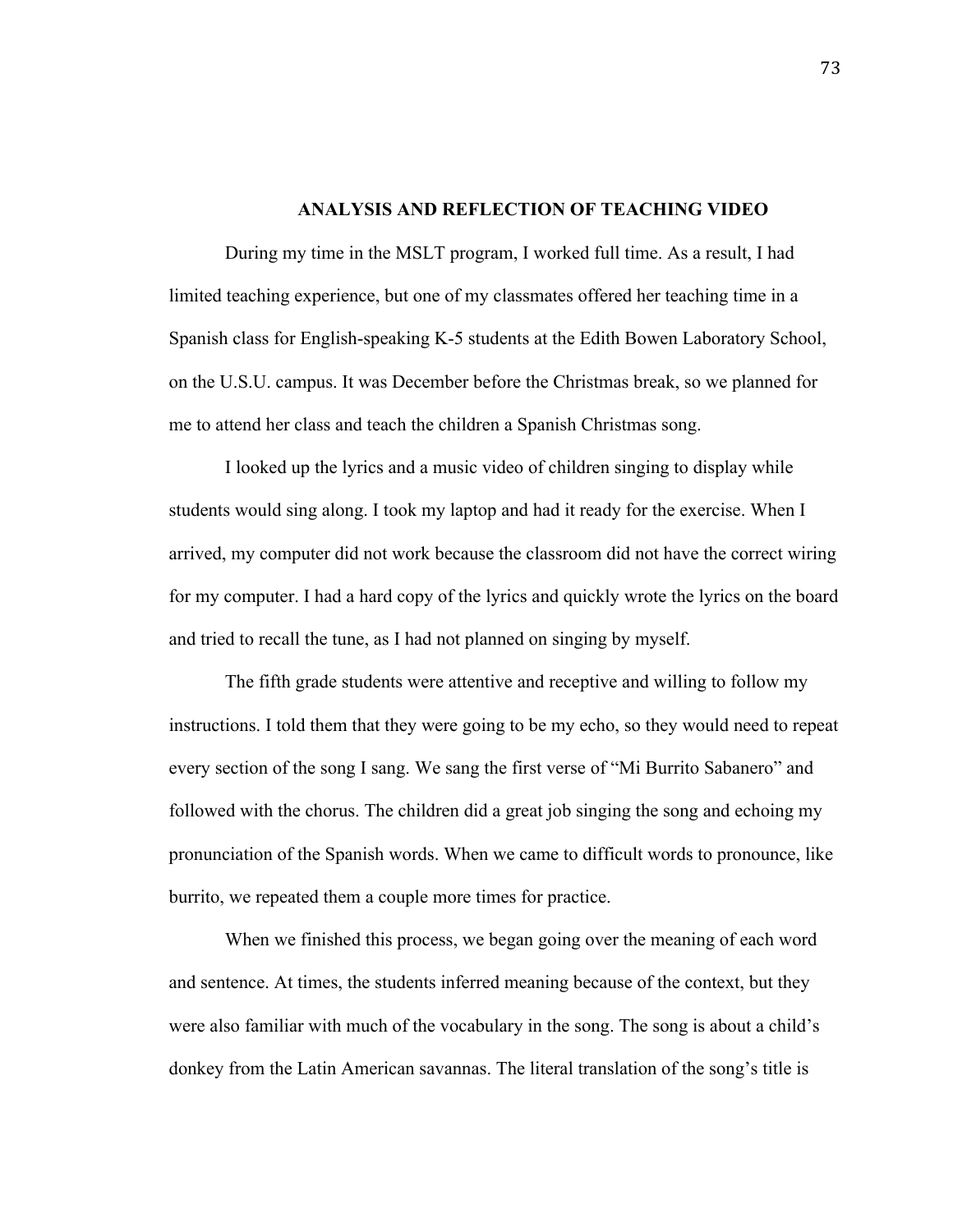## ANALYSIS AND REFLECTION OF TEACHING VIDEO

During my time in the MSLT program, I worked full time. As a result, I had limited teaching experience, but one of my classmates offered her teaching time in a Spanish class for English-speaking K-5 students at the Edith Bowen Laboratory School, on the U.S.U. campus. It was December before the Christmas break, so we planned for me to attend her class and teach the children a Spanish Christmas song.

I looked up the lyrics and a music video of children singing to display while students would sing along. I took my laptop and had it ready for the exercise. When I arrived, my computer did not work because the classroom did not have the correct wiring for my computer. I had a hard copy of the lyrics and quickly wrote the lyrics on the board and tried to recall the tune, as I had not planned on singing by myself.

The fifth grade students were attentive and receptive and willing to follow my instructions. I told them that they were going to be my echo, so they would need to repeat every section of the song I sang. We sang the first verse of "Mi Burrito Sabanero" and followed with the chorus. The children did a great job singing the song and echoing my pronunciation of the Spanish words. When we came to difficult words to pronounce, like burrito, we repeated them a couple more times for practice.

When we finished this process, we began going over the meaning of each word and sentence. At times, the students inferred meaning because of the context, but they were also familiar with much of the vocabulary in the song. The song is about a child's donkey from the Latin American savannas. The literal translation of the song's title is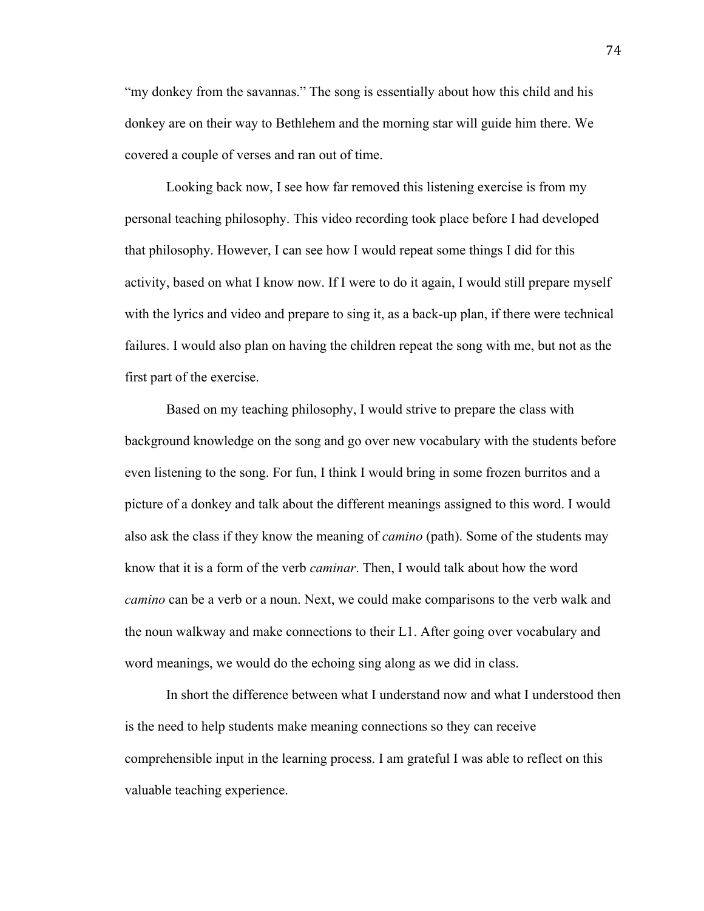"my donkey from the savannas." The song is essentially about how this child and his donkey are on their way to Bethlehem and the morning star will guide him there. We covered a couple of verses and ran out of time.

Looking back now, I see how far removed this listening exercise is from my personal teaching philosophy. This video recording took place before I had developed that philosophy. However, I can see how I would repeat some things I did for this activity, based on what I know now. If I were to do it again, I would still prepare myself with the lyrics and video and prepare to sing it, as a back-up plan, if there were technical failures. I would also plan on having the children repeat the song with me, but not as the first part of the exercise.

Based on my teaching philosophy, I would strive to prepare the class with background knowledge on the song and go over new vocabulary with the students before even listening to the song. For fun, I think I would bring in some frozen burritos and a picture of a donkey and talk about the different meanings assigned to this word. I would also ask the class if they know the meaning of *camino* (path). Some of the students may know that it is a form of the verb *caminar*. Then, I would talk about how the word *camino* can be a verb or a noun. Next, we could make comparisons to the verb walk and the noun walkway and make connections to their L1. After going over vocabulary and word meanings, we would do the echoing sing along as we did in class.

In short the difference between what I understand now and what I understood then is the need to help students make meaning connections so they can receive comprehensible input in the learning process. I am grateful I was able to reflect on this valuable teaching experience.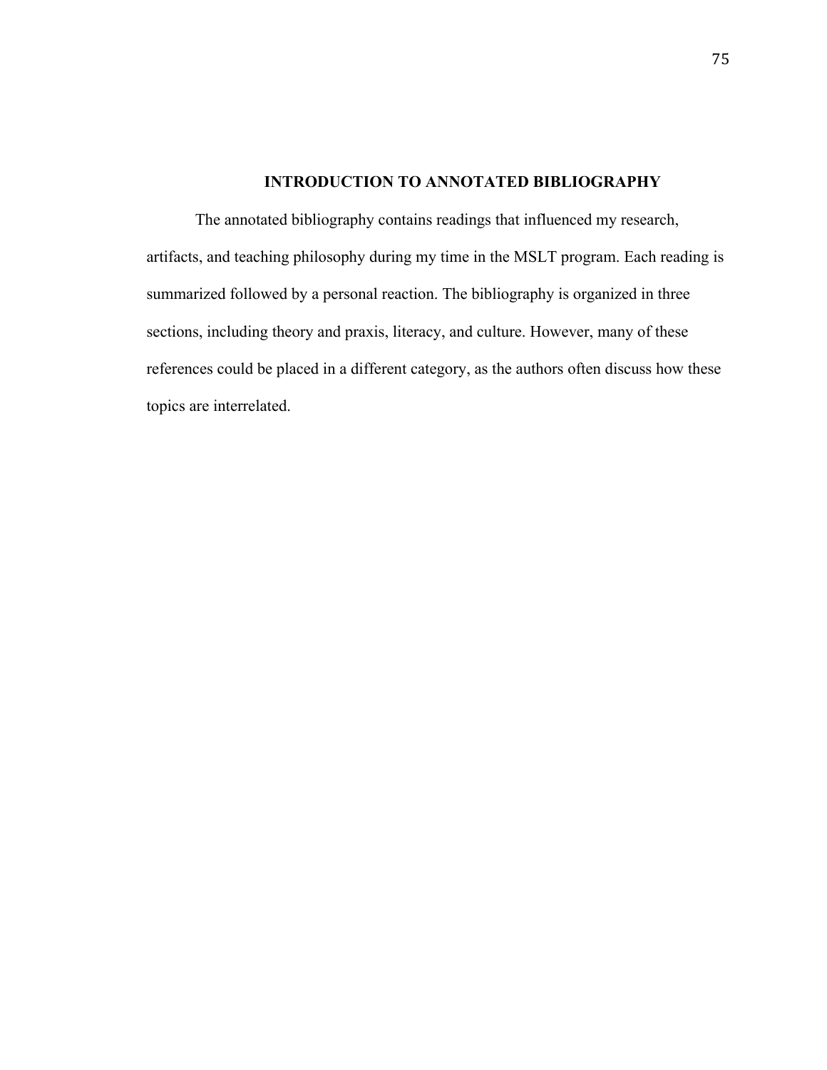# INTRODUCTION TO ANNOTATED BIBLIOGRAPHY

The annotated bibliography contains readings that influenced my research, artifacts, and teaching philosophy during my time in the MSLT program. Each reading is summarized followed by a personal reaction. The bibliography is organized in three sections, including theory and praxis, literacy, and culture. However, many of these references could be placed in a different category, as the authors often discuss how these topics are interrelated.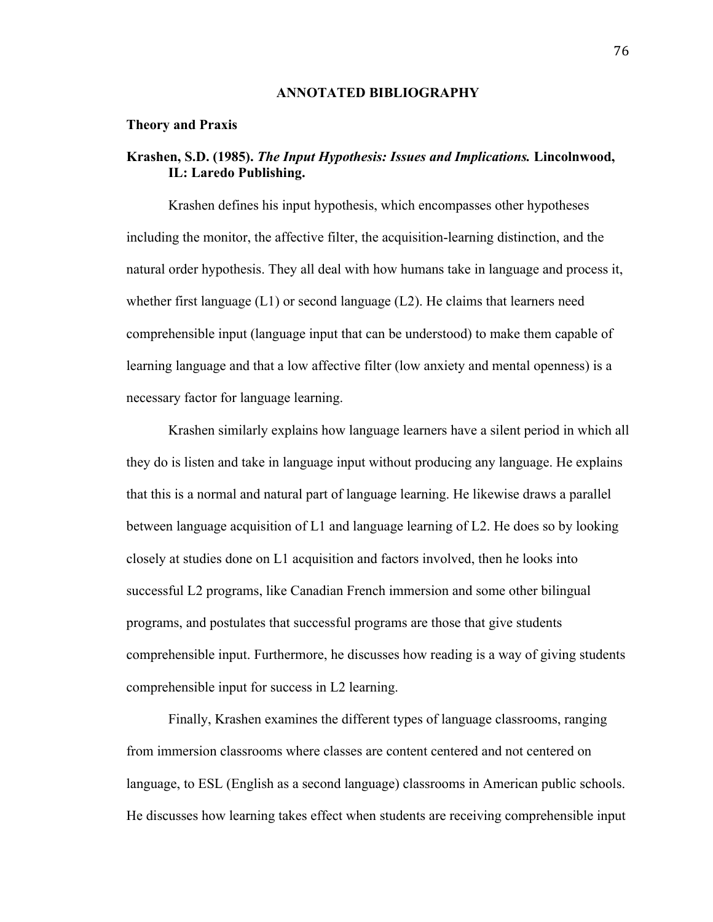# ANNOTATED BIBLIOGRAPHY

## Theory and Praxis

**Krashen, S.D. (1985). *The Input Hypothesis: Issues and Implications.* Lincolnwood, IL: Laredo Publishing.**

Krashen defines his input hypothesis, which encompasses other hypotheses including the monitor, the affective filter, the acquisition-learning distinction, and the natural order hypothesis. They all deal with how humans take in language and process it, whether first language (L1) or second language (L2). He claims that learners need comprehensible input (language input that can be understood) to make them capable of learning language and that a low affective filter (low anxiety and mental openness) is a necessary factor for language learning.

Krashen similarly explains how language learners have a silent period in which all they do is listen and take in language input without producing any language. He explains that this is a normal and natural part of language learning. He likewise draws a parallel between language acquisition of L1 and language learning of L2. He does so by looking closely at studies done on L1 acquisition and factors involved, then he looks into successful L2 programs, like Canadian French immersion and some other bilingual programs, and postulates that successful programs are those that give students comprehensible input. Furthermore, he discusses how reading is a way of giving students comprehensible input for success in L2 learning.

Finally, Krashen examines the different types of language classrooms, ranging from immersion classrooms where classes are content centered and not centered on language, to ESL (English as a second language) classrooms in American public schools. He discusses how learning takes effect when students are receiving comprehensible input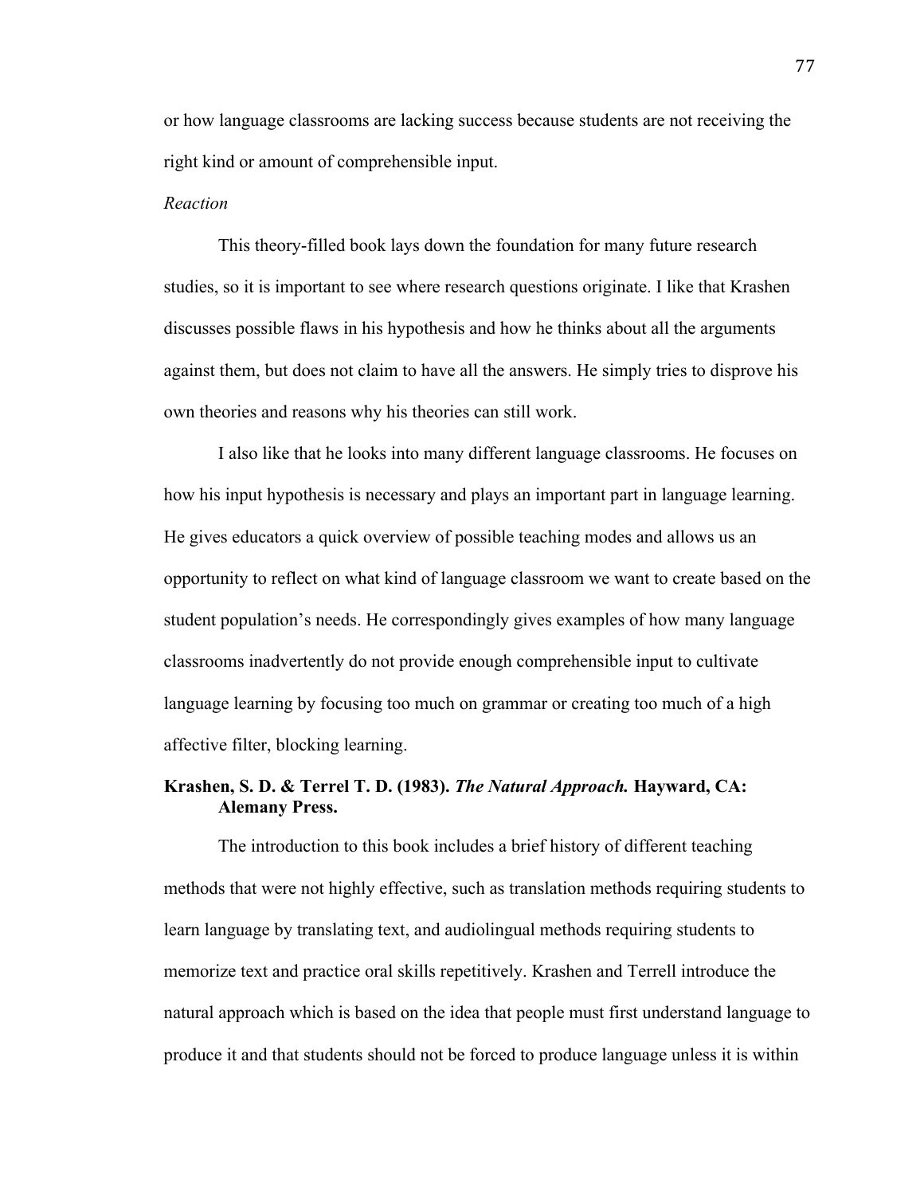or how language classrooms are lacking success because students are not receiving the right kind or amount of comprehensible input.

*Reaction*

This theory-filled book lays down the foundation for many future research studies, so it is important to see where research questions originate. I like that Krashen discusses possible flaws in his hypothesis and how he thinks about all the arguments against them, but does not claim to have all the answers. He simply tries to disprove his own theories and reasons why his theories can still work.

I also like that he looks into many different language classrooms. He focuses on how his input hypothesis is necessary and plays an important part in language learning. He gives educators a quick overview of possible teaching modes and allows us an opportunity to reflect on what kind of language classroom we want to create based on the student population's needs. He correspondingly gives examples of how many language classrooms inadvertently do not provide enough comprehensible input to cultivate language learning by focusing too much on grammar or creating too much of a high affective filter, blocking learning.

**Krashen, S. D. & Terrel T. D. (1983). *The Natural Approach.* Hayward, CA: Alemany Press.**

The introduction to this book includes a brief history of different teaching methods that were not highly effective, such as translation methods requiring students to learn language by translating text, and audiolingual methods requiring students to memorize text and practice oral skills repetitively. Krashen and Terrell introduce the natural approach which is based on the idea that people must first understand language to produce it and that students should not be forced to produce language unless it is within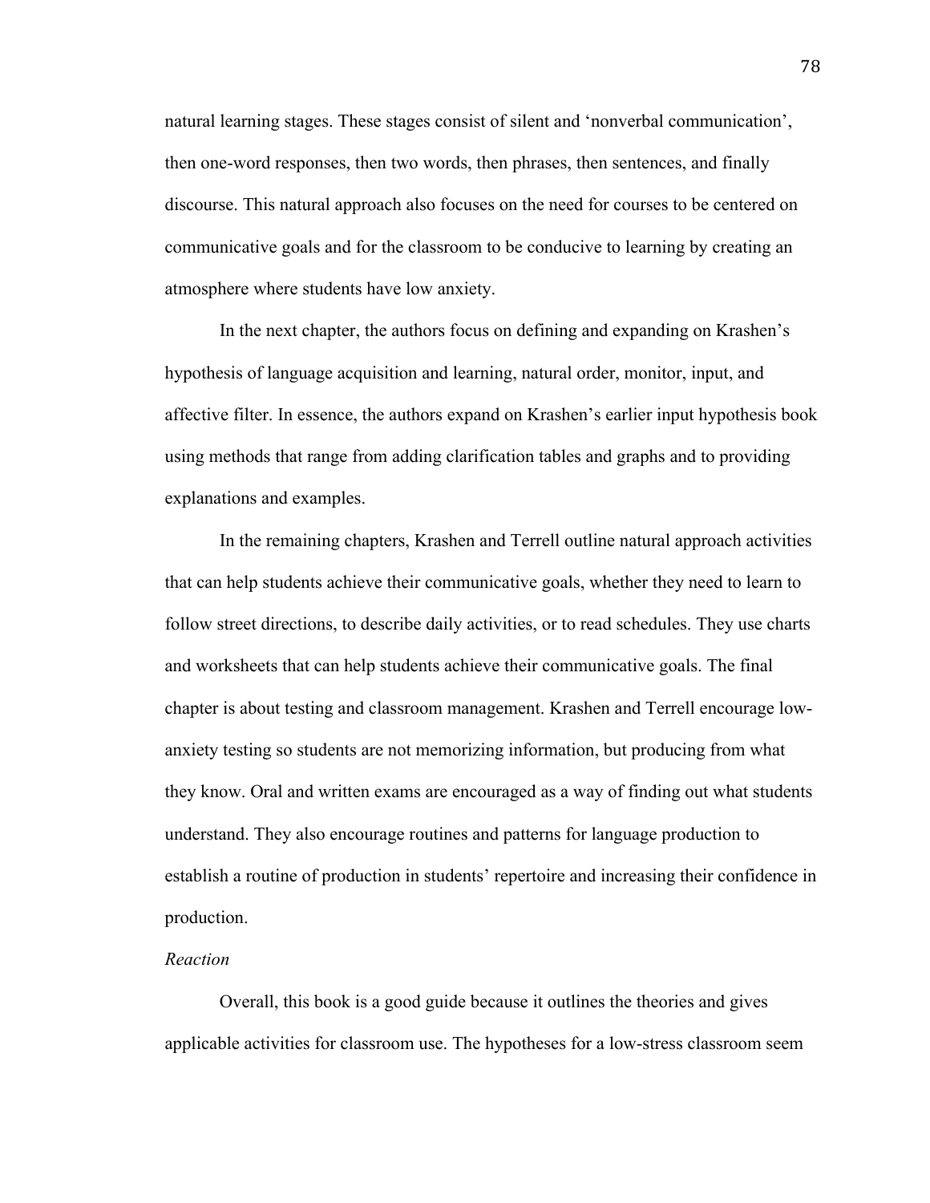natural learning stages. These stages consist of silent and 'nonverbal communication', then one-word responses, then two words, then phrases, then sentences, and finally discourse. This natural approach also focuses on the need for courses to be centered on communicative goals and for the classroom to be conducive to learning by creating an atmosphere where students have low anxiety.

In the next chapter, the authors focus on defining and expanding on Krashen's hypothesis of language acquisition and learning, natural order, monitor, input, and affective filter. In essence, the authors expand on Krashen's earlier input hypothesis book using methods that range from adding clarification tables and graphs and to providing explanations and examples.

In the remaining chapters, Krashen and Terrell outline natural approach activities that can help students achieve their communicative goals, whether they need to learn to follow street directions, to describe daily activities, or to read schedules. They use charts and worksheets that can help students achieve their communicative goals. The final chapter is about testing and classroom management. Krashen and Terrell encourage low-anxiety testing so students are not memorizing information, but producing from what they know. Oral and written exams are encouraged as a way of finding out what students understand. They also encourage routines and patterns for language production to establish a routine of production in students' repertoire and increasing their confidence in production.

*Reaction*

Overall, this book is a good guide because it outlines the theories and gives applicable activities for classroom use. The hypotheses for a low-stress classroom seem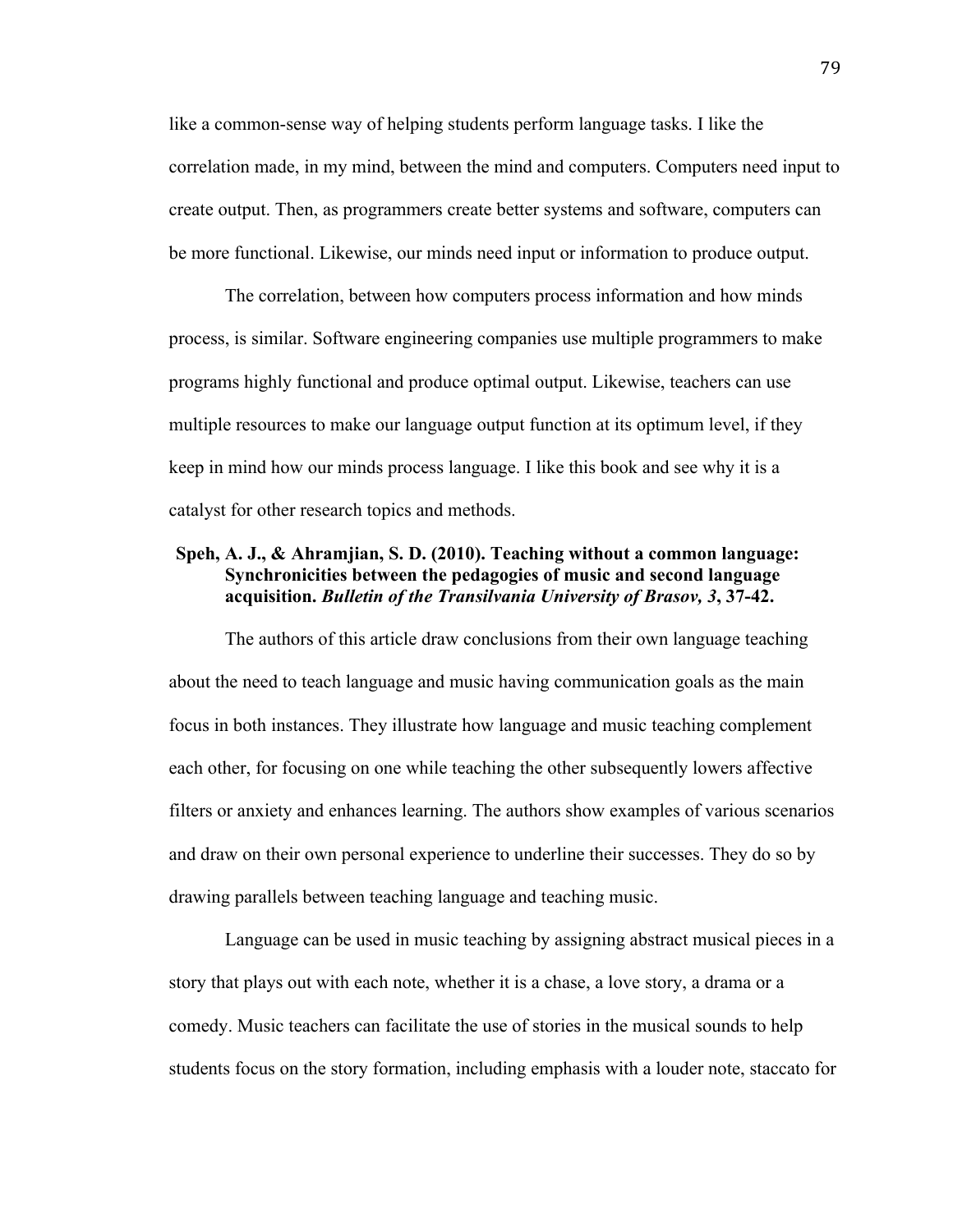like a common-sense way of helping students perform language tasks. I like the correlation made, in my mind, between the mind and computers. Computers need input to create output. Then, as programmers create better systems and software, computers can be more functional. Likewise, our minds need input or information to produce output.

The correlation, between how computers process information and how minds process, is similar. Software engineering companies use multiple programmers to make programs highly functional and produce optimal output. Likewise, teachers can use multiple resources to make our language output function at its optimum level, if they keep in mind how our minds process language. I like this book and see why it is a catalyst for other research topics and methods.

**Speh, A. J., & Ahramjian, S. D. (2010). Teaching without a common language: Synchronicities between the pedagogies of music and second language acquisition. *Bulletin of the Transilvania University of Brasov, 3*, 37-42.**

The authors of this article draw conclusions from their own language teaching about the need to teach language and music having communication goals as the main focus in both instances. They illustrate how language and music teaching complement each other, for focusing on one while teaching the other subsequently lowers affective filters or anxiety and enhances learning. The authors show examples of various scenarios and draw on their own personal experience to underline their successes. They do so by drawing parallels between teaching language and teaching music.

Language can be used in music teaching by assigning abstract musical pieces in a story that plays out with each note, whether it is a chase, a love story, a drama or a comedy. Music teachers can facilitate the use of stories in the musical sounds to help students focus on the story formation, including emphasis with a louder note, staccato for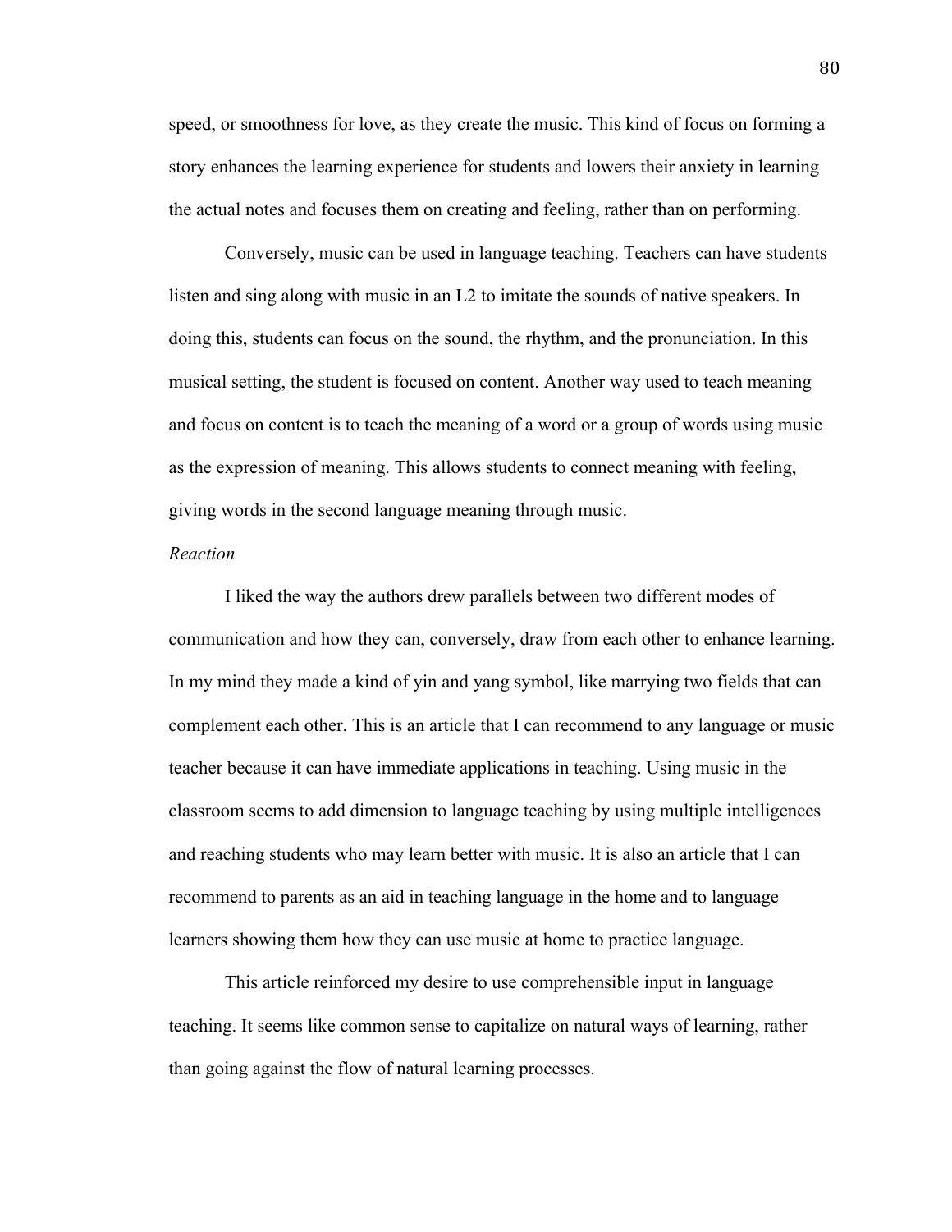speed, or smoothness for love, as they create the music. This kind of focus on forming a story enhances the learning experience for students and lowers their anxiety in learning the actual notes and focuses them on creating and feeling, rather than on performing.

Conversely, music can be used in language teaching. Teachers can have students listen and sing along with music in an L2 to imitate the sounds of native speakers. In doing this, students can focus on the sound, the rhythm, and the pronunciation. In this musical setting, the student is focused on content. Another way used to teach meaning and focus on content is to teach the meaning of a word or a group of words using music as the expression of meaning. This allows students to connect meaning with feeling, giving words in the second language meaning through music.

*Reaction*

I liked the way the authors drew parallels between two different modes of communication and how they can, conversely, draw from each other to enhance learning. In my mind they made a kind of yin and yang symbol, like marrying two fields that can complement each other. This is an article that I can recommend to any language or music teacher because it can have immediate applications in teaching. Using music in the classroom seems to add dimension to language teaching by using multiple intelligences and reaching students who may learn better with music. It is also an article that I can recommend to parents as an aid in teaching language in the home and to language learners showing them how they can use music at home to practice language.

This article reinforced my desire to use comprehensible input in language teaching. It seems like common sense to capitalize on natural ways of learning, rather than going against the flow of natural learning processes.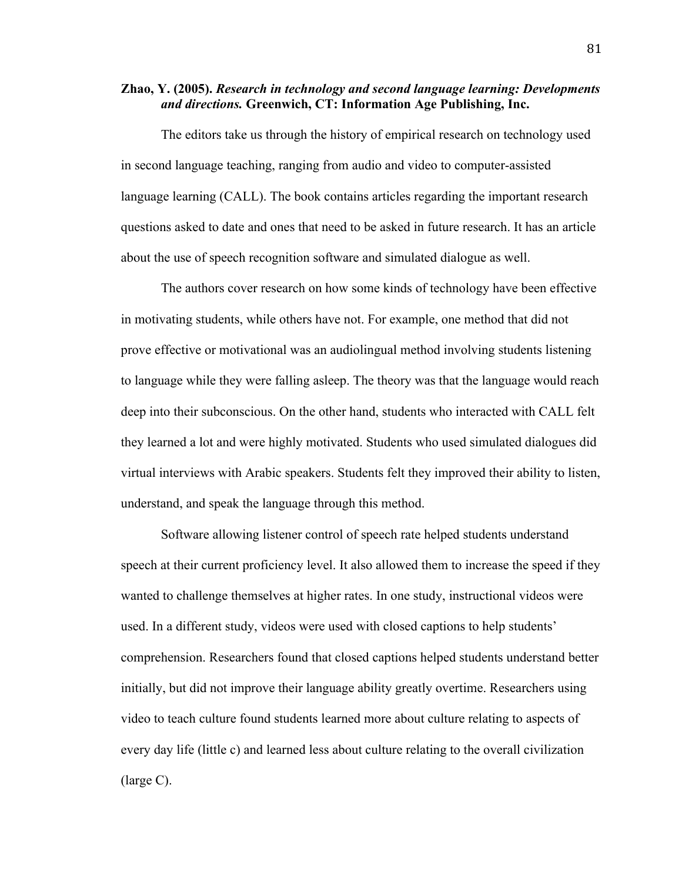**Zhao, Y. (2005). *Research in technology and second language learning: Developments and directions.* Greenwich, CT: Information Age Publishing, Inc.**

The editors take us through the history of empirical research on technology used in second language teaching, ranging from audio and video to computer-assisted language learning (CALL). The book contains articles regarding the important research questions asked to date and ones that need to be asked in future research. It has an article about the use of speech recognition software and simulated dialogue as well.

The authors cover research on how some kinds of technology have been effective in motivating students, while others have not. For example, one method that did not prove effective or motivational was an audiolingual method involving students listening to language while they were falling asleep. The theory was that the language would reach deep into their subconscious. On the other hand, students who interacted with CALL felt they learned a lot and were highly motivated. Students who used simulated dialogues did virtual interviews with Arabic speakers. Students felt they improved their ability to listen, understand, and speak the language through this method.

Software allowing listener control of speech rate helped students understand speech at their current proficiency level. It also allowed them to increase the speed if they wanted to challenge themselves at higher rates. In one study, instructional videos were used. In a different study, videos were used with closed captions to help students' comprehension. Researchers found that closed captions helped students understand better initially, but did not improve their language ability greatly overtime. Researchers using video to teach culture found students learned more about culture relating to aspects of every day life (little c) and learned less about culture relating to the overall civilization (large C).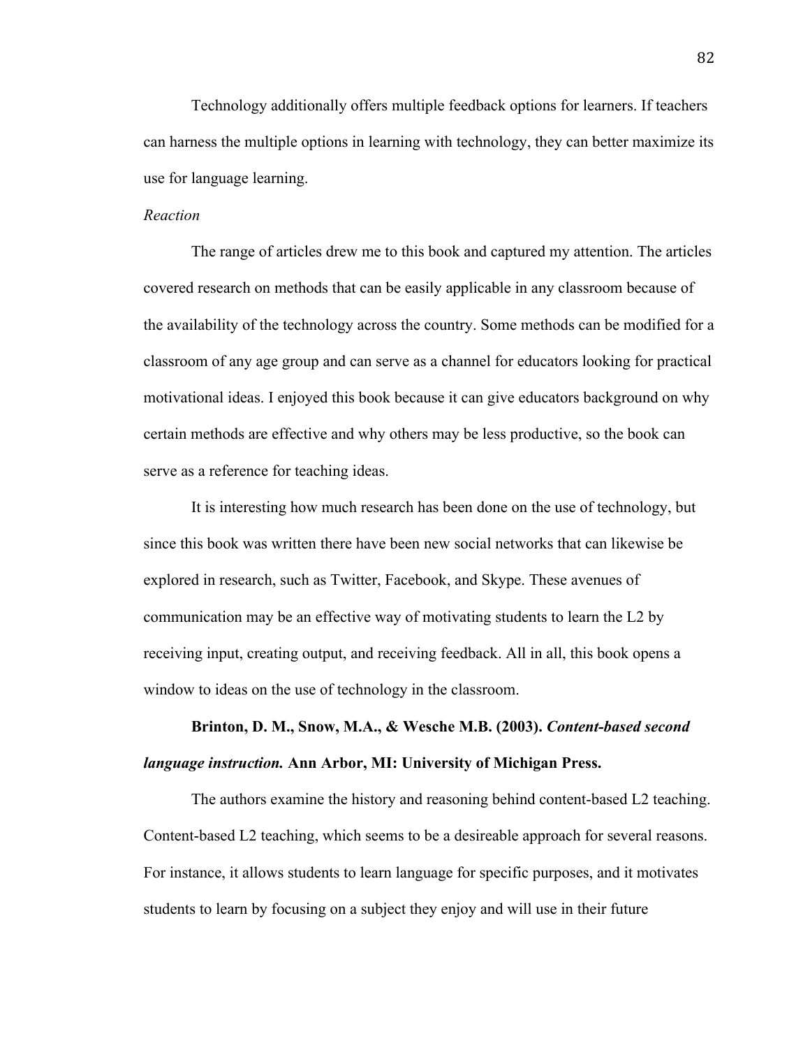Technology additionally offers multiple feedback options for learners. If teachers can harness the multiple options in learning with technology, they can better maximize its use for language learning.

*Reaction*

The range of articles drew me to this book and captured my attention. The articles covered research on methods that can be easily applicable in any classroom because of the availability of the technology across the country. Some methods can be modified for a classroom of any age group and can serve as a channel for educators looking for practical motivational ideas. I enjoyed this book because it can give educators background on why certain methods are effective and why others may be less productive, so the book can serve as a reference for teaching ideas.

It is interesting how much research has been done on the use of technology, but since this book was written there have been new social networks that can likewise be explored in research, such as Twitter, Facebook, and Skype. These avenues of communication may be an effective way of motivating students to learn the L2 by receiving input, creating output, and receiving feedback. All in all, this book opens a window to ideas on the use of technology in the classroom.

**Brinton, D. M., Snow, M.A., & Wesche M.B. (2003).** ***Content-based second language instruction.*** **Ann Arbor, MI: University of Michigan Press.**

The authors examine the history and reasoning behind content-based L2 teaching. Content-based L2 teaching, which seems to be a desireable approach for several reasons. For instance, it allows students to learn language for specific purposes, and it motivates students to learn by focusing on a subject they enjoy and will use in their future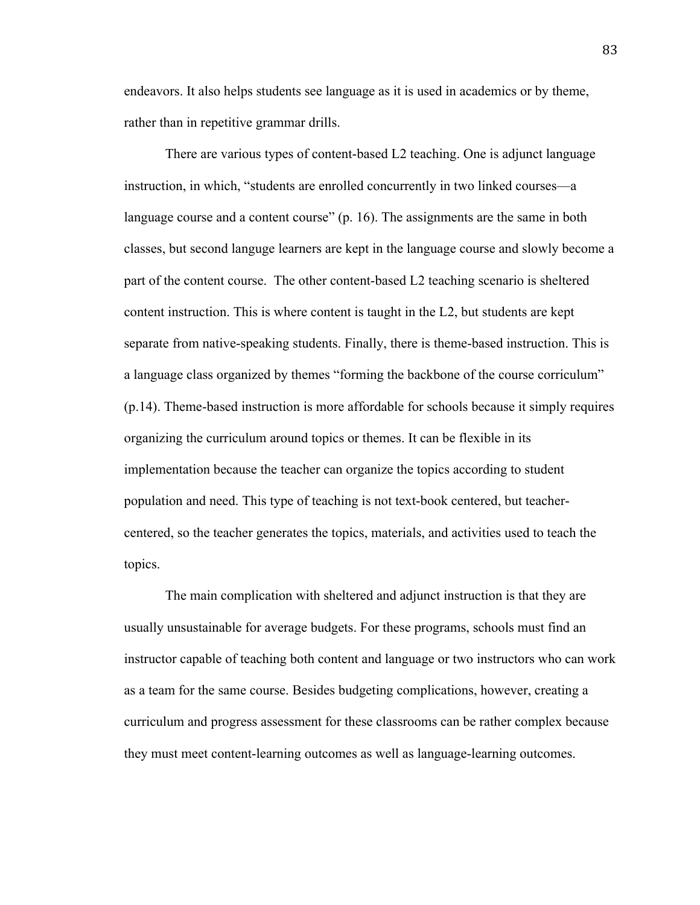endeavors. It also helps students see language as it is used in academics or by theme, rather than in repetitive grammar drills.

There are various types of content-based L2 teaching. One is adjunct language instruction, in which, “students are enrolled concurrently in two linked courses—a language course and a content course” (p. 16). The assignments are the same in both classes, but second languge learners are kept in the language course and slowly become a part of the content course. The other content-based L2 teaching scenario is sheltered content instruction. This is where content is taught in the L2, but students are kept separate from native-speaking students. Finally, there is theme-based instruction. This is a language class organized by themes “forming the backbone of the course corriculum” (p.14). Theme-based instruction is more affordable for schools because it simply requires organizing the curriculum around topics or themes. It can be flexible in its implementation because the teacher can organize the topics according to student population and need. This type of teaching is not text-book centered, but teacher-centered, so the teacher generates the topics, materials, and activities used to teach the topics.

The main complication with sheltered and adjunct instruction is that they are usually unsustainable for average budgets. For these programs, schools must find an instructor capable of teaching both content and language or two instructors who can work as a team for the same course. Besides budgeting complications, however, creating a curriculum and progress assessment for these classrooms can be rather complex because they must meet content-learning outcomes as well as language-learning outcomes.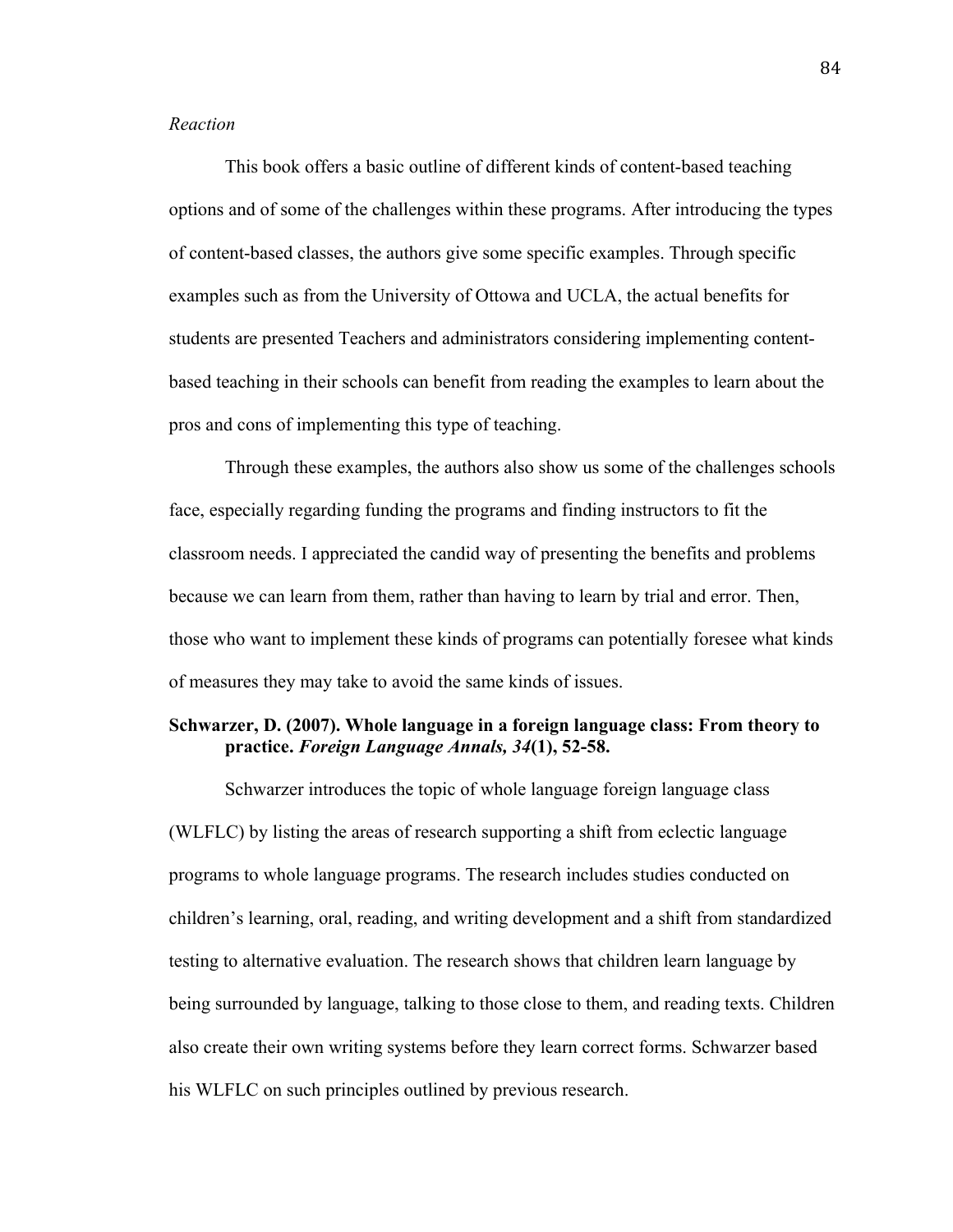*Reaction*

This book offers a basic outline of different kinds of content-based teaching options and of some of the challenges within these programs. After introducing the types of content-based classes, the authors give some specific examples. Through specific examples such as from the University of Ottowa and UCLA, the actual benefits for students are presented Teachers and administrators considering implementing content-based teaching in their schools can benefit from reading the examples to learn about the pros and cons of implementing this type of teaching.

Through these examples, the authors also show us some of the challenges schools face, especially regarding funding the programs and finding instructors to fit the classroom needs. I appreciated the candid way of presenting the benefits and problems because we can learn from them, rather than having to learn by trial and error. Then, those who want to implement these kinds of programs can potentially foresee what kinds of measures they may take to avoid the same kinds of issues.

**Schwarzer, D. (2007). Whole language in a foreign language class: From theory to practice. *Foreign Language Annals, 34*(1), 52-58.**

Schwarzer introduces the topic of whole language foreign language class (WLFLC) by listing the areas of research supporting a shift from eclectic language programs to whole language programs. The research includes studies conducted on children's learning, oral, reading, and writing development and a shift from standardized testing to alternative evaluation. The research shows that children learn language by being surrounded by language, talking to those close to them, and reading texts. Children also create their own writing systems before they learn correct forms. Schwarzer based his WLFLC on such principles outlined by previous research.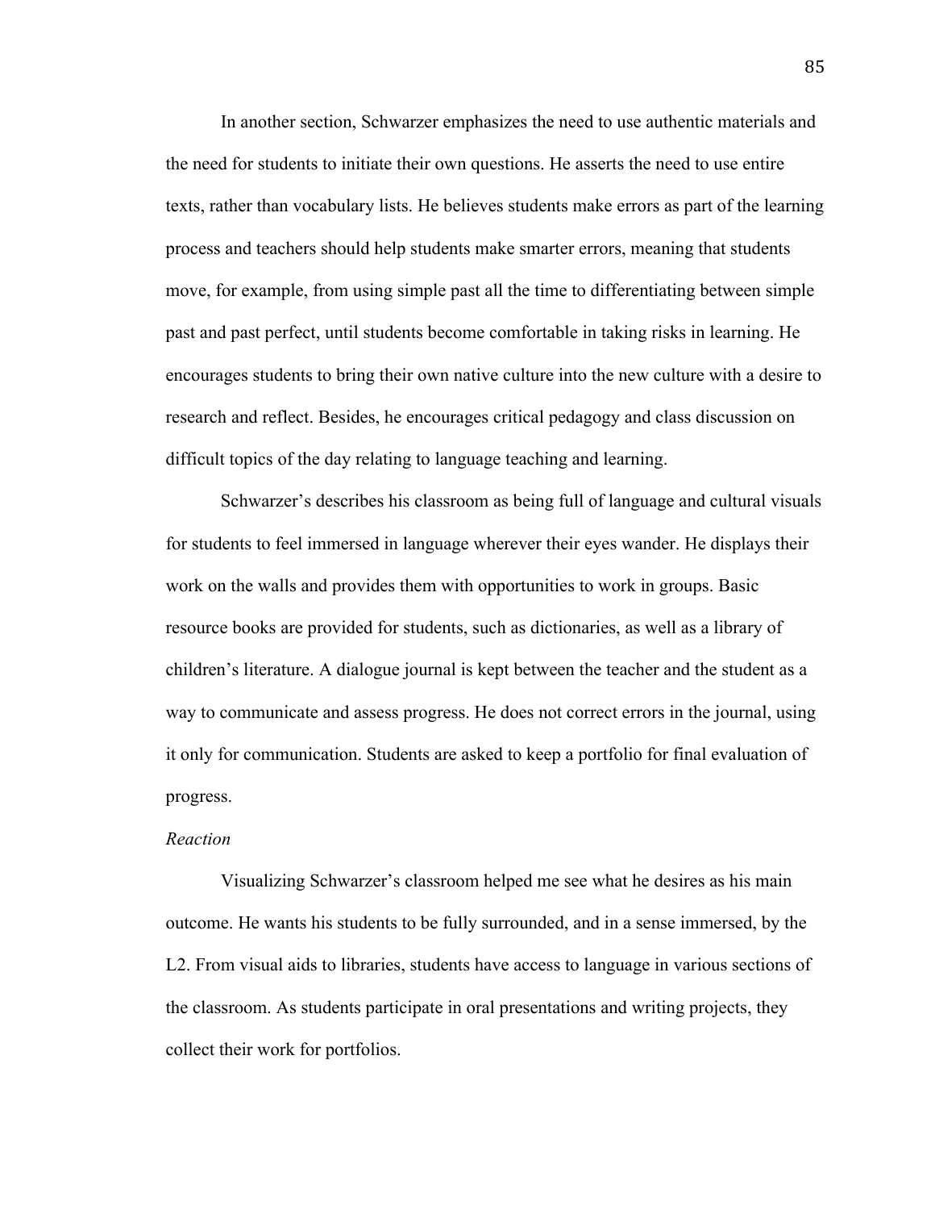In another section, Schwarzer emphasizes the need to use authentic materials and the need for students to initiate their own questions. He asserts the need to use entire texts, rather than vocabulary lists. He believes students make errors as part of the learning process and teachers should help students make smarter errors, meaning that students move, for example, from using simple past all the time to differentiating between simple past and past perfect, until students become comfortable in taking risks in learning. He encourages students to bring their own native culture into the new culture with a desire to research and reflect. Besides, he encourages critical pedagogy and class discussion on difficult topics of the day relating to language teaching and learning.

Schwarzer's describes his classroom as being full of language and cultural visuals for students to feel immersed in language wherever their eyes wander. He displays their work on the walls and provides them with opportunities to work in groups. Basic resource books are provided for students, such as dictionaries, as well as a library of children's literature. A dialogue journal is kept between the teacher and the student as a way to communicate and assess progress. He does not correct errors in the journal, using it only for communication. Students are asked to keep a portfolio for final evaluation of progress.

*Reaction*

Visualizing Schwarzer's classroom helped me see what he desires as his main outcome. He wants his students to be fully surrounded, and in a sense immersed, by the L2. From visual aids to libraries, students have access to language in various sections of the classroom. As students participate in oral presentations and writing projects, they collect their work for portfolios.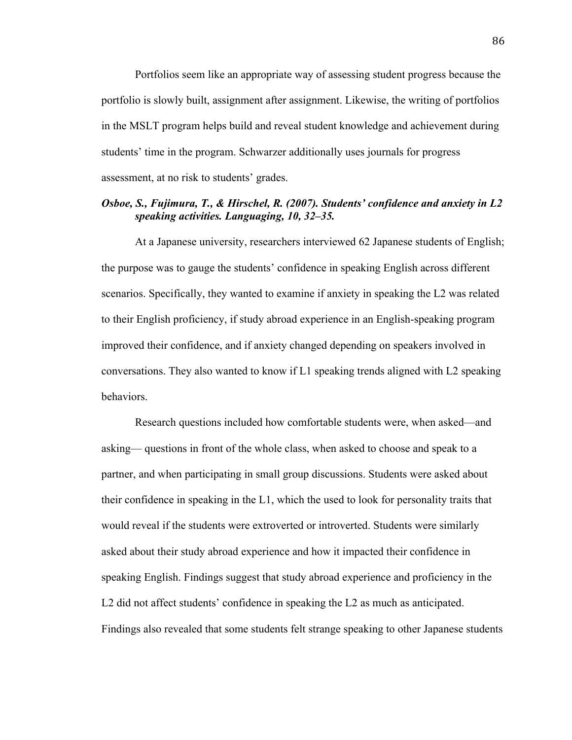Portfolios seem like an appropriate way of assessing student progress because the portfolio is slowly built, assignment after assignment. Likewise, the writing of portfolios in the MSLT program helps build and reveal student knowledge and achievement during students' time in the program. Schwarzer additionally uses journals for progress assessment, at no risk to students' grades.

***Osboe, S., Fujimura, T., & Hirschel, R. (2007). Students' confidence and anxiety in L2 speaking activities. Languaging, 10, 32–35.***

At a Japanese university, researchers interviewed 62 Japanese students of English; the purpose was to gauge the students' confidence in speaking English across different scenarios. Specifically, they wanted to examine if anxiety in speaking the L2 was related to their English proficiency, if study abroad experience in an English-speaking program improved their confidence, and if anxiety changed depending on speakers involved in conversations. They also wanted to know if L1 speaking trends aligned with L2 speaking behaviors.

Research questions included how comfortable students were, when asked—and asking— questions in front of the whole class, when asked to choose and speak to a partner, and when participating in small group discussions. Students were asked about their confidence in speaking in the L1, which the used to look for personality traits that would reveal if the students were extroverted or introverted. Students were similarly asked about their study abroad experience and how it impacted their confidence in speaking English. Findings suggest that study abroad experience and proficiency in the L2 did not affect students' confidence in speaking the L2 as much as anticipated. Findings also revealed that some students felt strange speaking to other Japanese students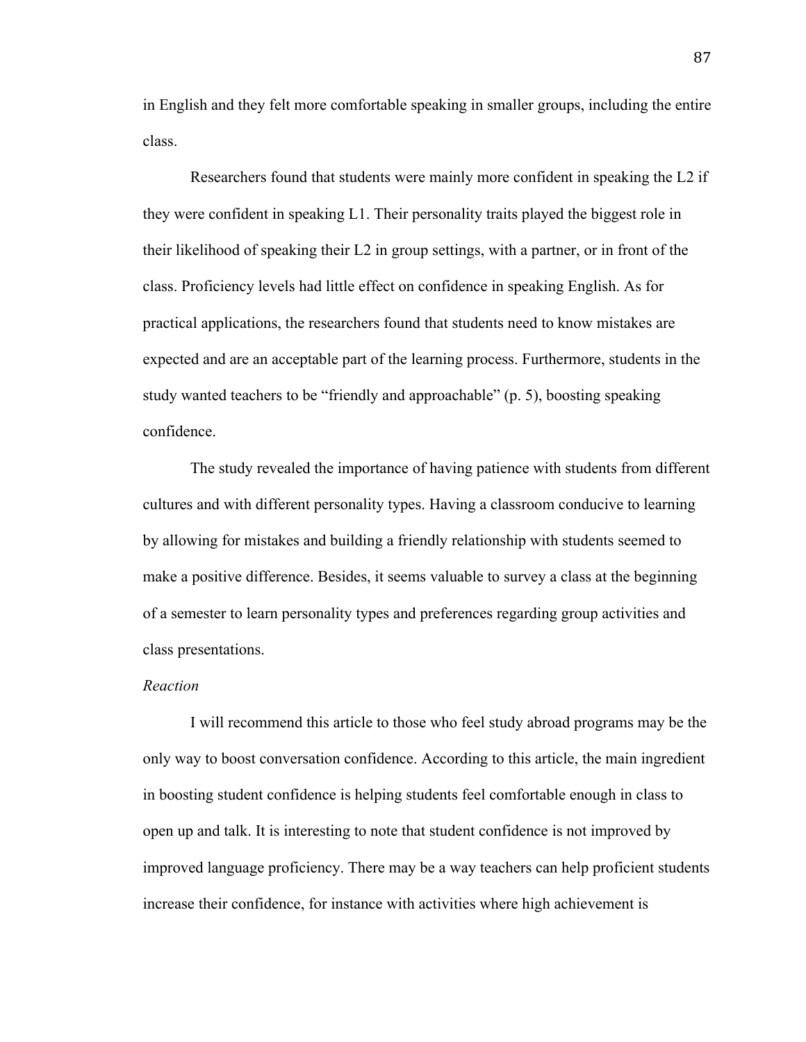in English and they felt more comfortable speaking in smaller groups, including the entire class.

Researchers found that students were mainly more confident in speaking the L2 if they were confident in speaking L1. Their personality traits played the biggest role in their likelihood of speaking their L2 in group settings, with a partner, or in front of the class. Proficiency levels had little effect on confidence in speaking English. As for practical applications, the researchers found that students need to know mistakes are expected and are an acceptable part of the learning process. Furthermore, students in the study wanted teachers to be "friendly and approachable" (p. 5), boosting speaking confidence.

The study revealed the importance of having patience with students from different cultures and with different personality types. Having a classroom conducive to learning by allowing for mistakes and building a friendly relationship with students seemed to make a positive difference. Besides, it seems valuable to survey a class at the beginning of a semester to learn personality types and preferences regarding group activities and class presentations.

*Reaction*

I will recommend this article to those who feel study abroad programs may be the only way to boost conversation confidence. According to this article, the main ingredient in boosting student confidence is helping students feel comfortable enough in class to open up and talk. It is interesting to note that student confidence is not improved by improved language proficiency. There may be a way teachers can help proficient students increase their confidence, for instance with activities where high achievement is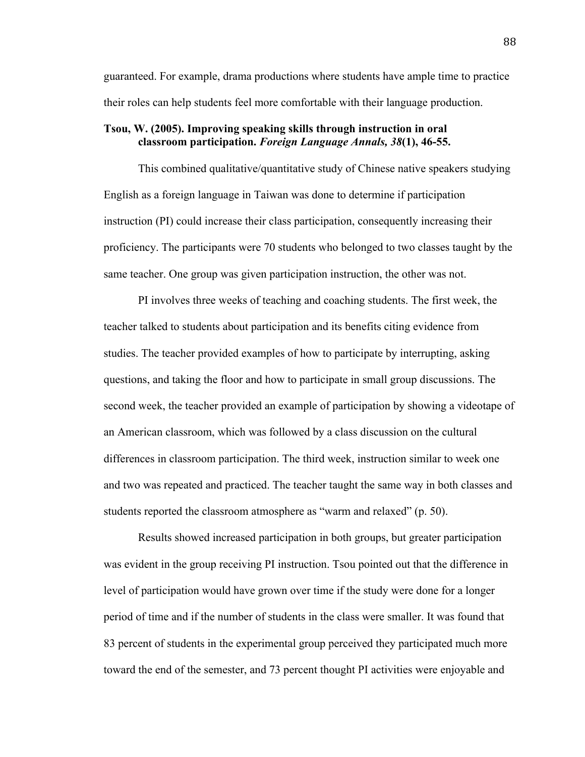guaranteed. For example, drama productions where students have ample time to practice their roles can help students feel more comfortable with their language production.

**Tsou, W. (2005). Improving speaking skills through instruction in oral classroom participation. *Foreign Language Annals, 38*(1), 46-55.**

This combined qualitative/quantitative study of Chinese native speakers studying English as a foreign language in Taiwan was done to determine if participation instruction (PI) could increase their class participation, consequently increasing their proficiency. The participants were 70 students who belonged to two classes taught by the same teacher. One group was given participation instruction, the other was not.

PI involves three weeks of teaching and coaching students. The first week, the teacher talked to students about participation and its benefits citing evidence from studies. The teacher provided examples of how to participate by interrupting, asking questions, and taking the floor and how to participate in small group discussions. The second week, the teacher provided an example of participation by showing a videotape of an American classroom, which was followed by a class discussion on the cultural differences in classroom participation. The third week, instruction similar to week one and two was repeated and practiced. The teacher taught the same way in both classes and students reported the classroom atmosphere as "warm and relaxed" (p. 50).

Results showed increased participation in both groups, but greater participation was evident in the group receiving PI instruction. Tsou pointed out that the difference in level of participation would have grown over time if the study were done for a longer period of time and if the number of students in the class were smaller. It was found that 83 percent of students in the experimental group perceived they participated much more toward the end of the semester, and 73 percent thought PI activities were enjoyable and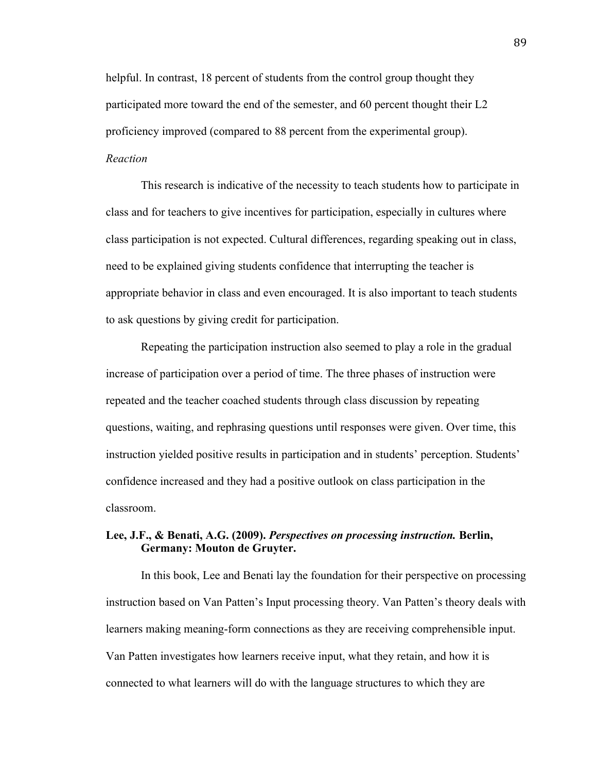helpful. In contrast, 18 percent of students from the control group thought they participated more toward the end of the semester, and 60 percent thought their L2 proficiency improved (compared to 88 percent from the experimental group).

*Reaction*

This research is indicative of the necessity to teach students how to participate in class and for teachers to give incentives for participation, especially in cultures where class participation is not expected. Cultural differences, regarding speaking out in class, need to be explained giving students confidence that interrupting the teacher is appropriate behavior in class and even encouraged. It is also important to teach students to ask questions by giving credit for participation.

Repeating the participation instruction also seemed to play a role in the gradual increase of participation over a period of time. The three phases of instruction were repeated and the teacher coached students through class discussion by repeating questions, waiting, and rephrasing questions until responses were given. Over time, this instruction yielded positive results in participation and in students' perception. Students' confidence increased and they had a positive outlook on class participation in the classroom.

**Lee, J.F., & Benati, A.G. (2009). *Perspectives on processing instruction.* Berlin, Germany: Mouton de Gruyter.**

In this book, Lee and Benati lay the foundation for their perspective on processing instruction based on Van Patten's Input processing theory. Van Patten's theory deals with learners making meaning-form connections as they are receiving comprehensible input. Van Patten investigates how learners receive input, what they retain, and how it is connected to what learners will do with the language structures to which they are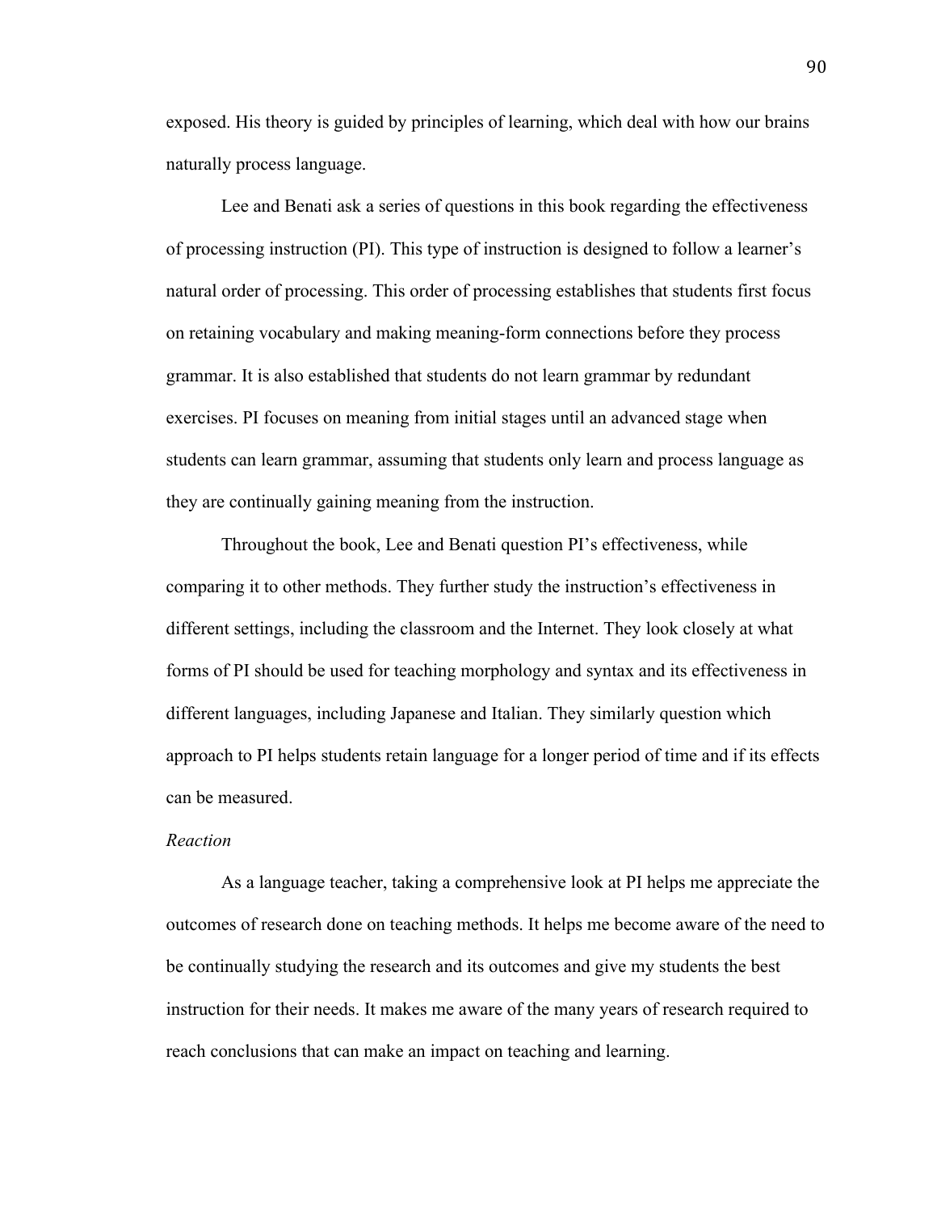exposed. His theory is guided by principles of learning, which deal with how our brains naturally process language.

Lee and Benati ask a series of questions in this book regarding the effectiveness of processing instruction (PI). This type of instruction is designed to follow a learner's natural order of processing. This order of processing establishes that students first focus on retaining vocabulary and making meaning-form connections before they process grammar. It is also established that students do not learn grammar by redundant exercises. PI focuses on meaning from initial stages until an advanced stage when students can learn grammar, assuming that students only learn and process language as they are continually gaining meaning from the instruction.

Throughout the book, Lee and Benati question PI's effectiveness, while comparing it to other methods. They further study the instruction's effectiveness in different settings, including the classroom and the Internet. They look closely at what forms of PI should be used for teaching morphology and syntax and its effectiveness in different languages, including Japanese and Italian. They similarly question which approach to PI helps students retain language for a longer period of time and if its effects can be measured.

*Reaction*

As a language teacher, taking a comprehensive look at PI helps me appreciate the outcomes of research done on teaching methods. It helps me become aware of the need to be continually studying the research and its outcomes and give my students the best instruction for their needs. It makes me aware of the many years of research required to reach conclusions that can make an impact on teaching and learning.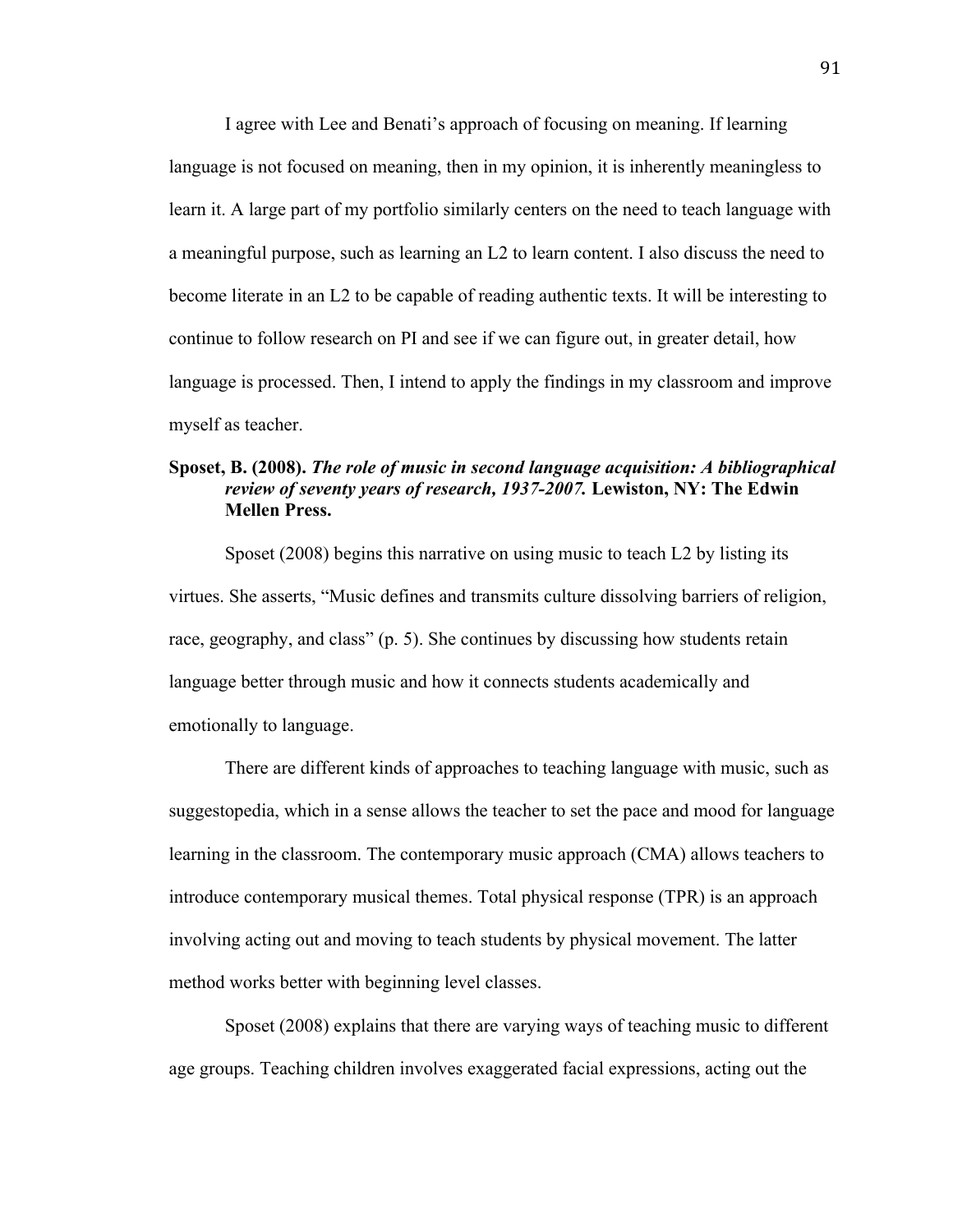I agree with Lee and Benati's approach of focusing on meaning. If learning language is not focused on meaning, then in my opinion, it is inherently meaningless to learn it. A large part of my portfolio similarly centers on the need to teach language with a meaningful purpose, such as learning an L2 to learn content. I also discuss the need to become literate in an L2 to be capable of reading authentic texts. It will be interesting to continue to follow research on PI and see if we can figure out, in greater detail, how language is processed. Then, I intend to apply the findings in my classroom and improve myself as teacher.

**Sposet, B. (2008).** ***The role of music in second language acquisition: A bibliographical review of seventy years of research, 1937-2007.*** **Lewiston, NY: The Edwin Mellen Press.**

Sposet (2008) begins this narrative on using music to teach L2 by listing its virtues. She asserts, "Music defines and transmits culture dissolving barriers of religion, race, geography, and class" (p. 5). She continues by discussing how students retain language better through music and how it connects students academically and emotionally to language.

There are different kinds of approaches to teaching language with music, such as suggestopedia, which in a sense allows the teacher to set the pace and mood for language learning in the classroom. The contemporary music approach (CMA) allows teachers to introduce contemporary musical themes. Total physical response (TPR) is an approach involving acting out and moving to teach students by physical movement. The latter method works better with beginning level classes.

Sposet (2008) explains that there are varying ways of teaching music to different age groups. Teaching children involves exaggerated facial expressions, acting out the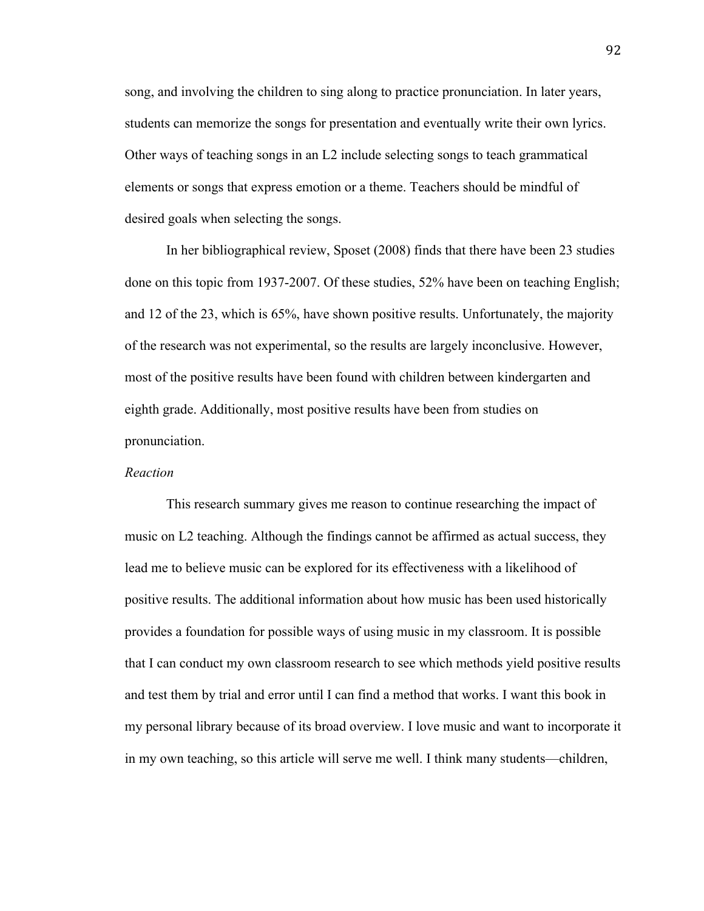song, and involving the children to sing along to practice pronunciation. In later years, students can memorize the songs for presentation and eventually write their own lyrics. Other ways of teaching songs in an L2 include selecting songs to teach grammatical elements or songs that express emotion or a theme. Teachers should be mindful of desired goals when selecting the songs.

In her bibliographical review, Sposet (2008) finds that there have been 23 studies done on this topic from 1937-2007. Of these studies, 52% have been on teaching English; and 12 of the 23, which is 65%, have shown positive results. Unfortunately, the majority of the research was not experimental, so the results are largely inconclusive. However, most of the positive results have been found with children between kindergarten and eighth grade. Additionally, most positive results have been from studies on pronunciation.

*Reaction*

This research summary gives me reason to continue researching the impact of music on L2 teaching. Although the findings cannot be affirmed as actual success, they lead me to believe music can be explored for its effectiveness with a likelihood of positive results. The additional information about how music has been used historically provides a foundation for possible ways of using music in my classroom. It is possible that I can conduct my own classroom research to see which methods yield positive results and test them by trial and error until I can find a method that works. I want this book in my personal library because of its broad overview. I love music and want to incorporate it in my own teaching, so this article will serve me well. I think many students—children,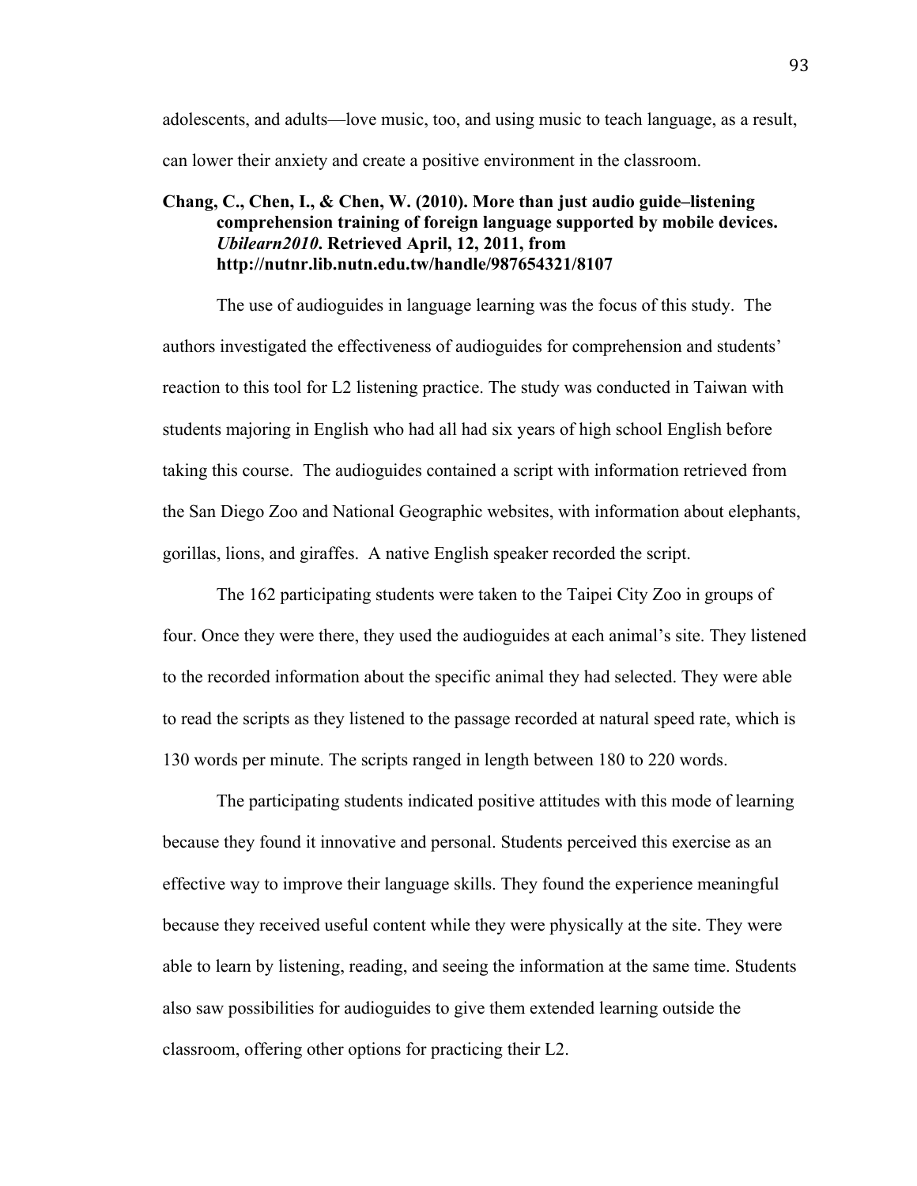adolescents, and adults—love music, too, and using music to teach language, as a result, can lower their anxiety and create a positive environment in the classroom.

**Chang, C., Chen, I., & Chen, W. (2010). More than just audio guide–listening comprehension training of foreign language supported by mobile devices. *Ubilearn2010*. Retrieved April, 12, 2011, from http://nutnr.lib.nutn.edu.tw/handle/987654321/8107**

The use of audioguides in language learning was the focus of this study. The authors investigated the effectiveness of audioguides for comprehension and students' reaction to this tool for L2 listening practice. The study was conducted in Taiwan with students majoring in English who had all had six years of high school English before taking this course. The audioguides contained a script with information retrieved from the San Diego Zoo and National Geographic websites, with information about elephants, gorillas, lions, and giraffes. A native English speaker recorded the script.

The 162 participating students were taken to the Taipei City Zoo in groups of four. Once they were there, they used the audioguides at each animal's site. They listened to the recorded information about the specific animal they had selected. They were able to read the scripts as they listened to the passage recorded at natural speed rate, which is 130 words per minute. The scripts ranged in length between 180 to 220 words.

The participating students indicated positive attitudes with this mode of learning because they found it innovative and personal. Students perceived this exercise as an effective way to improve their language skills. They found the experience meaningful because they received useful content while they were physically at the site. They were able to learn by listening, reading, and seeing the information at the same time. Students also saw possibilities for audioguides to give them extended learning outside the classroom, offering other options for practicing their L2.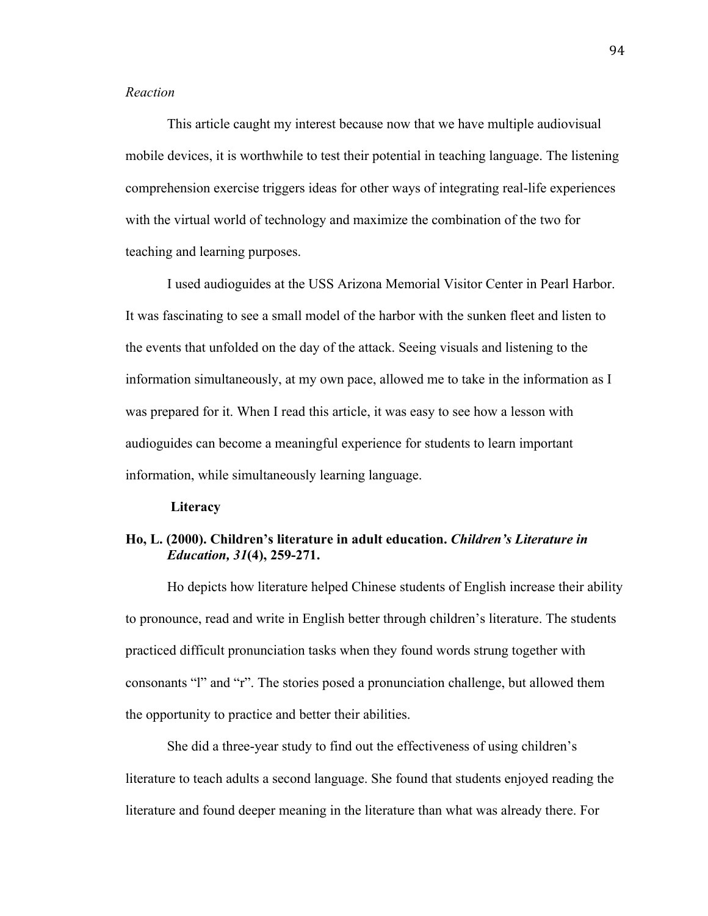*Reaction*

This article caught my interest because now that we have multiple audiovisual mobile devices, it is worthwhile to test their potential in teaching language. The listening comprehension exercise triggers ideas for other ways of integrating real-life experiences with the virtual world of technology and maximize the combination of the two for teaching and learning purposes.

I used audioguides at the USS Arizona Memorial Visitor Center in Pearl Harbor. It was fascinating to see a small model of the harbor with the sunken fleet and listen to the events that unfolded on the day of the attack. Seeing visuals and listening to the information simultaneously, at my own pace, allowed me to take in the information as I was prepared for it. When I read this article, it was easy to see how a lesson with audioguides can become a meaningful experience for students to learn important information, while simultaneously learning language.

**Literacy**

**Ho, L. (2000). Children's literature in adult education. *Children's Literature in Education, 31*(4), 259-271.**

Ho depicts how literature helped Chinese students of English increase their ability to pronounce, read and write in English better through children's literature. The students practiced difficult pronunciation tasks when they found words strung together with consonants "l" and "r". The stories posed a pronunciation challenge, but allowed them the opportunity to practice and better their abilities.

She did a three-year study to find out the effectiveness of using children's literature to teach adults a second language. She found that students enjoyed reading the literature and found deeper meaning in the literature than what was already there. For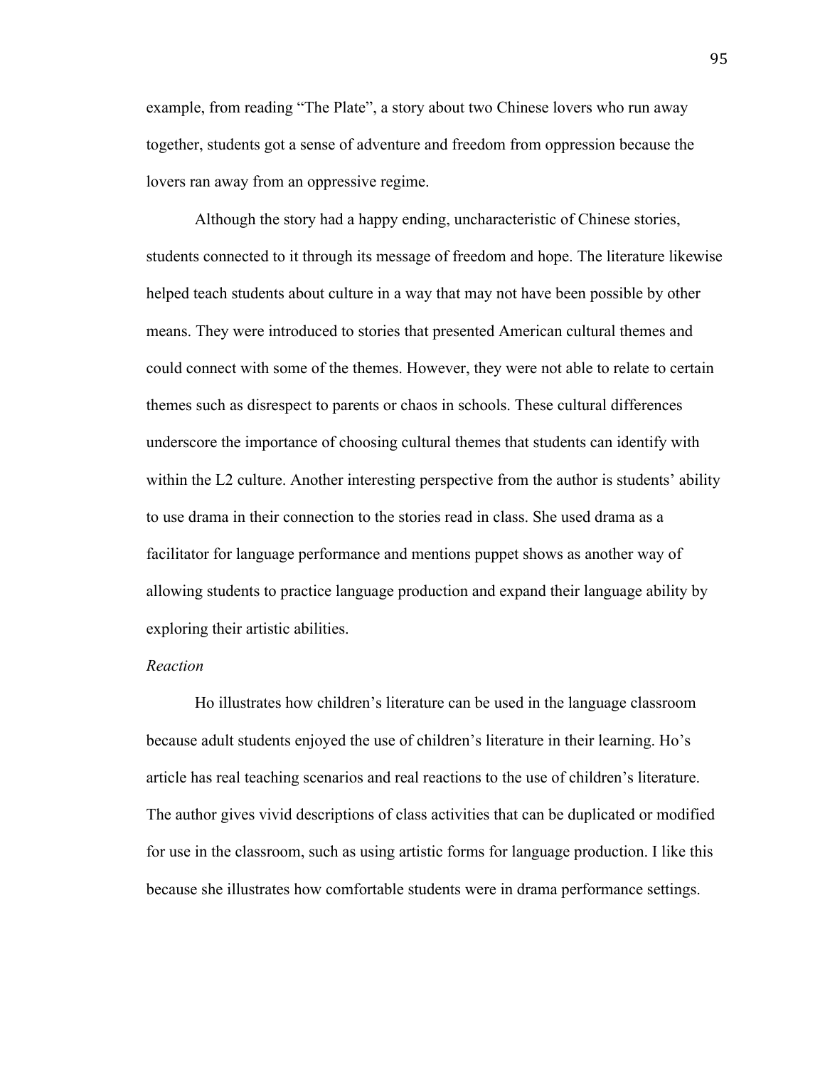example, from reading "The Plate", a story about two Chinese lovers who run away together, students got a sense of adventure and freedom from oppression because the lovers ran away from an oppressive regime.

Although the story had a happy ending, uncharacteristic of Chinese stories, students connected to it through its message of freedom and hope. The literature likewise helped teach students about culture in a way that may not have been possible by other means. They were introduced to stories that presented American cultural themes and could connect with some of the themes. However, they were not able to relate to certain themes such as disrespect to parents or chaos in schools. These cultural differences underscore the importance of choosing cultural themes that students can identify with within the L2 culture. Another interesting perspective from the author is students' ability to use drama in their connection to the stories read in class. She used drama as a facilitator for language performance and mentions puppet shows as another way of allowing students to practice language production and expand their language ability by exploring their artistic abilities.

*Reaction*

Ho illustrates how children's literature can be used in the language classroom because adult students enjoyed the use of children's literature in their learning. Ho's article has real teaching scenarios and real reactions to the use of children's literature. The author gives vivid descriptions of class activities that can be duplicated or modified for use in the classroom, such as using artistic forms for language production. I like this because she illustrates how comfortable students were in drama performance settings.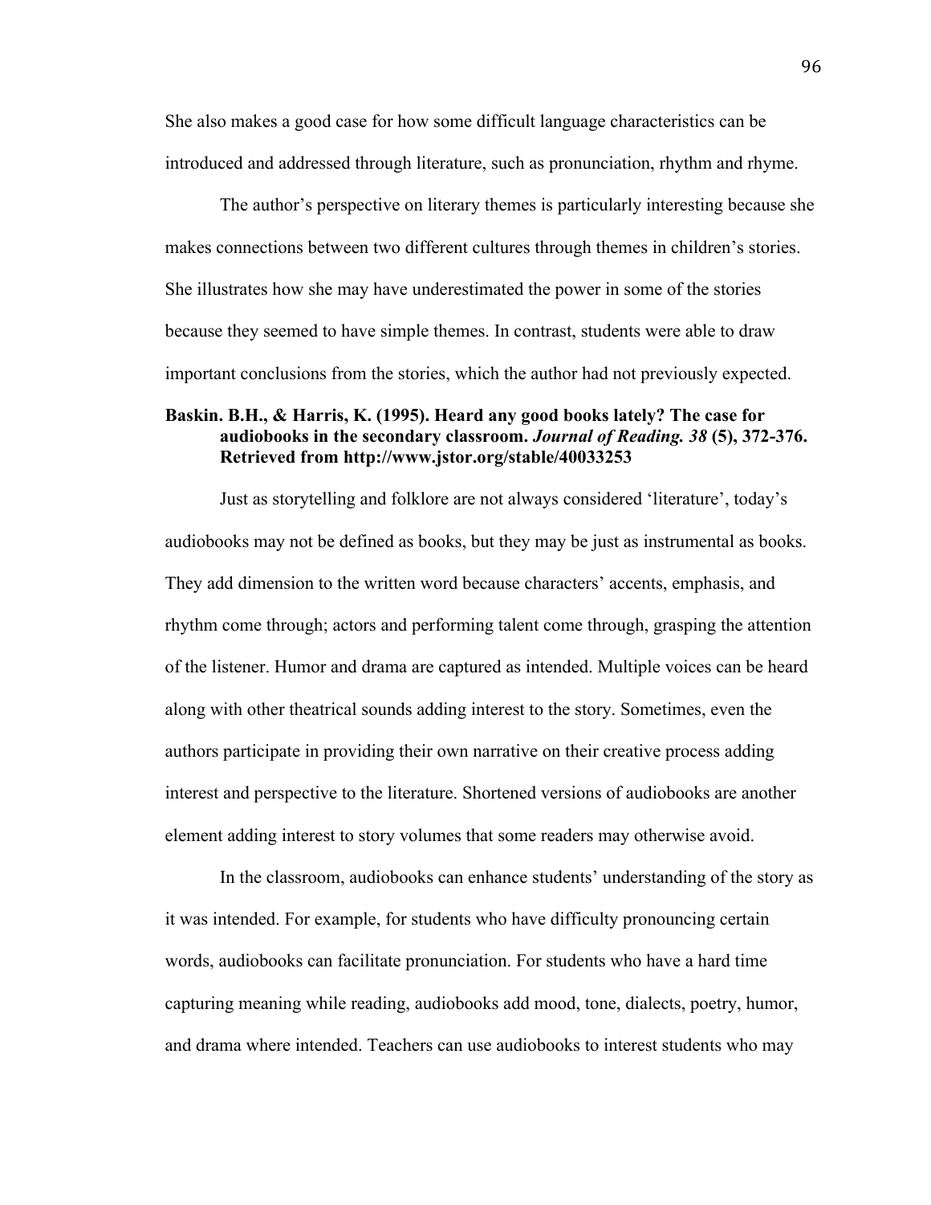She also makes a good case for how some difficult language characteristics can be introduced and addressed through literature, such as pronunciation, rhythm and rhyme.

The author's perspective on literary themes is particularly interesting because she makes connections between two different cultures through themes in children's stories. She illustrates how she may have underestimated the power in some of the stories because they seemed to have simple themes. In contrast, students were able to draw important conclusions from the stories, which the author had not previously expected.

**Baskin. B.H., & Harris, K. (1995). Heard any good books lately? The case for audiobooks in the secondary classroom. *Journal of Reading. 38* (5), 372-376. Retrieved from http://www.jstor.org/stable/40033253**

Just as storytelling and folklore are not always considered 'literature', today's audiobooks may not be defined as books, but they may be just as instrumental as books. They add dimension to the written word because characters' accents, emphasis, and rhythm come through; actors and performing talent come through, grasping the attention of the listener. Humor and drama are captured as intended. Multiple voices can be heard along with other theatrical sounds adding interest to the story. Sometimes, even the authors participate in providing their own narrative on their creative process adding interest and perspective to the literature. Shortened versions of audiobooks are another element adding interest to story volumes that some readers may otherwise avoid.

In the classroom, audiobooks can enhance students' understanding of the story as it was intended. For example, for students who have difficulty pronouncing certain words, audiobooks can facilitate pronunciation. For students who have a hard time capturing meaning while reading, audiobooks add mood, tone, dialects, poetry, humor, and drama where intended. Teachers can use audiobooks to interest students who may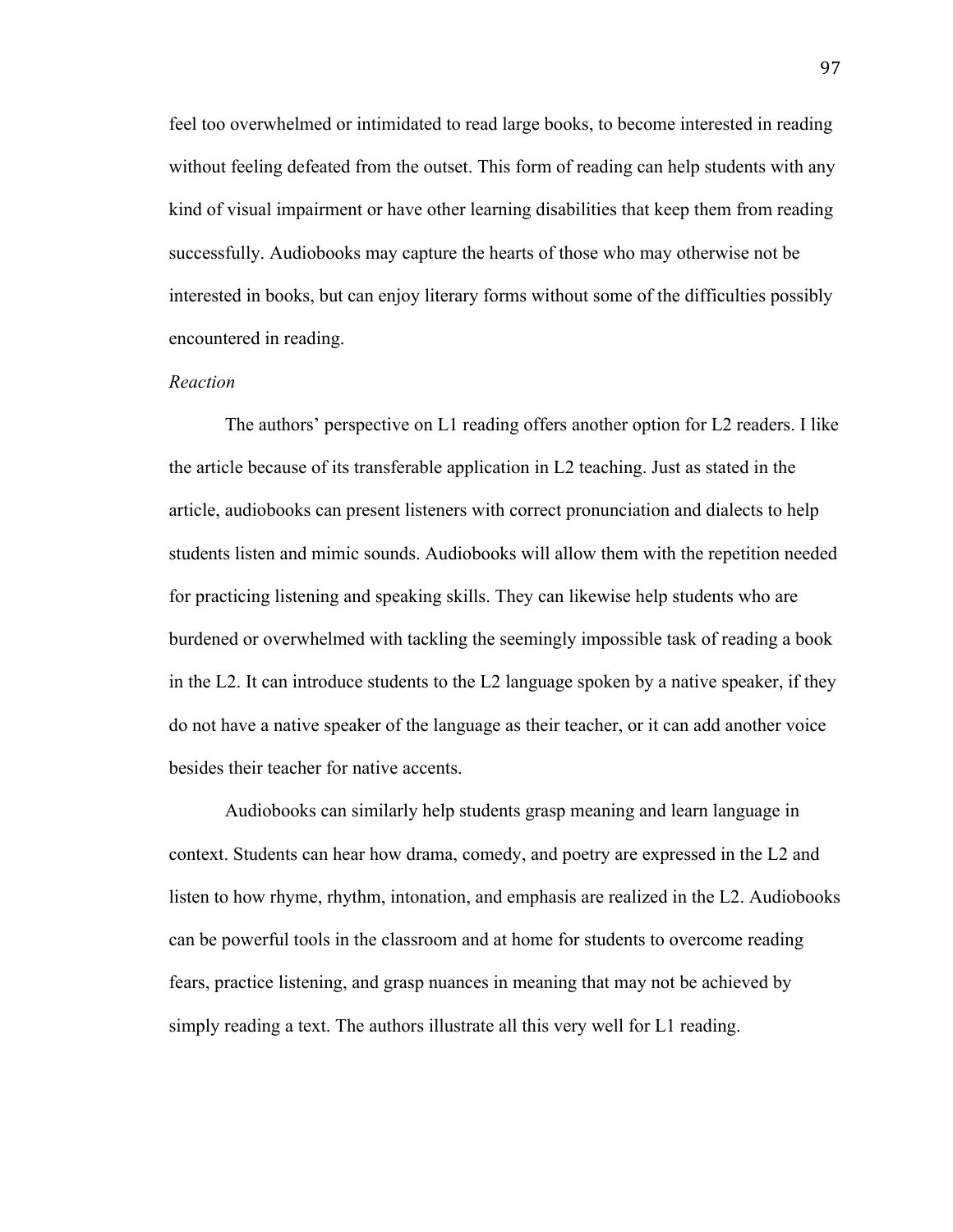feel too overwhelmed or intimidated to read large books, to become interested in reading without feeling defeated from the outset. This form of reading can help students with any kind of visual impairment or have other learning disabilities that keep them from reading successfully. Audiobooks may capture the hearts of those who may otherwise not be interested in books, but can enjoy literary forms without some of the difficulties possibly encountered in reading.

*Reaction*

The authors' perspective on L1 reading offers another option for L2 readers. I like the article because of its transferable application in L2 teaching. Just as stated in the article, audiobooks can present listeners with correct pronunciation and dialects to help students listen and mimic sounds. Audiobooks will allow them with the repetition needed for practicing listening and speaking skills. They can likewise help students who are burdened or overwhelmed with tackling the seemingly impossible task of reading a book in the L2. It can introduce students to the L2 language spoken by a native speaker, if they do not have a native speaker of the language as their teacher, or it can add another voice besides their teacher for native accents.

Audiobooks can similarly help students grasp meaning and learn language in context. Students can hear how drama, comedy, and poetry are expressed in the L2 and listen to how rhyme, rhythm, intonation, and emphasis are realized in the L2. Audiobooks can be powerful tools in the classroom and at home for students to overcome reading fears, practice listening, and grasp nuances in meaning that may not be achieved by simply reading a text. The authors illustrate all this very well for L1 reading.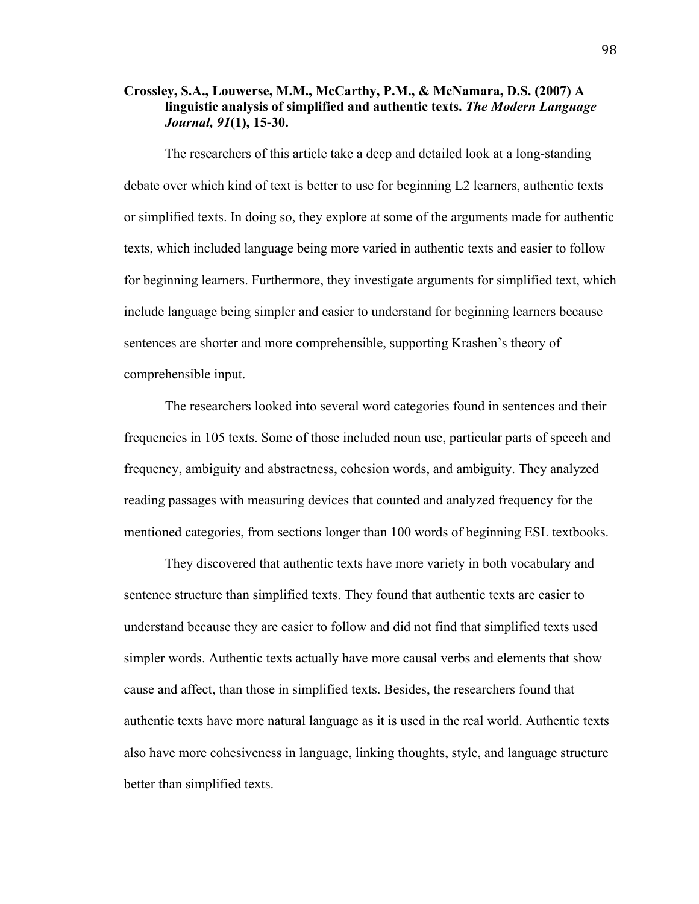**Crossley, S.A., Louwerse, M.M., McCarthy, P.M., & McNamara, D.S. (2007) A linguistic analysis of simplified and authentic texts. *The Modern Language Journal, 91*(1), 15-30.**

The researchers of this article take a deep and detailed look at a long-standing debate over which kind of text is better to use for beginning L2 learners, authentic texts or simplified texts. In doing so, they explore at some of the arguments made for authentic texts, which included language being more varied in authentic texts and easier to follow for beginning learners. Furthermore, they investigate arguments for simplified text, which include language being simpler and easier to understand for beginning learners because sentences are shorter and more comprehensible, supporting Krashen's theory of comprehensible input.

The researchers looked into several word categories found in sentences and their frequencies in 105 texts. Some of those included noun use, particular parts of speech and frequency, ambiguity and abstractness, cohesion words, and ambiguity. They analyzed reading passages with measuring devices that counted and analyzed frequency for the mentioned categories, from sections longer than 100 words of beginning ESL textbooks.

They discovered that authentic texts have more variety in both vocabulary and sentence structure than simplified texts. They found that authentic texts are easier to understand because they are easier to follow and did not find that simplified texts used simpler words. Authentic texts actually have more causal verbs and elements that show cause and affect, than those in simplified texts. Besides, the researchers found that authentic texts have more natural language as it is used in the real world. Authentic texts also have more cohesiveness in language, linking thoughts, style, and language structure better than simplified texts.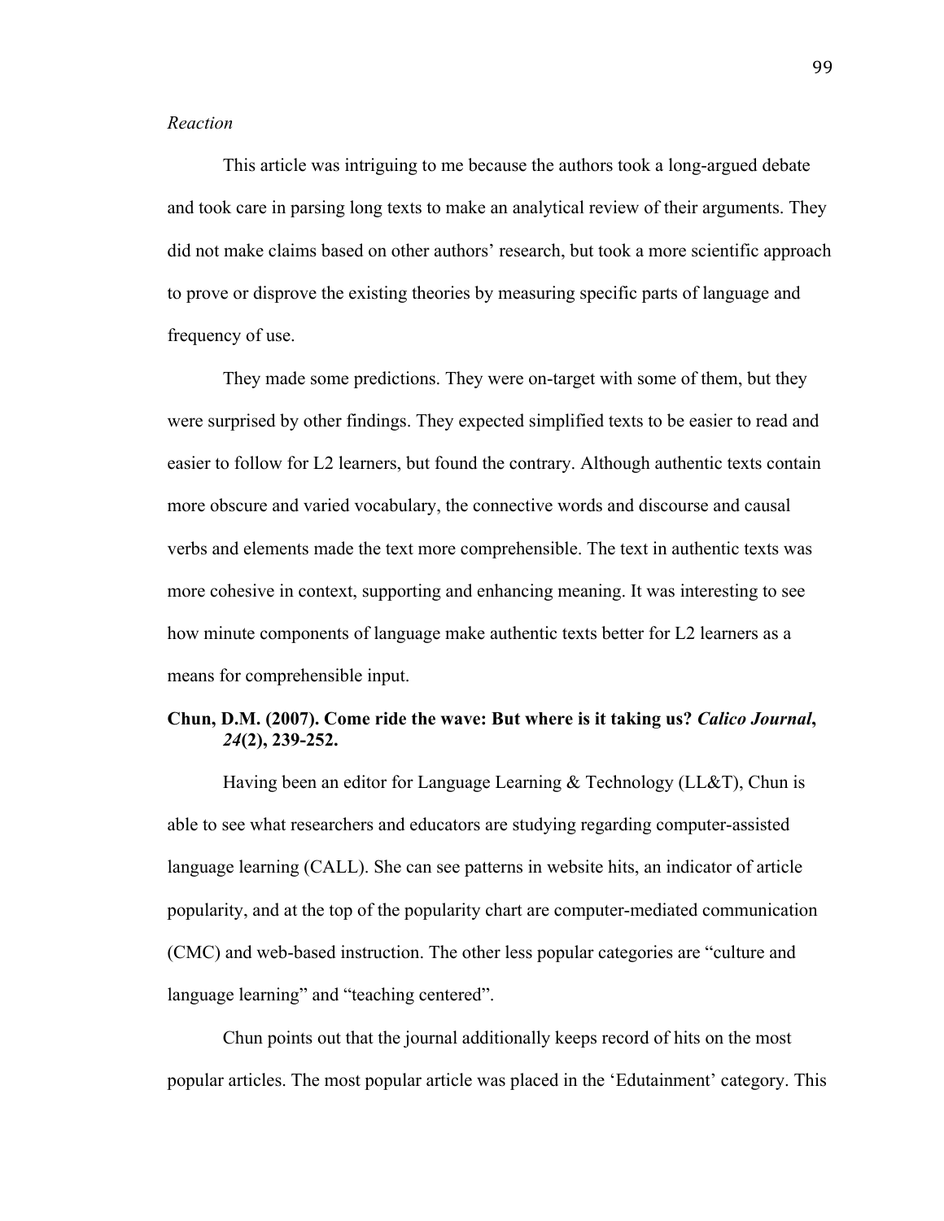*Reaction*

This article was intriguing to me because the authors took a long-argued debate and took care in parsing long texts to make an analytical review of their arguments. They did not make claims based on other authors' research, but took a more scientific approach to prove or disprove the existing theories by measuring specific parts of language and frequency of use.

They made some predictions. They were on-target with some of them, but they were surprised by other findings. They expected simplified texts to be easier to read and easier to follow for L2 learners, but found the contrary. Although authentic texts contain more obscure and varied vocabulary, the connective words and discourse and causal verbs and elements made the text more comprehensible. The text in authentic texts was more cohesive in context, supporting and enhancing meaning. It was interesting to see how minute components of language make authentic texts better for L2 learners as a means for comprehensible input.

**Chun, D.M. (2007). Come ride the wave: But where is it taking us? *Calico Journal*, *24*(2), 239-252.**

Having been an editor for Language Learning & Technology (LL&T), Chun is able to see what researchers and educators are studying regarding computer-assisted language learning (CALL). She can see patterns in website hits, an indicator of article popularity, and at the top of the popularity chart are computer-mediated communication (CMC) and web-based instruction. The other less popular categories are "culture and language learning" and "teaching centered".

Chun points out that the journal additionally keeps record of hits on the most popular articles. The most popular article was placed in the 'Edutainment' category. This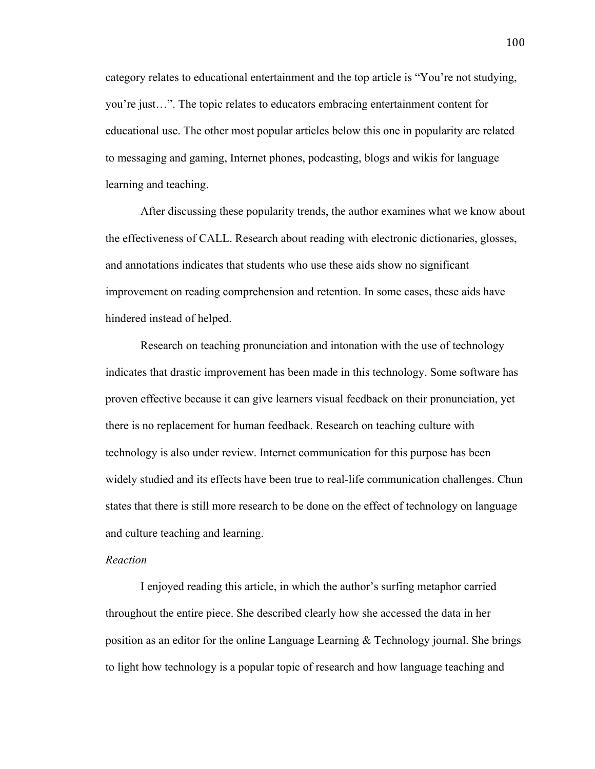category relates to educational entertainment and the top article is "You're not studying, you're just…". The topic relates to educators embracing entertainment content for educational use. The other most popular articles below this one in popularity are related to messaging and gaming, Internet phones, podcasting, blogs and wikis for language learning and teaching.

After discussing these popularity trends, the author examines what we know about the effectiveness of CALL. Research about reading with electronic dictionaries, glosses, and annotations indicates that students who use these aids show no significant improvement on reading comprehension and retention. In some cases, these aids have hindered instead of helped.

Research on teaching pronunciation and intonation with the use of technology indicates that drastic improvement has been made in this technology. Some software has proven effective because it can give learners visual feedback on their pronunciation, yet there is no replacement for human feedback. Research on teaching culture with technology is also under review. Internet communication for this purpose has been widely studied and its effects have been true to real-life communication challenges. Chun states that there is still more research to be done on the effect of technology on language and culture teaching and learning.

*Reaction*

I enjoyed reading this article, in which the author's surfing metaphor carried throughout the entire piece. She described clearly how she accessed the data in her position as an editor for the online Language Learning & Technology journal. She brings to light how technology is a popular topic of research and how language teaching and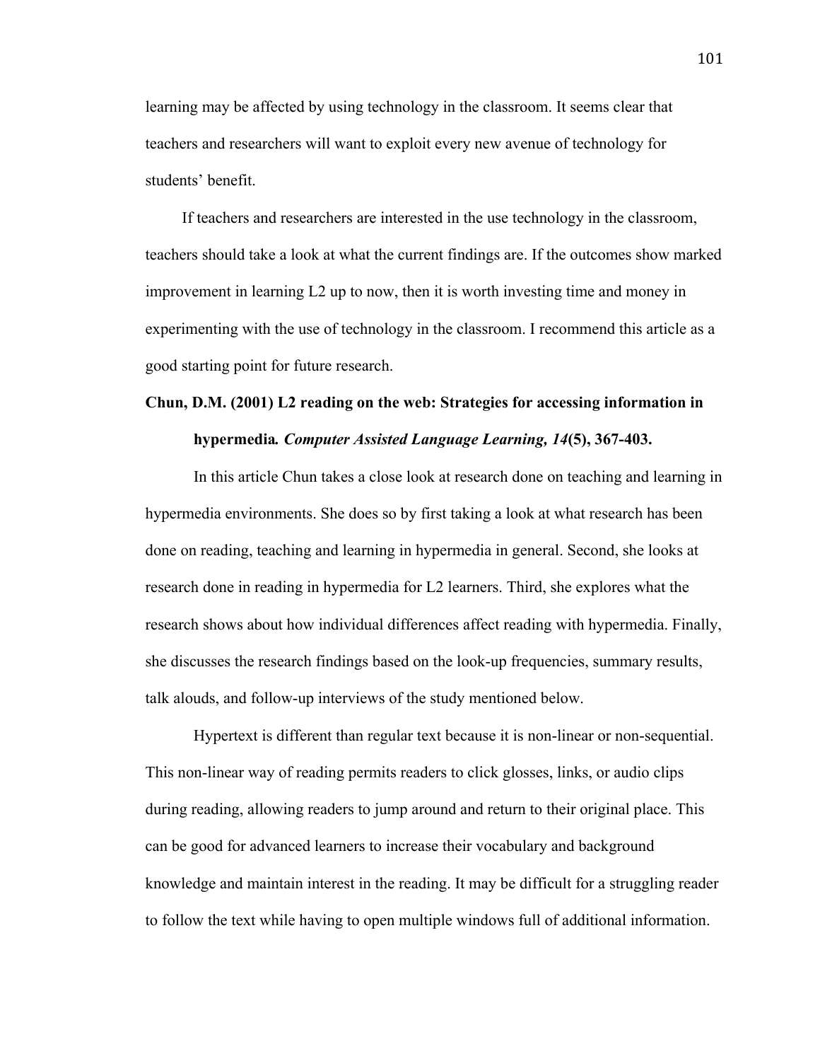learning may be affected by using technology in the classroom. It seems clear that teachers and researchers will want to exploit every new avenue of technology for students' benefit.

If teachers and researchers are interested in the use technology in the classroom, teachers should take a look at what the current findings are. If the outcomes show marked improvement in learning L2 up to now, then it is worth investing time and money in experimenting with the use of technology in the classroom. I recommend this article as a good starting point for future research.

**Chun, D.M. (2001) L2 reading on the web: Strategies for accessing information in hypermedia*. Computer Assisted Language Learning, 14*(5), 367-403.**

In this article Chun takes a close look at research done on teaching and learning in hypermedia environments. She does so by first taking a look at what research has been done on reading, teaching and learning in hypermedia in general. Second, she looks at research done in reading in hypermedia for L2 learners. Third, she explores what the research shows about how individual differences affect reading with hypermedia. Finally, she discusses the research findings based on the look-up frequencies, summary results, talk alouds, and follow-up interviews of the study mentioned below.

Hypertext is different than regular text because it is non-linear or non-sequential. This non-linear way of reading permits readers to click glosses, links, or audio clips during reading, allowing readers to jump around and return to their original place. This can be good for advanced learners to increase their vocabulary and background knowledge and maintain interest in the reading. It may be difficult for a struggling reader to follow the text while having to open multiple windows full of additional information.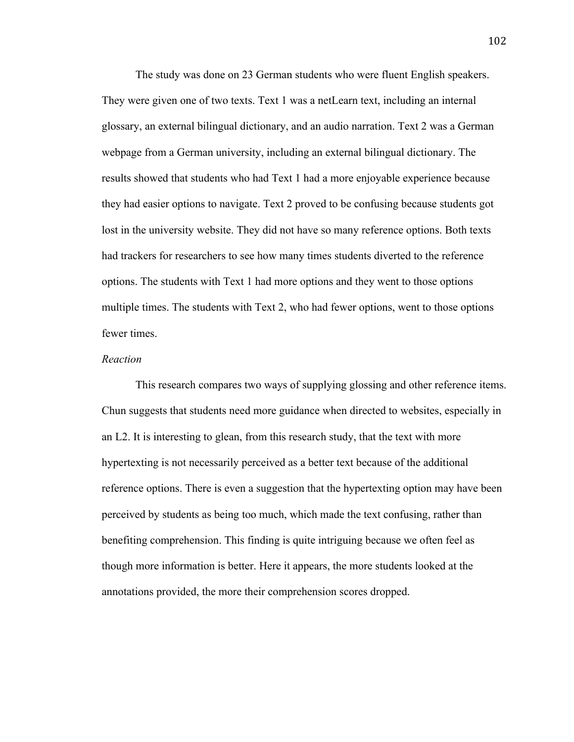The study was done on 23 German students who were fluent English speakers. They were given one of two texts. Text 1 was a netLearn text, including an internal glossary, an external bilingual dictionary, and an audio narration. Text 2 was a German webpage from a German university, including an external bilingual dictionary. The results showed that students who had Text 1 had a more enjoyable experience because they had easier options to navigate. Text 2 proved to be confusing because students got lost in the university website. They did not have so many reference options. Both texts had trackers for researchers to see how many times students diverted to the reference options. The students with Text 1 had more options and they went to those options multiple times. The students with Text 2, who had fewer options, went to those options fewer times.

*Reaction*

This research compares two ways of supplying glossing and other reference items. Chun suggests that students need more guidance when directed to websites, especially in an L2. It is interesting to glean, from this research study, that the text with more hypertexting is not necessarily perceived as a better text because of the additional reference options. There is even a suggestion that the hypertexting option may have been perceived by students as being too much, which made the text confusing, rather than benefiting comprehension. This finding is quite intriguing because we often feel as though more information is better. Here it appears, the more students looked at the annotations provided, the more their comprehension scores dropped.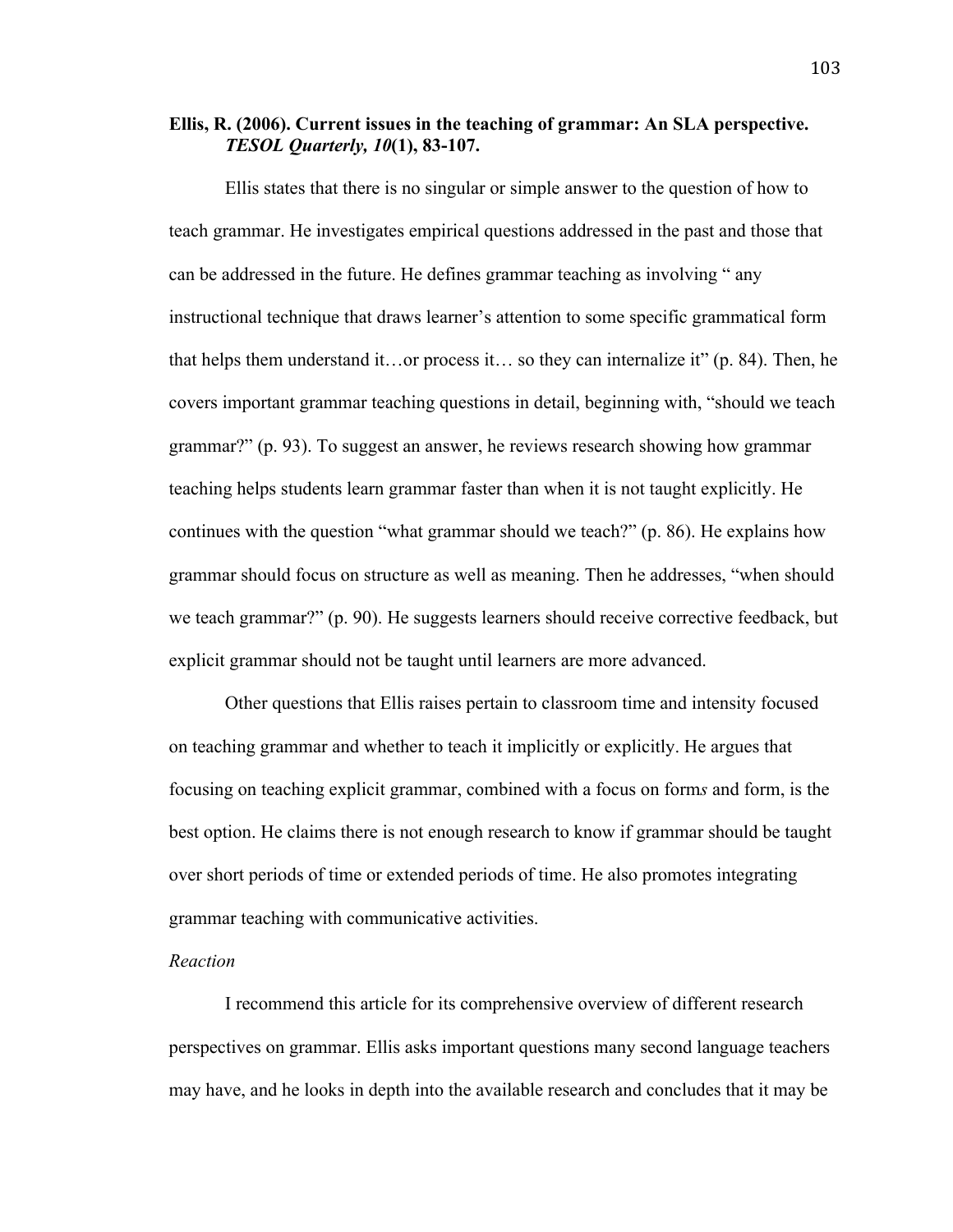**Ellis, R. (2006). Current issues in the teaching of grammar: An SLA perspective. *TESOL Quarterly, 10*(1), 83-107.**

Ellis states that there is no singular or simple answer to the question of how to teach grammar. He investigates empirical questions addressed in the past and those that can be addressed in the future. He defines grammar teaching as involving " any instructional technique that draws learner's attention to some specific grammatical form that helps them understand it…or process it… so they can internalize it" (p. 84). Then, he covers important grammar teaching questions in detail, beginning with, "should we teach grammar?" (p. 93). To suggest an answer, he reviews research showing how grammar teaching helps students learn grammar faster than when it is not taught explicitly. He continues with the question "what grammar should we teach?" (p. 86). He explains how grammar should focus on structure as well as meaning. Then he addresses, "when should we teach grammar?" (p. 90). He suggests learners should receive corrective feedback, but explicit grammar should not be taught until learners are more advanced.

Other questions that Ellis raises pertain to classroom time and intensity focused on teaching grammar and whether to teach it implicitly or explicitly. He argues that focusing on teaching explicit grammar, combined with a focus on form*s* and form, is the best option. He claims there is not enough research to know if grammar should be taught over short periods of time or extended periods of time. He also promotes integrating grammar teaching with communicative activities.

*Reaction*

I recommend this article for its comprehensive overview of different research perspectives on grammar. Ellis asks important questions many second language teachers may have, and he looks in depth into the available research and concludes that it may be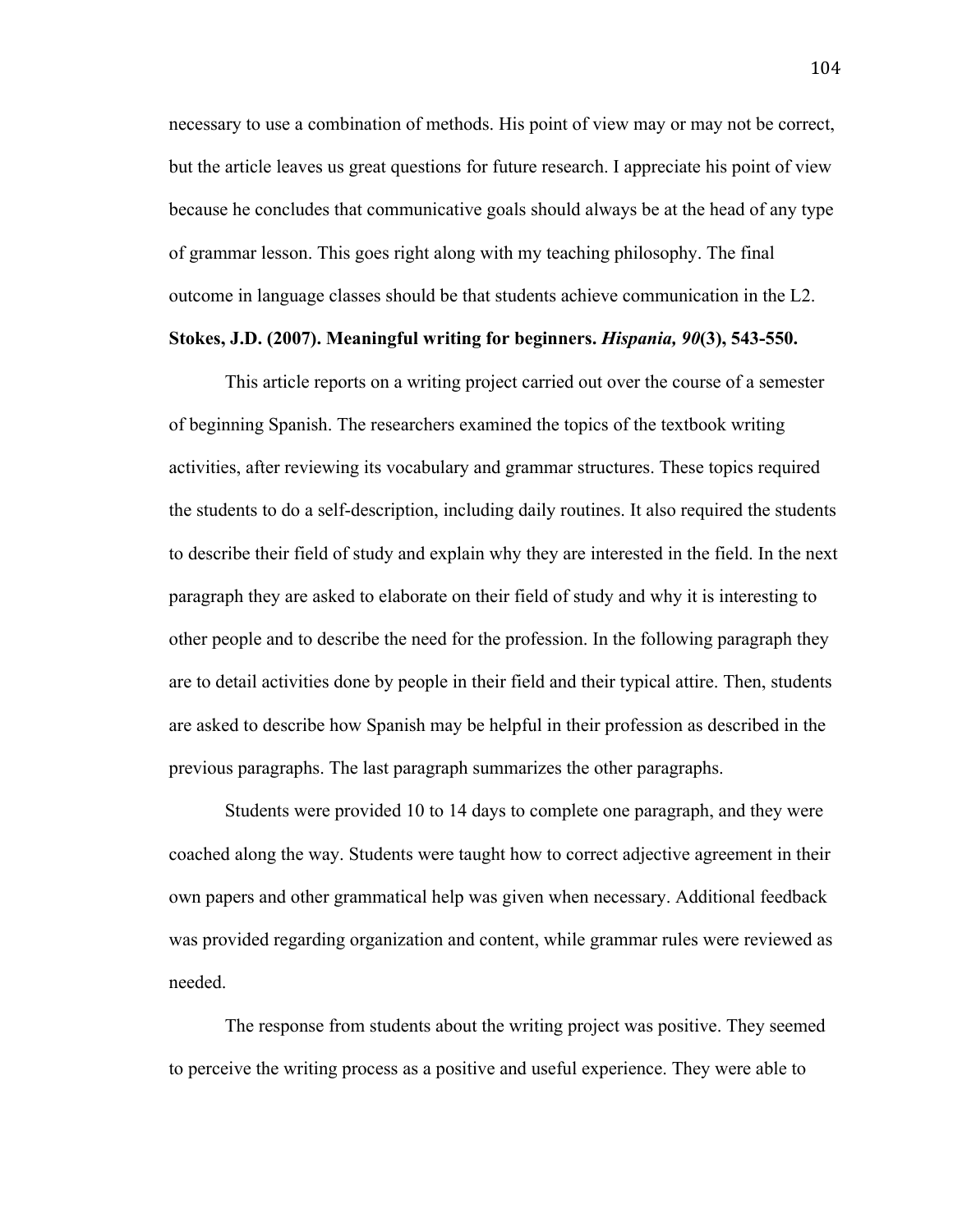necessary to use a combination of methods. His point of view may or may not be correct, but the article leaves us great questions for future research. I appreciate his point of view because he concludes that communicative goals should always be at the head of any type of grammar lesson. This goes right along with my teaching philosophy. The final outcome in language classes should be that students achieve communication in the L2.

**Stokes, J.D. (2007). Meaningful writing for beginners. *Hispania, 90*(3), 543-550.**

This article reports on a writing project carried out over the course of a semester of beginning Spanish. The researchers examined the topics of the textbook writing activities, after reviewing its vocabulary and grammar structures. These topics required the students to do a self-description, including daily routines. It also required the students to describe their field of study and explain why they are interested in the field. In the next paragraph they are asked to elaborate on their field of study and why it is interesting to other people and to describe the need for the profession. In the following paragraph they are to detail activities done by people in their field and their typical attire. Then, students are asked to describe how Spanish may be helpful in their profession as described in the previous paragraphs. The last paragraph summarizes the other paragraphs.

Students were provided 10 to 14 days to complete one paragraph, and they were coached along the way. Students were taught how to correct adjective agreement in their own papers and other grammatical help was given when necessary. Additional feedback was provided regarding organization and content, while grammar rules were reviewed as needed.

The response from students about the writing project was positive. They seemed to perceive the writing process as a positive and useful experience. They were able to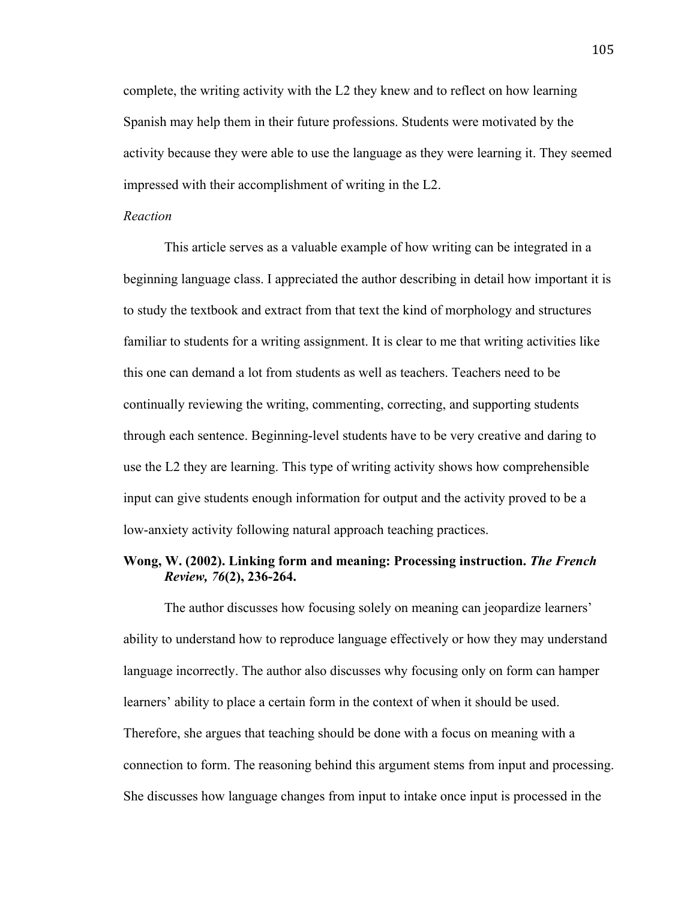complete, the writing activity with the L2 they knew and to reflect on how learning Spanish may help them in their future professions. Students were motivated by the activity because they were able to use the language as they were learning it. They seemed impressed with their accomplishment of writing in the L2.

*Reaction*

This article serves as a valuable example of how writing can be integrated in a beginning language class. I appreciated the author describing in detail how important it is to study the textbook and extract from that text the kind of morphology and structures familiar to students for a writing assignment. It is clear to me that writing activities like this one can demand a lot from students as well as teachers. Teachers need to be continually reviewing the writing, commenting, correcting, and supporting students through each sentence. Beginning-level students have to be very creative and daring to use the L2 they are learning. This type of writing activity shows how comprehensible input can give students enough information for output and the activity proved to be a low-anxiety activity following natural approach teaching practices.

**Wong, W. (2002). Linking form and meaning: Processing instruction. *The French Review, 76*(2), 236-264.**

The author discusses how focusing solely on meaning can jeopardize learners' ability to understand how to reproduce language effectively or how they may understand language incorrectly. The author also discusses why focusing only on form can hamper learners' ability to place a certain form in the context of when it should be used. Therefore, she argues that teaching should be done with a focus on meaning with a connection to form. The reasoning behind this argument stems from input and processing. She discusses how language changes from input to intake once input is processed in the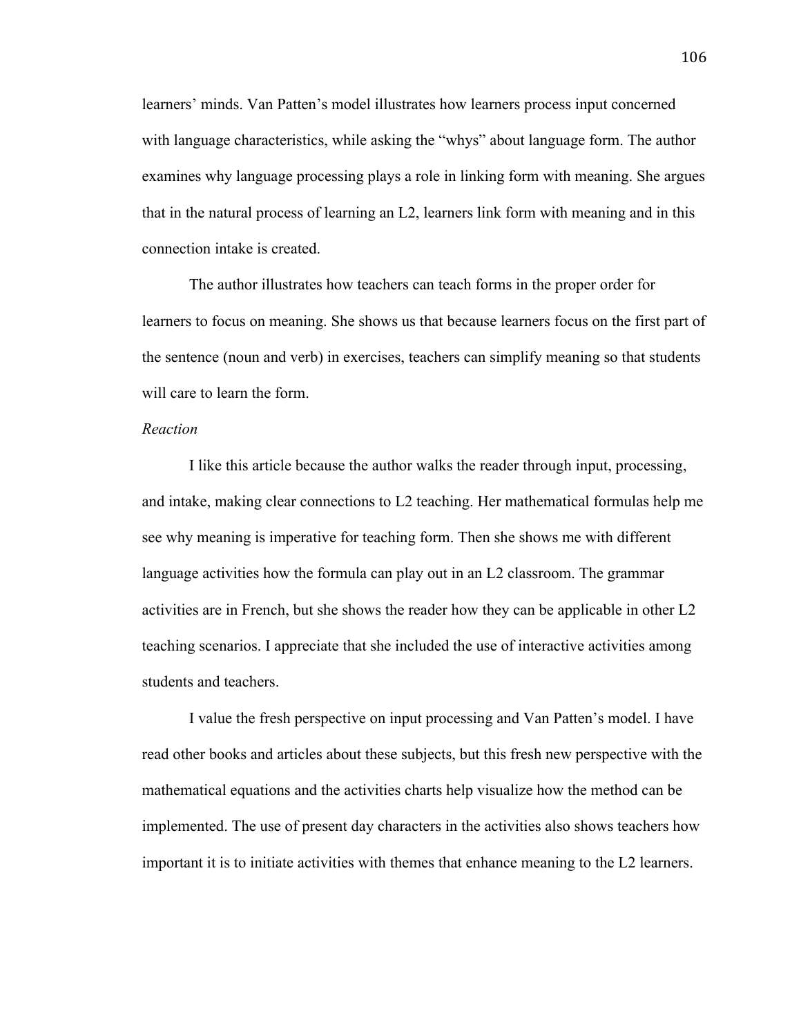learners' minds. Van Patten's model illustrates how learners process input concerned with language characteristics, while asking the "whys" about language form. The author examines why language processing plays a role in linking form with meaning. She argues that in the natural process of learning an L2, learners link form with meaning and in this connection intake is created.

The author illustrates how teachers can teach forms in the proper order for learners to focus on meaning. She shows us that because learners focus on the first part of the sentence (noun and verb) in exercises, teachers can simplify meaning so that students will care to learn the form.

*Reaction*

I like this article because the author walks the reader through input, processing, and intake, making clear connections to L2 teaching. Her mathematical formulas help me see why meaning is imperative for teaching form. Then she shows me with different language activities how the formula can play out in an L2 classroom. The grammar activities are in French, but she shows the reader how they can be applicable in other L2 teaching scenarios. I appreciate that she included the use of interactive activities among students and teachers.

I value the fresh perspective on input processing and Van Patten's model. I have read other books and articles about these subjects, but this fresh new perspective with the mathematical equations and the activities charts help visualize how the method can be implemented. The use of present day characters in the activities also shows teachers how important it is to initiate activities with themes that enhance meaning to the L2 learners.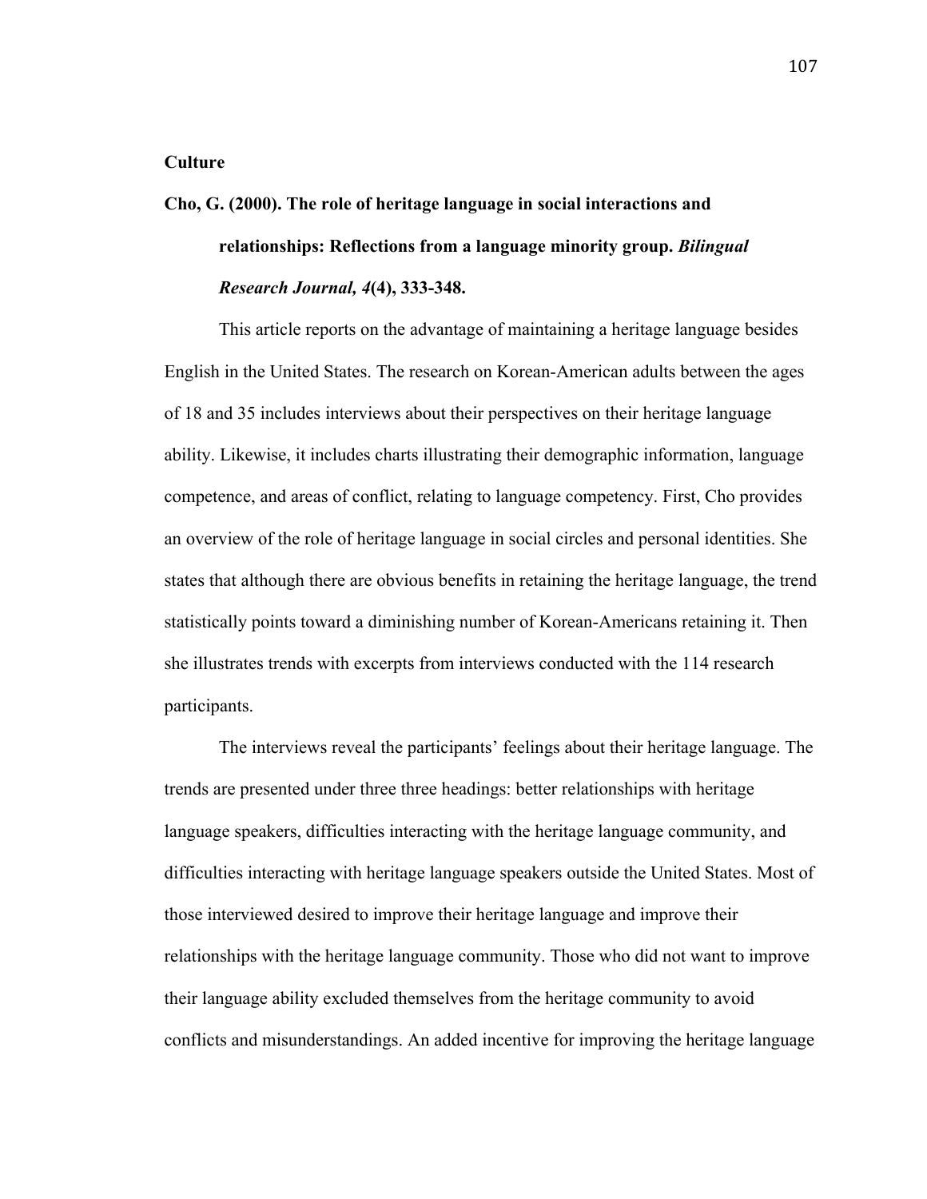**Culture**

**Cho, G. (2000). The role of heritage language in social interactions and relationships: Reflections from a language minority group. *Bilingual Research Journal, 4*(4), 333-348.**

This article reports on the advantage of maintaining a heritage language besides English in the United States. The research on Korean-American adults between the ages of 18 and 35 includes interviews about their perspectives on their heritage language ability. Likewise, it includes charts illustrating their demographic information, language competence, and areas of conflict, relating to language competency. First, Cho provides an overview of the role of heritage language in social circles and personal identities. She states that although there are obvious benefits in retaining the heritage language, the trend statistically points toward a diminishing number of Korean-Americans retaining it. Then she illustrates trends with excerpts from interviews conducted with the 114 research participants.

The interviews reveal the participants' feelings about their heritage language. The trends are presented under three three headings: better relationships with heritage language speakers, difficulties interacting with the heritage language community, and difficulties interacting with heritage language speakers outside the United States. Most of those interviewed desired to improve their heritage language and improve their relationships with the heritage language community. Those who did not want to improve their language ability excluded themselves from the heritage community to avoid conflicts and misunderstandings. An added incentive for improving the heritage language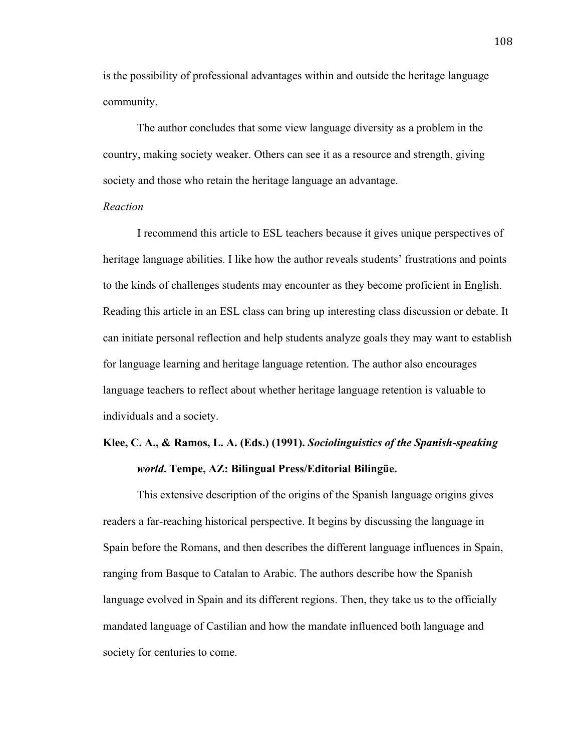is the possibility of professional advantages within and outside the heritage language community.

The author concludes that some view language diversity as a problem in the country, making society weaker. Others can see it as a resource and strength, giving society and those who retain the heritage language an advantage.

*Reaction*

I recommend this article to ESL teachers because it gives unique perspectives of heritage language abilities. I like how the author reveals students' frustrations and points to the kinds of challenges students may encounter as they become proficient in English. Reading this article in an ESL class can bring up interesting class discussion or debate. It can initiate personal reflection and help students analyze goals they may want to establish for language learning and heritage language retention. The author also encourages language teachers to reflect about whether heritage language retention is valuable to individuals and a society.

**Klee, C. A., & Ramos, L. A. (Eds.) (1991). *Sociolinguistics of the Spanish-speaking world*. Tempe, AZ: Bilingual Press/Editorial Bilingüe.**

This extensive description of the origins of the Spanish language origins gives readers a far-reaching historical perspective. It begins by discussing the language in Spain before the Romans, and then describes the different language influences in Spain, ranging from Basque to Catalan to Arabic. The authors describe how the Spanish language evolved in Spain and its different regions. Then, they take us to the officially mandated language of Castilian and how the mandate influenced both language and society for centuries to come.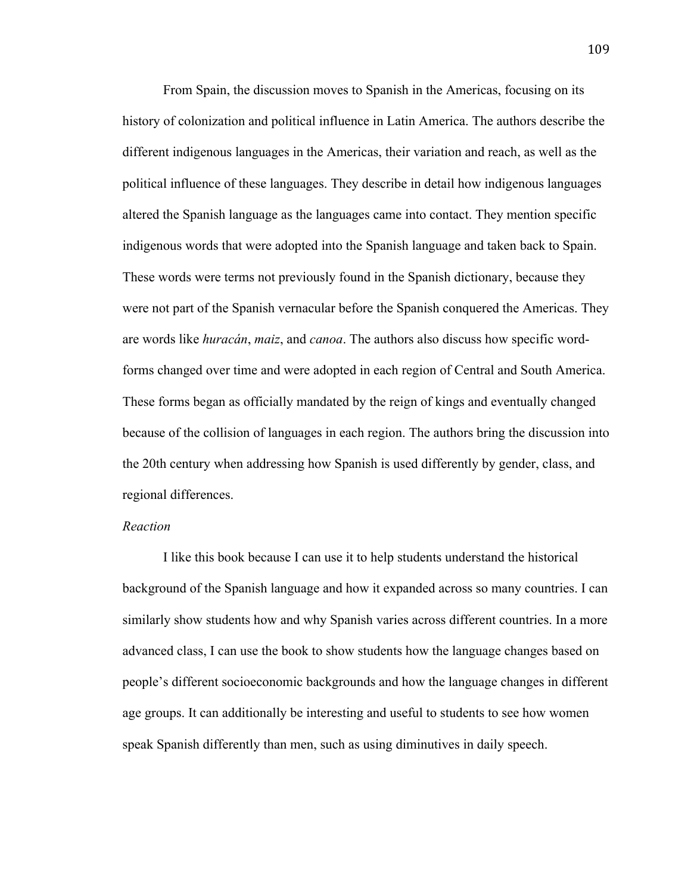From Spain, the discussion moves to Spanish in the Americas, focusing on its history of colonization and political influence in Latin America. The authors describe the different indigenous languages in the Americas, their variation and reach, as well as the political influence of these languages. They describe in detail how indigenous languages altered the Spanish language as the languages came into contact. They mention specific indigenous words that were adopted into the Spanish language and taken back to Spain. These words were terms not previously found in the Spanish dictionary, because they were not part of the Spanish vernacular before the Spanish conquered the Americas. They are words like *huracán*, *maiz*, and *canoa*. The authors also discuss how specific word-forms changed over time and were adopted in each region of Central and South America. These forms began as officially mandated by the reign of kings and eventually changed because of the collision of languages in each region. The authors bring the discussion into the 20th century when addressing how Spanish is used differently by gender, class, and regional differences.

*Reaction*

I like this book because I can use it to help students understand the historical background of the Spanish language and how it expanded across so many countries. I can similarly show students how and why Spanish varies across different countries. In a more advanced class, I can use the book to show students how the language changes based on people's different socioeconomic backgrounds and how the language changes in different age groups. It can additionally be interesting and useful to students to see how women speak Spanish differently than men, such as using diminutives in daily speech.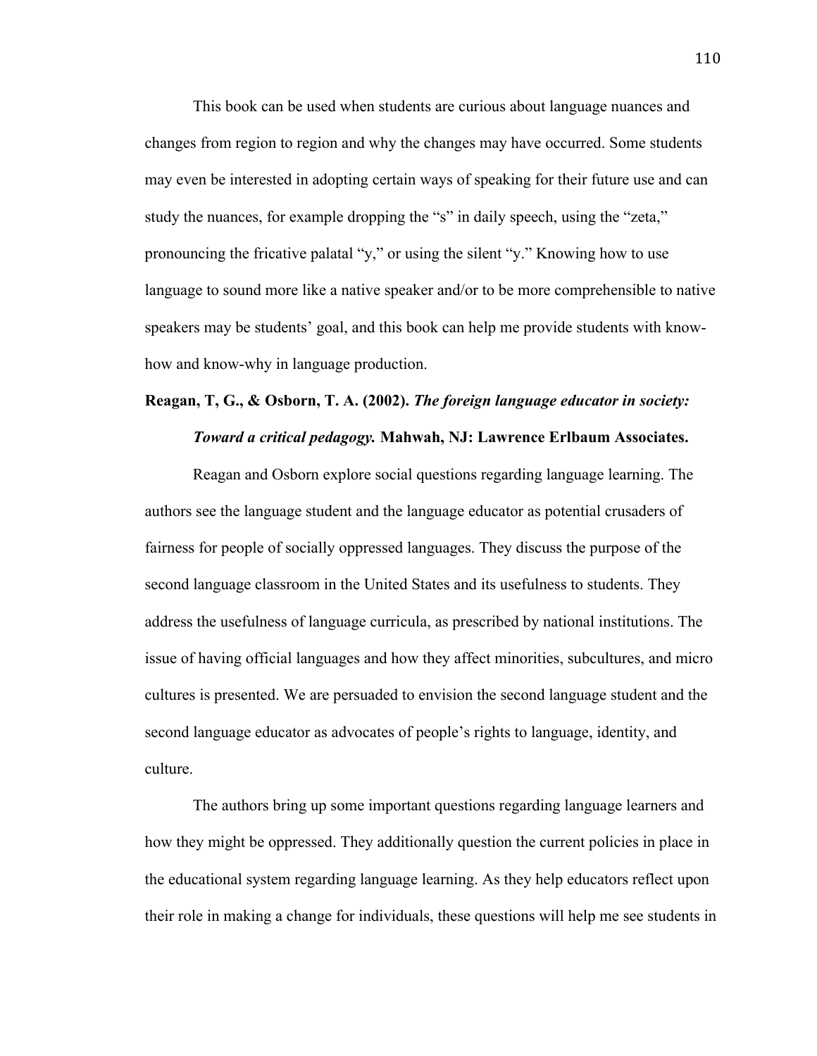This book can be used when students are curious about language nuances and changes from region to region and why the changes may have occurred. Some students may even be interested in adopting certain ways of speaking for their future use and can study the nuances, for example dropping the "s" in daily speech, using the "zeta," pronouncing the fricative palatal "y," or using the silent "y." Knowing how to use language to sound more like a native speaker and/or to be more comprehensible to native speakers may be students' goal, and this book can help me provide students with know-how and know-why in language production.

**Reagan, T, G., & Osborn, T. A. (2002). *The foreign language educator in society: Toward a critical pedagogy.* Mahwah, NJ: Lawrence Erlbaum Associates.**

Reagan and Osborn explore social questions regarding language learning. The authors see the language student and the language educator as potential crusaders of fairness for people of socially oppressed languages. They discuss the purpose of the second language classroom in the United States and its usefulness to students. They address the usefulness of language curricula, as prescribed by national institutions. The issue of having official languages and how they affect minorities, subcultures, and micro cultures is presented. We are persuaded to envision the second language student and the second language educator as advocates of people's rights to language, identity, and culture.

The authors bring up some important questions regarding language learners and how they might be oppressed. They additionally question the current policies in place in the educational system regarding language learning. As they help educators reflect upon their role in making a change for individuals, these questions will help me see students in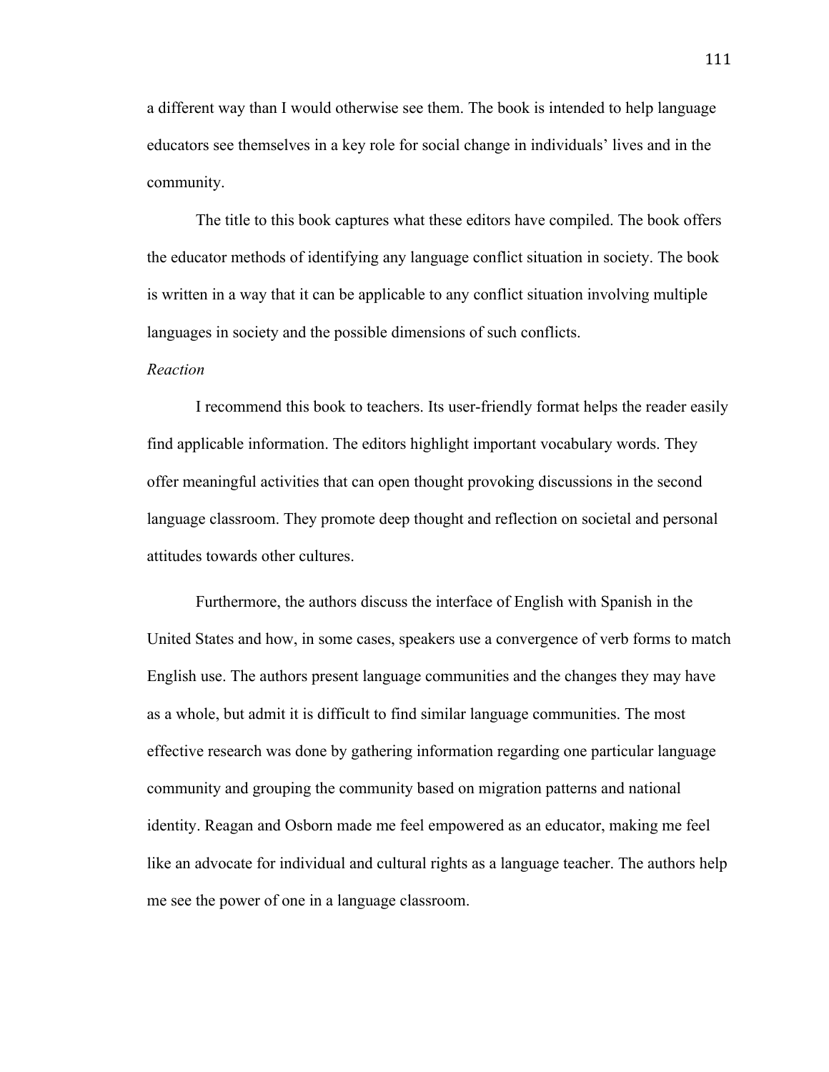a different way than I would otherwise see them. The book is intended to help language educators see themselves in a key role for social change in individuals' lives and in the community.

The title to this book captures what these editors have compiled. The book offers the educator methods of identifying any language conflict situation in society. The book is written in a way that it can be applicable to any conflict situation involving multiple languages in society and the possible dimensions of such conflicts.

*Reaction*

I recommend this book to teachers. Its user-friendly format helps the reader easily find applicable information. The editors highlight important vocabulary words. They offer meaningful activities that can open thought provoking discussions in the second language classroom. They promote deep thought and reflection on societal and personal attitudes towards other cultures.

Furthermore, the authors discuss the interface of English with Spanish in the United States and how, in some cases, speakers use a convergence of verb forms to match English use. The authors present language communities and the changes they may have as a whole, but admit it is difficult to find similar language communities. The most effective research was done by gathering information regarding one particular language community and grouping the community based on migration patterns and national identity. Reagan and Osborn made me feel empowered as an educator, making me feel like an advocate for individual and cultural rights as a language teacher. The authors help me see the power of one in a language classroom.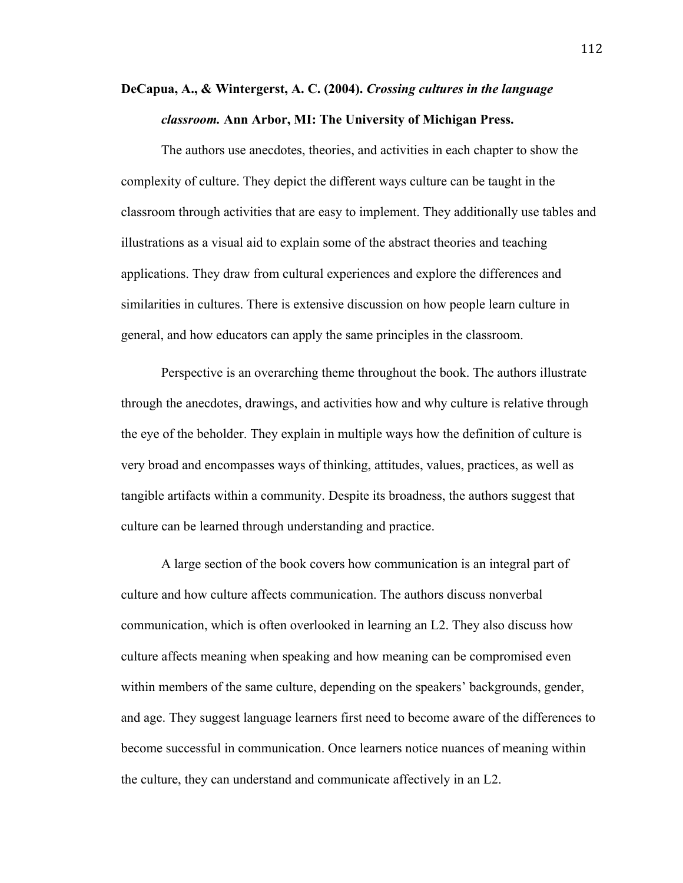**DeCapua, A., & Wintergerst, A. C. (2004).** ***Crossing cultures in the language classroom.*** **Ann Arbor, MI: The University of Michigan Press.**

The authors use anecdotes, theories, and activities in each chapter to show the complexity of culture. They depict the different ways culture can be taught in the classroom through activities that are easy to implement. They additionally use tables and illustrations as a visual aid to explain some of the abstract theories and teaching applications. They draw from cultural experiences and explore the differences and similarities in cultures. There is extensive discussion on how people learn culture in general, and how educators can apply the same principles in the classroom.

Perspective is an overarching theme throughout the book. The authors illustrate through the anecdotes, drawings, and activities how and why culture is relative through the eye of the beholder. They explain in multiple ways how the definition of culture is very broad and encompasses ways of thinking, attitudes, values, practices, as well as tangible artifacts within a community. Despite its broadness, the authors suggest that culture can be learned through understanding and practice.

A large section of the book covers how communication is an integral part of culture and how culture affects communication. The authors discuss nonverbal communication, which is often overlooked in learning an L2. They also discuss how culture affects meaning when speaking and how meaning can be compromised even within members of the same culture, depending on the speakers' backgrounds, gender, and age. They suggest language learners first need to become aware of the differences to become successful in communication. Once learners notice nuances of meaning within the culture, they can understand and communicate affectively in an L2.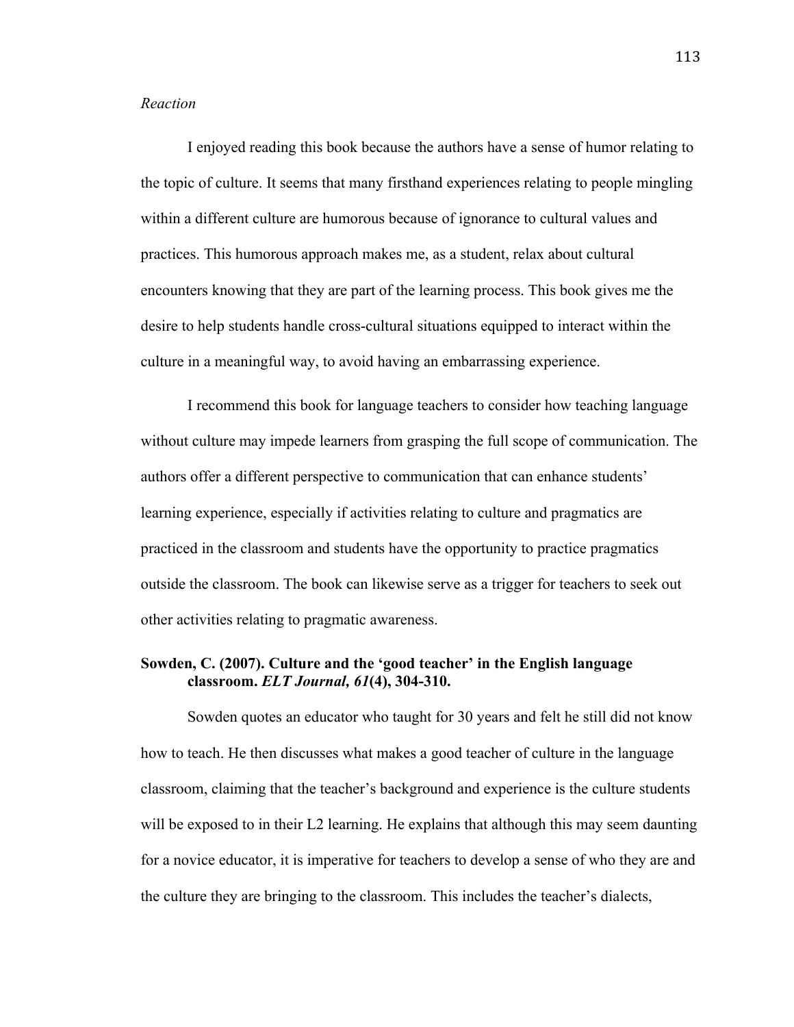*Reaction*

I enjoyed reading this book because the authors have a sense of humor relating to the topic of culture. It seems that many firsthand experiences relating to people mingling within a different culture are humorous because of ignorance to cultural values and practices. This humorous approach makes me, as a student, relax about cultural encounters knowing that they are part of the learning process. This book gives me the desire to help students handle cross-cultural situations equipped to interact within the culture in a meaningful way, to avoid having an embarrassing experience.

I recommend this book for language teachers to consider how teaching language without culture may impede learners from grasping the full scope of communication. The authors offer a different perspective to communication that can enhance students' learning experience, especially if activities relating to culture and pragmatics are practiced in the classroom and students have the opportunity to practice pragmatics outside the classroom. The book can likewise serve as a trigger for teachers to seek out other activities relating to pragmatic awareness.

**Sowden, C. (2007). Culture and the 'good teacher' in the English language classroom. *ELT Journal, 61*(4), 304-310.**

Sowden quotes an educator who taught for 30 years and felt he still did not know how to teach. He then discusses what makes a good teacher of culture in the language classroom, claiming that the teacher's background and experience is the culture students will be exposed to in their L2 learning. He explains that although this may seem daunting for a novice educator, it is imperative for teachers to develop a sense of who they are and the culture they are bringing to the classroom. This includes the teacher's dialects,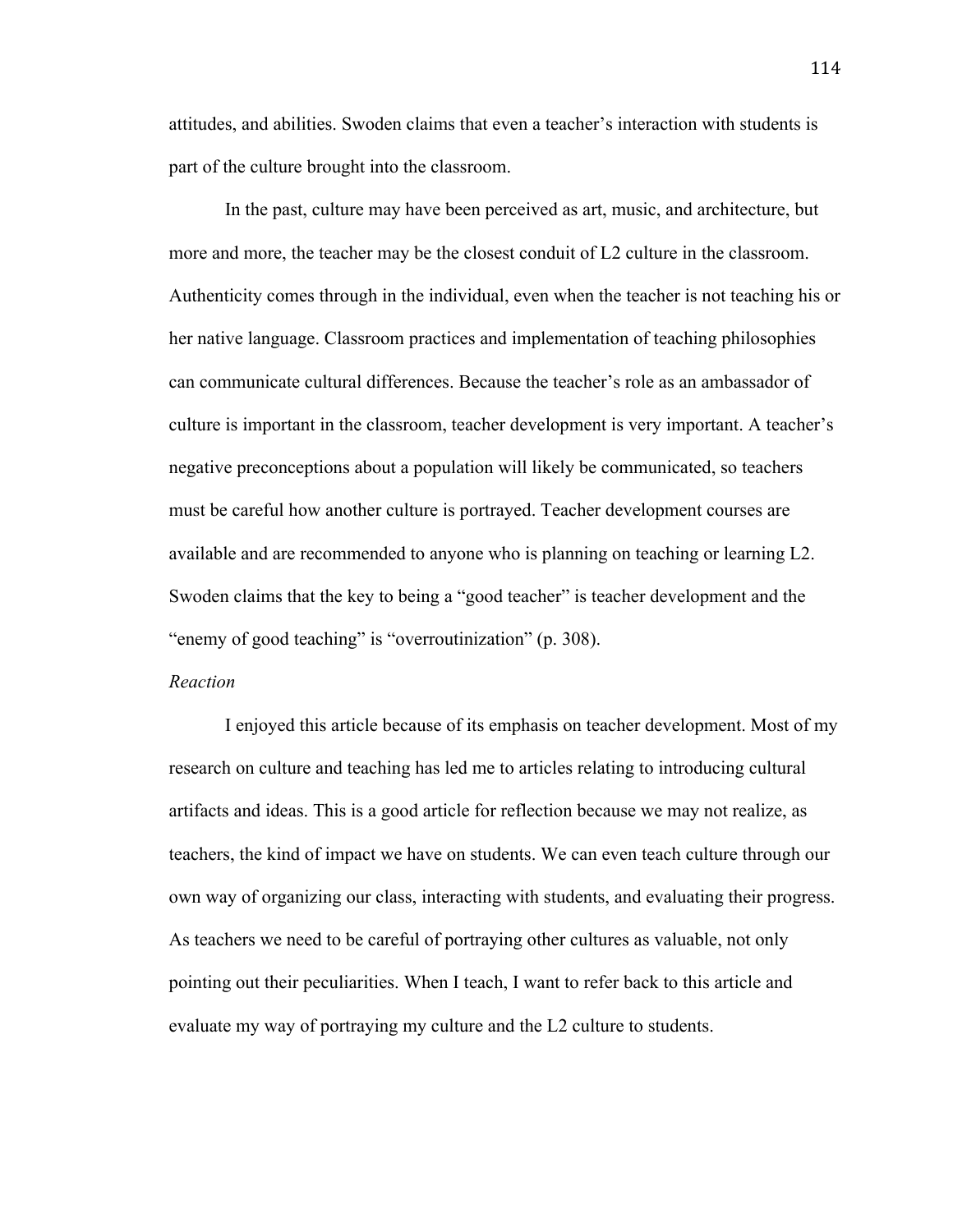attitudes, and abilities. Swoden claims that even a teacher's interaction with students is part of the culture brought into the classroom.

In the past, culture may have been perceived as art, music, and architecture, but more and more, the teacher may be the closest conduit of L2 culture in the classroom. Authenticity comes through in the individual, even when the teacher is not teaching his or her native language. Classroom practices and implementation of teaching philosophies can communicate cultural differences. Because the teacher's role as an ambassador of culture is important in the classroom, teacher development is very important. A teacher's negative preconceptions about a population will likely be communicated, so teachers must be careful how another culture is portrayed. Teacher development courses are available and are recommended to anyone who is planning on teaching or learning L2. Swoden claims that the key to being a "good teacher" is teacher development and the "enemy of good teaching" is "overroutinization" (p. 308).

*Reaction*

I enjoyed this article because of its emphasis on teacher development. Most of my research on culture and teaching has led me to articles relating to introducing cultural artifacts and ideas. This is a good article for reflection because we may not realize, as teachers, the kind of impact we have on students. We can even teach culture through our own way of organizing our class, interacting with students, and evaluating their progress. As teachers we need to be careful of portraying other cultures as valuable, not only pointing out their peculiarities. When I teach, I want to refer back to this article and evaluate my way of portraying my culture and the L2 culture to students.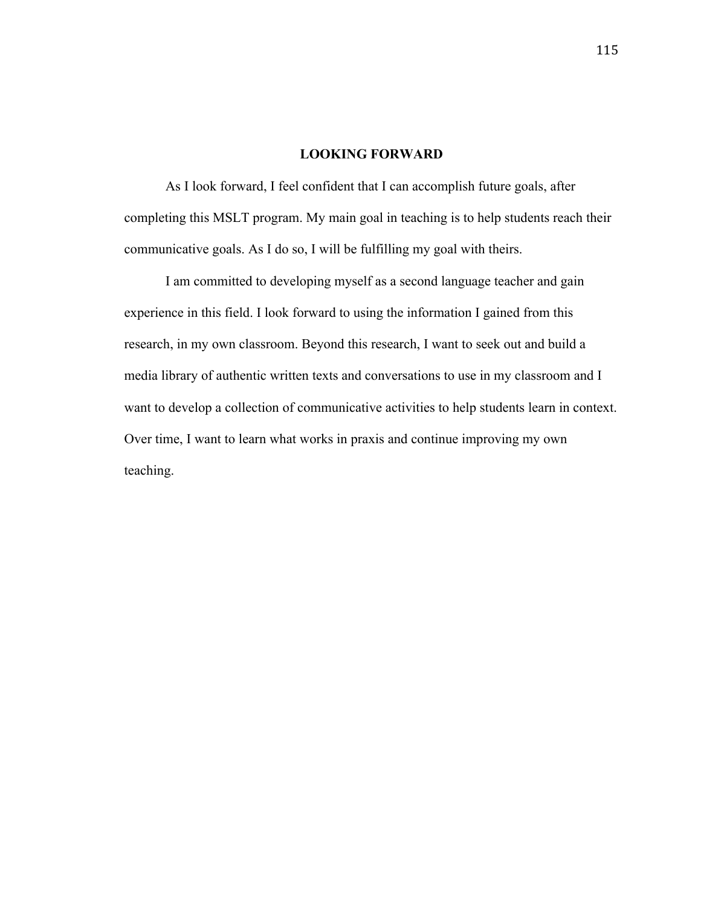## LOOKING FORWARD

As I look forward, I feel confident that I can accomplish future goals, after completing this MSLT program. My main goal in teaching is to help students reach their communicative goals. As I do so, I will be fulfilling my goal with theirs.

I am committed to developing myself as a second language teacher and gain experience in this field. I look forward to using the information I gained from this research, in my own classroom. Beyond this research, I want to seek out and build a media library of authentic written texts and conversations to use in my classroom and I want to develop a collection of communicative activities to help students learn in context. Over time, I want to learn what works in praxis and continue improving my own teaching.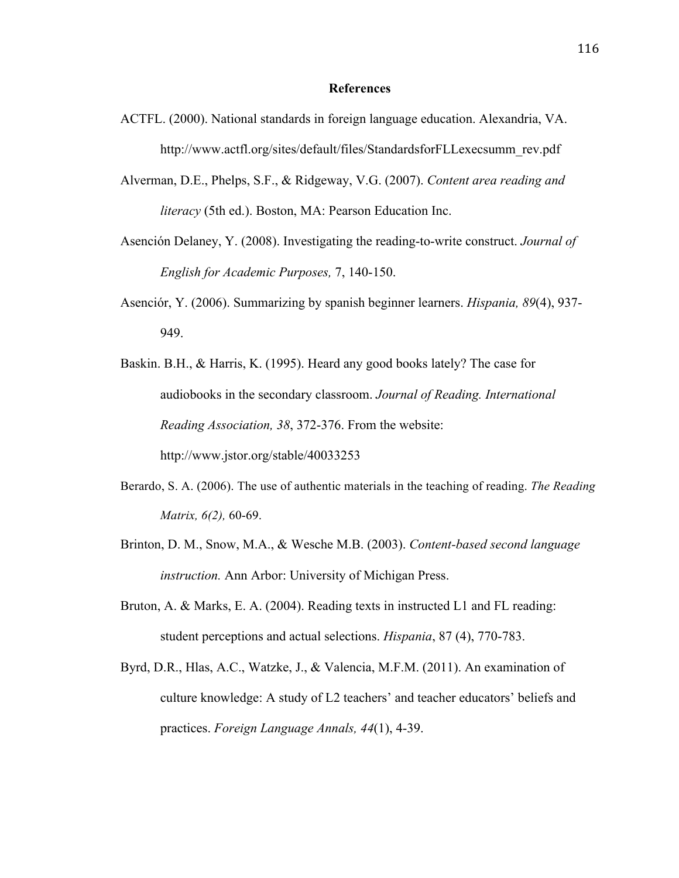# References

ACTFL. (2000). National standards in foreign language education. Alexandria, VA. http://www.actfl.org/sites/default/files/StandardsforFLLexecsumm_rev.pdf

Alverman, D.E., Phelps, S.F., & Ridgeway, V.G. (2007). *Content area reading and literacy* (5th ed.). Boston, MA: Pearson Education Inc.

Asención Delaney, Y. (2008). Investigating the reading-to-write construct. *Journal of English for Academic Purposes,* 7, 140-150.

Asenciór, Y. (2006). Summarizing by spanish beginner learners. *Hispania, 89*(4), 937-949.

Baskin. B.H., & Harris, K. (1995). Heard any good books lately? The case for audiobooks in the secondary classroom. *Journal of Reading. International Reading Association, 38*, 372-376. From the website: http://www.jstor.org/stable/40033253

Berardo, S. A. (2006). The use of authentic materials in the teaching of reading. *The Reading Matrix, 6(2),* 60-69.

Brinton, D. M., Snow, M.A., & Wesche M.B. (2003). *Content-based second language instruction.* Ann Arbor: University of Michigan Press.

Bruton, A. & Marks, E. A. (2004). Reading texts in instructed L1 and FL reading: student perceptions and actual selections. *Hispania*, 87 (4), 770-783.

Byrd, D.R., Hlas, A.C., Watzke, J., & Valencia, M.F.M. (2011). An examination of culture knowledge: A study of L2 teachers' and teacher educators' beliefs and practices. *Foreign Language Annals, 44*(1), 4-39.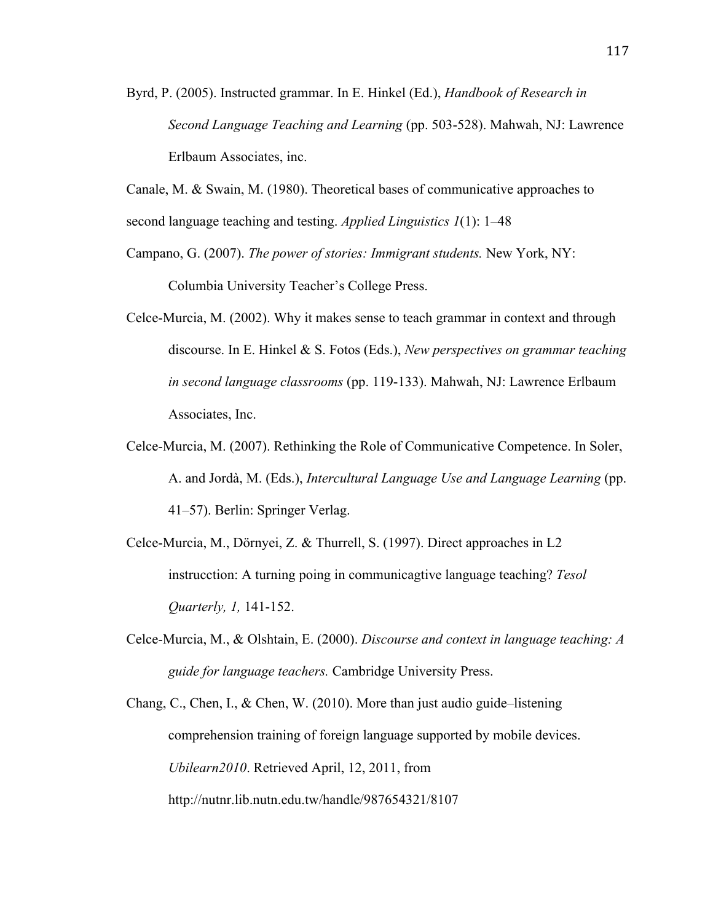Byrd, P. (2005). Instructed grammar. In E. Hinkel (Ed.), *Handbook of Research in Second Language Teaching and Learning* (pp. 503-528). Mahwah, NJ: Lawrence Erlbaum Associates, inc.

Canale, M. & Swain, M. (1980). Theoretical bases of communicative approaches to second language teaching and testing. *Applied Linguistics 1*(1): 1–48

Campano, G. (2007). *The power of stories: Immigrant students.* New York, NY: Columbia University Teacher's College Press.

Celce-Murcia, M. (2002). Why it makes sense to teach grammar in context and through discourse. In E. Hinkel & S. Fotos (Eds.), *New perspectives on grammar teaching in second language classrooms* (pp. 119-133). Mahwah, NJ: Lawrence Erlbaum Associates, Inc.

Celce-Murcia, M. (2007). Rethinking the Role of Communicative Competence. In Soler, A. and Jordà, M. (Eds.), *Intercultural Language Use and Language Learning* (pp. 41–57). Berlin: Springer Verlag.

Celce-Murcia, M., Dörnyei, Z. & Thurrell, S. (1997). Direct approaches in L2 instrucction: A turning poing in communicagtive language teaching? *Tesol Quarterly, 1,* 141-152.

Celce-Murcia, M., & Olshtain, E. (2000). *Discourse and context in language teaching: A guide for language teachers.* Cambridge University Press.

Chang, C., Chen, I., & Chen, W. (2010). More than just audio guide–listening comprehension training of foreign language supported by mobile devices. *Ubilearn2010*. Retrieved April, 12, 2011, from http://nutnr.lib.nutn.edu.tw/handle/987654321/8107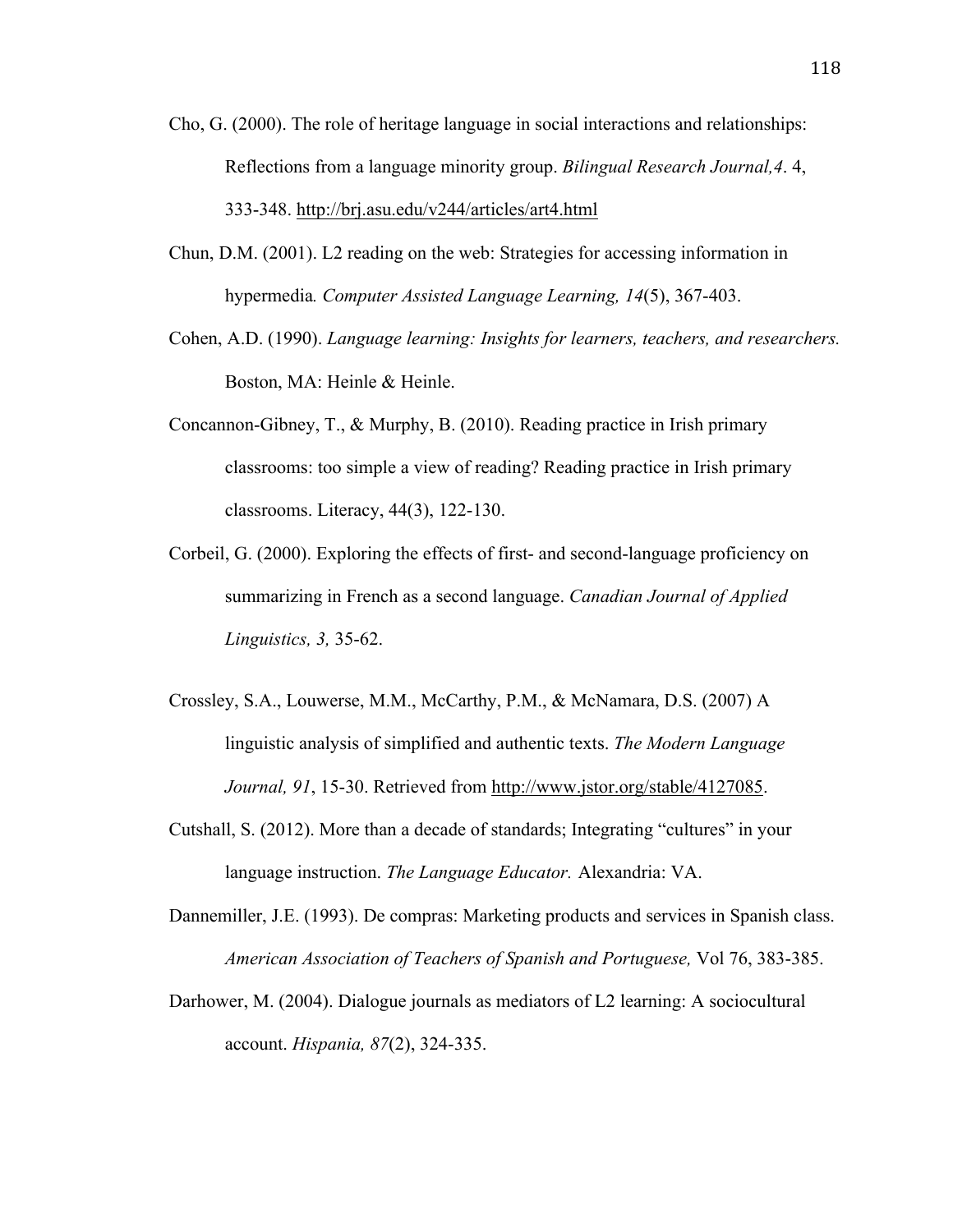Cho, G. (2000). The role of heritage language in social interactions and relationships: Reflections from a language minority group. *Bilingual Research Journal,4*. 4, 333-348. http://brj.asu.edu/v244/articles/art4.html

Chun, D.M. (2001). L2 reading on the web: Strategies for accessing information in hypermedia*. Computer Assisted Language Learning, 14*(5), 367-403.

Cohen, A.D. (1990). *Language learning: Insights for learners, teachers, and researchers.* Boston, MA: Heinle & Heinle.

Concannon-Gibney, T., & Murphy, B. (2010). Reading practice in Irish primary classrooms: too simple a view of reading? Reading practice in Irish primary classrooms. Literacy, 44(3), 122-130.

Corbeil, G. (2000). Exploring the effects of first- and second-language proficiency on summarizing in French as a second language. *Canadian Journal of Applied Linguistics, 3,* 35-62.

Crossley, S.A., Louwerse, M.M., McCarthy, P.M., & McNamara, D.S. (2007) A linguistic analysis of simplified and authentic texts. *The Modern Language Journal, 91*, 15-30. Retrieved from http://www.jstor.org/stable/4127085.

Cutshall, S. (2012). More than a decade of standards; Integrating "cultures" in your language instruction. *The Language Educator.* Alexandria: VA.

Dannemiller, J.E. (1993). De compras: Marketing products and services in Spanish class. *American Association of Teachers of Spanish and Portuguese,* Vol 76, 383-385.

Darhower, M. (2004). Dialogue journals as mediators of L2 learning: A sociocultural account. *Hispania, 87*(2), 324-335.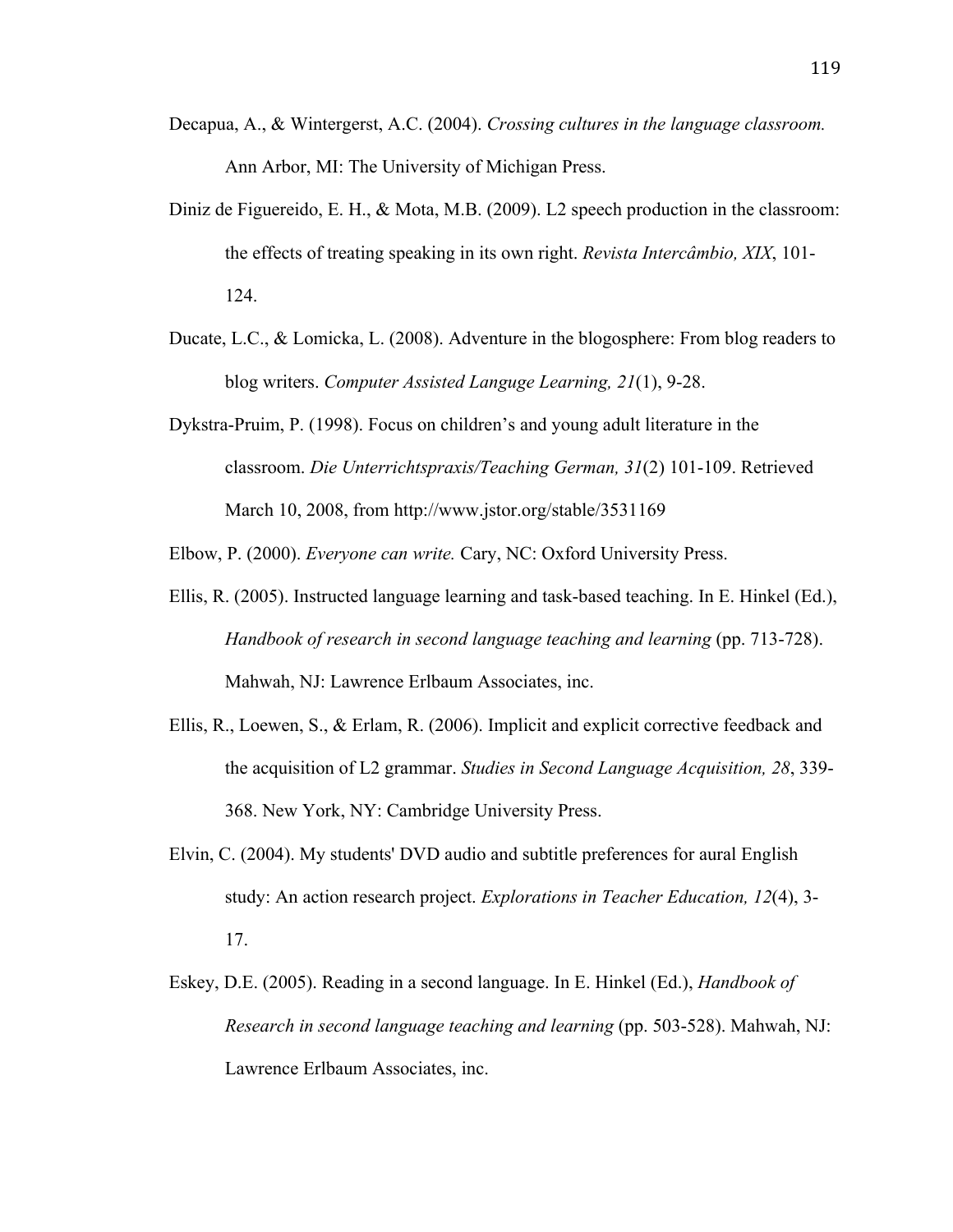Decapua, A., & Wintergerst, A.C. (2004). *Crossing cultures in the language classroom.* Ann Arbor, MI: The University of Michigan Press.

Diniz de Figuereido, E. H., & Mota, M.B. (2009). L2 speech production in the classroom: the effects of treating speaking in its own right. *Revista Intercâmbio, XIX*, 101-124.

Ducate, L.C., & Lomicka, L. (2008). Adventure in the blogosphere: From blog readers to blog writers. *Computer Assisted Languge Learning, 21*(1), 9-28.

Dykstra-Pruim, P. (1998). Focus on children's and young adult literature in the classroom. *Die Unterrichtspraxis/Teaching German, 31*(2) 101-109. Retrieved March 10, 2008, from http://www.jstor.org/stable/3531169

Elbow, P. (2000). *Everyone can write.* Cary, NC: Oxford University Press.

Ellis, R. (2005). Instructed language learning and task-based teaching. In E. Hinkel (Ed.), *Handbook of research in second language teaching and learning* (pp. 713-728). Mahwah, NJ: Lawrence Erlbaum Associates, inc.

Ellis, R., Loewen, S., & Erlam, R. (2006). Implicit and explicit corrective feedback and the acquisition of L2 grammar. *Studies in Second Language Acquisition, 28*, 339-368. New York, NY: Cambridge University Press.

Elvin, C. (2004). My students' DVD audio and subtitle preferences for aural English study: An action research project. *Explorations in Teacher Education, 12*(4), 3-17.

Eskey, D.E. (2005). Reading in a second language. In E. Hinkel (Ed.), *Handbook of Research in second language teaching and learning* (pp. 503-528). Mahwah, NJ: Lawrence Erlbaum Associates, inc.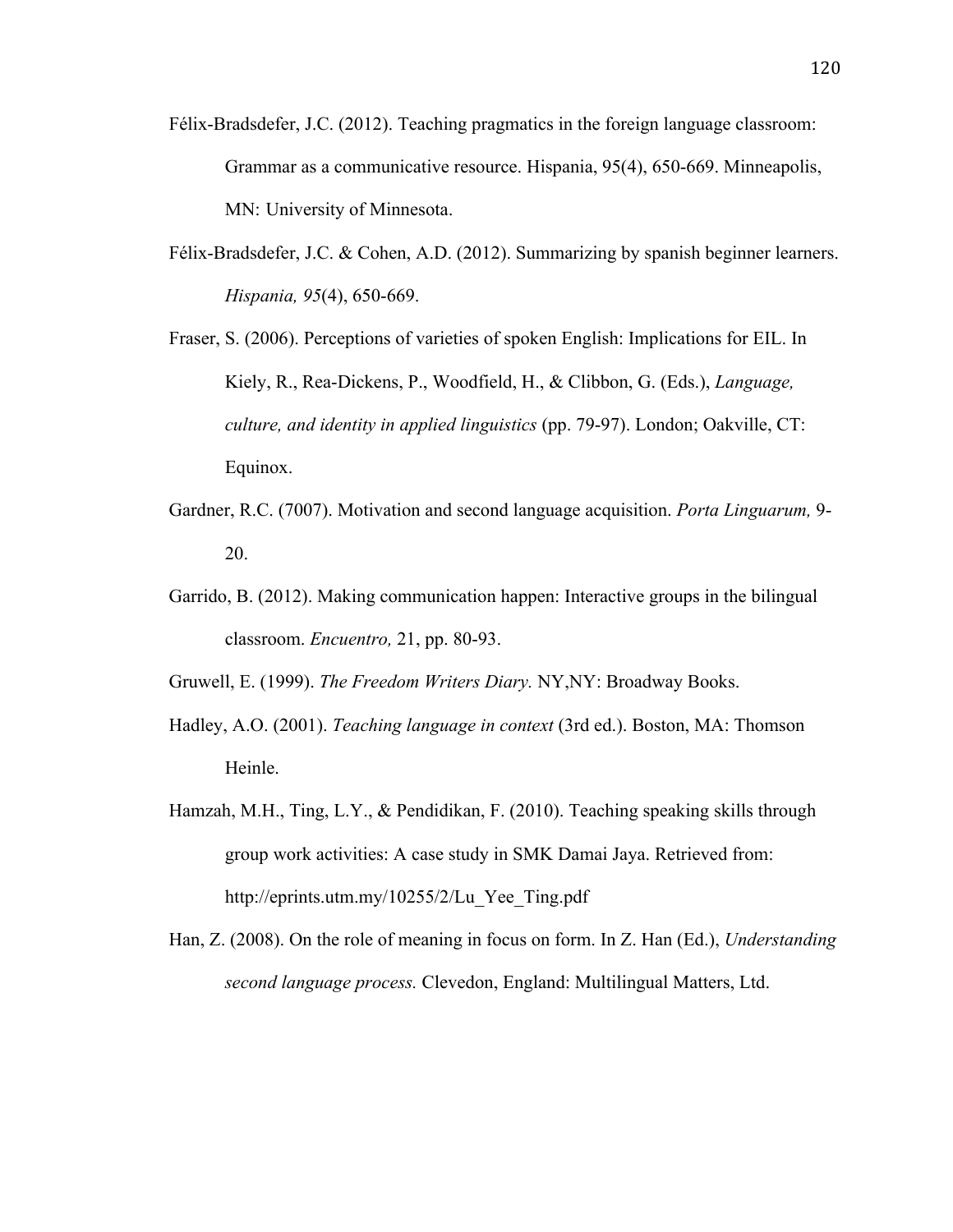Félix-Bradsdefer, J.C. (2012). Teaching pragmatics in the foreign language classroom: Grammar as a communicative resource. Hispania, 95(4), 650-669. Minneapolis, MN: University of Minnesota.

Félix-Bradsdefer, J.C. & Cohen, A.D. (2012). Summarizing by spanish beginner learners. *Hispania, 95*(4), 650-669.

Fraser, S. (2006). Perceptions of varieties of spoken English: Implications for EIL. In Kiely, R., Rea-Dickens, P., Woodfield, H., & Clibbon, G. (Eds.), *Language, culture, and identity in applied linguistics* (pp. 79-97). London; Oakville, CT: Equinox.

Gardner, R.C. (7007). Motivation and second language acquisition. *Porta Linguarum,* 9-20.

Garrido, B. (2012). Making communication happen: Interactive groups in the bilingual classroom. *Encuentro,* 21, pp. 80-93.

Gruwell, E. (1999). *The Freedom Writers Diary.* NY,NY: Broadway Books.

Hadley, A.O. (2001). *Teaching language in context* (3rd ed.). Boston, MA: Thomson Heinle.

Hamzah, M.H., Ting, L.Y., & Pendidikan, F. (2010). Teaching speaking skills through group work activities: A case study in SMK Damai Jaya. Retrieved from: http://eprints.utm.my/10255/2/Lu_Yee_Ting.pdf

Han, Z. (2008). On the role of meaning in focus on form. In Z. Han (Ed.), *Understanding second language process.* Clevedon, England: Multilingual Matters, Ltd.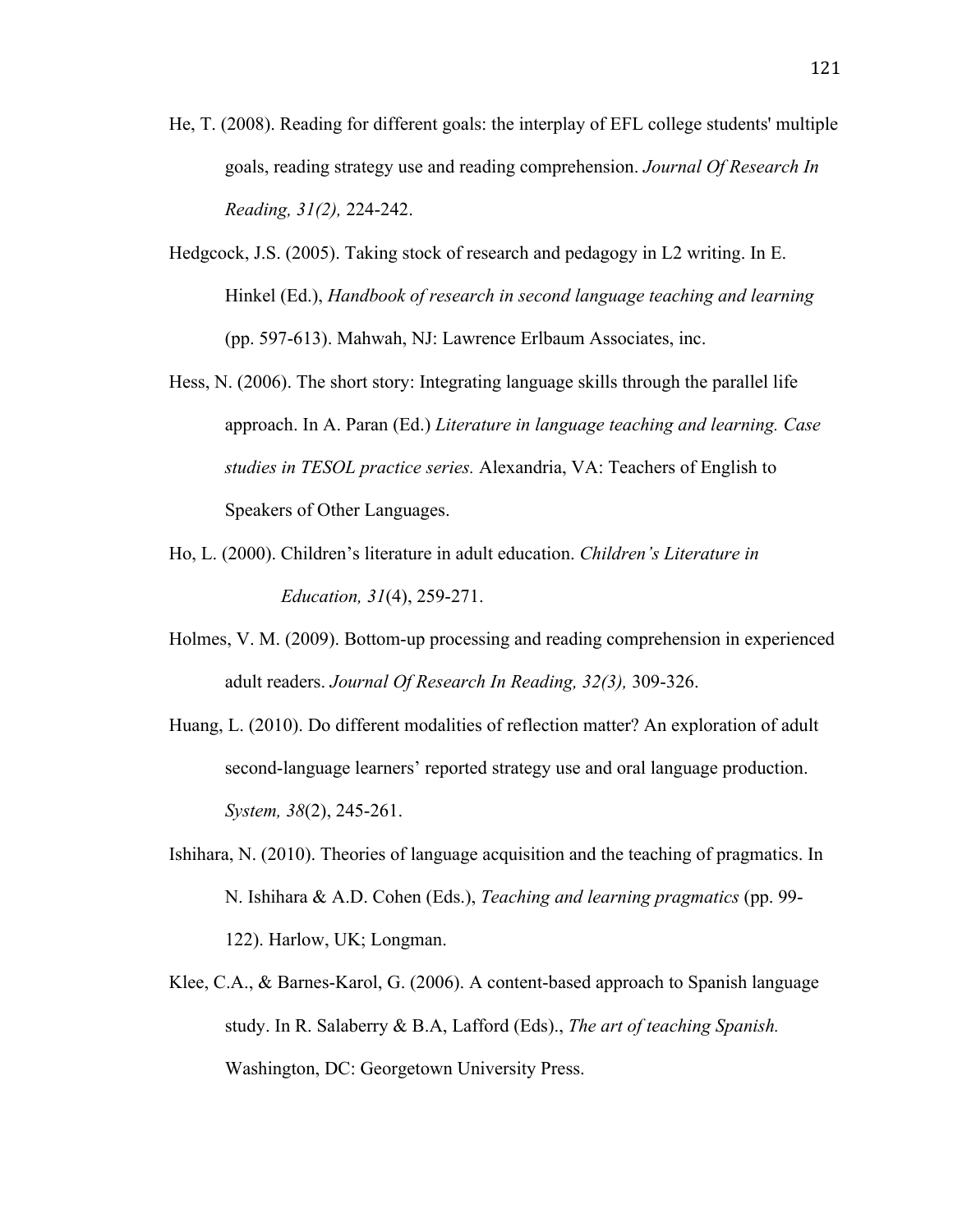He, T. (2008). Reading for different goals: the interplay of EFL college students' multiple goals, reading strategy use and reading comprehension. *Journal Of Research In Reading, 31(2),* 224-242.

Hedgcock, J.S. (2005). Taking stock of research and pedagogy in L2 writing. In E. Hinkel (Ed.), *Handbook of research in second language teaching and learning* (pp. 597-613). Mahwah, NJ: Lawrence Erlbaum Associates, inc.

Hess, N. (2006). The short story: Integrating language skills through the parallel life approach. In A. Paran (Ed.) *Literature in language teaching and learning. Case studies in TESOL practice series.* Alexandria, VA: Teachers of English to Speakers of Other Languages.

Ho, L. (2000). Children's literature in adult education. *Children's Literature in Education, 31*(4), 259-271.

Holmes, V. M. (2009). Bottom-up processing and reading comprehension in experienced adult readers. *Journal Of Research In Reading, 32(3),* 309-326.

Huang, L. (2010). Do different modalities of reflection matter? An exploration of adult second-language learners' reported strategy use and oral language production. *System, 38*(2), 245-261.

Ishihara, N. (2010). Theories of language acquisition and the teaching of pragmatics. In N. Ishihara & A.D. Cohen (Eds.), *Teaching and learning pragmatics* (pp. 99-122). Harlow, UK; Longman.

Klee, C.A., & Barnes-Karol, G. (2006). A content-based approach to Spanish language study. In R. Salaberry & B.A, Lafford (Eds)., *The art of teaching Spanish.* Washington, DC: Georgetown University Press.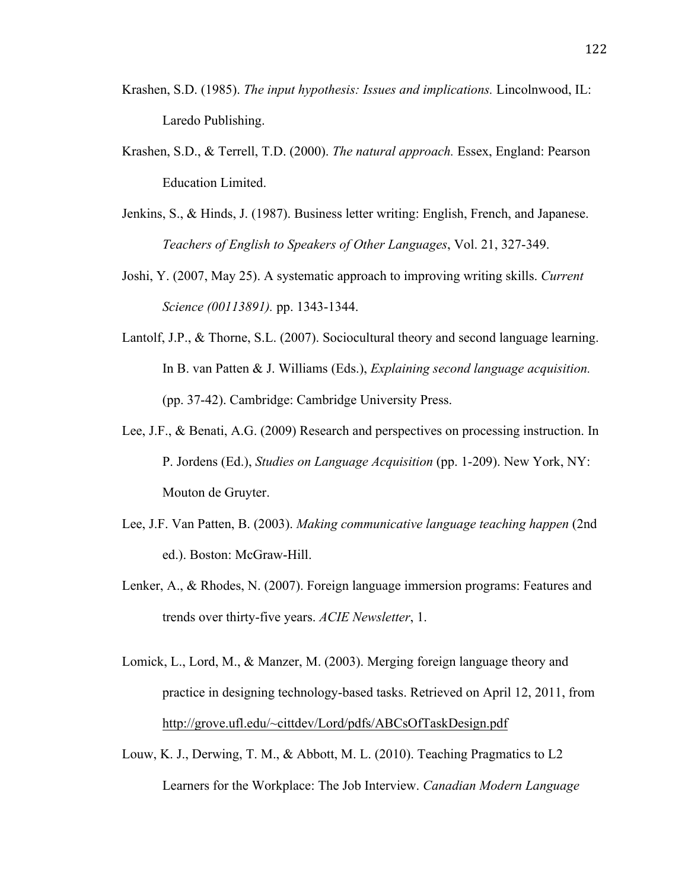Krashen, S.D. (1985). *The input hypothesis: Issues and implications.* Lincolnwood, IL: Laredo Publishing.

Krashen, S.D., & Terrell, T.D. (2000). *The natural approach.* Essex, England: Pearson Education Limited.

Jenkins, S., & Hinds, J. (1987). Business letter writing: English, French, and Japanese. *Teachers of English to Speakers of Other Languages*, Vol. 21, 327-349.

Joshi, Y. (2007, May 25). A systematic approach to improving writing skills. *Current Science (00113891).* pp. 1343-1344.

Lantolf, J.P., & Thorne, S.L. (2007). Sociocultural theory and second language learning. In B. van Patten & J. Williams (Eds.), *Explaining second language acquisition.* (pp. 37-42). Cambridge: Cambridge University Press.

Lee, J.F., & Benati, A.G. (2009) Research and perspectives on processing instruction. In P. Jordens (Ed.), *Studies on Language Acquisition* (pp. 1-209). New York, NY: Mouton de Gruyter.

Lee, J.F. Van Patten, B. (2003). *Making communicative language teaching happen* (2nd ed.). Boston: McGraw-Hill.

Lenker, A., & Rhodes, N. (2007). Foreign language immersion programs: Features and trends over thirty-five years. *ACIE Newsletter*, 1.

Lomick, L., Lord, M., & Manzer, M. (2003). Merging foreign language theory and practice in designing technology-based tasks. Retrieved on April 12, 2011, from http://grove.ufl.edu/~cittdev/Lord/pdfs/ABCsOfTaskDesign.pdf

Louw, K. J., Derwing, T. M., & Abbott, M. L. (2010). Teaching Pragmatics to L2 Learners for the Workplace: The Job Interview. *Canadian Modern Language*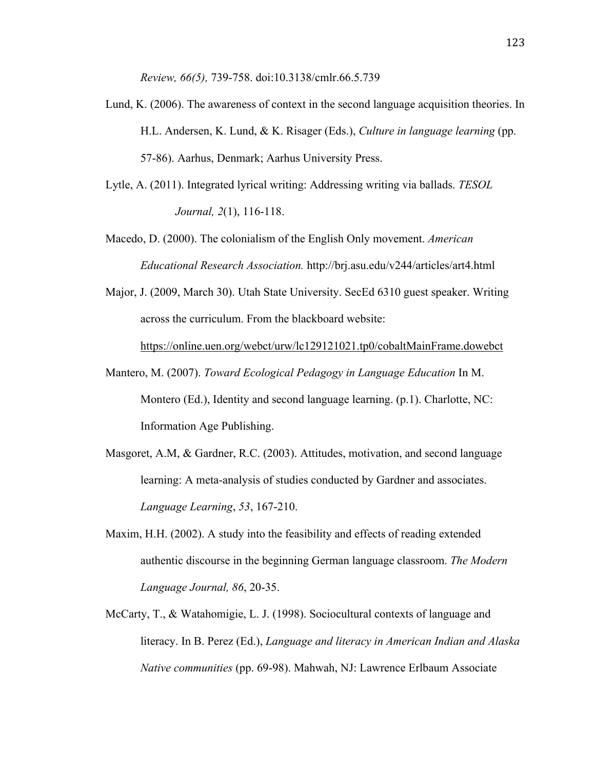*Review, 66(5),* 739-758. doi:10.3138/cmlr.66.5.739

Lund, K. (2006). The awareness of context in the second language acquisition theories. In H.L. Andersen, K. Lund, & K. Risager (Eds.), *Culture in language learning* (pp. 57-86). Aarhus, Denmark; Aarhus University Press.

Lytle, A. (2011). Integrated lyrical writing: Addressing writing via ballads. *TESOL Journal, 2*(1), 116-118.

Macedo, D. (2000). The colonialism of the English Only movement. *American Educational Research Association.* http://brj.asu.edu/v244/articles/art4.html

Major, J. (2009, March 30). Utah State University. SecEd 6310 guest speaker. Writing across the curriculum. From the blackboard website: https://online.uen.org/webct/urw/lc129121021.tp0/cobaltMainFrame.dowebct

Mantero, M. (2007). *Toward Ecological Pedagogy in Language Education* In M. Montero (Ed.), Identity and second language learning. (p.1). Charlotte, NC: Information Age Publishing.

Masgoret, A.M, & Gardner, R.C. (2003). Attitudes, motivation, and second language learning: A meta-analysis of studies conducted by Gardner and associates. *Language Learning*, *53*, 167-210.

Maxim, H.H. (2002). A study into the feasibility and effects of reading extended authentic discourse in the beginning German language classroom. *The Modern Language Journal, 86*, 20-35.

McCarty, T., & Watahomigie, L. J. (1998). Sociocultural contexts of language and literacy. In B. Perez (Ed.), *Language and literacy in American Indian and Alaska Native communities* (pp. 69-98). Mahwah, NJ: Lawrence Erlbaum Associate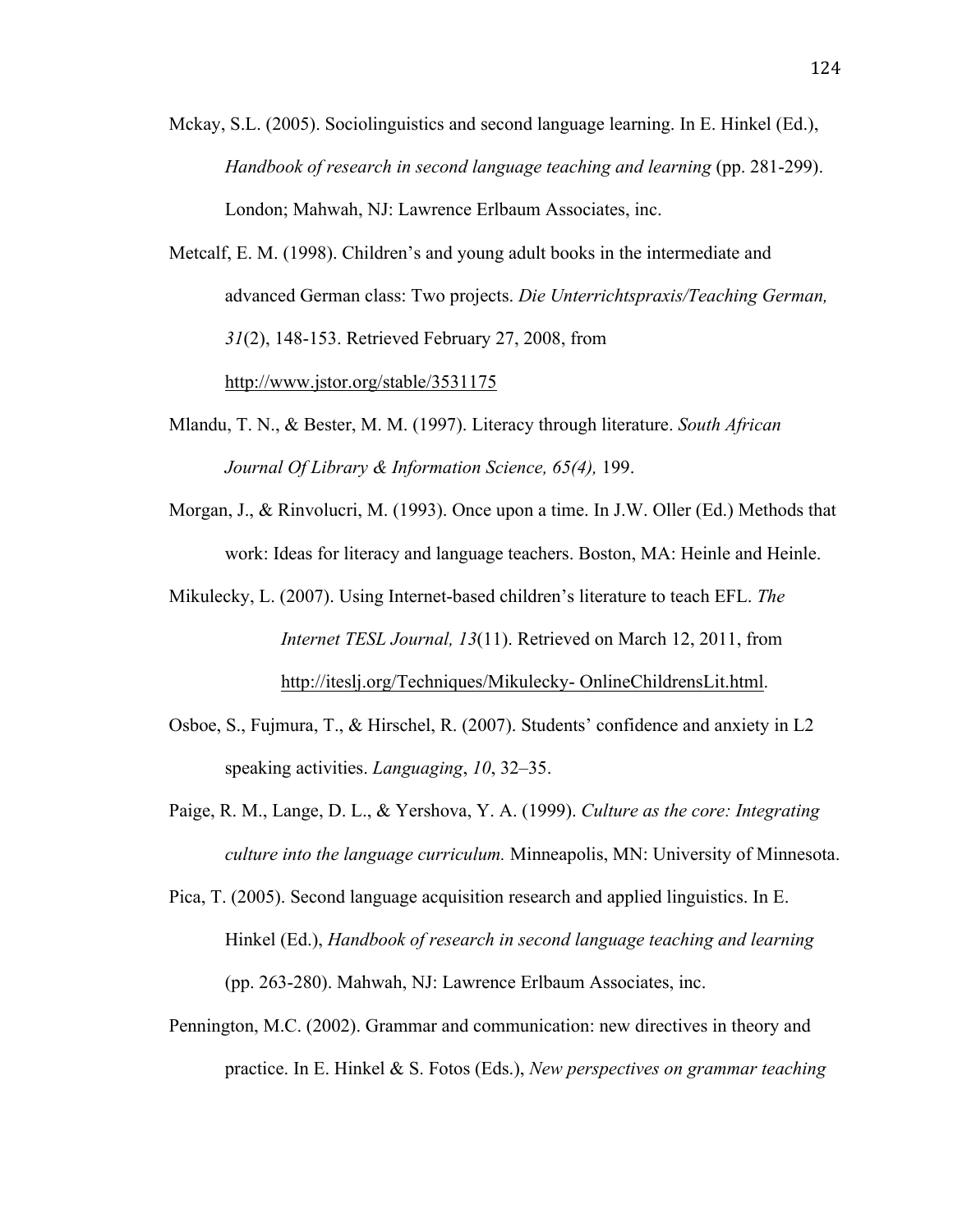Mckay, S.L. (2005). Sociolinguistics and second language learning. In E. Hinkel (Ed.), *Handbook of research in second language teaching and learning* (pp. 281-299). London; Mahwah, NJ: Lawrence Erlbaum Associates, inc.

Metcalf, E. M. (1998). Children's and young adult books in the intermediate and advanced German class: Two projects. *Die Unterrichtspraxis/Teaching German, 31*(2), 148-153. Retrieved February 27, 2008, from http://www.jstor.org/stable/3531175

Mlandu, T. N., & Bester, M. M. (1997). Literacy through literature. *South African Journal Of Library & Information Science, 65(4),* 199.

Morgan, J., & Rinvolucri, M. (1993). Once upon a time. In J.W. Oller (Ed.) Methods that work: Ideas for literacy and language teachers. Boston, MA: Heinle and Heinle.

Mikulecky, L. (2007). Using Internet-based children's literature to teach EFL. *The Internet TESL Journal, 13*(11). Retrieved on March 12, 2011, from http://iteslj.org/Techniques/Mikulecky- OnlineChildrensLit.html.

Osboe, S., Fujmura, T., & Hirschel, R. (2007). Students' confidence and anxiety in L2 speaking activities. *Languaging*, *10*, 32–35.

Paige, R. M., Lange, D. L., & Yershova, Y. A. (1999). *Culture as the core: Integrating culture into the language curriculum.* Minneapolis, MN: University of Minnesota.

Pica, T. (2005). Second language acquisition research and applied linguistics. In E. Hinkel (Ed.), *Handbook of research in second language teaching and learning* (pp. 263-280). Mahwah, NJ: Lawrence Erlbaum Associates, inc.

Pennington, M.C. (2002). Grammar and communication: new directives in theory and practice. In E. Hinkel & S. Fotos (Eds.), *New perspectives on grammar teaching*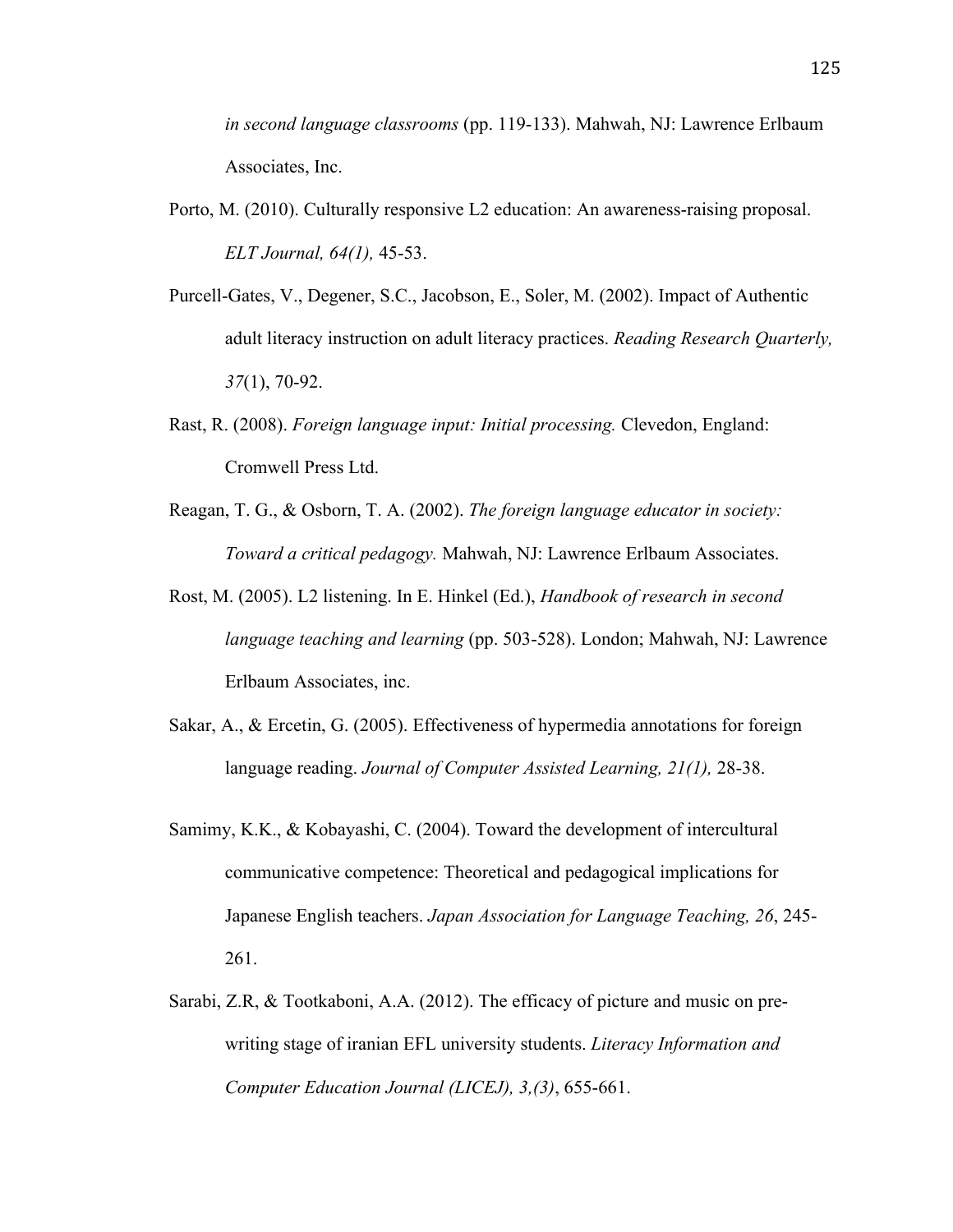*in second language classrooms* (pp. 119-133). Mahwah, NJ: Lawrence Erlbaum Associates, Inc.

Porto, M. (2010). Culturally responsive L2 education: An awareness-raising proposal. *ELT Journal, 64(1),* 45-53.

Purcell-Gates, V., Degener, S.C., Jacobson, E., Soler, M. (2002). Impact of Authentic adult literacy instruction on adult literacy practices. *Reading Research Quarterly, 37*(1), 70-92.

Rast, R. (2008). *Foreign language input: Initial processing.* Clevedon, England: Cromwell Press Ltd.

Reagan, T. G., & Osborn, T. A. (2002). *The foreign language educator in society: Toward a critical pedagogy.* Mahwah, NJ: Lawrence Erlbaum Associates.

Rost, M. (2005). L2 listening. In E. Hinkel (Ed.), *Handbook of research in second language teaching and learning* (pp. 503-528). London; Mahwah, NJ: Lawrence Erlbaum Associates, inc.

Sakar, A., & Ercetin, G. (2005). Effectiveness of hypermedia annotations for foreign language reading. *Journal of Computer Assisted Learning, 21(1),* 28-38.

Samimy, K.K., & Kobayashi, C. (2004). Toward the development of intercultural communicative competence: Theoretical and pedagogical implications for Japanese English teachers. *Japan Association for Language Teaching, 26*, 245-261.

Sarabi, Z.R, & Tootkaboni, A.A. (2012). The efficacy of picture and music on pre-writing stage of iranian EFL university students. *Literacy Information and Computer Education Journal (LICEJ), 3,(3)*, 655-661.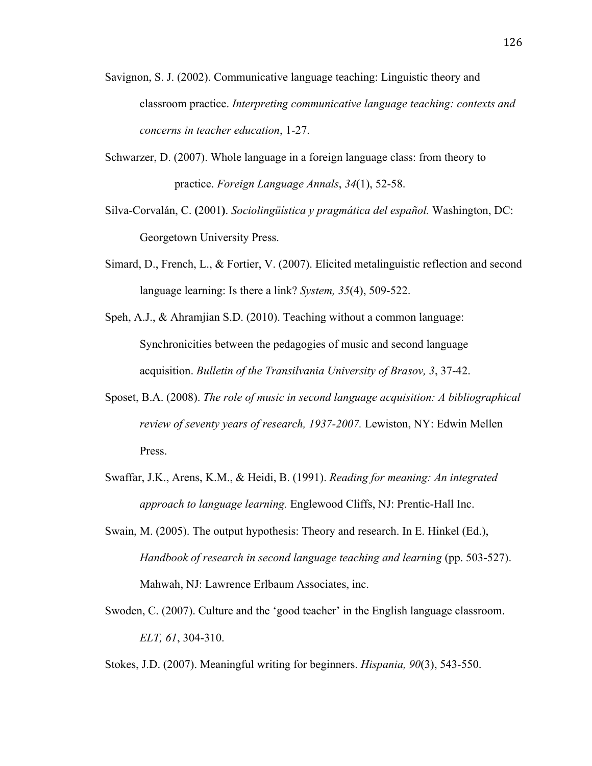Savignon, S. J. (2002). Communicative language teaching: Linguistic theory and classroom practice. *Interpreting communicative language teaching: contexts and concerns in teacher education*, 1-27.

Schwarzer, D. (2007). Whole language in a foreign language class: from theory to practice. *Foreign Language Annals*, *34*(1), 52-58.

Silva-Corvalán, C. **(**2001**)**. *Sociolingüística y pragmática del español.* Washington, DC: Georgetown University Press.

Simard, D., French, L., & Fortier, V. (2007). Elicited metalinguistic reflection and second language learning: Is there a link? *System, 35*(4), 509-522.

Speh, A.J., & Ahramjian S.D. (2010). Teaching without a common language: Synchronicities between the pedagogies of music and second language acquisition. *Bulletin of the Transilvania University of Brasov, 3*, 37-42.

Sposet, B.A. (2008). *The role of music in second language acquisition: A bibliographical review of seventy years of research, 1937-2007.* Lewiston, NY: Edwin Mellen Press.

Swaffar, J.K., Arens, K.M., & Heidi, B. (1991). *Reading for meaning: An integrated approach to language learning.* Englewood Cliffs, NJ: Prentic-Hall Inc.

Swain, M. (2005). The output hypothesis: Theory and research. In E. Hinkel (Ed.), *Handbook of research in second language teaching and learning* (pp. 503-527). Mahwah, NJ: Lawrence Erlbaum Associates, inc.

Swoden, C. (2007). Culture and the 'good teacher' in the English language classroom. *ELT, 61*, 304-310.

Stokes, J.D. (2007). Meaningful writing for beginners. *Hispania, 90*(3), 543-550.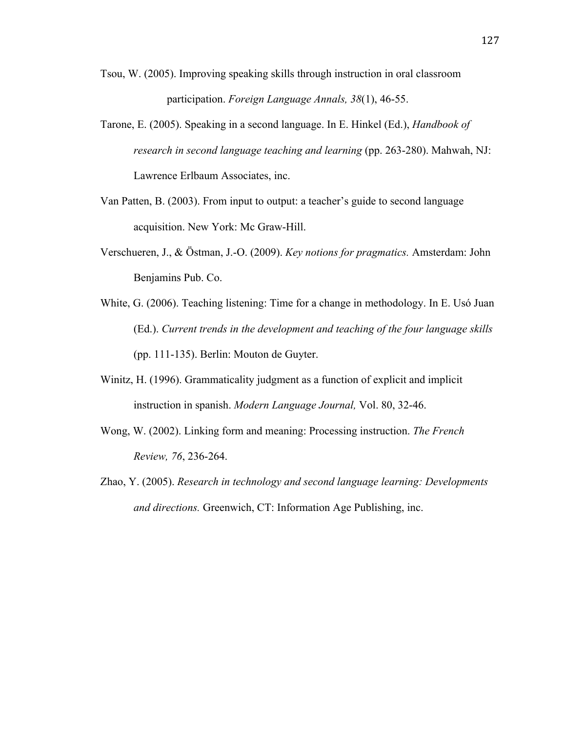Tsou, W. (2005). Improving speaking skills through instruction in oral classroom participation. *Foreign Language Annals, 38*(1), 46-55.

Tarone, E. (2005). Speaking in a second language. In E. Hinkel (Ed.), *Handbook of research in second language teaching and learning* (pp. 263-280). Mahwah, NJ: Lawrence Erlbaum Associates, inc.

Van Patten, B. (2003). From input to output: a teacher's guide to second language acquisition. New York: Mc Graw-Hill.

Verschueren, J., & Östman, J.-O. (2009). *Key notions for pragmatics.* Amsterdam: John Benjamins Pub. Co.

White, G. (2006). Teaching listening: Time for a change in methodology. In E. Usó Juan (Ed.). *Current trends in the development and teaching of the four language skills* (pp. 111-135). Berlin: Mouton de Guyter.

Winitz, H. (1996). Grammaticality judgment as a function of explicit and implicit instruction in spanish. *Modern Language Journal,* Vol. 80, 32-46.

Wong, W. (2002). Linking form and meaning: Processing instruction. *The French Review, 76*, 236-264.

Zhao, Y. (2005). *Research in technology and second language learning: Developments and directions.* Greenwich, CT: Information Age Publishing, inc.